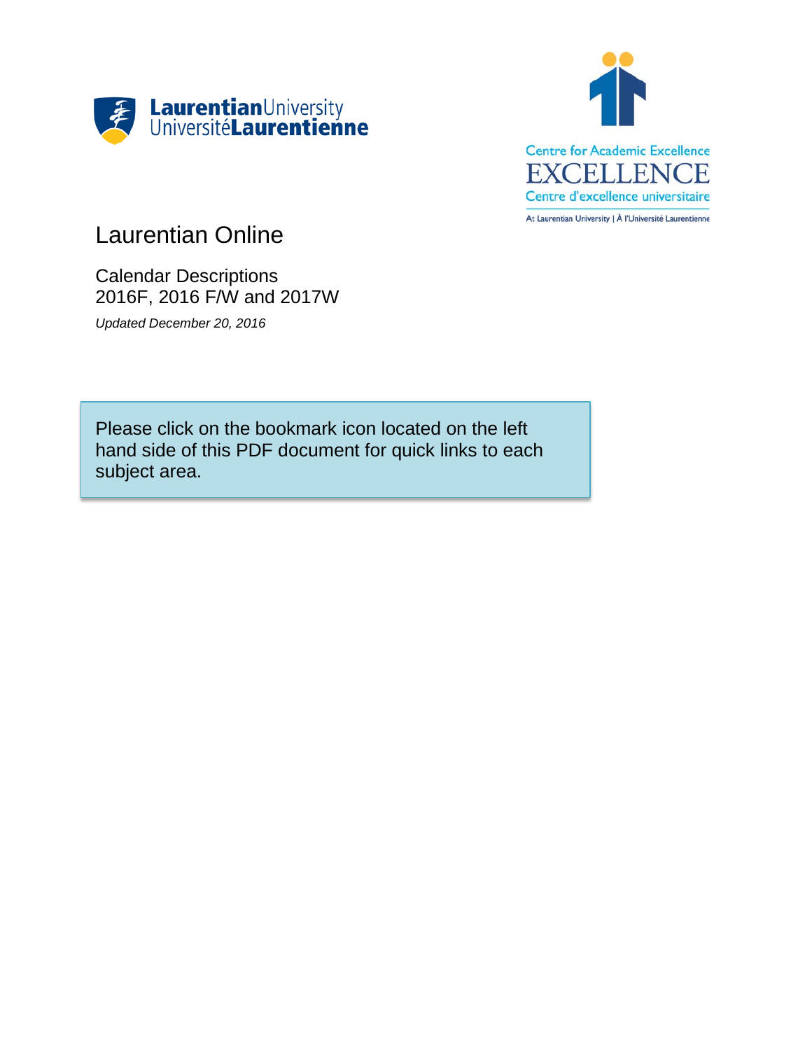Laurentian University
Université Laurentienne

Centre for Academic Excellence
EXCELLENCE
Centre d'excellence universitaire
At Laurentian University | À l'Université Laurentienne

# Laurentian Online

## Calendar Descriptions
## 2016F, 2016 F/W and 2017W

*Updated December 20, 2016*

Please click on the bookmark icon located on the left hand side of this PDF document for quick links to each subject area.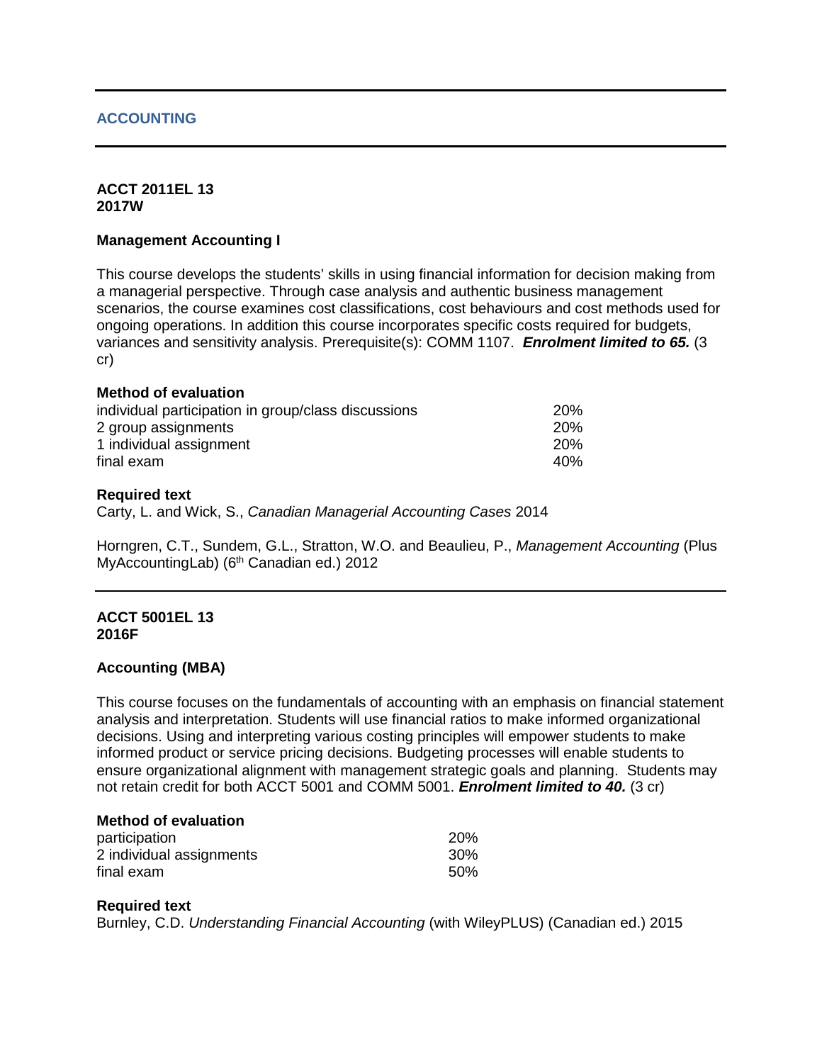## ACCOUNTING

---

**ACCT 2011EL 13**
**2017W**

### Management Accounting I

This course develops the students' skills in using financial information for decision making from a managerial perspective. Through case analysis and authentic business management scenarios, the course examines cost classifications, cost behaviours and cost methods used for ongoing operations. In addition this course incorporates specific costs required for budgets, variances and sensitivity analysis. Prerequisite(s): COMM 1107. ***Enrolment limited to 65.*** (3 cr)

**Method of evaluation**

| | |
|---|---|
| individual participation in group/class discussions | 20% |
| 2 group assignments | 20% |
| 1 individual assignment | 20% |
| final exam | 40% |

**Required text**

Carty, L. and Wick, S., *Canadian Managerial Accounting Cases* 2014

Horngren, C.T., Sundem, G.L., Stratton, W.O. and Beaulieu, P., *Management Accounting* (Plus MyAccountingLab) (6th Canadian ed.) 2012

---

**ACCT 5001EL 13**
**2016F**

### Accounting (MBA)

This course focuses on the fundamentals of accounting with an emphasis on financial statement analysis and interpretation. Students will use financial ratios to make informed organizational decisions. Using and interpreting various costing principles will empower students to make informed product or service pricing decisions. Budgeting processes will enable students to ensure organizational alignment with management strategic goals and planning. Students may not retain credit for both ACCT 5001 and COMM 5001. ***Enrolment limited to 40.*** (3 cr)

**Method of evaluation**

| | |
|---|---|
| participation | 20% |
| 2 individual assignments | 30% |
| final exam | 50% |

**Required text**

Burnley, C.D. *Understanding Financial Accounting* (with WileyPLUS) (Canadian ed.) 2015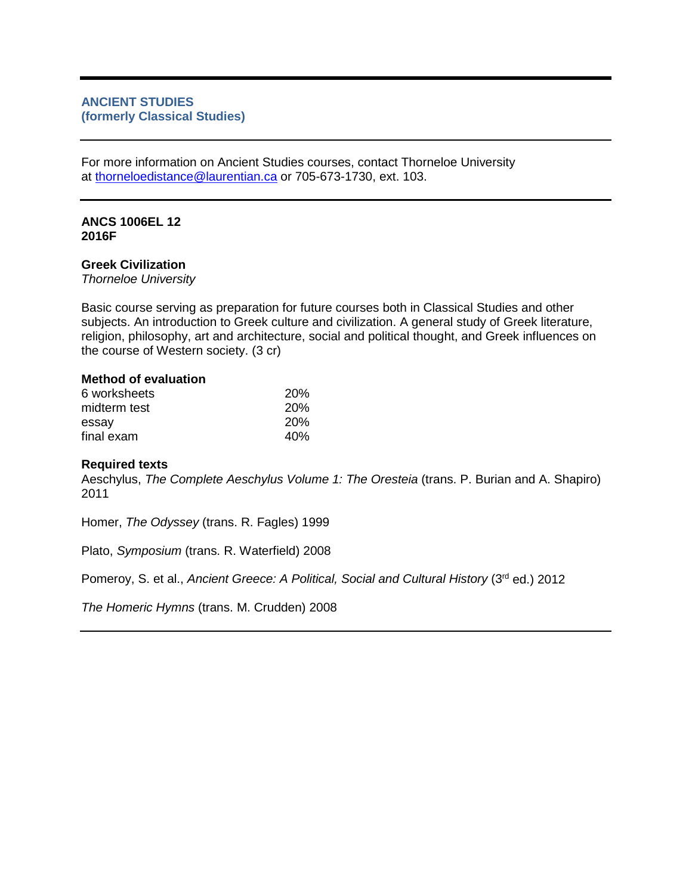## ANCIENT STUDIES
## (formerly Classical Studies)

For more information on Ancient Studies courses, contact Thorneloe University at thorneloedistance@laurentian.ca or 705-673-1730, ext. 103.

**ANCS 1006EL 12**
**2016F**

**Greek Civilization**
*Thorneloe University*

Basic course serving as preparation for future courses both in Classical Studies and other subjects. An introduction to Greek culture and civilization. A general study of Greek literature, religion, philosophy, art and architecture, social and political thought, and Greek influences on the course of Western society. (3 cr)

**Method of evaluation**

| | |
|---|---|
| 6 worksheets | 20% |
| midterm test | 20% |
| essay | 20% |
| final exam | 40% |

**Required texts**

Aeschylus, *The Complete Aeschylus Volume 1: The Oresteia* (trans. P. Burian and A. Shapiro) 2011

Homer, *The Odyssey* (trans. R. Fagles) 1999

Plato, *Symposium* (trans. R. Waterfield) 2008

Pomeroy, S. et al., *Ancient Greece: A Political, Social and Cultural History* (3rd ed.) 2012

*The Homeric Hymns* (trans. M. Crudden) 2008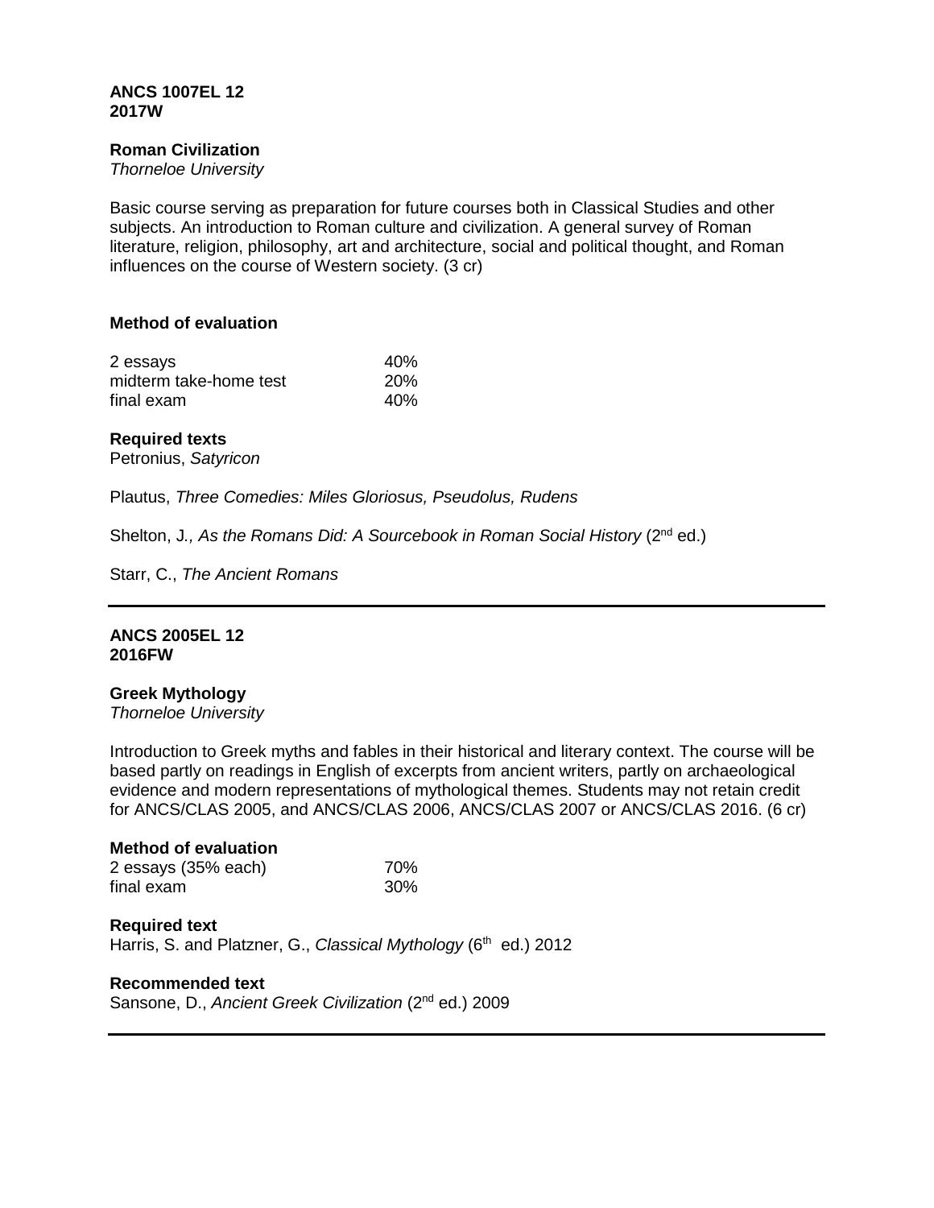**ANCS 1007EL 12**
**2017W**

**Roman Civilization**
*Thorneloe University*

Basic course serving as preparation for future courses both in Classical Studies and other subjects. An introduction to Roman culture and civilization. A general survey of Roman literature, religion, philosophy, art and architecture, social and political thought, and Roman influences on the course of Western society. (3 cr)

**Method of evaluation**

| | |
|---|---|
| 2 essays | 40% |
| midterm take-home test | 20% |
| final exam | 40% |

**Required texts**

Petronius, *Satyricon*

Plautus, *Three Comedies: Miles Gloriosus, Pseudolus, Rudens*

Shelton, J*., As the Romans Did: A Sourcebook in Roman Social History* (2nd ed.)

Starr, C., *The Ancient Romans*

---

**ANCS 2005EL 12**
**2016FW**

**Greek Mythology**
*Thorneloe University*

Introduction to Greek myths and fables in their historical and literary context. The course will be based partly on readings in English of excerpts from ancient writers, partly on archaeological evidence and modern representations of mythological themes. Students may not retain credit for ANCS/CLAS 2005, and ANCS/CLAS 2006, ANCS/CLAS 2007 or ANCS/CLAS 2016. (6 cr)

**Method of evaluation**

| | |
|---|---|
| 2 essays (35% each) | 70% |
| final exam | 30% |

**Required text**

Harris, S. and Platzner, G., *Classical Mythology* (6th ed.) 2012

**Recommended text**

Sansone, D., *Ancient Greek Civilization* (2nd ed.) 2009

---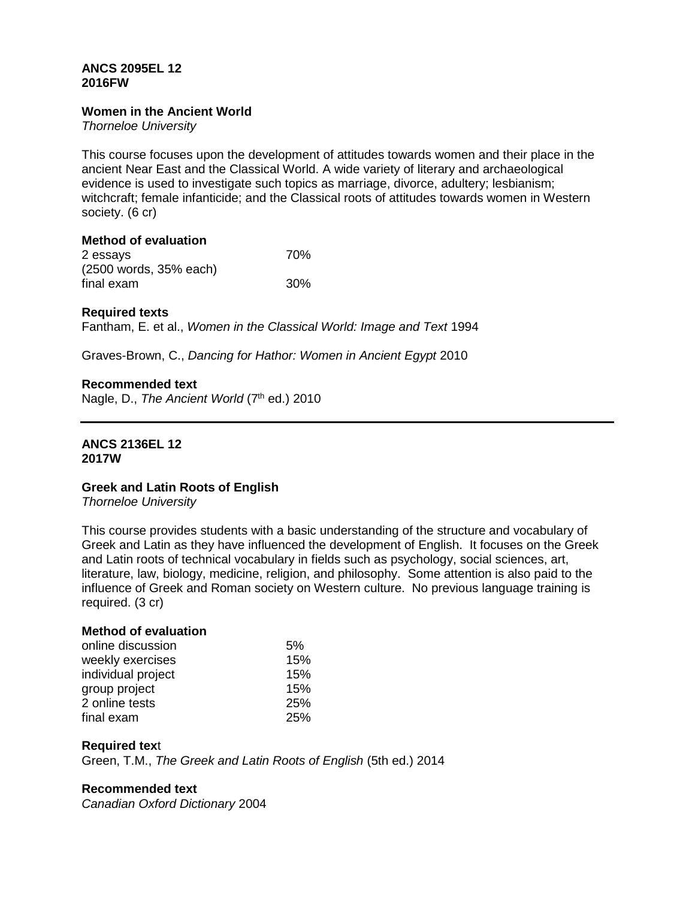**ANCS 2095EL 12**
**2016FW**

**Women in the Ancient World**
*Thorneloe University*

This course focuses upon the development of attitudes towards women and their place in the ancient Near East and the Classical World. A wide variety of literary and archaeological evidence is used to investigate such topics as marriage, divorce, adultery; lesbianism; witchcraft; female infanticide; and the Classical roots of attitudes towards women in Western society. (6 cr)

**Method of evaluation**

| | |
|---|---|
| 2 essays (2500 words, 35% each) | 70% |
| final exam | 30% |

**Required texts**

Fantham, E. et al., *Women in the Classical World: Image and Text* 1994

Graves-Brown, C., *Dancing for Hathor: Women in Ancient Egypt* 2010

**Recommended text**

Nagle, D., *The Ancient World* (7th ed.) 2010

---

**ANCS 2136EL 12**
**2017W**

**Greek and Latin Roots of English**
*Thorneloe University*

This course provides students with a basic understanding of the structure and vocabulary of Greek and Latin as they have influenced the development of English. It focuses on the Greek and Latin roots of technical vocabulary in fields such as psychology, social sciences, art, literature, law, biology, medicine, religion, and philosophy. Some attention is also paid to the influence of Greek and Roman society on Western culture. No previous language training is required. (3 cr)

**Method of evaluation**

| | |
|---|---|
| online discussion | 5% |
| weekly exercises | 15% |
| individual project | 15% |
| group project | 15% |
| 2 online tests | 25% |
| final exam | 25% |

**Required text**

Green, T.M., *The Greek and Latin Roots of English* (5th ed.) 2014

**Recommended text**

*Canadian Oxford Dictionary* 2004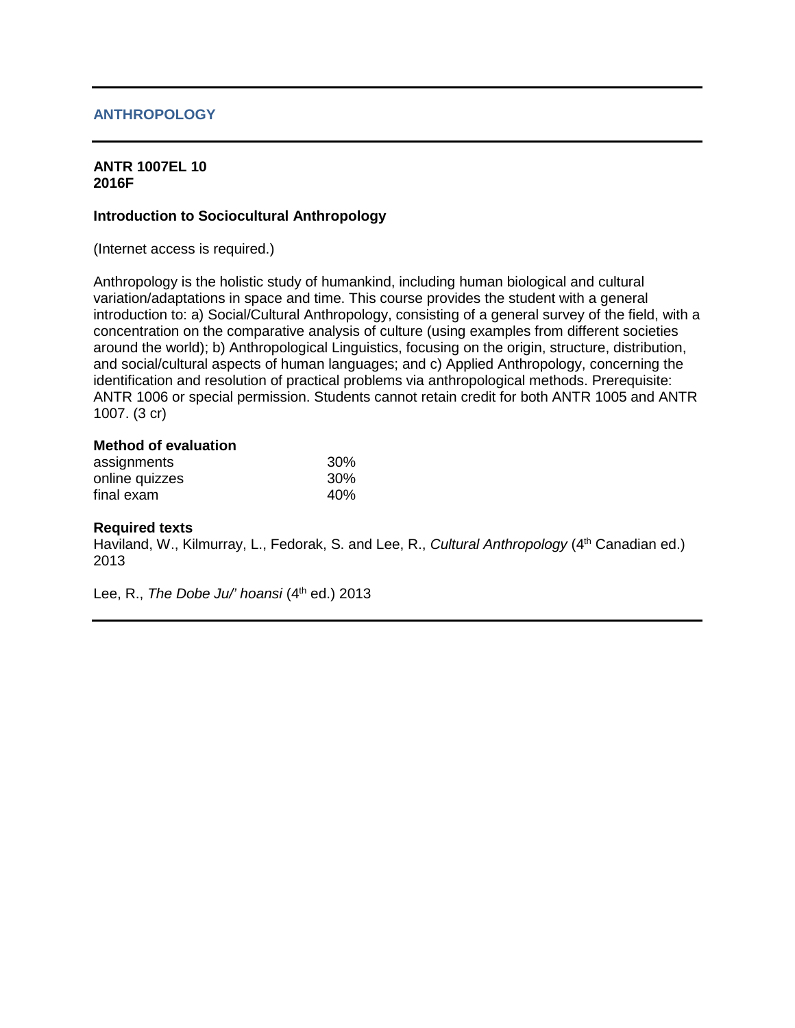## ANTHROPOLOGY

**ANTR 1007EL 10**
**2016F**

**Introduction to Sociocultural Anthropology**

(Internet access is required.)

Anthropology is the holistic study of humankind, including human biological and cultural variation/adaptations in space and time. This course provides the student with a general introduction to: a) Social/Cultural Anthropology, consisting of a general survey of the field, with a concentration on the comparative analysis of culture (using examples from different societies around the world); b) Anthropological Linguistics, focusing on the origin, structure, distribution, and social/cultural aspects of human languages; and c) Applied Anthropology, concerning the identification and resolution of practical problems via anthropological methods. Prerequisite: ANTR 1006 or special permission. Students cannot retain credit for both ANTR 1005 and ANTR 1007. (3 cr)

**Method of evaluation**

| | |
|---|---|
| assignments | 30% |
| online quizzes | 30% |
| final exam | 40% |

**Required texts**

Haviland, W., Kilmurray, L., Fedorak, S. and Lee, R., *Cultural Anthropology* (4th Canadian ed.) 2013

Lee, R., *The Dobe Ju/' hoansi* (4th ed.) 2013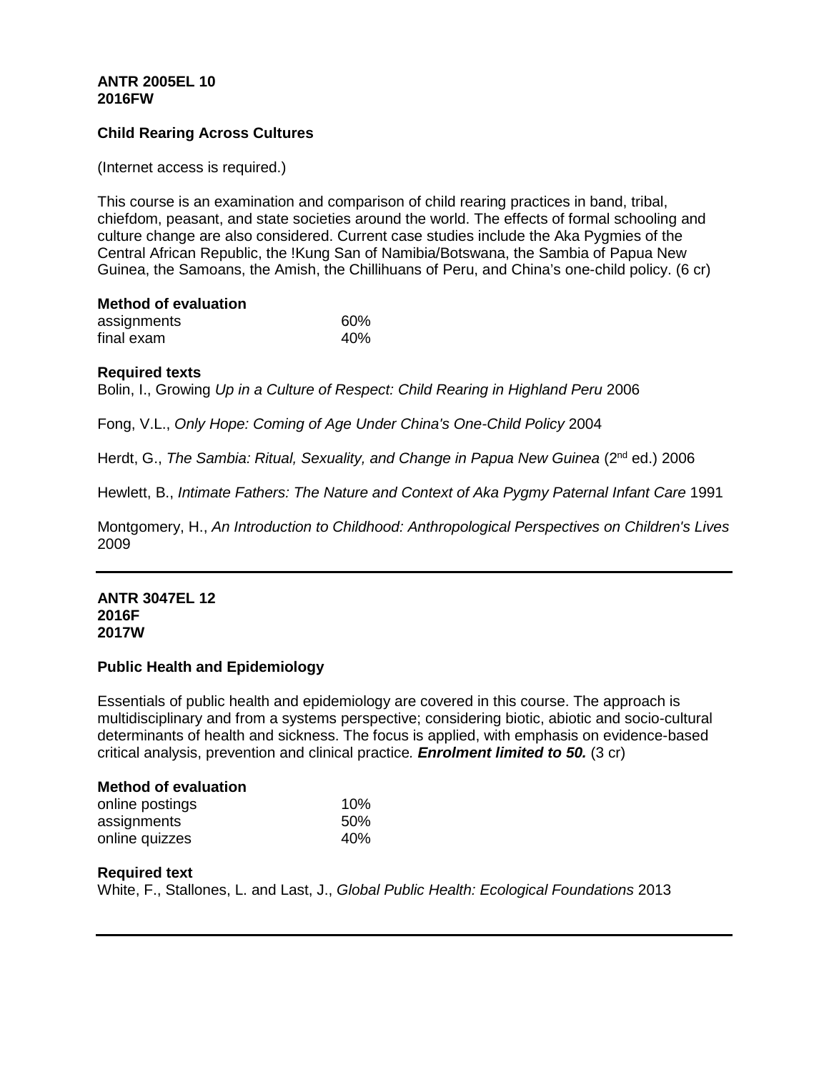**ANTR 2005EL 10**
**2016FW**

**Child Rearing Across Cultures**

(Internet access is required.)

This course is an examination and comparison of child rearing practices in band, tribal, chiefdom, peasant, and state societies around the world. The effects of formal schooling and culture change are also considered. Current case studies include the Aka Pygmies of the Central African Republic, the !Kung San of Namibia/Botswana, the Sambia of Papua New Guinea, the Samoans, the Amish, the Chillihuans of Peru, and China's one-child policy. (6 cr)

**Method of evaluation**

| | |
|---|---|
| assignments | 60% |
| final exam | 40% |

**Required texts**

Bolin, I., Growing *Up in a Culture of Respect: Child Rearing in Highland Peru* 2006

Fong, V.L., *Only Hope: Coming of Age Under China's One-Child Policy* 2004

Herdt, G., *The Sambia: Ritual, Sexuality, and Change in Papua New Guinea* (2nd ed.) 2006

Hewlett, B., *Intimate Fathers: The Nature and Context of Aka Pygmy Paternal Infant Care* 1991

Montgomery, H., *An Introduction to Childhood: Anthropological Perspectives on Children's Lives* 2009

---

**ANTR 3047EL 12**
**2016F**
**2017W**

**Public Health and Epidemiology**

Essentials of public health and epidemiology are covered in this course. The approach is multidisciplinary and from a systems perspective; considering biotic, abiotic and socio-cultural determinants of health and sickness. The focus is applied, with emphasis on evidence-based critical analysis, prevention and clinical practice. ***Enrolment limited to 50.*** (3 cr)

**Method of evaluation**

| | |
|---|---|
| online postings | 10% |
| assignments | 50% |
| online quizzes | 40% |

**Required text**

White, F., Stallones, L. and Last, J., *Global Public Health: Ecological Foundations* 2013

---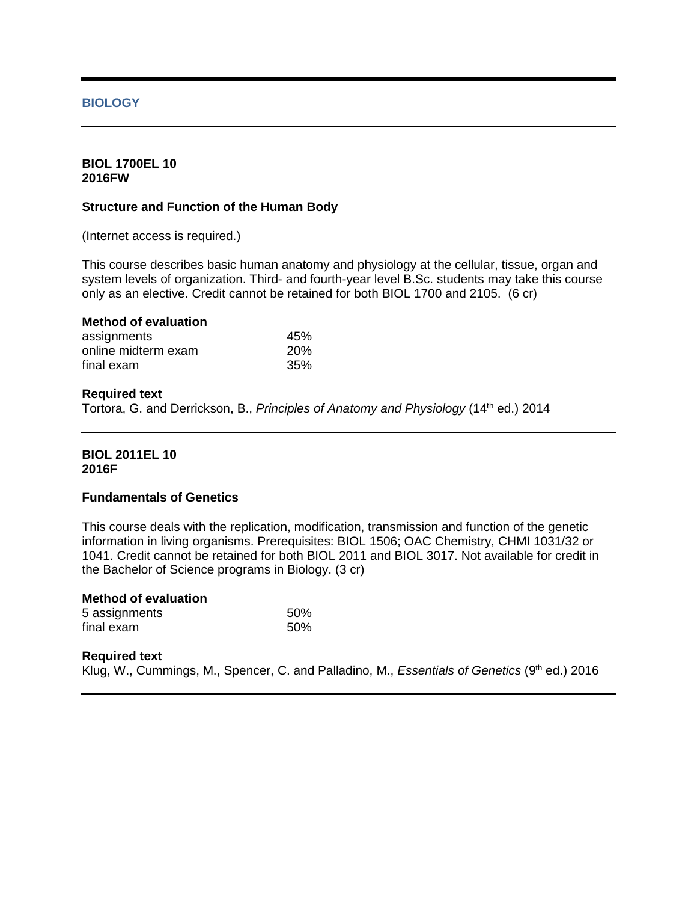## BIOLOGY

**BIOL 1700EL 10**
**2016FW**

### Structure and Function of the Human Body

(Internet access is required.)

This course describes basic human anatomy and physiology at the cellular, tissue, organ and system levels of organization. Third- and fourth-year level B.Sc. students may take this course only as an elective. Credit cannot be retained for both BIOL 1700 and 2105. (6 cr)

**Method of evaluation**

| | |
|---|---|
| assignments | 45% |
| online midterm exam | 20% |
| final exam | 35% |

**Required text**
Tortora, G. and Derrickson, B., *Principles of Anatomy and Physiology* (14th ed.) 2014

---

**BIOL 2011EL 10**
**2016F**

### Fundamentals of Genetics

This course deals with the replication, modification, transmission and function of the genetic information in living organisms. Prerequisites: BIOL 1506; OAC Chemistry, CHMI 1031/32 or 1041. Credit cannot be retained for both BIOL 2011 and BIOL 3017. Not available for credit in the Bachelor of Science programs in Biology. (3 cr)

**Method of evaluation**

| | |
|---|---|
| 5 assignments | 50% |
| final exam | 50% |

**Required text**
Klug, W., Cummings, M., Spencer, C. and Palladino, M., *Essentials of Genetics* (9th ed.) 2016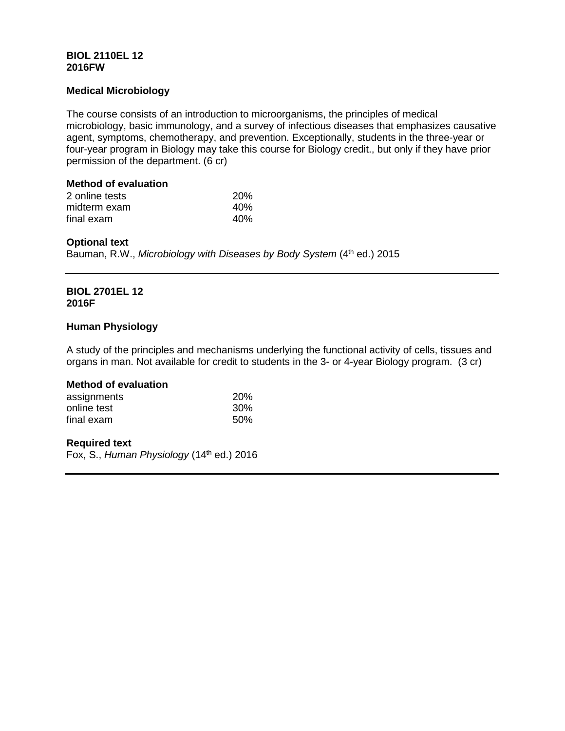**BIOL 2110EL 12**
**2016FW**

**Medical Microbiology**

The course consists of an introduction to microorganisms, the principles of medical microbiology, basic immunology, and a survey of infectious diseases that emphasizes causative agent, symptoms, chemotherapy, and prevention. Exceptionally, students in the three-year or four-year program in Biology may take this course for Biology credit., but only if they have prior permission of the department. (6 cr)

**Method of evaluation**

| | |
|---|---|
| 2 online tests | 20% |
| midterm exam | 40% |
| final exam | 40% |

**Optional text**
Bauman, R.W., *Microbiology with Diseases by Body System* (4th ed.) 2015

---

**BIOL 2701EL 12**
**2016F**

**Human Physiology**

A study of the principles and mechanisms underlying the functional activity of cells, tissues and organs in man. Not available for credit to students in the 3- or 4-year Biology program. (3 cr)

**Method of evaluation**

| | |
|---|---|
| assignments | 20% |
| online test | 30% |
| final exam | 50% |

**Required text**
Fox, S., *Human Physiology* (14th ed.) 2016

---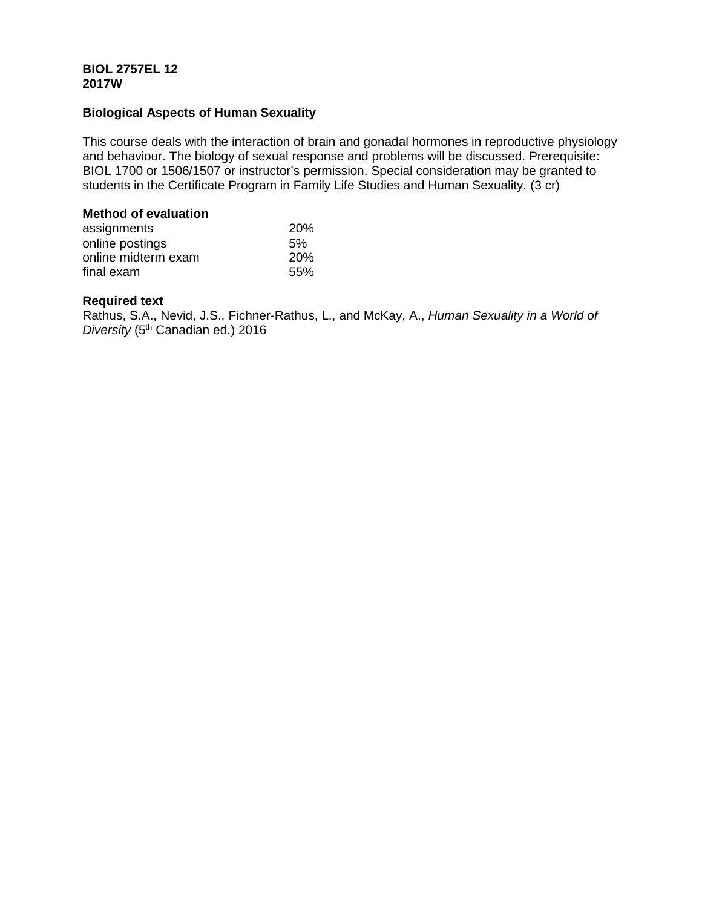**BIOL 2757EL 12**
**2017W**

**Biological Aspects of Human Sexuality**

This course deals with the interaction of brain and gonadal hormones in reproductive physiology and behaviour. The biology of sexual response and problems will be discussed. Prerequisite: BIOL 1700 or 1506/1507 or instructor's permission. Special consideration may be granted to students in the Certificate Program in Family Life Studies and Human Sexuality. (3 cr)

**Method of evaluation**

| | |
|---|---|
| assignments | 20% |
| online postings | 5% |
| online midterm exam | 20% |
| final exam | 55% |

**Required text**
Rathus, S.A., Nevid, J.S., Fichner-Rathus, L., and McKay, A., *Human Sexuality in a World of Diversity* (5th Canadian ed.) 2016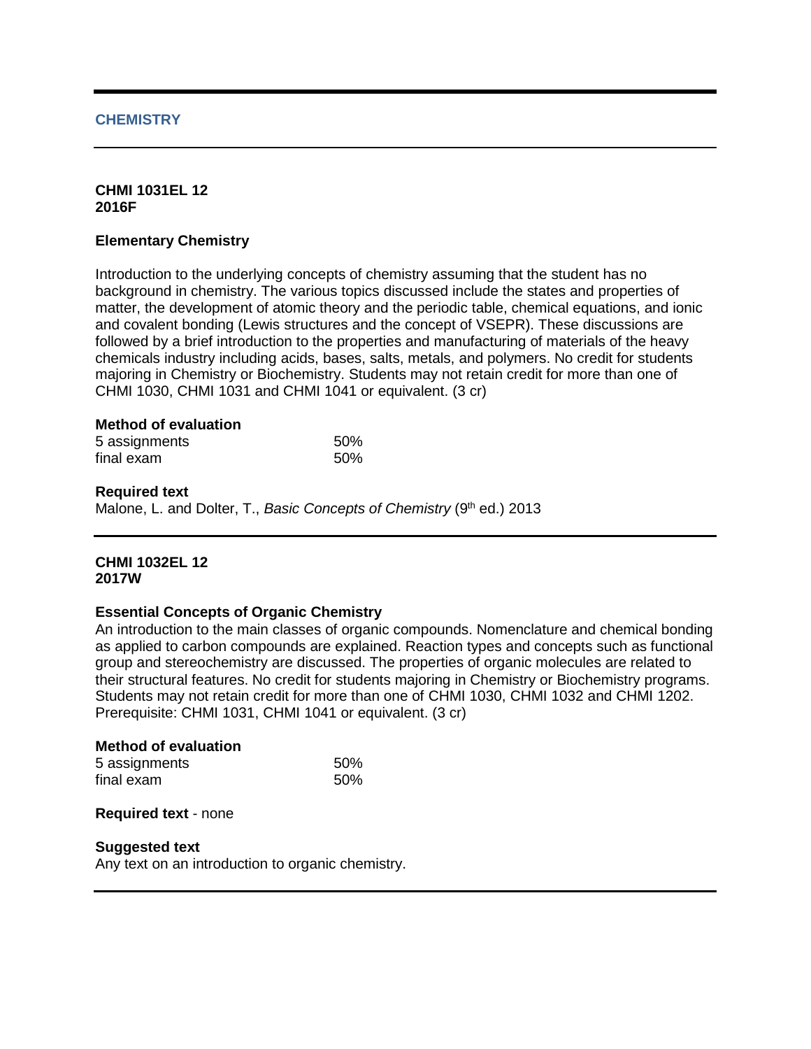## CHEMISTRY

---

**CHMI 1031EL 12**
**2016F**

### Elementary Chemistry

Introduction to the underlying concepts of chemistry assuming that the student has no background in chemistry. The various topics discussed include the states and properties of matter, the development of atomic theory and the periodic table, chemical equations, and ionic and covalent bonding (Lewis structures and the concept of VSEPR). These discussions are followed by a brief introduction to the properties and manufacturing of materials of the heavy chemicals industry including acids, bases, salts, metals, and polymers. No credit for students majoring in Chemistry or Biochemistry. Students may not retain credit for more than one of CHMI 1030, CHMI 1031 and CHMI 1041 or equivalent. (3 cr)

**Method of evaluation**

| | |
|---|---|
| 5 assignments | 50% |
| final exam | 50% |

**Required text**
Malone, L. and Dolter, T., *Basic Concepts of Chemistry* (9th ed.) 2013

---

**CHMI 1032EL 12**
**2017W**

### Essential Concepts of Organic Chemistry

An introduction to the main classes of organic compounds. Nomenclature and chemical bonding as applied to carbon compounds are explained. Reaction types and concepts such as functional group and stereochemistry are discussed. The properties of organic molecules are related to their structural features. No credit for students majoring in Chemistry or Biochemistry programs. Students may not retain credit for more than one of CHMI 1030, CHMI 1032 and CHMI 1202. Prerequisite: CHMI 1031, CHMI 1041 or equivalent. (3 cr)

**Method of evaluation**

| | |
|---|---|
| 5 assignments | 50% |
| final exam | 50% |

**Required text** - none

**Suggested text**
Any text on an introduction to organic chemistry.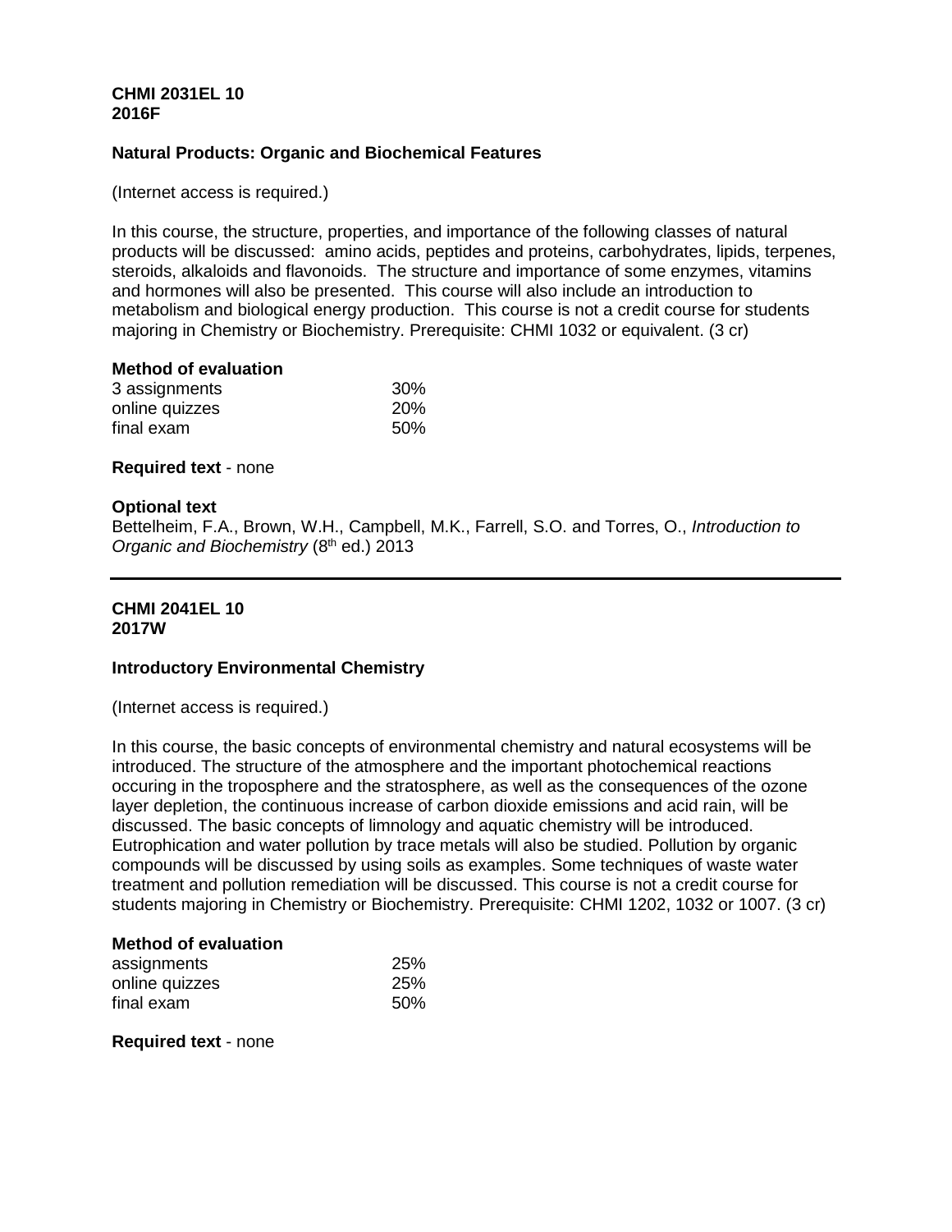**CHMI 2031EL 10**
**2016F**

**Natural Products: Organic and Biochemical Features**

(Internet access is required.)

In this course, the structure, properties, and importance of the following classes of natural products will be discussed: amino acids, peptides and proteins, carbohydrates, lipids, terpenes, steroids, alkaloids and flavonoids. The structure and importance of some enzymes, vitamins and hormones will also be presented. This course will also include an introduction to metabolism and biological energy production. This course is not a credit course for students majoring in Chemistry or Biochemistry. Prerequisite: CHMI 1032 or equivalent. (3 cr)

**Method of evaluation**

| | |
|---|---|
| 3 assignments | 30% |
| online quizzes | 20% |
| final exam | 50% |

**Required text** - none

**Optional text**
Bettelheim, F.A., Brown, W.H., Campbell, M.K., Farrell, S.O. and Torres, O., *Introduction to Organic and Biochemistry* (8th ed.) 2013

---

**CHMI 2041EL 10**
**2017W**

**Introductory Environmental Chemistry**

(Internet access is required.)

In this course, the basic concepts of environmental chemistry and natural ecosystems will be introduced. The structure of the atmosphere and the important photochemical reactions occuring in the troposphere and the stratosphere, as well as the consequences of the ozone layer depletion, the continuous increase of carbon dioxide emissions and acid rain, will be discussed. The basic concepts of limnology and aquatic chemistry will be introduced. Eutrophication and water pollution by trace metals will also be studied. Pollution by organic compounds will be discussed by using soils as examples. Some techniques of waste water treatment and pollution remediation will be discussed. This course is not a credit course for students majoring in Chemistry or Biochemistry. Prerequisite: CHMI 1202, 1032 or 1007. (3 cr)

**Method of evaluation**

| | |
|---|---|
| assignments | 25% |
| online quizzes | 25% |
| final exam | 50% |

**Required text** - none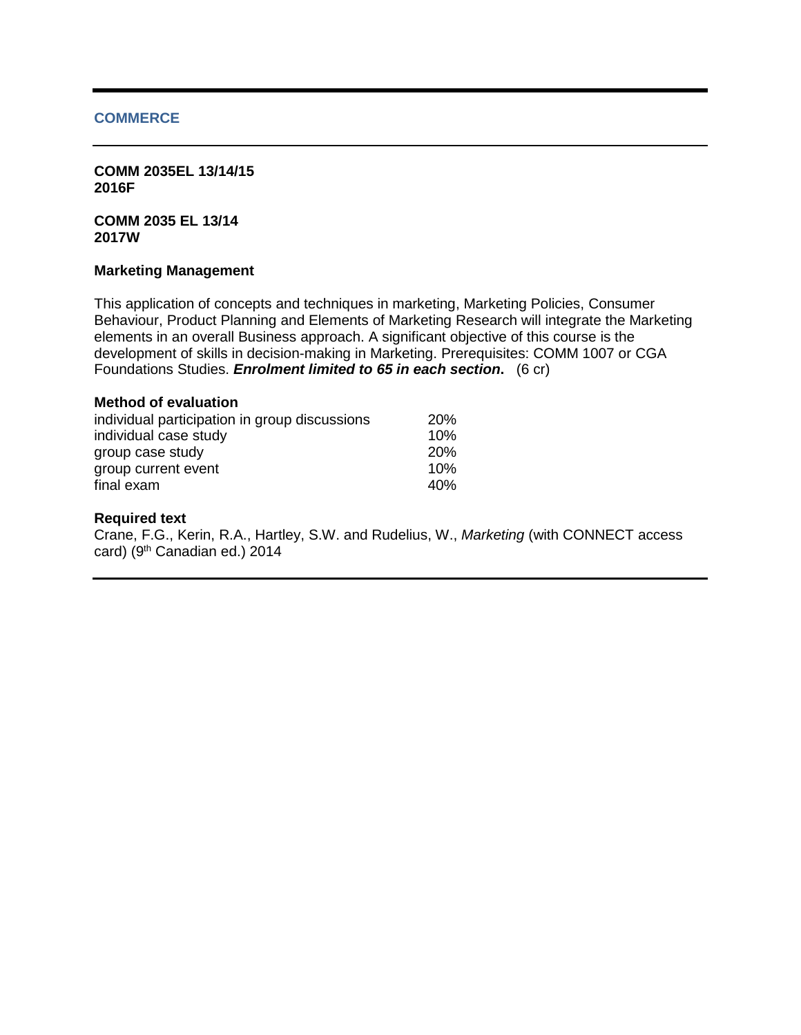## COMMERCE

**COMM 2035EL 13/14/15**
**2016F**

**COMM 2035 EL 13/14**
**2017W**

### Marketing Management

This application of concepts and techniques in marketing, Marketing Policies, Consumer Behaviour, Product Planning and Elements of Marketing Research will integrate the Marketing elements in an overall Business approach. A significant objective of this course is the development of skills in decision-making in Marketing. Prerequisites: COMM 1007 or CGA Foundations Studies. ***Enrolment limited to 65 in each section*****.** (6 cr)

**Method of evaluation**

| | |
|---|---|
| individual participation in group discussions | 20% |
| individual case study | 10% |
| group case study | 20% |
| group current event | 10% |
| final exam | 40% |

**Required text**
Crane, F.G., Kerin, R.A., Hartley, S.W. and Rudelius, W., *Marketing* (with CONNECT access card) (9th Canadian ed.) 2014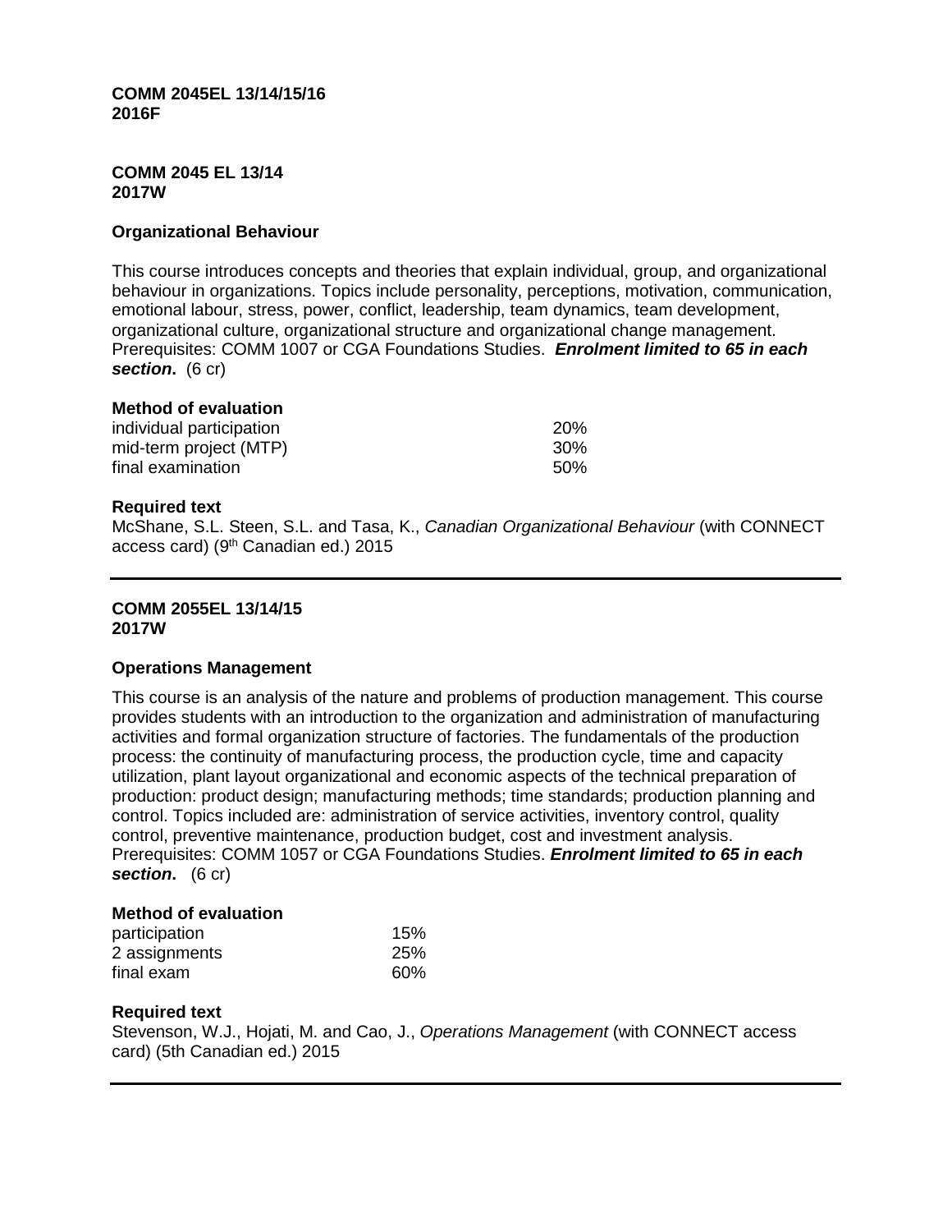**COMM 2045EL 13/14/15/16**
**2016F**

**COMM 2045 EL 13/14**
**2017W**

**Organizational Behaviour**

This course introduces concepts and theories that explain individual, group, and organizational behaviour in organizations. Topics include personality, perceptions, motivation, communication, emotional labour, stress, power, conflict, leadership, team dynamics, team development, organizational culture, organizational structure and organizational change management. Prerequisites: COMM 1007 or CGA Foundations Studies. ***Enrolment limited to 65 in each section*.** (6 cr)

**Method of evaluation**

| | |
|---|---|
| individual participation | 20% |
| mid-term project (MTP) | 30% |
| final examination | 50% |

**Required text**

McShane, S.L. Steen, S.L. and Tasa, K., *Canadian Organizational Behaviour* (with CONNECT access card) (9th Canadian ed.) 2015

---

**COMM 2055EL 13/14/15**
**2017W**

**Operations Management**

This course is an analysis of the nature and problems of production management. This course provides students with an introduction to the organization and administration of manufacturing activities and formal organization structure of factories. The fundamentals of the production process: the continuity of manufacturing process, the production cycle, time and capacity utilization, plant layout organizational and economic aspects of the technical preparation of production: product design; manufacturing methods; time standards; production planning and control. Topics included are: administration of service activities, inventory control, quality control, preventive maintenance, production budget, cost and investment analysis. Prerequisites: COMM 1057 or CGA Foundations Studies. ***Enrolment limited to 65 in each section*.** (6 cr)

**Method of evaluation**

| | |
|---|---|
| participation | 15% |
| 2 assignments | 25% |
| final exam | 60% |

**Required text**

Stevenson, W.J., Hojati, M. and Cao, J., *Operations Management* (with CONNECT access card) (5th Canadian ed.) 2015

---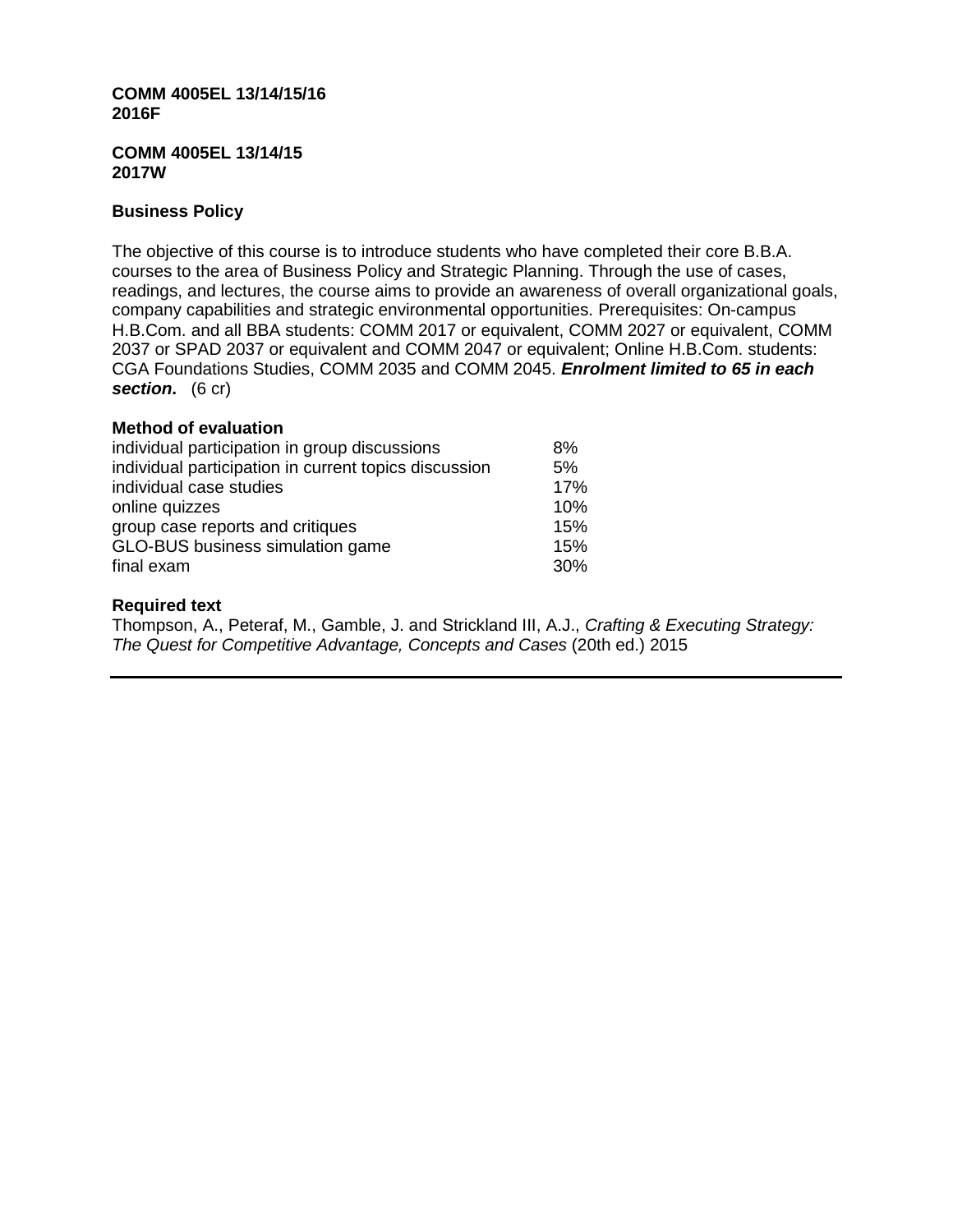**COMM 4005EL 13/14/15/16**
**2016F**

**COMM 4005EL 13/14/15**
**2017W**

**Business Policy**

The objective of this course is to introduce students who have completed their core B.B.A. courses to the area of Business Policy and Strategic Planning. Through the use of cases, readings, and lectures, the course aims to provide an awareness of overall organizational goals, company capabilities and strategic environmental opportunities. Prerequisites: On-campus H.B.Com. and all BBA students: COMM 2017 or equivalent, COMM 2027 or equivalent, COMM 2037 or SPAD 2037 or equivalent and COMM 2047 or equivalent; Online H.B.Com. students: CGA Foundations Studies, COMM 2035 and COMM 2045. ***Enrolment limited to 65 in each section***. (6 cr)

**Method of evaluation**

| | |
|---|---|
| individual participation in group discussions | 8% |
| individual participation in current topics discussion | 5% |
| individual case studies | 17% |
| online quizzes | 10% |
| group case reports and critiques | 15% |
| GLO-BUS business simulation game | 15% |
| final exam | 30% |

**Required text**

Thompson, A., Peteraf, M., Gamble, J. and Strickland III, A.J., *Crafting & Executing Strategy: The Quest for Competitive Advantage, Concepts and Cases* (20th ed.) 2015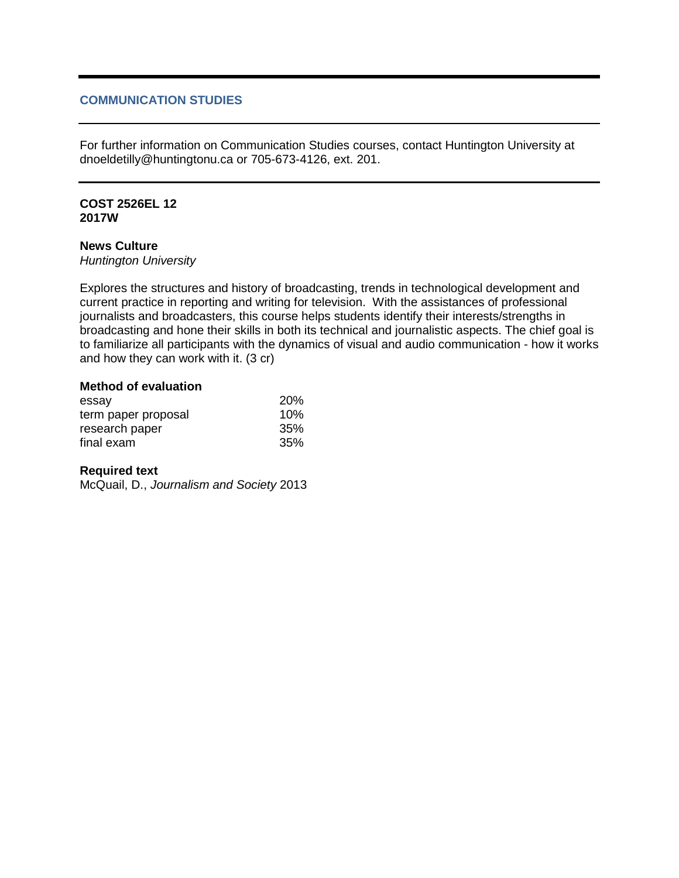## COMMUNICATION STUDIES

For further information on Communication Studies courses, contact Huntington University at dnoeldetilly@huntingtonu.ca or 705-673-4126, ext. 201.

**COST 2526EL 12**
**2017W**

**News Culture**
*Huntington University*

Explores the structures and history of broadcasting, trends in technological development and current practice in reporting and writing for television. With the assistances of professional journalists and broadcasters, this course helps students identify their interests/strengths in broadcasting and hone their skills in both its technical and journalistic aspects. The chief goal is to familiarize all participants with the dynamics of visual and audio communication - how it works and how they can work with it. (3 cr)

**Method of evaluation**

| | |
|---|---|
| essay | 20% |
| term paper proposal | 10% |
| research paper | 35% |
| final exam | 35% |

**Required text**
McQuail, D., *Journalism and Society* 2013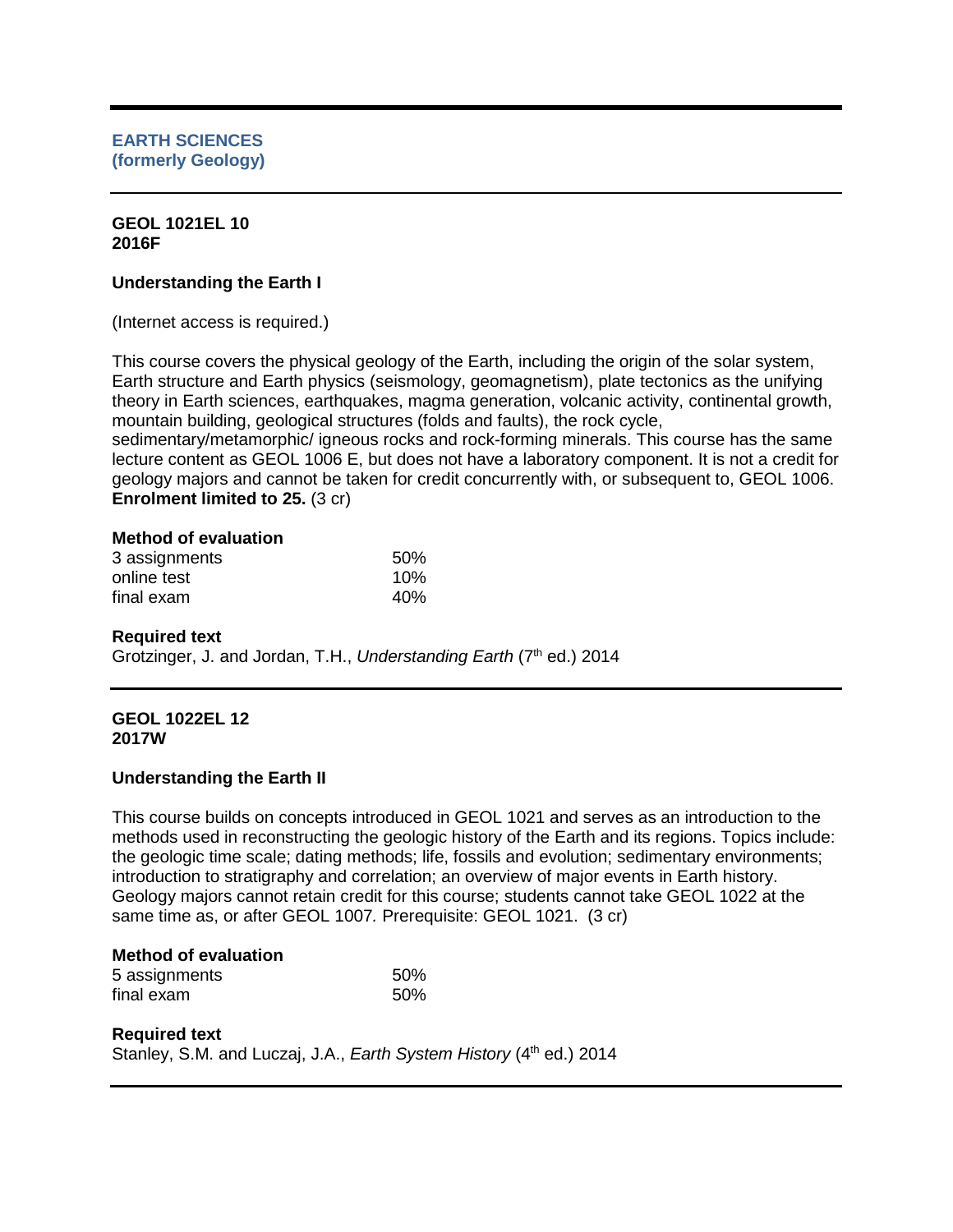## EARTH SCIENCES
## (formerly Geology)

---

**GEOL 1021EL 10**
**2016F**

### Understanding the Earth I

(Internet access is required.)

This course covers the physical geology of the Earth, including the origin of the solar system, Earth structure and Earth physics (seismology, geomagnetism), plate tectonics as the unifying theory in Earth sciences, earthquakes, magma generation, volcanic activity, continental growth, mountain building, geological structures (folds and faults), the rock cycle, sedimentary/metamorphic/ igneous rocks and rock-forming minerals. This course has the same lecture content as GEOL 1006 E, but does not have a laboratory component. It is not a credit for geology majors and cannot be taken for credit concurrently with, or subsequent to, GEOL 1006. **Enrolment limited to 25.** (3 cr)

**Method of evaluation**

| | |
|---|---|
| 3 assignments | 50% |
| online test | 10% |
| final exam | 40% |

**Required text**
Grotzinger, J. and Jordan, T.H., *Understanding Earth* (7th ed.) 2014

---

**GEOL 1022EL 12**
**2017W**

### Understanding the Earth II

This course builds on concepts introduced in GEOL 1021 and serves as an introduction to the methods used in reconstructing the geologic history of the Earth and its regions. Topics include: the geologic time scale; dating methods; life, fossils and evolution; sedimentary environments; introduction to stratigraphy and correlation; an overview of major events in Earth history. Geology majors cannot retain credit for this course; students cannot take GEOL 1022 at the same time as, or after GEOL 1007. Prerequisite: GEOL 1021. (3 cr)

**Method of evaluation**

| | |
|---|---|
| 5 assignments | 50% |
| final exam | 50% |

**Required text**
Stanley, S.M. and Luczaj, J.A., *Earth System History* (4th ed.) 2014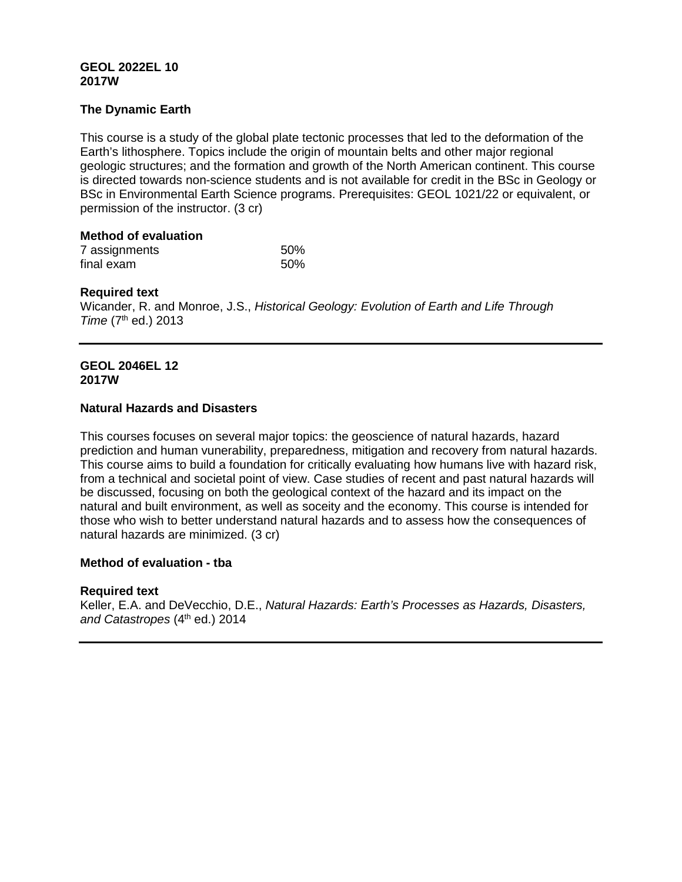**GEOL 2022EL 10**
**2017W**

**The Dynamic Earth**

This course is a study of the global plate tectonic processes that led to the deformation of the Earth's lithosphere. Topics include the origin of mountain belts and other major regional geologic structures; and the formation and growth of the North American continent. This course is directed towards non-science students and is not available for credit in the BSc in Geology or BSc in Environmental Earth Science programs. Prerequisites: GEOL 1021/22 or equivalent, or permission of the instructor. (3 cr)

**Method of evaluation**

| | |
|---|---|
| 7 assignments | 50% |
| final exam | 50% |

**Required text**
Wicander, R. and Monroe, J.S., *Historical Geology: Evolution of Earth and Life Through Time* (7th ed.) 2013

---

**GEOL 2046EL 12**
**2017W**

**Natural Hazards and Disasters**

This courses focuses on several major topics: the geoscience of natural hazards, hazard prediction and human vunerability, preparedness, mitigation and recovery from natural hazards. This course aims to build a foundation for critically evaluating how humans live with hazard risk, from a technical and societal point of view. Case studies of recent and past natural hazards will be discussed, focusing on both the geological context of the hazard and its impact on the natural and built environment, as well as soceity and the economy. This course is intended for those who wish to better understand natural hazards and to assess how the consequences of natural hazards are minimized. (3 cr)

**Method of evaluation - tba**

**Required text**
Keller, E.A. and DeVecchio, D.E., *Natural Hazards: Earth's Processes as Hazards, Disasters, and Catastropes* (4th ed.) 2014

---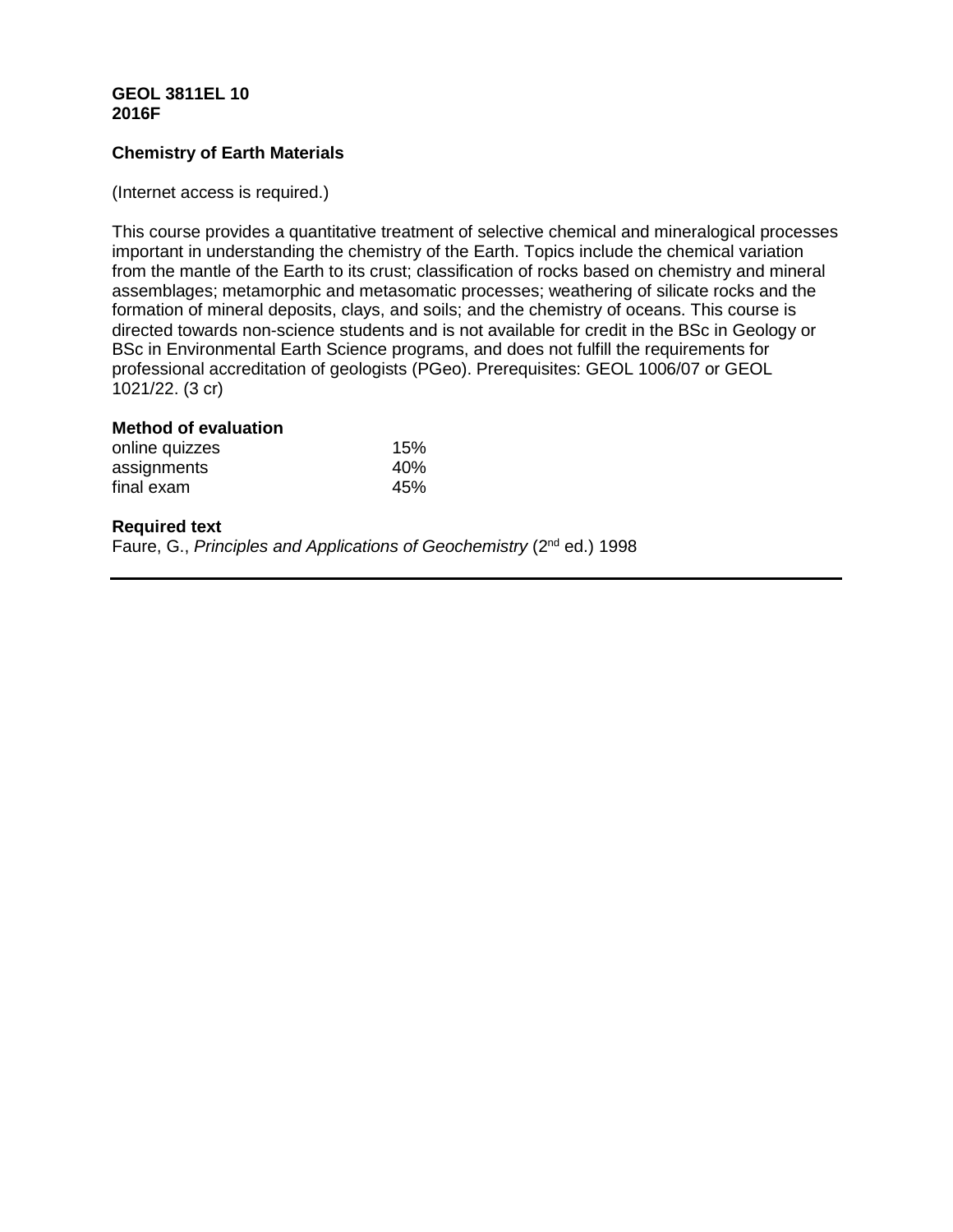**GEOL 3811EL 10**
**2016F**

**Chemistry of Earth Materials**

(Internet access is required.)

This course provides a quantitative treatment of selective chemical and mineralogical processes important in understanding the chemistry of the Earth. Topics include the chemical variation from the mantle of the Earth to its crust; classification of rocks based on chemistry and mineral assemblages; metamorphic and metasomatic processes; weathering of silicate rocks and the formation of mineral deposits, clays, and soils; and the chemistry of oceans. This course is directed towards non-science students and is not available for credit in the BSc in Geology or BSc in Environmental Earth Science programs, and does not fulfill the requirements for professional accreditation of geologists (PGeo). Prerequisites: GEOL 1006/07 or GEOL 1021/22. (3 cr)

**Method of evaluation**

| | |
|---|---|
| online quizzes | 15% |
| assignments | 40% |
| final exam | 45% |

**Required text**
Faure, G., *Principles and Applications of Geochemistry* (2nd ed.) 1998

---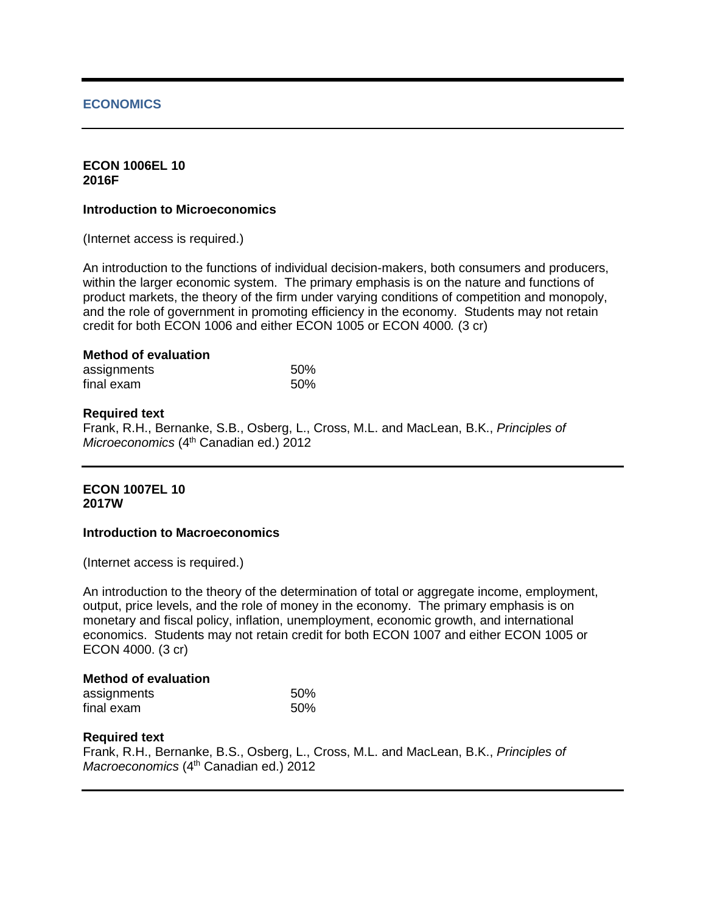## ECONOMICS

---

**ECON 1006EL 10**
**2016F**

**Introduction to Microeconomics**

(Internet access is required.)

An introduction to the functions of individual decision-makers, both consumers and producers, within the larger economic system. The primary emphasis is on the nature and functions of product markets, the theory of the firm under varying conditions of competition and monopoly, and the role of government in promoting efficiency in the economy. Students may not retain credit for both ECON 1006 and either ECON 1005 or ECON 4000. (3 cr)

**Method of evaluation**

| | |
|---|---|
| assignments | 50% |
| final exam | 50% |

**Required text**
Frank, R.H., Bernanke, S.B., Osberg, L., Cross, M.L. and MacLean, B.K., *Principles of Microeconomics* (4th Canadian ed.) 2012

---

**ECON 1007EL 10**
**2017W**

**Introduction to Macroeconomics**

(Internet access is required.)

An introduction to the theory of the determination of total or aggregate income, employment, output, price levels, and the role of money in the economy. The primary emphasis is on monetary and fiscal policy, inflation, unemployment, economic growth, and international economics. Students may not retain credit for both ECON 1007 and either ECON 1005 or ECON 4000. (3 cr)

**Method of evaluation**

| | |
|---|---|
| assignments | 50% |
| final exam | 50% |

**Required text**
Frank, R.H., Bernanke, B.S., Osberg, L., Cross, M.L. and MacLean, B.K., *Principles of Macroeconomics* (4th Canadian ed.) 2012

---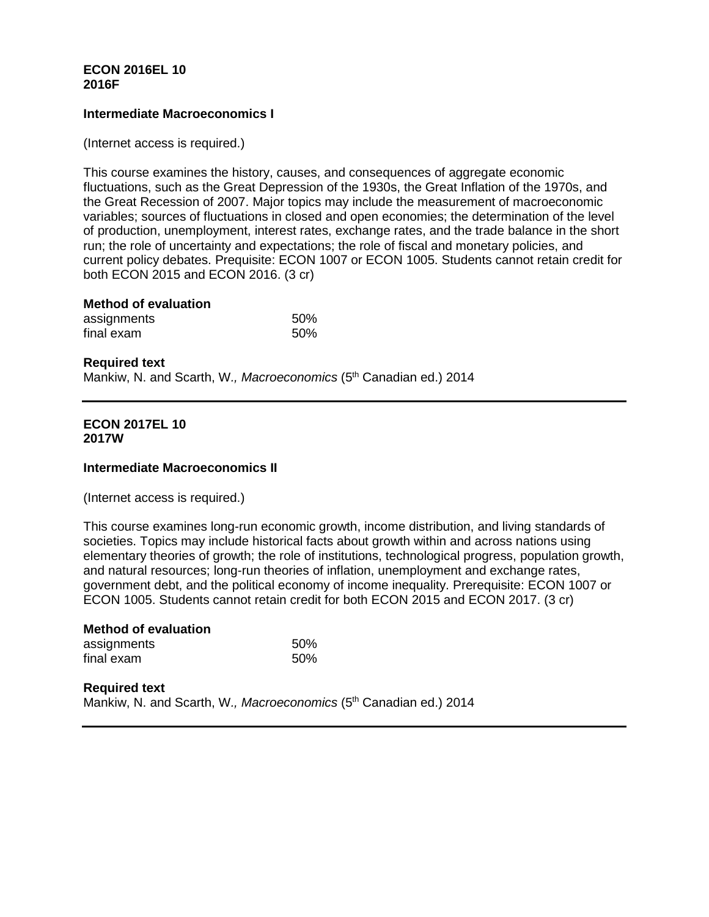**ECON 2016EL 10**
**2016F**

**Intermediate Macroeconomics I**

(Internet access is required.)

This course examines the history, causes, and consequences of aggregate economic fluctuations, such as the Great Depression of the 1930s, the Great Inflation of the 1970s, and the Great Recession of 2007. Major topics may include the measurement of macroeconomic variables; sources of fluctuations in closed and open economies; the determination of the level of production, unemployment, interest rates, exchange rates, and the trade balance in the short run; the role of uncertainty and expectations; the role of fiscal and monetary policies, and current policy debates. Prerequisite: ECON 1007 or ECON 1005. Students cannot retain credit for both ECON 2015 and ECON 2016. (3 cr)

**Method of evaluation**

| | |
|---|---|
| assignments | 50% |
| final exam | 50% |

**Required text**
Mankiw, N. and Scarth, W., *Macroeconomics* (5th Canadian ed.) 2014

---

**ECON 2017EL 10**
**2017W**

**Intermediate Macroeconomics II**

(Internet access is required.)

This course examines long-run economic growth, income distribution, and living standards of societies. Topics may include historical facts about growth within and across nations using elementary theories of growth; the role of institutions, technological progress, population growth, and natural resources; long-run theories of inflation, unemployment and exchange rates, government debt, and the political economy of income inequality. Prerequisite: ECON 1007 or ECON 1005. Students cannot retain credit for both ECON 2015 and ECON 2017. (3 cr)

**Method of evaluation**

| | |
|---|---|
| assignments | 50% |
| final exam | 50% |

**Required text**
Mankiw, N. and Scarth, W., *Macroeconomics* (5th Canadian ed.) 2014

---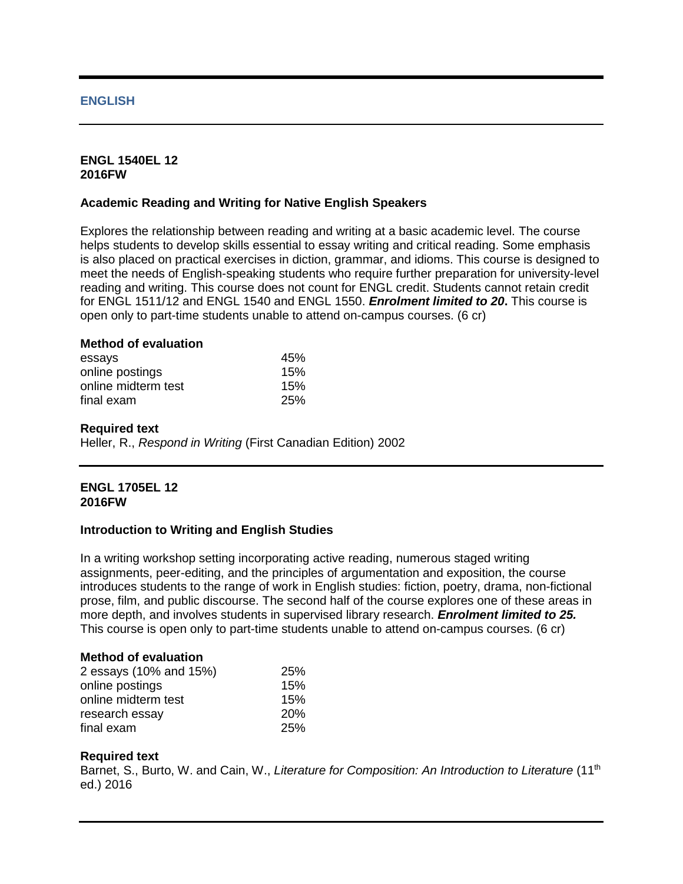## ENGLISH

**ENGL 1540EL 12**
**2016FW**

### Academic Reading and Writing for Native English Speakers

Explores the relationship between reading and writing at a basic academic level. The course helps students to develop skills essential to essay writing and critical reading. Some emphasis is also placed on practical exercises in diction, grammar, and idioms. This course is designed to meet the needs of English-speaking students who require further preparation for university-level reading and writing. This course does not count for ENGL credit. Students cannot retain credit for ENGL 1511/12 and ENGL 1540 and ENGL 1550. ***Enrolment limited to 20*.** This course is open only to part-time students unable to attend on-campus courses. (6 cr)

**Method of evaluation**

| | |
|---|---|
| essays | 45% |
| online postings | 15% |
| online midterm test | 15% |
| final exam | 25% |

**Required text**
Heller, R., *Respond in Writing* (First Canadian Edition) 2002

**ENGL 1705EL 12**
**2016FW**

### Introduction to Writing and English Studies

In a writing workshop setting incorporating active reading, numerous staged writing assignments, peer-editing, and the principles of argumentation and exposition, the course introduces students to the range of work in English studies: fiction, poetry, drama, non-fictional prose, film, and public discourse. The second half of the course explores one of these areas in more depth, and involves students in supervised library research. ***Enrolment limited to 25.*** This course is open only to part-time students unable to attend on-campus courses. (6 cr)

**Method of evaluation**

| | |
|---|---|
| 2 essays (10% and 15%) | 25% |
| online postings | 15% |
| online midterm test | 15% |
| research essay | 20% |
| final exam | 25% |

**Required text**
Barnet, S., Burto, W. and Cain, W., *Literature for Composition: An Introduction to Literature* (11th ed.) 2016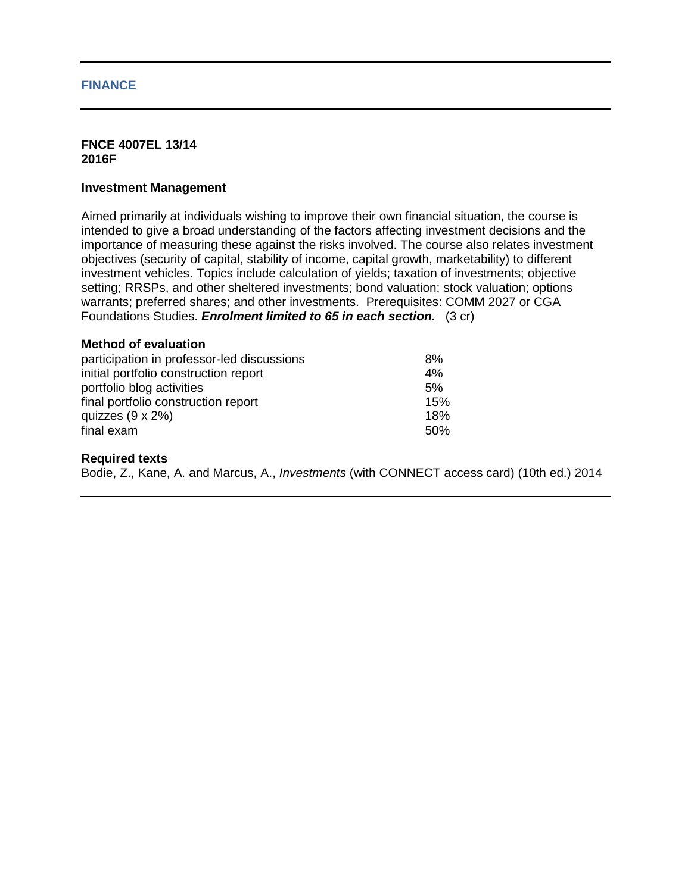## FINANCE

**FNCE 4007EL 13/14**
**2016F**

### Investment Management

Aimed primarily at individuals wishing to improve their own financial situation, the course is intended to give a broad understanding of the factors affecting investment decisions and the importance of measuring these against the risks involved. The course also relates investment objectives (security of capital, stability of income, capital growth, marketability) to different investment vehicles. Topics include calculation of yields; taxation of investments; objective setting; RRSPs, and other sheltered investments; bond valuation; stock valuation; options warrants; preferred shares; and other investments. Prerequisites: COMM 2027 or CGA Foundations Studies. ***Enrolment limited to 65 in each section*****.** (3 cr)

**Method of evaluation**

| | |
|---|---|
| participation in professor-led discussions | 8% |
| initial portfolio construction report | 4% |
| portfolio blog activities | 5% |
| final portfolio construction report | 15% |
| quizzes (9 x 2%) | 18% |
| final exam | 50% |

**Required texts**

Bodie, Z., Kane, A. and Marcus, A., *Investments* (with CONNECT access card) (10th ed.) 2014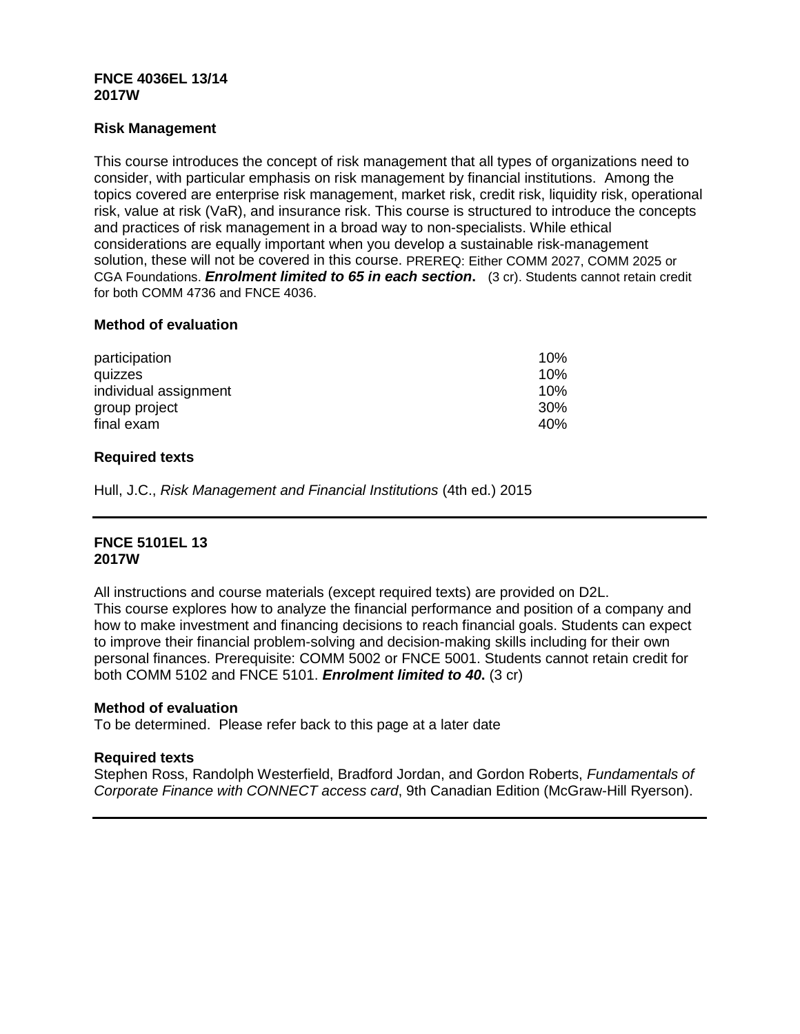**FNCE 4036EL 13/14**
**2017W**

**Risk Management**

This course introduces the concept of risk management that all types of organizations need to consider, with particular emphasis on risk management by financial institutions. Among the topics covered are enterprise risk management, market risk, credit risk, liquidity risk, operational risk, value at risk (VaR), and insurance risk. This course is structured to introduce the concepts and practices of risk management in a broad way to non-specialists. While ethical considerations are equally important when you develop a sustainable risk-management solution, these will not be covered in this course. PREREQ: Either COMM 2027, COMM 2025 or CGA Foundations. ***Enrolment limited to 65 in each section*.** (3 cr). Students cannot retain credit for both COMM 4736 and FNCE 4036.

**Method of evaluation**

| | |
|---|---|
| participation | 10% |
| quizzes | 10% |
| individual assignment | 10% |
| group project | 30% |
| final exam | 40% |

**Required texts**

Hull, J.C., *Risk Management and Financial Institutions* (4th ed.) 2015

---

**FNCE 5101EL 13**
**2017W**

All instructions and course materials (except required texts) are provided on D2L.
This course explores how to analyze the financial performance and position of a company and how to make investment and financing decisions to reach financial goals. Students can expect to improve their financial problem-solving and decision-making skills including for their own personal finances. Prerequisite: COMM 5002 or FNCE 5001. Students cannot retain credit for both COMM 5102 and FNCE 5101. ***Enrolment limited to 40*.** (3 cr)

**Method of evaluation**
To be determined. Please refer back to this page at a later date

**Required texts**
Stephen Ross, Randolph Westerfield, Bradford Jordan, and Gordon Roberts, *Fundamentals of Corporate Finance with CONNECT access card*, 9th Canadian Edition (McGraw-Hill Ryerson).

---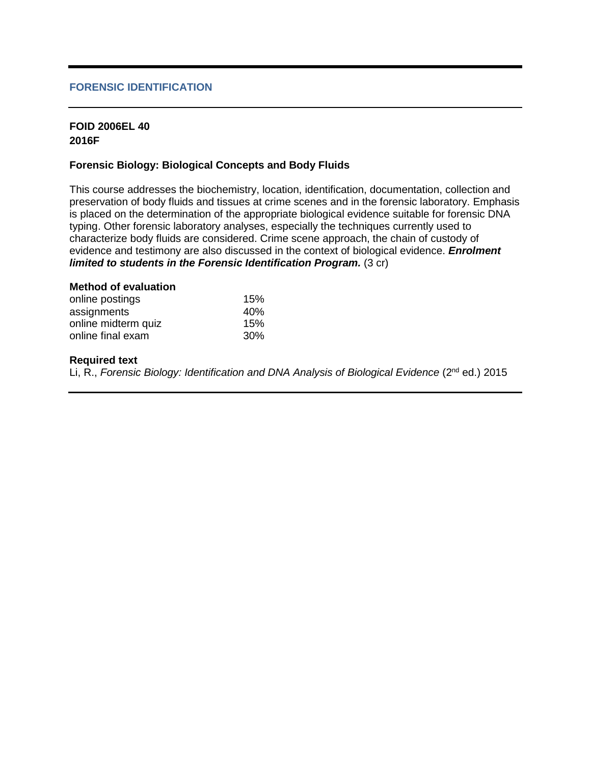## FORENSIC IDENTIFICATION

**FOID 2006EL 40**
**2016F**

**Forensic Biology: Biological Concepts and Body Fluids**

This course addresses the biochemistry, location, identification, documentation, collection and preservation of body fluids and tissues at crime scenes and in the forensic laboratory. Emphasis is placed on the determination of the appropriate biological evidence suitable for forensic DNA typing. Other forensic laboratory analyses, especially the techniques currently used to characterize body fluids are considered. Crime scene approach, the chain of custody of evidence and testimony are also discussed in the context of biological evidence. ***Enrolment limited to students in the Forensic Identification Program.*** (3 cr)

**Method of evaluation**

| | |
|---|---|
| online postings | 15% |
| assignments | 40% |
| online midterm quiz | 15% |
| online final exam | 30% |

**Required text**

Li, R., *Forensic Biology: Identification and DNA Analysis of Biological Evidence* (2nd ed.) 2015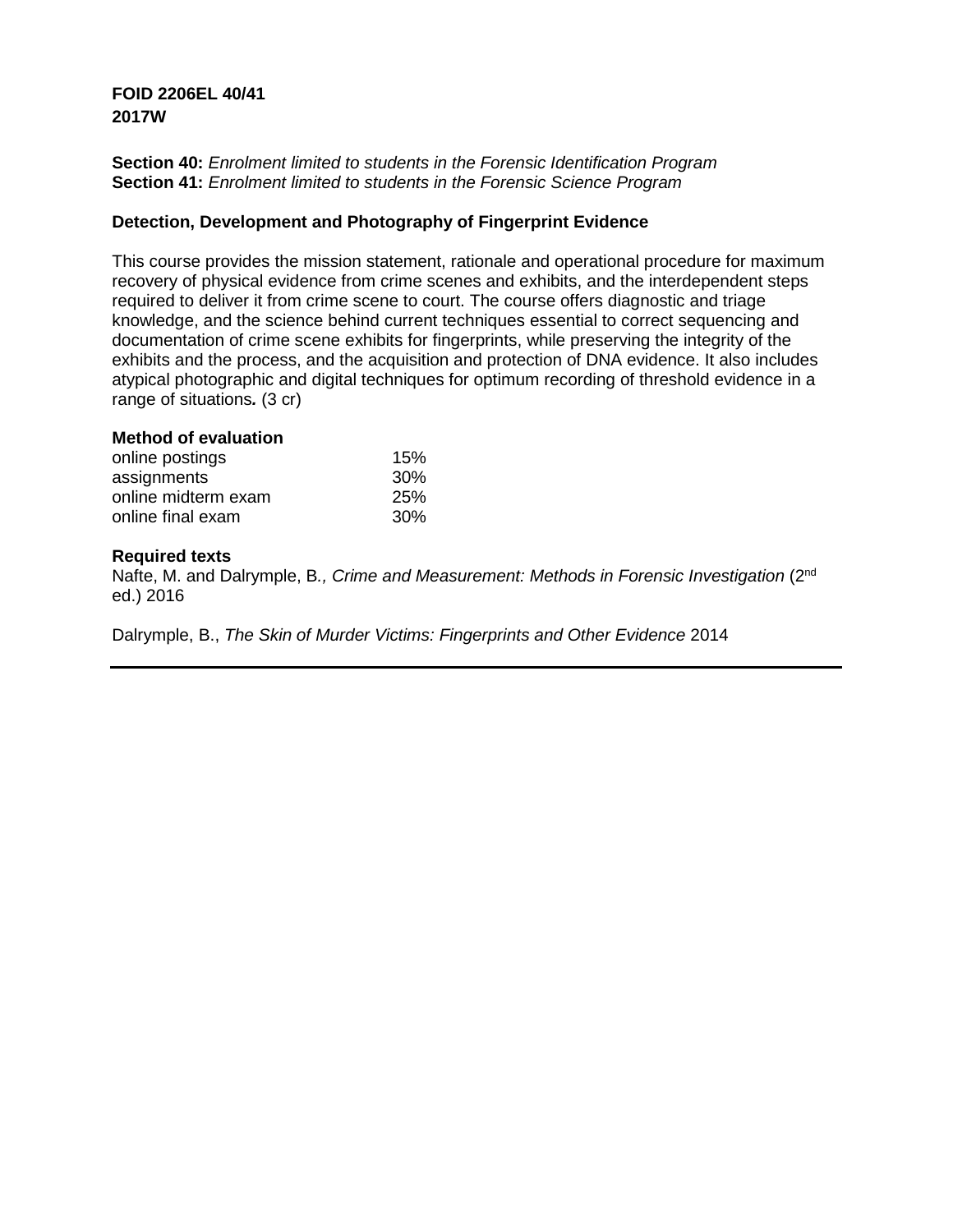**FOID 2206EL 40/41**
**2017W**

**Section 40:** *Enrolment limited to students in the Forensic Identification Program*
**Section 41:** *Enrolment limited to students in the Forensic Science Program*

**Detection, Development and Photography of Fingerprint Evidence**

This course provides the mission statement, rationale and operational procedure for maximum recovery of physical evidence from crime scenes and exhibits, and the interdependent steps required to deliver it from crime scene to court. The course offers diagnostic and triage knowledge, and the science behind current techniques essential to correct sequencing and documentation of crime scene exhibits for fingerprints, while preserving the integrity of the exhibits and the process, and the acquisition and protection of DNA evidence. It also includes atypical photographic and digital techniques for optimum recording of threshold evidence in a range of situations. (3 cr)

**Method of evaluation**

| | |
|---|---|
| online postings | 15% |
| assignments | 30% |
| online midterm exam | 25% |
| online final exam | 30% |

**Required texts**

Nafte, M. and Dalrymple, B., *Crime and Measurement: Methods in Forensic Investigation* (2nd ed.) 2016

Dalrymple, B., *The Skin of Murder Victims: Fingerprints and Other Evidence* 2014

---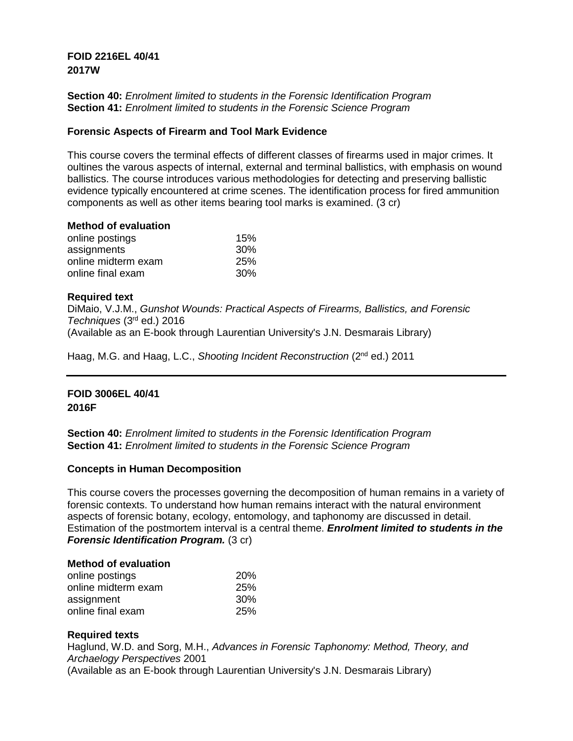**FOID 2216EL 40/41**
**2017W**

**Section 40:** *Enrolment limited to students in the Forensic Identification Program*
**Section 41:** *Enrolment limited to students in the Forensic Science Program*

### Forensic Aspects of Firearm and Tool Mark Evidence

This course covers the terminal effects of different classes of firearms used in major crimes. It oultines the varous aspects of internal, external and terminal ballistics, with emphasis on wound ballistics. The course introduces various methodologies for detecting and preserving ballistic evidence typically encountered at crime scenes. The identification process for fired ammunition components as well as other items bearing tool marks is examined. (3 cr)

**Method of evaluation**

| | |
|---|---|
| online postings | 15% |
| assignments | 30% |
| online midterm exam | 25% |
| online final exam | 30% |

**Required text**

DiMaio, V.J.M., *Gunshot Wounds: Practical Aspects of Firearms, Ballistics, and Forensic Techniques* (3rd ed.) 2016
(Available as an E-book through Laurentian University's J.N. Desmarais Library)

Haag, M.G. and Haag, L.C., *Shooting Incident Reconstruction* (2nd ed.) 2011

---

**FOID 3006EL 40/41**
**2016F**

**Section 40:** *Enrolment limited to students in the Forensic Identification Program*
**Section 41:** *Enrolment limited to students in the Forensic Science Program*

### Concepts in Human Decomposition

This course covers the processes governing the decomposition of human remains in a variety of forensic contexts. To understand how human remains interact with the natural environment aspects of forensic botany, ecology, entomology, and taphonomy are discussed in detail. Estimation of the postmortem interval is a central theme. ***Enrolment limited to students in the Forensic Identification Program.*** (3 cr)

**Method of evaluation**

| | |
|---|---|
| online postings | 20% |
| online midterm exam | 25% |
| assignment | 30% |
| online final exam | 25% |

**Required texts**

Haglund, W.D. and Sorg, M.H., *Advances in Forensic Taphonomy: Method, Theory, and Archaelogy Perspectives* 2001
(Available as an E-book through Laurentian University's J.N. Desmarais Library)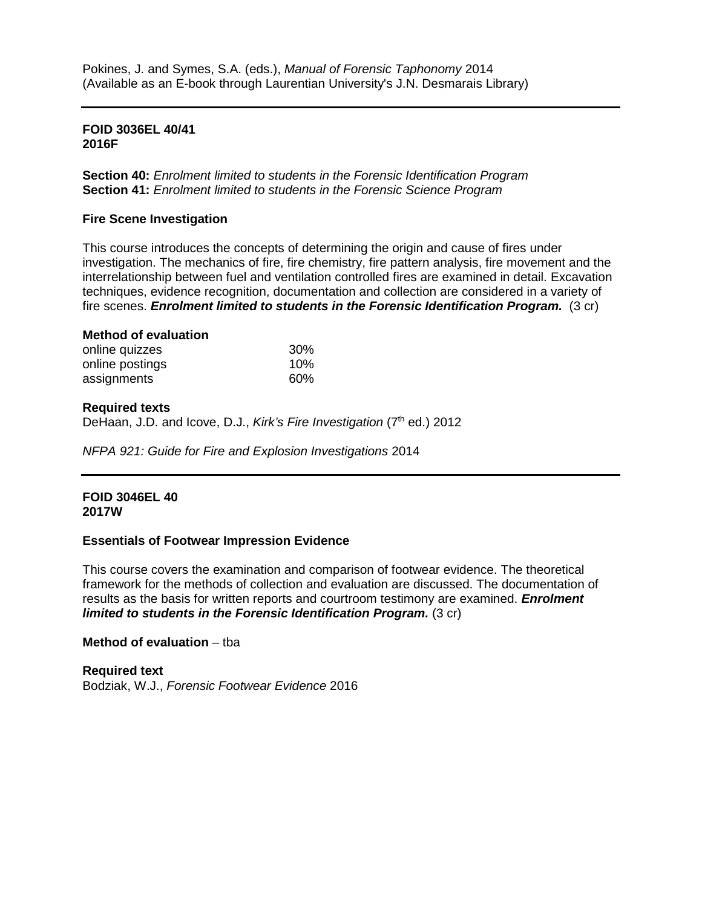Pokines, J. and Symes, S.A. (eds.), *Manual of Forensic Taphonomy* 2014
(Available as an E-book through Laurentian University's J.N. Desmarais Library)

---

**FOID 3036EL 40/41**
**2016F**

**Section 40:** *Enrolment limited to students in the Forensic Identification Program*
**Section 41:** *Enrolment limited to students in the Forensic Science Program*

**Fire Scene Investigation**

This course introduces the concepts of determining the origin and cause of fires under investigation. The mechanics of fire, fire chemistry, fire pattern analysis, fire movement and the interrelationship between fuel and ventilation controlled fires are examined in detail. Excavation techniques, evidence recognition, documentation and collection are considered in a variety of fire scenes. ***Enrolment limited to students in the Forensic Identification Program.*** (3 cr)

**Method of evaluation**

| | |
|---|---|
| online quizzes | 30% |
| online postings | 10% |
| assignments | 60% |

**Required texts**
DeHaan, J.D. and Icove, D.J., *Kirk's Fire Investigation* (7th ed.) 2012

*NFPA 921: Guide for Fire and Explosion Investigations* 2014

---

**FOID 3046EL 40**
**2017W**

**Essentials of Footwear Impression Evidence**

This course covers the examination and comparison of footwear evidence. The theoretical framework for the methods of collection and evaluation are discussed. The documentation of results as the basis for written reports and courtroom testimony are examined. ***Enrolment limited to students in the Forensic Identification Program.*** (3 cr)

**Method of evaluation** – tba

**Required text**
Bodziak, W.J., *Forensic Footwear Evidence* 2016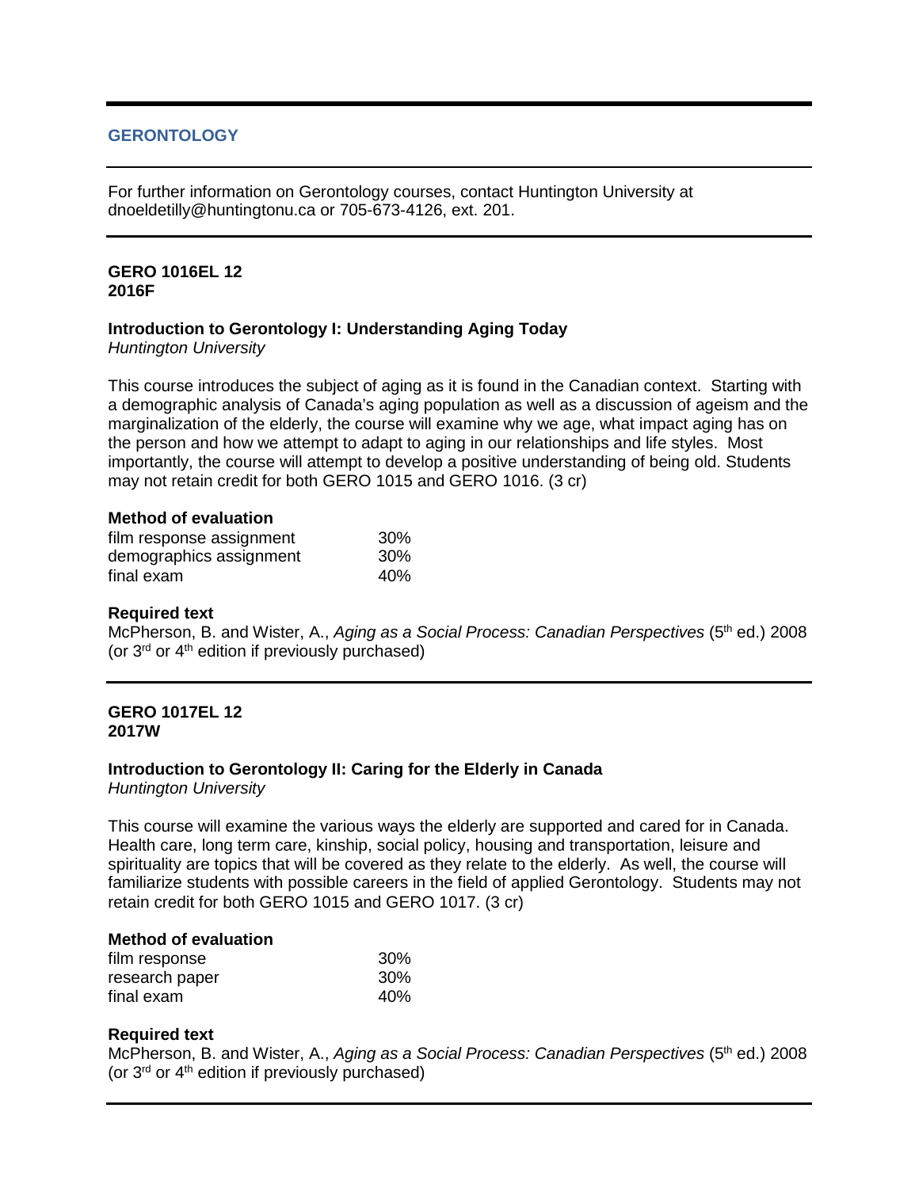## GERONTOLOGY

For further information on Gerontology courses, contact Huntington University at dnoeldetilly@huntingtonu.ca or 705-673-4126, ext. 201.

---

**GERO 1016EL 12**
**2016F**

### Introduction to Gerontology I: Understanding Aging Today

*Huntington University*

This course introduces the subject of aging as it is found in the Canadian context. Starting with a demographic analysis of Canada's aging population as well as a discussion of ageism and the marginalization of the elderly, the course will examine why we age, what impact aging has on the person and how we attempt to adapt to aging in our relationships and life styles. Most importantly, the course will attempt to develop a positive understanding of being old. Students may not retain credit for both GERO 1015 and GERO 1016. (3 cr)

**Method of evaluation**

| | |
|---|---|
| film response assignment | 30% |
| demographics assignment | 30% |
| final exam | 40% |

**Required text**

McPherson, B. and Wister, A., *Aging as a Social Process: Canadian Perspectives* (5th ed.) 2008 (or 3rd or 4th edition if previously purchased)

---

**GERO 1017EL 12**
**2017W**

### Introduction to Gerontology II: Caring for the Elderly in Canada

*Huntington University*

This course will examine the various ways the elderly are supported and cared for in Canada. Health care, long term care, kinship, social policy, housing and transportation, leisure and spirituality are topics that will be covered as they relate to the elderly. As well, the course will familiarize students with possible careers in the field of applied Gerontology. Students may not retain credit for both GERO 1015 and GERO 1017. (3 cr)

**Method of evaluation**

| | |
|---|---|
| film response | 30% |
| research paper | 30% |
| final exam | 40% |

**Required text**

McPherson, B. and Wister, A., *Aging as a Social Process: Canadian Perspectives* (5th ed.) 2008 (or 3rd or 4th edition if previously purchased)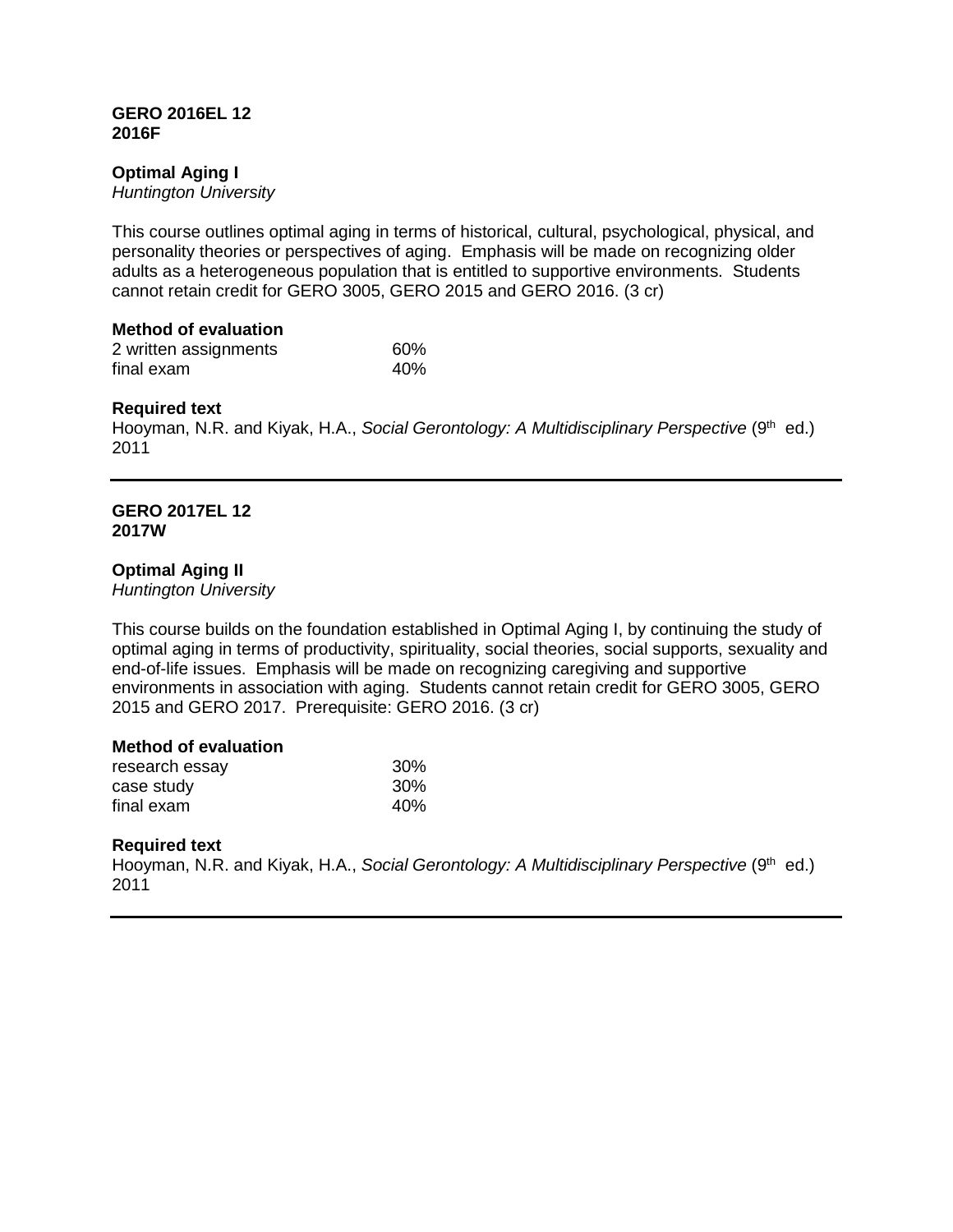**GERO 2016EL 12**
**2016F**

**Optimal Aging I**
*Huntington University*

This course outlines optimal aging in terms of historical, cultural, psychological, physical, and personality theories or perspectives of aging. Emphasis will be made on recognizing older adults as a heterogeneous population that is entitled to supportive environments. Students cannot retain credit for GERO 3005, GERO 2015 and GERO 2016. (3 cr)

**Method of evaluation**

| | |
|---|---|
| 2 written assignments | 60% |
| final exam | 40% |

**Required text**
Hooyman, N.R. and Kiyak, H.A., *Social Gerontology: A Multidisciplinary Perspective* (9th ed.) 2011

---

**GERO 2017EL 12**
**2017W**

**Optimal Aging II**
*Huntington University*

This course builds on the foundation established in Optimal Aging I, by continuing the study of optimal aging in terms of productivity, spirituality, social theories, social supports, sexuality and end-of-life issues. Emphasis will be made on recognizing caregiving and supportive environments in association with aging. Students cannot retain credit for GERO 3005, GERO 2015 and GERO 2017. Prerequisite: GERO 2016. (3 cr)

**Method of evaluation**

| | |
|---|---|
| research essay | 30% |
| case study | 30% |
| final exam | 40% |

**Required text**
Hooyman, N.R. and Kiyak, H.A., *Social Gerontology: A Multidisciplinary Perspective* (9th ed.) 2011

---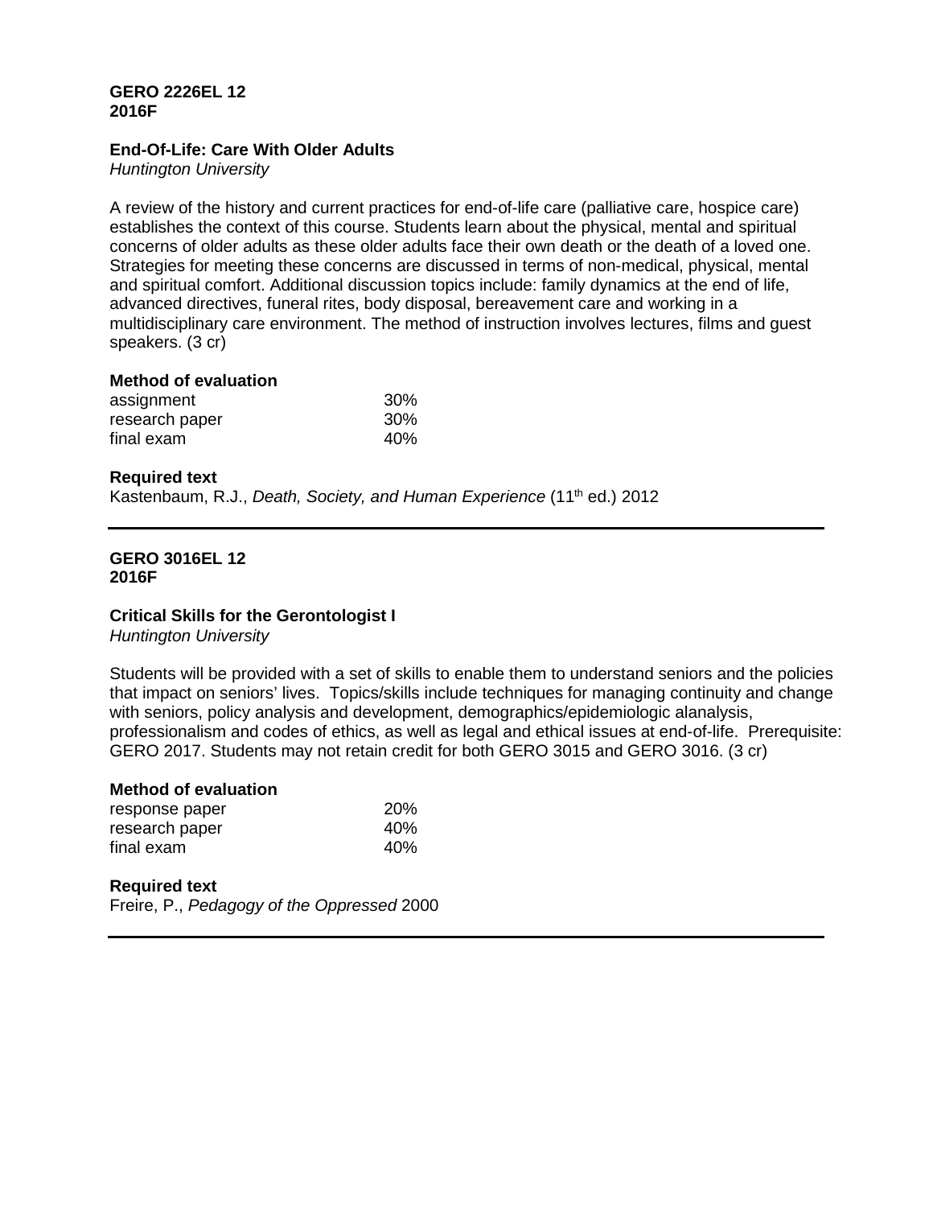**GERO 2226EL 12**
**2016F**

**End-Of-Life: Care With Older Adults**
*Huntington University*

A review of the history and current practices for end-of-life care (palliative care, hospice care) establishes the context of this course. Students learn about the physical, mental and spiritual concerns of older adults as these older adults face their own death or the death of a loved one. Strategies for meeting these concerns are discussed in terms of non-medical, physical, mental and spiritual comfort. Additional discussion topics include: family dynamics at the end of life, advanced directives, funeral rites, body disposal, bereavement care and working in a multidisciplinary care environment. The method of instruction involves lectures, films and guest speakers. (3 cr)

**Method of evaluation**

| | |
|---|---|
| assignment | 30% |
| research paper | 30% |
| final exam | 40% |

**Required text**
Kastenbaum, R.J., *Death, Society, and Human Experience* (11th ed.) 2012

---

**GERO 3016EL 12**
**2016F**

**Critical Skills for the Gerontologist I**
*Huntington University*

Students will be provided with a set of skills to enable them to understand seniors and the policies that impact on seniors' lives. Topics/skills include techniques for managing continuity and change with seniors, policy analysis and development, demographics/epidemiologic alanalysis, professionalism and codes of ethics, as well as legal and ethical issues at end-of-life. Prerequisite: GERO 2017. Students may not retain credit for both GERO 3015 and GERO 3016. (3 cr)

**Method of evaluation**

| | |
|---|---|
| response paper | 20% |
| research paper | 40% |
| final exam | 40% |

**Required text**
Freire, P., *Pedagogy of the Oppressed* 2000

---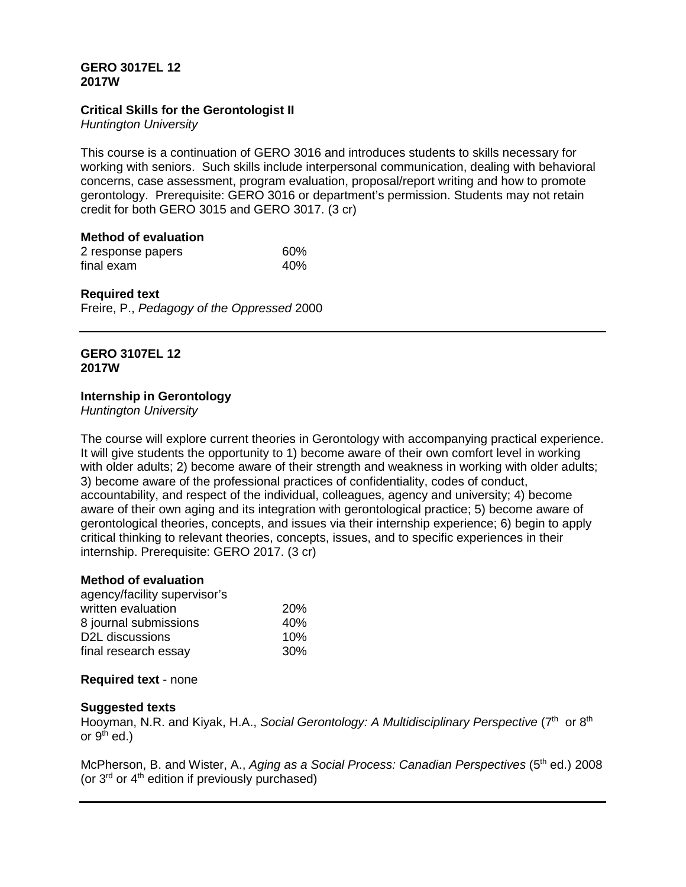**GERO 3017EL 12**
**2017W**

**Critical Skills for the Gerontologist II**
*Huntington University*

This course is a continuation of GERO 3016 and introduces students to skills necessary for working with seniors. Such skills include interpersonal communication, dealing with behavioral concerns, case assessment, program evaluation, proposal/report writing and how to promote gerontology. Prerequisite: GERO 3016 or department's permission. Students may not retain credit for both GERO 3015 and GERO 3017. (3 cr)

**Method of evaluation**

| | |
|---|---|
| 2 response papers | 60% |
| final exam | 40% |

**Required text**
Freire, P., *Pedagogy of the Oppressed* 2000

---

**GERO 3107EL 12**
**2017W**

**Internship in Gerontology**
*Huntington University*

The course will explore current theories in Gerontology with accompanying practical experience. It will give students the opportunity to 1) become aware of their own comfort level in working with older adults; 2) become aware of their strength and weakness in working with older adults; 3) become aware of the professional practices of confidentiality, codes of conduct, accountability, and respect of the individual, colleagues, agency and university; 4) become aware of their own aging and its integration with gerontological practice; 5) become aware of gerontological theories, concepts, and issues via their internship experience; 6) begin to apply critical thinking to relevant theories, concepts, issues, and to specific experiences in their internship. Prerequisite: GERO 2017. (3 cr)

**Method of evaluation**

| | |
|---|---|
| agency/facility supervisor's written evaluation | 20% |
| 8 journal submissions | 40% |
| D2L discussions | 10% |
| final research essay | 30% |

**Required text** - none

**Suggested texts**
Hooyman, N.R. and Kiyak, H.A., *Social Gerontology: A Multidisciplinary Perspective* (7th or 8th or 9th ed.)

McPherson, B. and Wister, A., *Aging as a Social Process: Canadian Perspectives* (5th ed.) 2008 (or 3rd or 4th edition if previously purchased)

---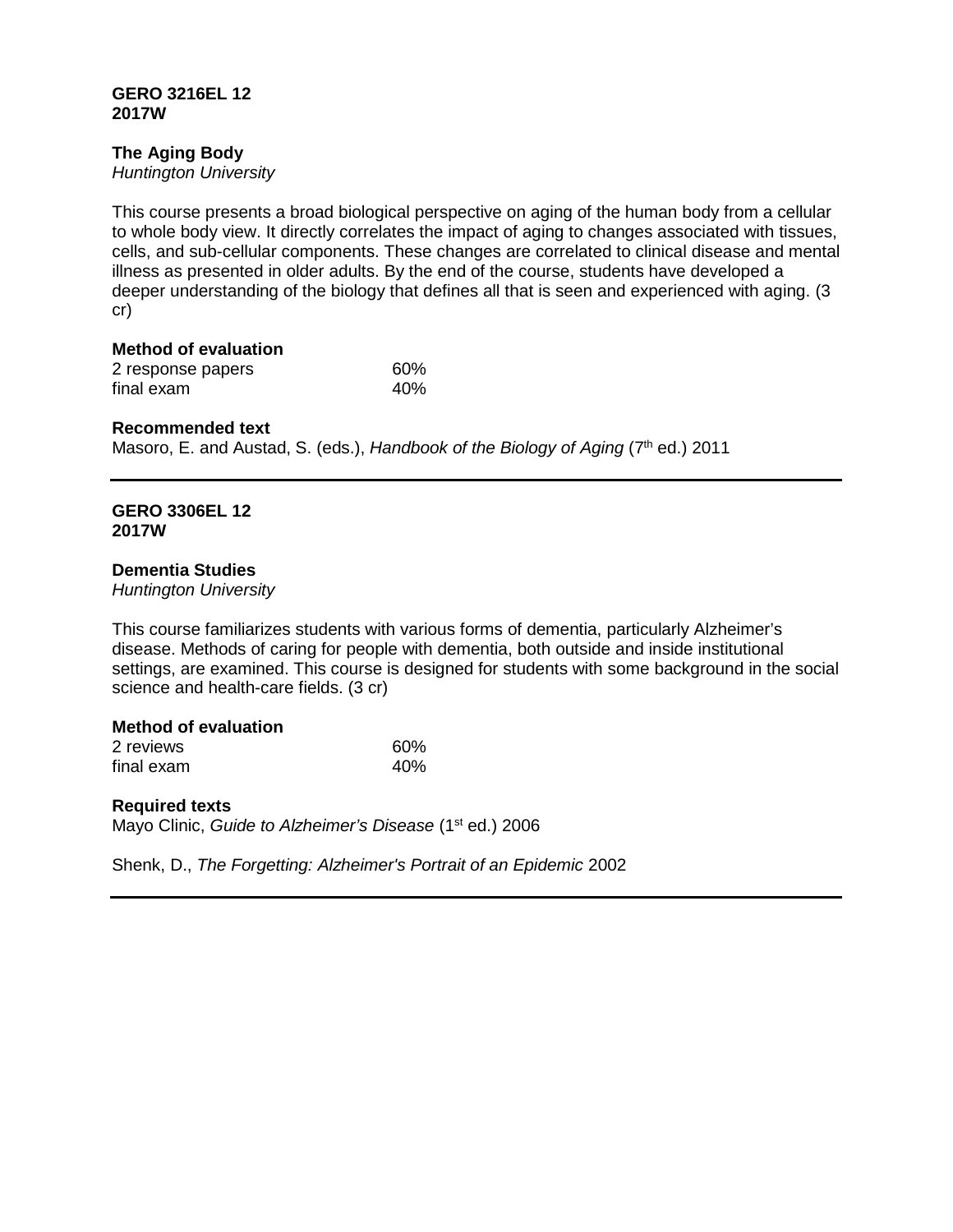**GERO 3216EL 12**
**2017W**

**The Aging Body**
*Huntington University*

This course presents a broad biological perspective on aging of the human body from a cellular to whole body view. It directly correlates the impact of aging to changes associated with tissues, cells, and sub-cellular components. These changes are correlated to clinical disease and mental illness as presented in older adults. By the end of the course, students have developed a deeper understanding of the biology that defines all that is seen and experienced with aging. (3 cr)

**Method of evaluation**

| | |
|---|---|
| 2 response papers | 60% |
| final exam | 40% |

**Recommended text**
Masoro, E. and Austad, S. (eds.), *Handbook of the Biology of Aging* (7th ed.) 2011

---

**GERO 3306EL 12**
**2017W**

**Dementia Studies**
*Huntington University*

This course familiarizes students with various forms of dementia, particularly Alzheimer's disease. Methods of caring for people with dementia, both outside and inside institutional settings, are examined. This course is designed for students with some background in the social science and health-care fields. (3 cr)

**Method of evaluation**

| | |
|---|---|
| 2 reviews | 60% |
| final exam | 40% |

**Required texts**
Mayo Clinic, *Guide to Alzheimer's Disease* (1st ed.) 2006

Shenk, D., *The Forgetting: Alzheimer's Portrait of an Epidemic* 2002

---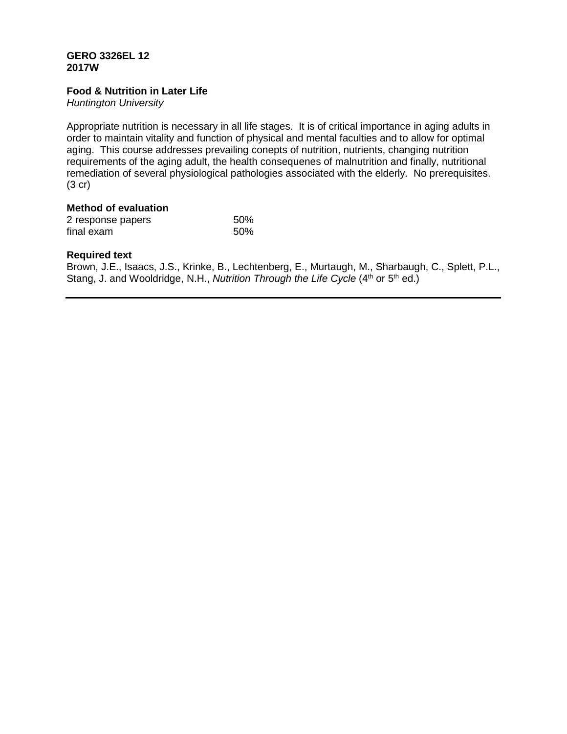**GERO 3326EL 12**
**2017W**

**Food & Nutrition in Later Life**
*Huntington University*

Appropriate nutrition is necessary in all life stages. It is of critical importance in aging adults in order to maintain vitality and function of physical and mental faculties and to allow for optimal aging. This course addresses prevailing conepts of nutrition, nutrients, changing nutrition requirements of the aging adult, the health consequenes of malnutrition and finally, nutritional remediation of several physiological pathologies associated with the elderly. No prerequisites. (3 cr)

**Method of evaluation**

| | |
|---|---|
| 2 response papers | 50% |
| final exam | 50% |

**Required text**
Brown, J.E., Isaacs, J.S., Krinke, B., Lechtenberg, E., Murtaugh, M., Sharbaugh, C., Splett, P.L., Stang, J. and Wooldridge, N.H., *Nutrition Through the Life Cycle* (4th or 5th ed.)

---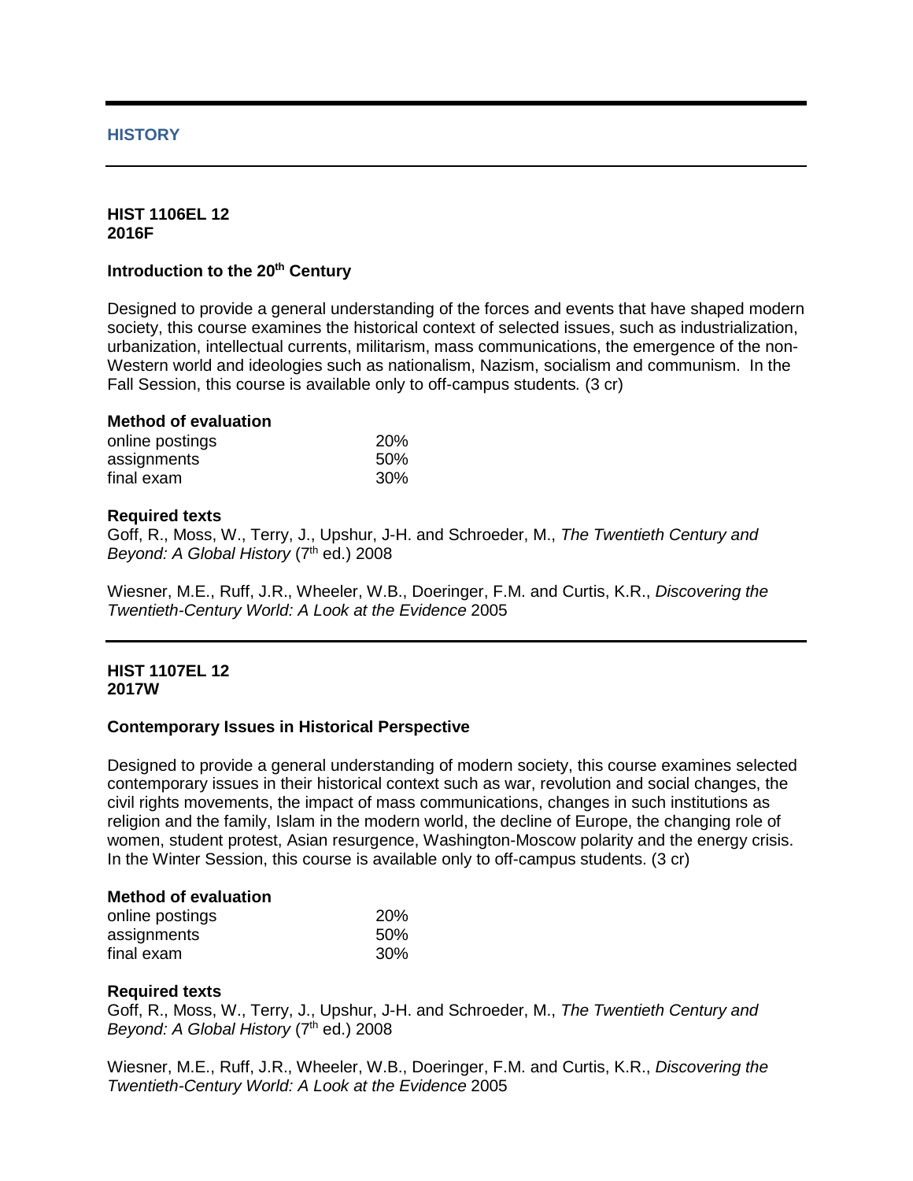## HISTORY

**HIST 1106EL 12**
**2016F**

### Introduction to the 20th Century

Designed to provide a general understanding of the forces and events that have shaped modern society, this course examines the historical context of selected issues, such as industrialization, urbanization, intellectual currents, militarism, mass communications, the emergence of the non-Western world and ideologies such as nationalism, Nazism, socialism and communism. In the Fall Session, this course is available only to off-campus students. (3 cr)

**Method of evaluation**

| | |
|---|---|
| online postings | 20% |
| assignments | 50% |
| final exam | 30% |

**Required texts**

Goff, R., Moss, W., Terry, J., Upshur, J-H. and Schroeder, M., *The Twentieth Century and Beyond: A Global History* (7th ed.) 2008

Wiesner, M.E., Ruff, J.R., Wheeler, W.B., Doeringer, F.M. and Curtis, K.R., *Discovering the Twentieth-Century World: A Look at the Evidence* 2005

---

**HIST 1107EL 12**
**2017W**

### Contemporary Issues in Historical Perspective

Designed to provide a general understanding of modern society, this course examines selected contemporary issues in their historical context such as war, revolution and social changes, the civil rights movements, the impact of mass communications, changes in such institutions as religion and the family, Islam in the modern world, the decline of Europe, the changing role of women, student protest, Asian resurgence, Washington-Moscow polarity and the energy crisis. In the Winter Session, this course is available only to off-campus students. (3 cr)

**Method of evaluation**

| | |
|---|---|
| online postings | 20% |
| assignments | 50% |
| final exam | 30% |

**Required texts**

Goff, R., Moss, W., Terry, J., Upshur, J-H. and Schroeder, M., *The Twentieth Century and Beyond: A Global History* (7th ed.) 2008

Wiesner, M.E., Ruff, J.R., Wheeler, W.B., Doeringer, F.M. and Curtis, K.R., *Discovering the Twentieth-Century World: A Look at the Evidence* 2005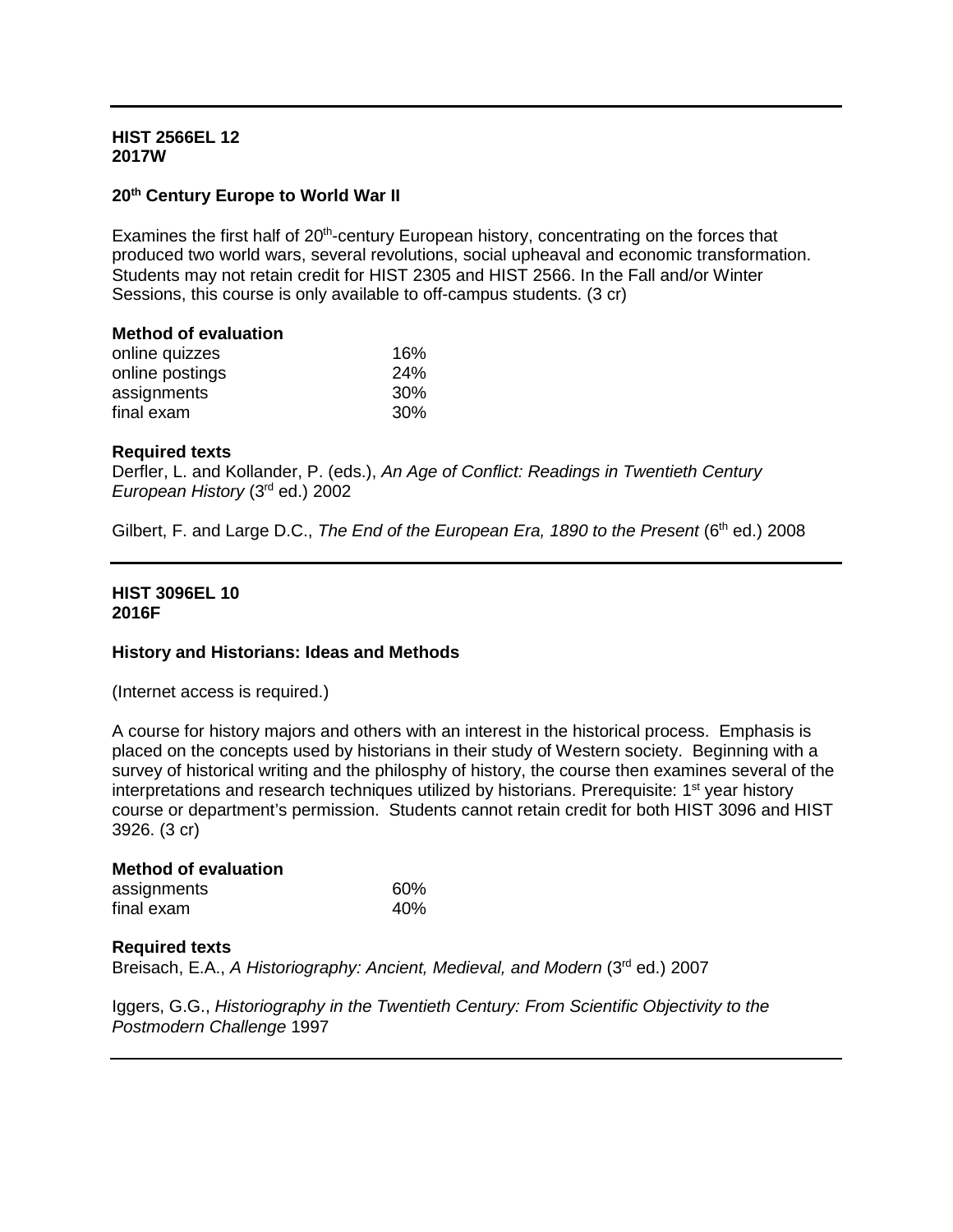---

**HIST 2566EL 12**
**2017W**

**20th Century Europe to World War II**

Examines the first half of 20th-century European history, concentrating on the forces that produced two world wars, several revolutions, social upheaval and economic transformation. Students may not retain credit for HIST 2305 and HIST 2566. In the Fall and/or Winter Sessions, this course is only available to off-campus students. (3 cr)

**Method of evaluation**

| | |
|---|---|
| online quizzes | 16% |
| online postings | 24% |
| assignments | 30% |
| final exam | 30% |

**Required texts**

Derfler, L. and Kollander, P. (eds.), *An Age of Conflict: Readings in Twentieth Century European History* (3rd ed.) 2002

Gilbert, F. and Large D.C., *The End of the European Era, 1890 to the Present* (6th ed.) 2008

---

**HIST 3096EL 10**
**2016F**

**History and Historians: Ideas and Methods**

(Internet access is required.)

A course for history majors and others with an interest in the historical process. Emphasis is placed on the concepts used by historians in their study of Western society. Beginning with a survey of historical writing and the philosphy of history, the course then examines several of the interpretations and research techniques utilized by historians. Prerequisite: 1st year history course or department's permission. Students cannot retain credit for both HIST 3096 and HIST 3926. (3 cr)

**Method of evaluation**

| | |
|---|---|
| assignments | 60% |
| final exam | 40% |

**Required texts**

Breisach, E.A., *A Historiography: Ancient, Medieval, and Modern* (3rd ed.) 2007

Iggers, G.G., *Historiography in the Twentieth Century: From Scientific Objectivity to the Postmodern Challenge* 1997

---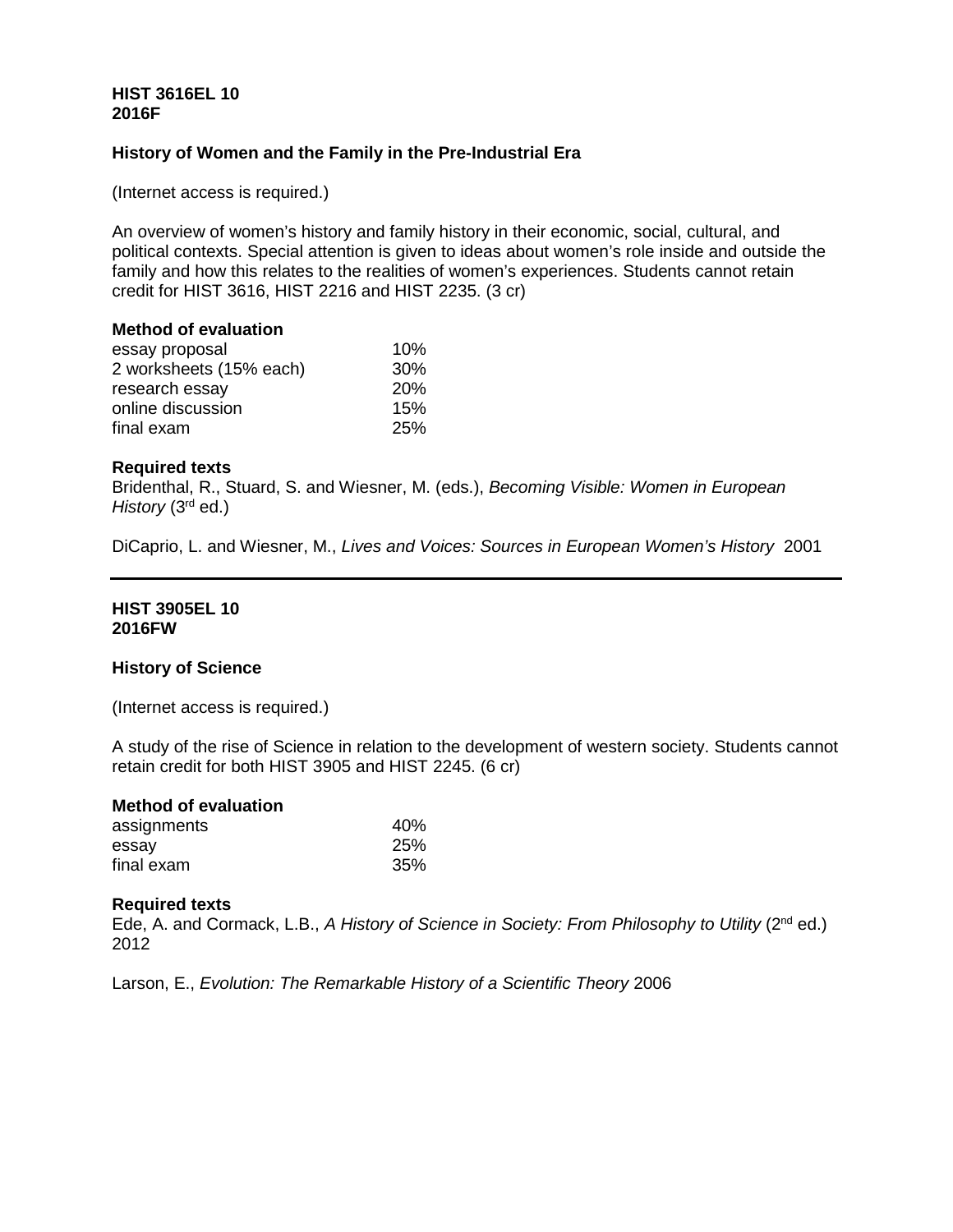**HIST 3616EL 10**
**2016F**

**History of Women and the Family in the Pre-Industrial Era**

(Internet access is required.)

An overview of women's history and family history in their economic, social, cultural, and political contexts. Special attention is given to ideas about women's role inside and outside the family and how this relates to the realities of women's experiences. Students cannot retain credit for HIST 3616, HIST 2216 and HIST 2235. (3 cr)

**Method of evaluation**

| | |
|---|---|
| essay proposal | 10% |
| 2 worksheets (15% each) | 30% |
| research essay | 20% |
| online discussion | 15% |
| final exam | 25% |

**Required texts**

Bridenthal, R., Stuard, S. and Wiesner, M. (eds.), *Becoming Visible: Women in European History* (3rd ed.)

DiCaprio, L. and Wiesner, M., *Lives and Voices: Sources in European Women's History* 2001

---

**HIST 3905EL 10**
**2016FW**

**History of Science**

(Internet access is required.)

A study of the rise of Science in relation to the development of western society. Students cannot retain credit for both HIST 3905 and HIST 2245. (6 cr)

**Method of evaluation**

| | |
|---|---|
| assignments | 40% |
| essay | 25% |
| final exam | 35% |

**Required texts**

Ede, A. and Cormack, L.B., *A History of Science in Society: From Philosophy to Utility* (2nd ed.) 2012

Larson, E., *Evolution: The Remarkable History of a Scientific Theory* 2006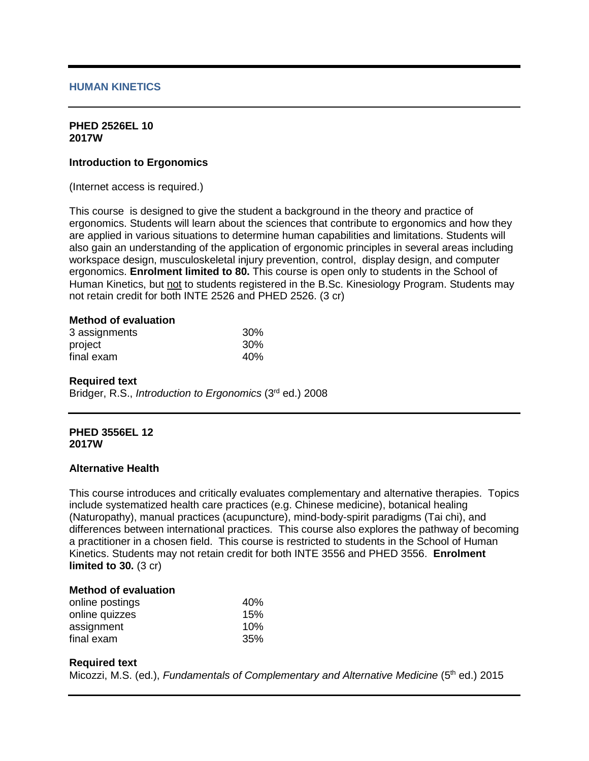## HUMAN KINETICS

---

**PHED 2526EL 10**
**2017W**

### Introduction to Ergonomics

(Internet access is required.)

This course is designed to give the student a background in the theory and practice of ergonomics. Students will learn about the sciences that contribute to ergonomics and how they are applied in various situations to determine human capabilities and limitations. Students will also gain an understanding of the application of ergonomic principles in several areas including workspace design, musculoskeletal injury prevention, control, display design, and computer ergonomics. **Enrolment limited to 80.** This course is open only to students in the School of Human Kinetics, but not to students registered in the B.Sc. Kinesiology Program. Students may not retain credit for both INTE 2526 and PHED 2526. (3 cr)

**Method of evaluation**

| | |
|---|---|
| 3 assignments | 30% |
| project | 30% |
| final exam | 40% |

**Required text**
Bridger, R.S., *Introduction to Ergonomics* (3rd ed.) 2008

---

**PHED 3556EL 12**
**2017W**

### Alternative Health

This course introduces and critically evaluates complementary and alternative therapies. Topics include systematized health care practices (e.g. Chinese medicine), botanical healing (Naturopathy), manual practices (acupuncture), mind-body-spirit paradigms (Tai chi), and differences between international practices. This course also explores the pathway of becoming a practitioner in a chosen field. This course is restricted to students in the School of Human Kinetics. Students may not retain credit for both INTE 3556 and PHED 3556. **Enrolment limited to 30.** (3 cr)

**Method of evaluation**

| | |
|---|---|
| online postings | 40% |
| online quizzes | 15% |
| assignment | 10% |
| final exam | 35% |

**Required text**
Micozzi, M.S. (ed.), *Fundamentals of Complementary and Alternative Medicine* (5th ed.) 2015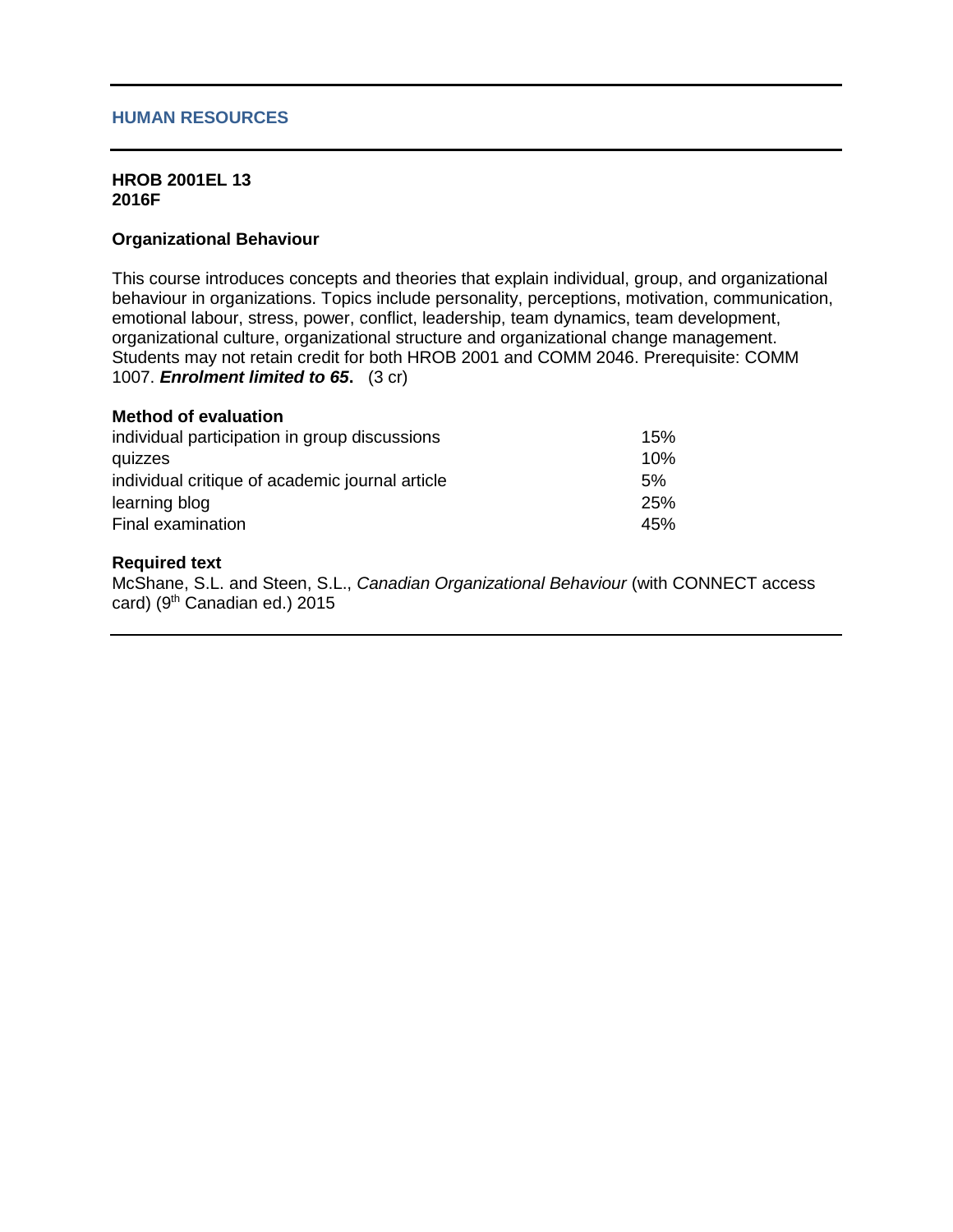## HUMAN RESOURCES

**HROB 2001EL 13**
**2016F**

### Organizational Behaviour

This course introduces concepts and theories that explain individual, group, and organizational behaviour in organizations. Topics include personality, perceptions, motivation, communication, emotional labour, stress, power, conflict, leadership, team dynamics, team development, organizational culture, organizational structure and organizational change management. Students may not retain credit for both HROB 2001 and COMM 2046. Prerequisite: COMM 1007. ***Enrolment limited to 65*.** (3 cr)

**Method of evaluation**

| | |
|---|---|
| individual participation in group discussions | 15% |
| quizzes | 10% |
| individual critique of academic journal article | 5% |
| learning blog | 25% |
| Final examination | 45% |

**Required text**

McShane, S.L. and Steen, S.L., *Canadian Organizational Behaviour* (with CONNECT access card) (9th Canadian ed.) 2015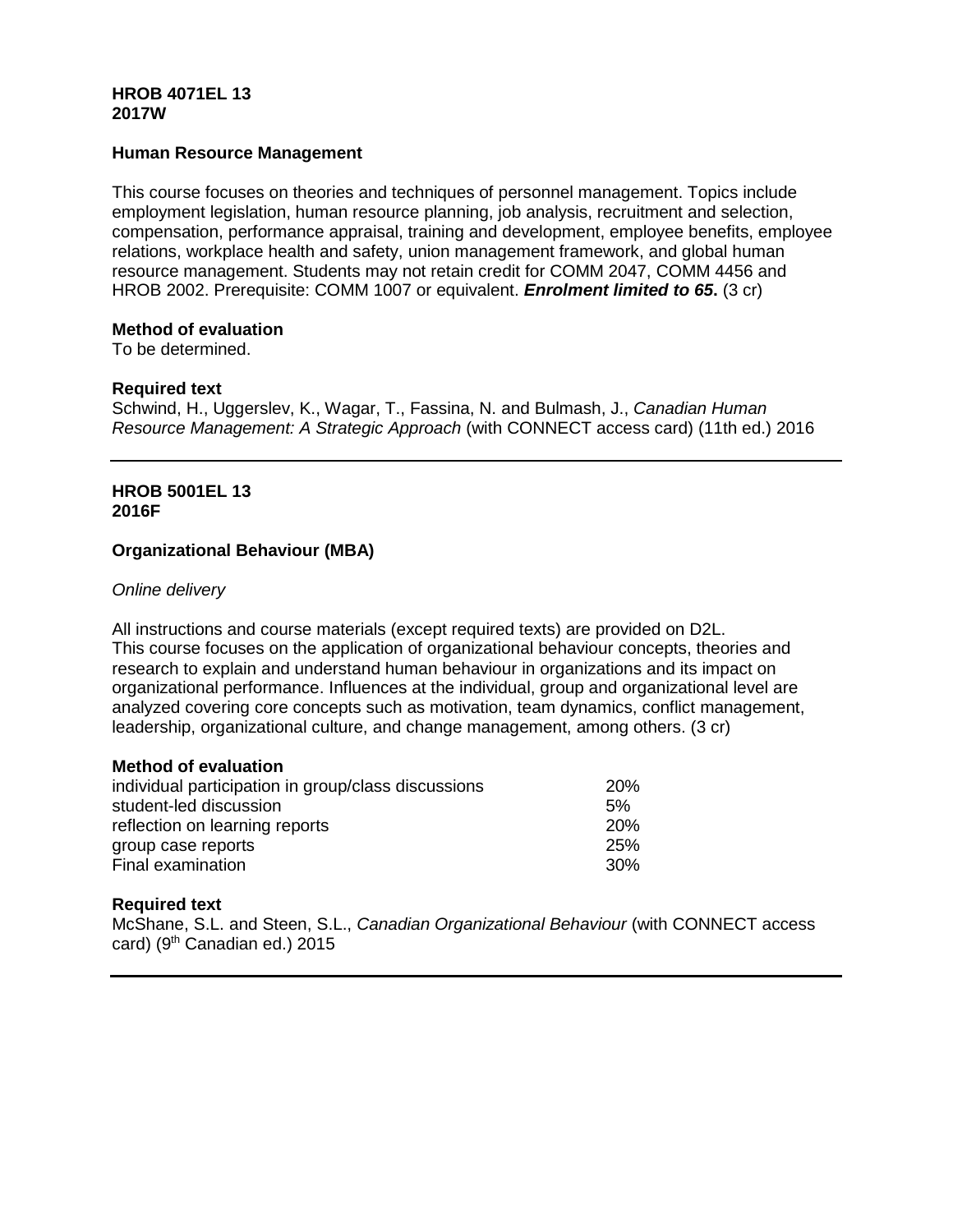**HROB 4071EL 13**
**2017W**

**Human Resource Management**

This course focuses on theories and techniques of personnel management. Topics include employment legislation, human resource planning, job analysis, recruitment and selection, compensation, performance appraisal, training and development, employee benefits, employee relations, workplace health and safety, union management framework, and global human resource management. Students may not retain credit for COMM 2047, COMM 4456 and HROB 2002. Prerequisite: COMM 1007 or equivalent. ***Enrolment limited to 65*.** (3 cr)

**Method of evaluation**
To be determined.

**Required text**
Schwind, H., Uggerslev, K., Wagar, T., Fassina, N. and Bulmash, J., *Canadian Human Resource Management: A Strategic Approach* (with CONNECT access card) (11th ed.) 2016

---

**HROB 5001EL 13**
**2016F**

**Organizational Behaviour (MBA)**

*Online delivery*

All instructions and course materials (except required texts) are provided on D2L.
This course focuses on the application of organizational behaviour concepts, theories and research to explain and understand human behaviour in organizations and its impact on organizational performance. Influences at the individual, group and organizational level are analyzed covering core concepts such as motivation, team dynamics, conflict management, leadership, organizational culture, and change management, among others. (3 cr)

**Method of evaluation**

| | |
|---|---|
| individual participation in group/class discussions | 20% |
| student-led discussion | 5% |
| reflection on learning reports | 20% |
| group case reports | 25% |
| Final examination | 30% |

**Required text**
McShane, S.L. and Steen, S.L., *Canadian Organizational Behaviour* (with CONNECT access card) (9th Canadian ed.) 2015

---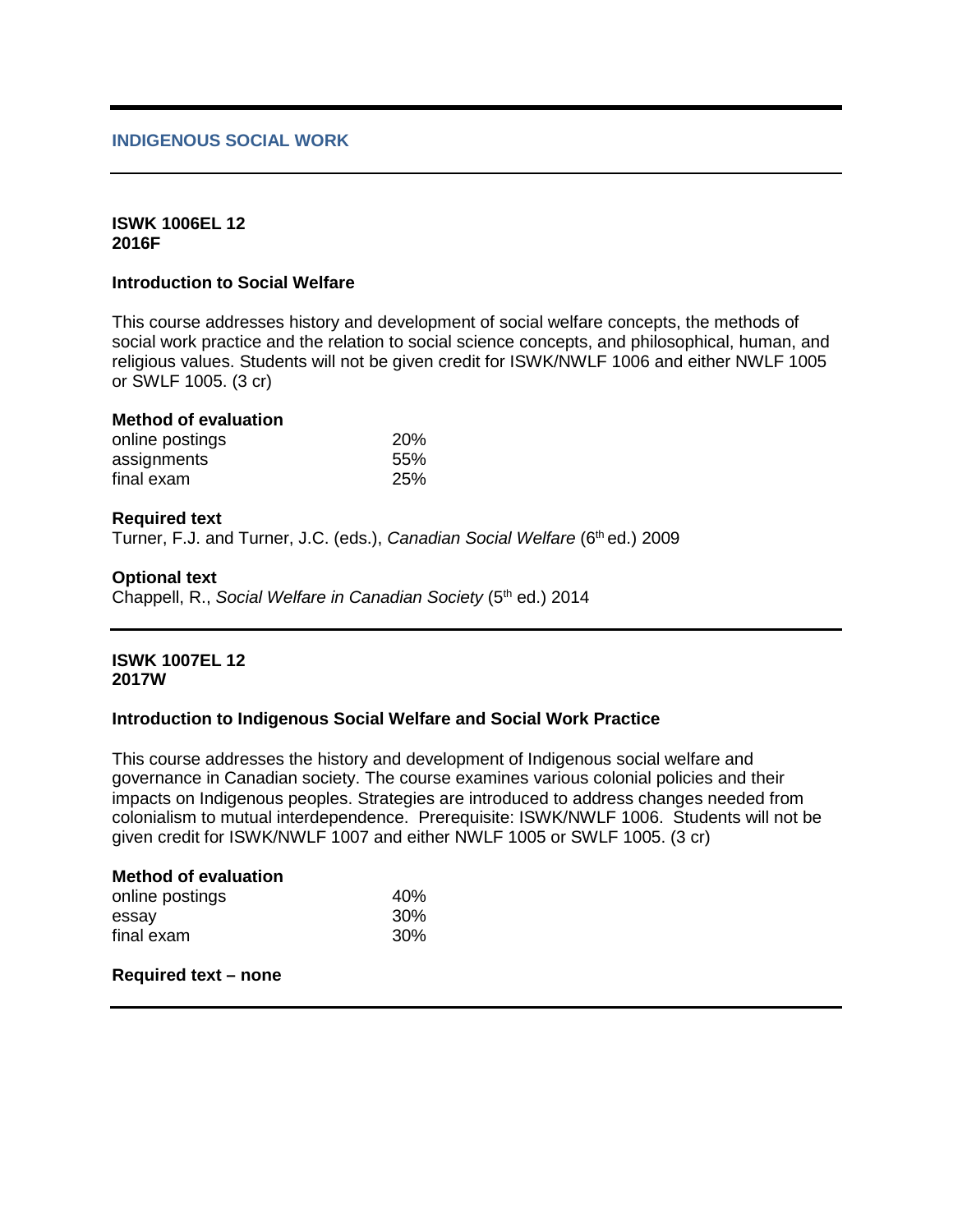## INDIGENOUS SOCIAL WORK

**ISWK 1006EL 12**
**2016F**

### Introduction to Social Welfare

This course addresses history and development of social welfare concepts, the methods of social work practice and the relation to social science concepts, and philosophical, human, and religious values. Students will not be given credit for ISWK/NWLF 1006 and either NWLF 1005 or SWLF 1005. (3 cr)

**Method of evaluation**

| | |
|---|---|
| online postings | 20% |
| assignments | 55% |
| final exam | 25% |

**Required text**
Turner, F.J. and Turner, J.C. (eds.), *Canadian Social Welfare* (6th ed.) 2009

**Optional text**
Chappell, R., *Social Welfare in Canadian Society* (5th ed.) 2014

---

**ISWK 1007EL 12**
**2017W**

### Introduction to Indigenous Social Welfare and Social Work Practice

This course addresses the history and development of Indigenous social welfare and governance in Canadian society. The course examines various colonial policies and their impacts on Indigenous peoples. Strategies are introduced to address changes needed from colonialism to mutual interdependence. Prerequisite: ISWK/NWLF 1006. Students will not be given credit for ISWK/NWLF 1007 and either NWLF 1005 or SWLF 1005. (3 cr)

**Method of evaluation**

| | |
|---|---|
| online postings | 40% |
| essay | 30% |
| final exam | 30% |

**Required text – none**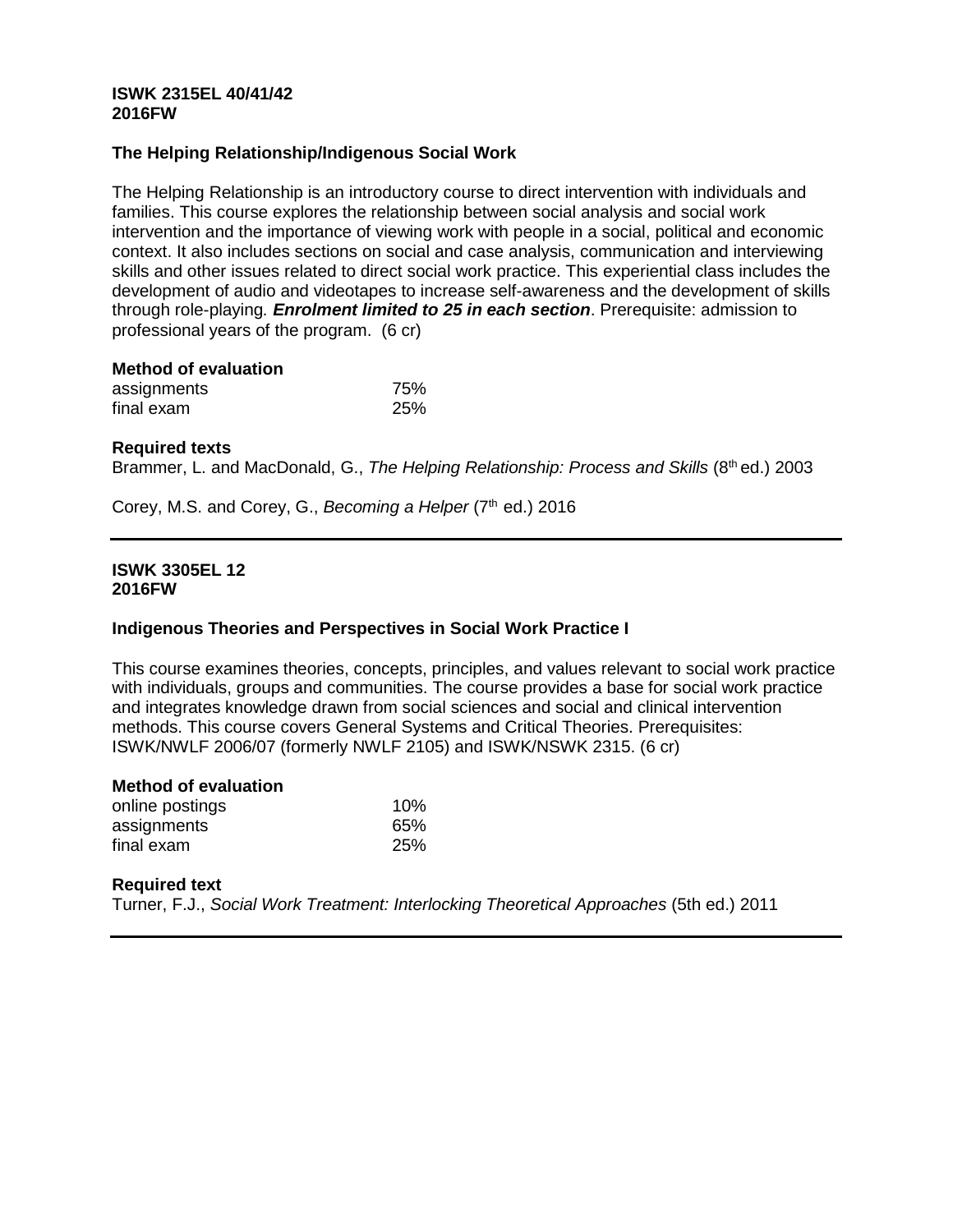**ISWK 2315EL 40/41/42**
**2016FW**

### The Helping Relationship/Indigenous Social Work

The Helping Relationship is an introductory course to direct intervention with individuals and families. This course explores the relationship between social analysis and social work intervention and the importance of viewing work with people in a social, political and economic context. It also includes sections on social and case analysis, communication and interviewing skills and other issues related to direct social work practice. This experiential class includes the development of audio and videotapes to increase self-awareness and the development of skills through role-playing. ***Enrolment limited to 25 in each section***. Prerequisite: admission to professional years of the program. (6 cr)

**Method of evaluation**

| | |
|---|---|
| assignments | 75% |
| final exam | 25% |

**Required texts**

Brammer, L. and MacDonald, G., *The Helping Relationship: Process and Skills* (8th ed.) 2003

Corey, M.S. and Corey, G., *Becoming a Helper* (7th ed.) 2016

---

**ISWK 3305EL 12**
**2016FW**

### Indigenous Theories and Perspectives in Social Work Practice I

This course examines theories, concepts, principles, and values relevant to social work practice with individuals, groups and communities. The course provides a base for social work practice and integrates knowledge drawn from social sciences and social and clinical intervention methods. This course covers General Systems and Critical Theories. Prerequisites: ISWK/NWLF 2006/07 (formerly NWLF 2105) and ISWK/NSWK 2315. (6 cr)

**Method of evaluation**

| | |
|---|---|
| online postings | 10% |
| assignments | 65% |
| final exam | 25% |

**Required text**

Turner, F.J., *Social Work Treatment: Interlocking Theoretical Approaches* (5th ed.) 2011

---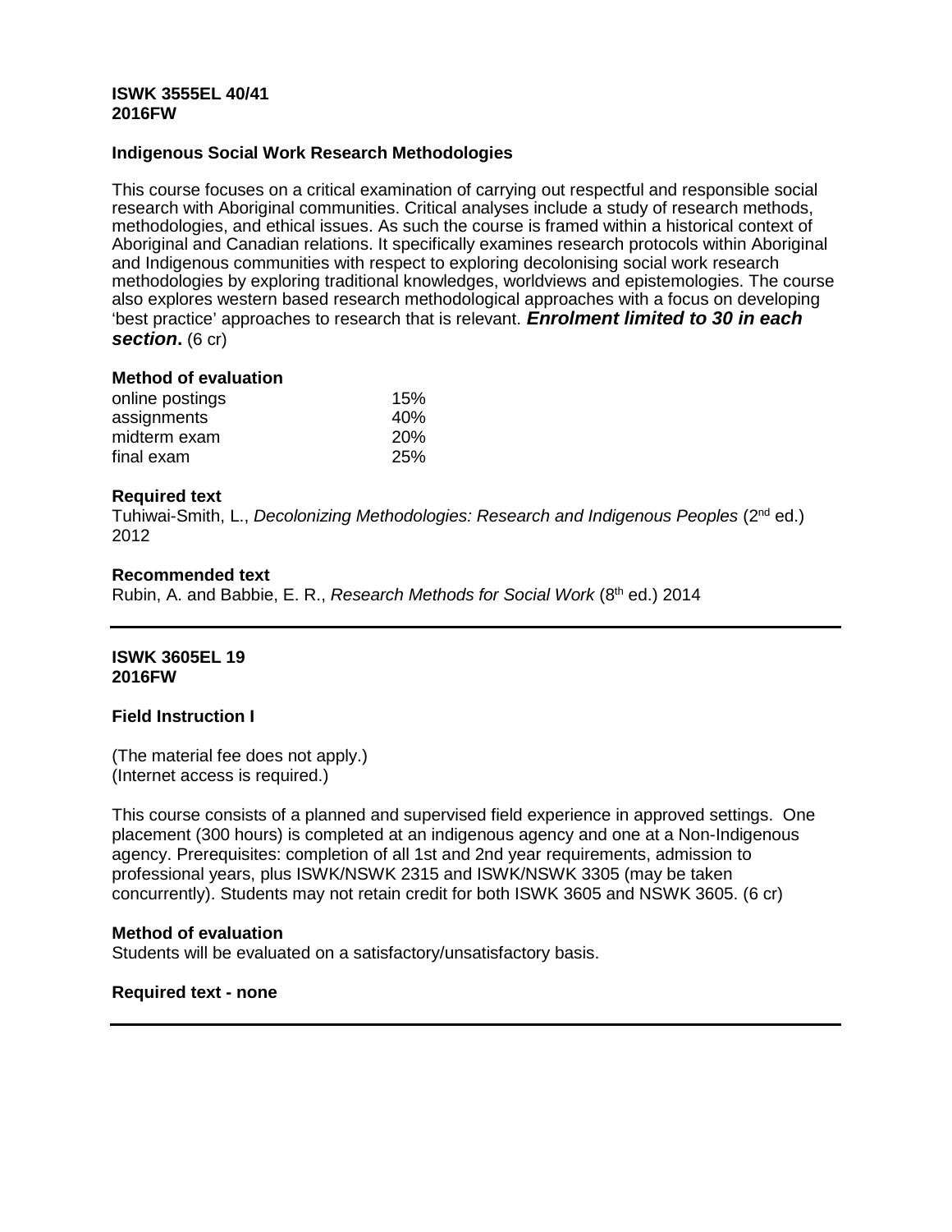**ISWK 3555EL 40/41**
**2016FW**

**Indigenous Social Work Research Methodologies**

This course focuses on a critical examination of carrying out respectful and responsible social research with Aboriginal communities. Critical analyses include a study of research methods, methodologies, and ethical issues. As such the course is framed within a historical context of Aboriginal and Canadian relations. It specifically examines research protocols within Aboriginal and Indigenous communities with respect to exploring decolonising social work research methodologies by exploring traditional knowledges, worldviews and epistemologies. The course also explores western based research methodological approaches with a focus on developing 'best practice' approaches to research that is relevant. ***Enrolment limited to 30 in each section*.** (6 cr)

**Method of evaluation**

| | |
|---|---|
| online postings | 15% |
| assignments | 40% |
| midterm exam | 20% |
| final exam | 25% |

**Required text**
Tuhiwai-Smith, L., *Decolonizing Methodologies: Research and Indigenous Peoples* (2nd ed.) 2012

**Recommended text**
Rubin, A. and Babbie, E. R., *Research Methods for Social Work* (8th ed.) 2014

---

**ISWK 3605EL 19**
**2016FW**

**Field Instruction I**

(The material fee does not apply.)
(Internet access is required.)

This course consists of a planned and supervised field experience in approved settings. One placement (300 hours) is completed at an indigenous agency and one at a Non-Indigenous agency. Prerequisites: completion of all 1st and 2nd year requirements, admission to professional years, plus ISWK/NSWK 2315 and ISWK/NSWK 3305 (may be taken concurrently). Students may not retain credit for both ISWK 3605 and NSWK 3605. (6 cr)

**Method of evaluation**
Students will be evaluated on a satisfactory/unsatisfactory basis.

**Required text - none**

---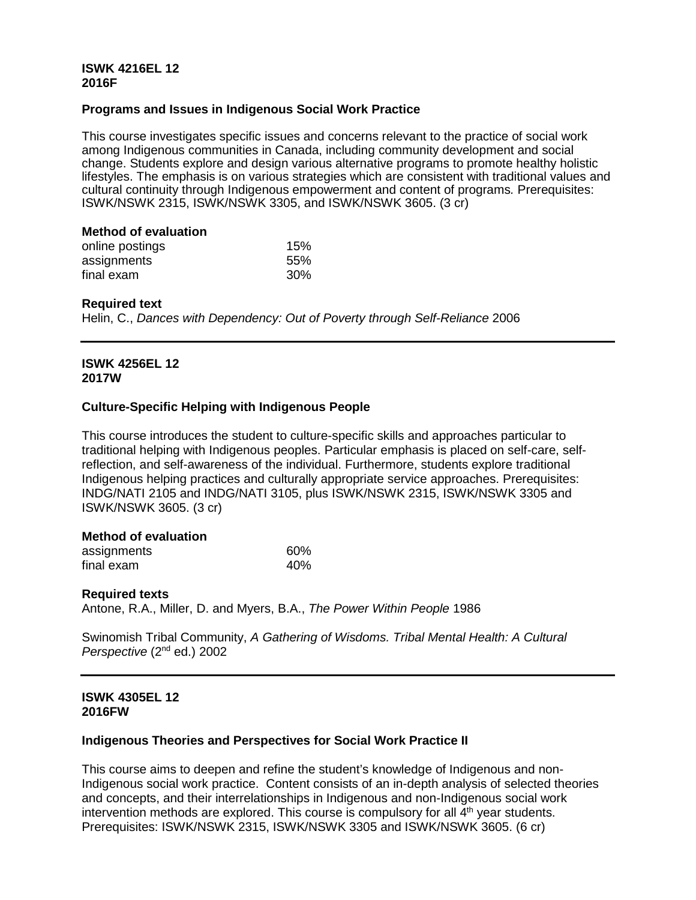**ISWK 4216EL 12**
**2016F**

**Programs and Issues in Indigenous Social Work Practice**

This course investigates specific issues and concerns relevant to the practice of social work among Indigenous communities in Canada, including community development and social change. Students explore and design various alternative programs to promote healthy holistic lifestyles. The emphasis is on various strategies which are consistent with traditional values and cultural continuity through Indigenous empowerment and content of programs. Prerequisites: ISWK/NSWK 2315, ISWK/NSWK 3305, and ISWK/NSWK 3605. (3 cr)

**Method of evaluation**

| | |
|---|---|
| online postings | 15% |
| assignments | 55% |
| final exam | 30% |

**Required text**

Helin, C., *Dances with Dependency: Out of Poverty through Self-Reliance* 2006

---

**ISWK 4256EL 12**
**2017W**

**Culture-Specific Helping with Indigenous People**

This course introduces the student to culture-specific skills and approaches particular to traditional helping with Indigenous peoples. Particular emphasis is placed on self-care, self-reflection, and self-awareness of the individual. Furthermore, students explore traditional Indigenous helping practices and culturally appropriate service approaches. Prerequisites: INDG/NATI 2105 and INDG/NATI 3105, plus ISWK/NSWK 2315, ISWK/NSWK 3305 and ISWK/NSWK 3605. (3 cr)

**Method of evaluation**

| | |
|---|---|
| assignments | 60% |
| final exam | 40% |

**Required texts**

Antone, R.A., Miller, D. and Myers, B.A., *The Power Within People* 1986

Swinomish Tribal Community, *A Gathering of Wisdoms. Tribal Mental Health: A Cultural Perspective* (2nd ed.) 2002

---

**ISWK 4305EL 12**
**2016FW**

**Indigenous Theories and Perspectives for Social Work Practice II**

This course aims to deepen and refine the student's knowledge of Indigenous and non-Indigenous social work practice. Content consists of an in-depth analysis of selected theories and concepts, and their interrelationships in Indigenous and non-Indigenous social work intervention methods are explored. This course is compulsory for all 4th year students. Prerequisites: ISWK/NSWK 2315, ISWK/NSWK 3305 and ISWK/NSWK 3605. (6 cr)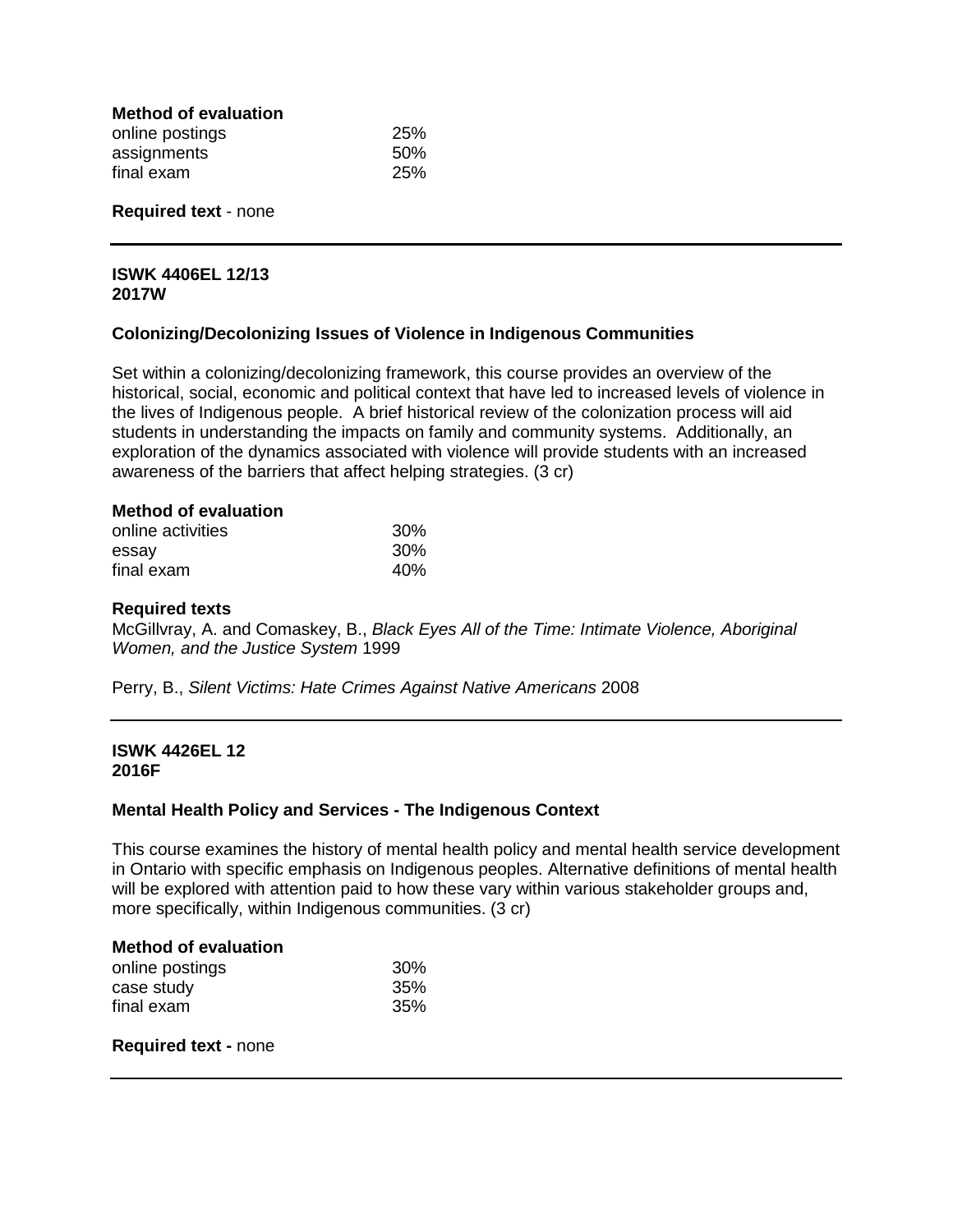**Method of evaluation**

| | |
|---|---|
| online postings | 25% |
| assignments | 50% |
| final exam | 25% |

**Required text** - none

---

**ISWK 4406EL 12/13**
**2017W**

### Colonizing/Decolonizing Issues of Violence in Indigenous Communities

Set within a colonizing/decolonizing framework, this course provides an overview of the historical, social, economic and political context that have led to increased levels of violence in the lives of Indigenous people. A brief historical review of the colonization process will aid students in understanding the impacts on family and community systems. Additionally, an exploration of the dynamics associated with violence will provide students with an increased awareness of the barriers that affect helping strategies. (3 cr)

**Method of evaluation**

| | |
|---|---|
| online activities | 30% |
| essay | 30% |
| final exam | 40% |

**Required texts**

McGillvray, A. and Comaskey, B., *Black Eyes All of the Time: Intimate Violence, Aboriginal Women, and the Justice System* 1999

Perry, B., *Silent Victims: Hate Crimes Against Native Americans* 2008

---

**ISWK 4426EL 12**
**2016F**

### Mental Health Policy and Services - The Indigenous Context

This course examines the history of mental health policy and mental health service development in Ontario with specific emphasis on Indigenous peoples. Alternative definitions of mental health will be explored with attention paid to how these vary within various stakeholder groups and, more specifically, within Indigenous communities. (3 cr)

**Method of evaluation**

| | |
|---|---|
| online postings | 30% |
| case study | 35% |
| final exam | 35% |

**Required text -** none

---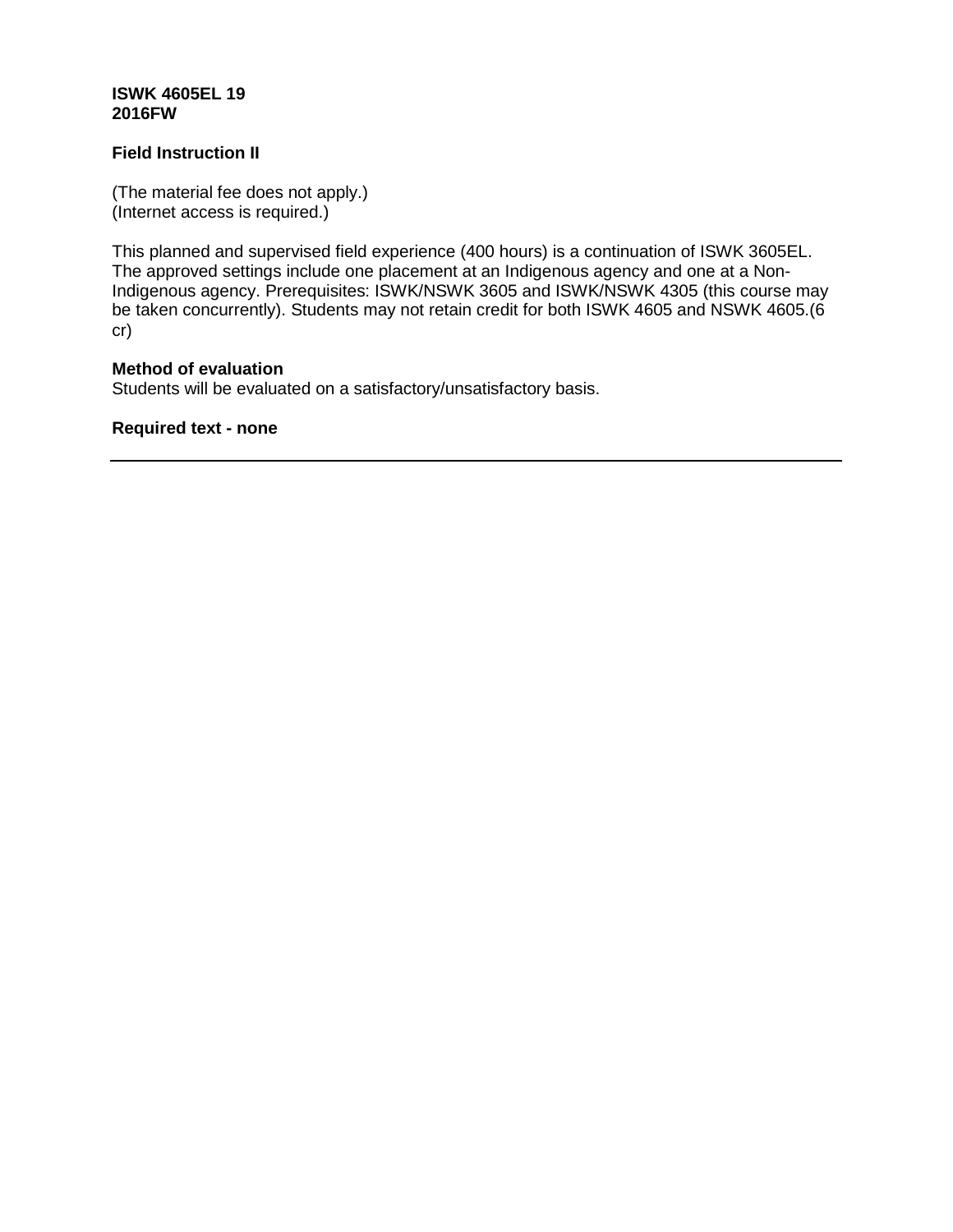**ISWK 4605EL 19**
**2016FW**

**Field Instruction II**

(The material fee does not apply.)
(Internet access is required.)

This planned and supervised field experience (400 hours) is a continuation of ISWK 3605EL. The approved settings include one placement at an Indigenous agency and one at a Non-Indigenous agency. Prerequisites: ISWK/NSWK 3605 and ISWK/NSWK 4305 (this course may be taken concurrently). Students may not retain credit for both ISWK 4605 and NSWK 4605.(6 cr)

**Method of evaluation**
Students will be evaluated on a satisfactory/unsatisfactory basis.

**Required text - none**

---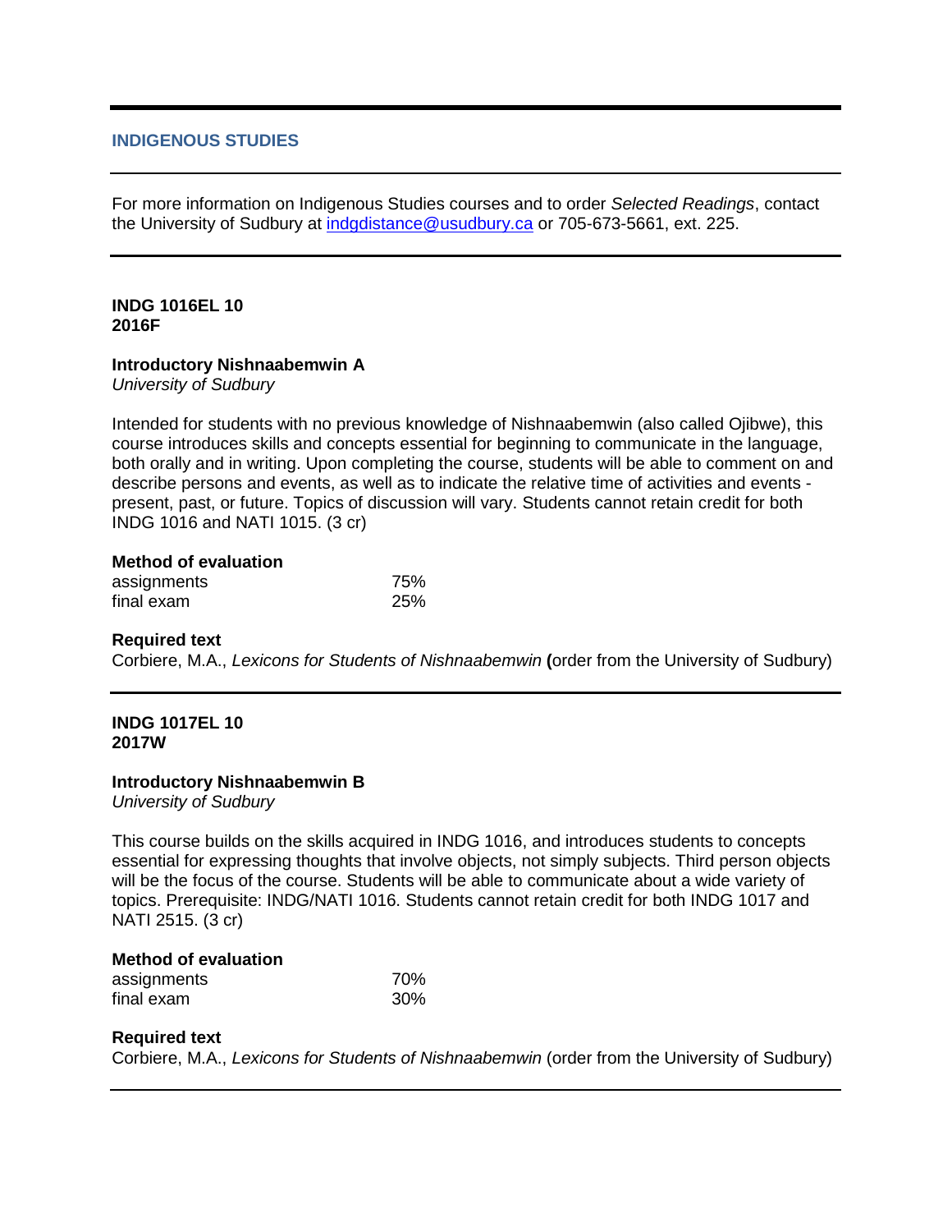## INDIGENOUS STUDIES

For more information on Indigenous Studies courses and to order *Selected Readings*, contact the University of Sudbury at indgdistance@usudbury.ca or 705-673-5661, ext. 225.

---

**INDG 1016EL 10**
**2016F**

### Introductory Nishnaabemwin A

*University of Sudbury*

Intended for students with no previous knowledge of Nishnaabemwin (also called Ojibwe), this course introduces skills and concepts essential for beginning to communicate in the language, both orally and in writing. Upon completing the course, students will be able to comment on and describe persons and events, as well as to indicate the relative time of activities and events - present, past, or future. Topics of discussion will vary. Students cannot retain credit for both INDG 1016 and NATI 1015. (3 cr)

**Method of evaluation**

| | |
|---|---|
| assignments | 75% |
| final exam | 25% |

**Required text**

Corbiere, M.A., *Lexicons for Students of Nishnaabemwin* **(**order from the University of Sudbury)

---

**INDG 1017EL 10**
**2017W**

### Introductory Nishnaabemwin B

*University of Sudbury*

This course builds on the skills acquired in INDG 1016, and introduces students to concepts essential for expressing thoughts that involve objects, not simply subjects. Third person objects will be the focus of the course. Students will be able to communicate about a wide variety of topics. Prerequisite: INDG/NATI 1016. Students cannot retain credit for both INDG 1017 and NATI 2515. (3 cr)

**Method of evaluation**

| | |
|---|---|
| assignments | 70% |
| final exam | 30% |

**Required text**

Corbiere, M.A., *Lexicons for Students of Nishnaabemwin* (order from the University of Sudbury)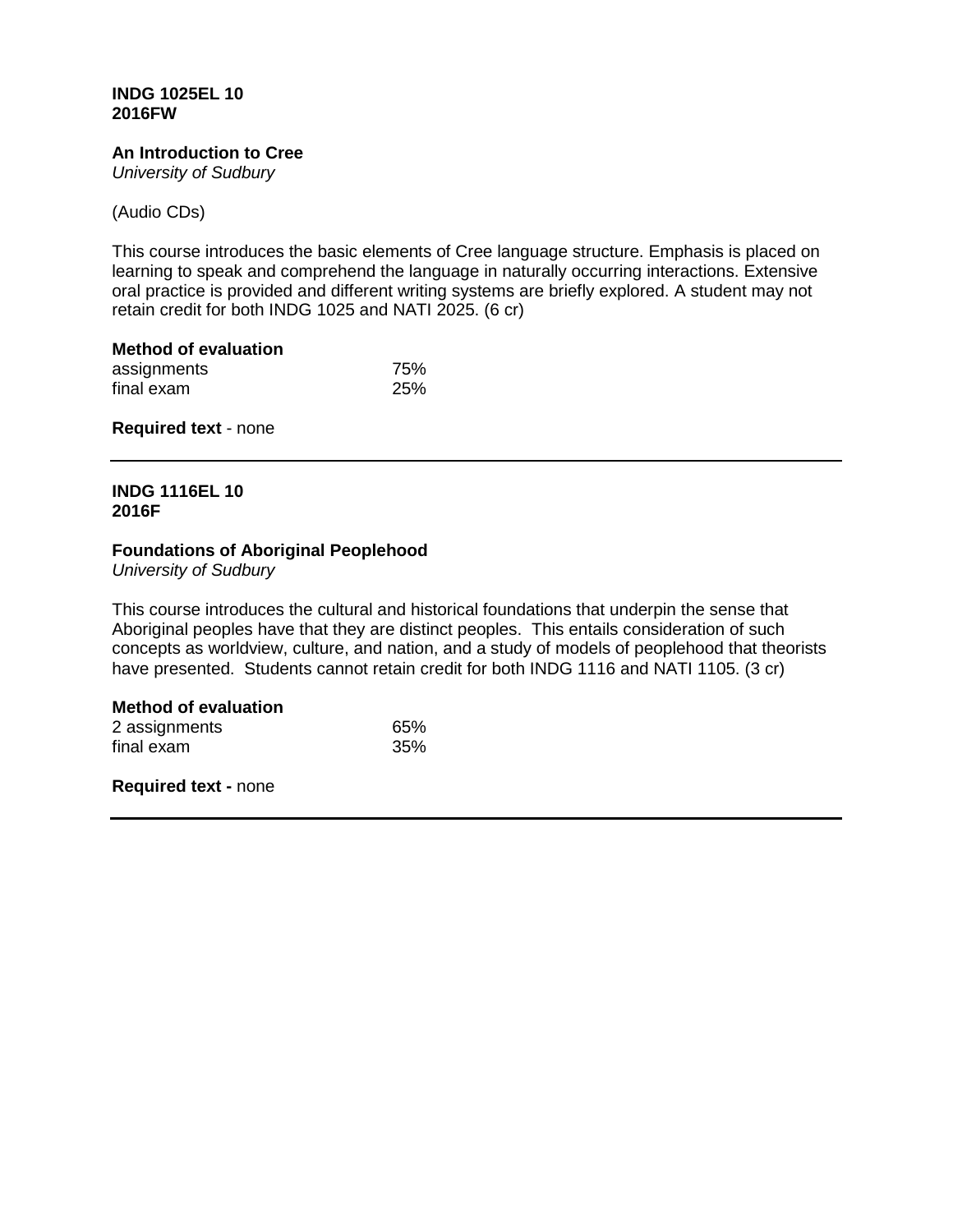**INDG 1025EL 10**
**2016FW**

**An Introduction to Cree**
*University of Sudbury*

(Audio CDs)

This course introduces the basic elements of Cree language structure. Emphasis is placed on learning to speak and comprehend the language in naturally occurring interactions. Extensive oral practice is provided and different writing systems are briefly explored. A student may not retain credit for both INDG 1025 and NATI 2025. (6 cr)

**Method of evaluation**

| | |
|---|---|
| assignments | 75% |
| final exam | 25% |

**Required text** - none

---

**INDG 1116EL 10**
**2016F**

**Foundations of Aboriginal Peoplehood**
*University of Sudbury*

This course introduces the cultural and historical foundations that underpin the sense that Aboriginal peoples have that they are distinct peoples. This entails consideration of such concepts as worldview, culture, and nation, and a study of models of peoplehood that theorists have presented. Students cannot retain credit for both INDG 1116 and NATI 1105. (3 cr)

**Method of evaluation**

| | |
|---|---|
| 2 assignments | 65% |
| final exam | 35% |

**Required text -** none

---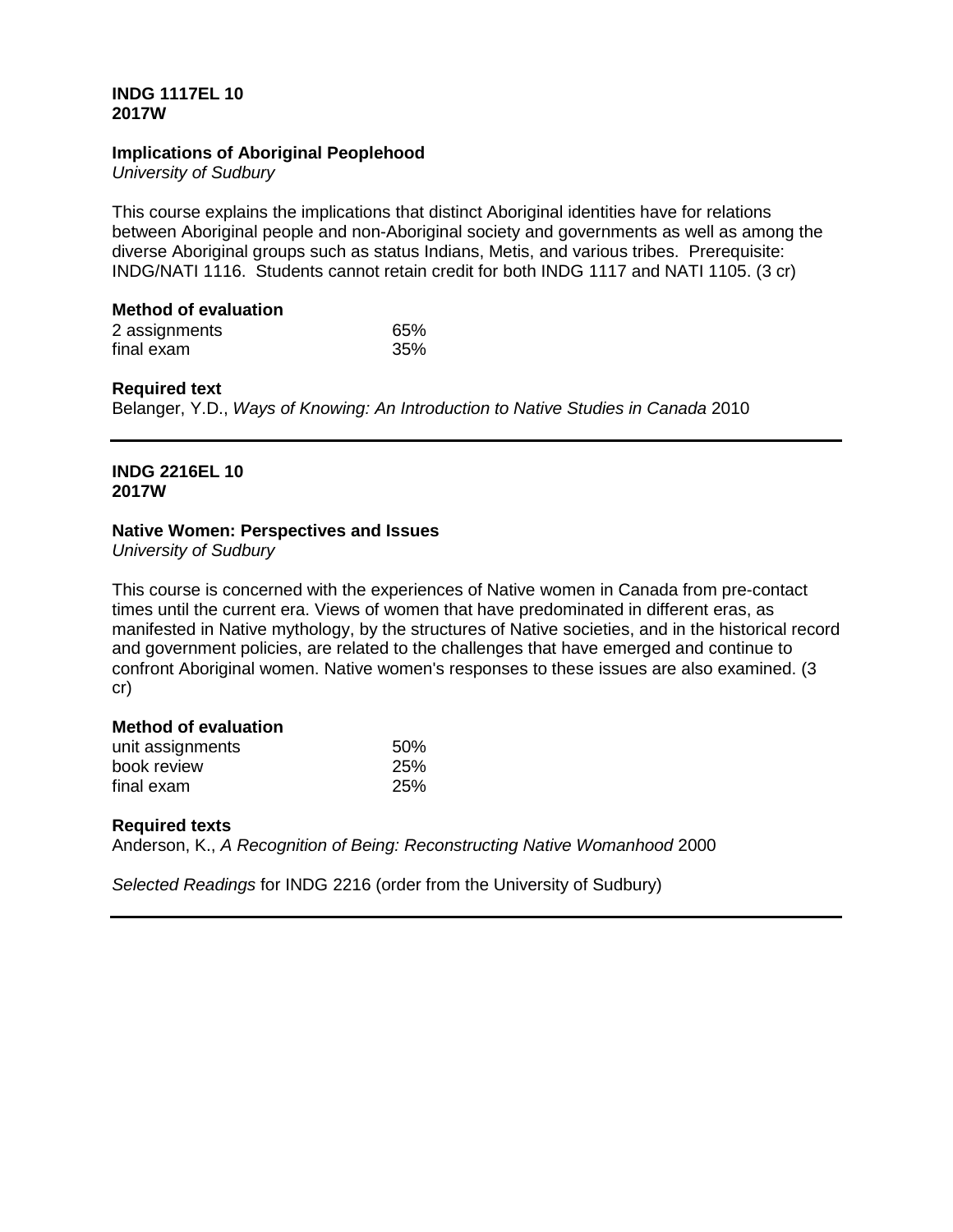**INDG 1117EL 10**
**2017W**

**Implications of Aboriginal Peoplehood**
*University of Sudbury*

This course explains the implications that distinct Aboriginal identities have for relations between Aboriginal people and non-Aboriginal society and governments as well as among the diverse Aboriginal groups such as status Indians, Metis, and various tribes. Prerequisite: INDG/NATI 1116. Students cannot retain credit for both INDG 1117 and NATI 1105. (3 cr)

**Method of evaluation**

| | |
|---|---|
| 2 assignments | 65% |
| final exam | 35% |

**Required text**
Belanger, Y.D., *Ways of Knowing: An Introduction to Native Studies in Canada* 2010

---

**INDG 2216EL 10**
**2017W**

**Native Women: Perspectives and Issues**
*University of Sudbury*

This course is concerned with the experiences of Native women in Canada from pre-contact times until the current era. Views of women that have predominated in different eras, as manifested in Native mythology, by the structures of Native societies, and in the historical record and government policies, are related to the challenges that have emerged and continue to confront Aboriginal women. Native women's responses to these issues are also examined. (3 cr)

**Method of evaluation**

| | |
|---|---|
| unit assignments | 50% |
| book review | 25% |
| final exam | 25% |

**Required texts**
Anderson, K., *A Recognition of Being: Reconstructing Native Womanhood* 2000

*Selected Readings* for INDG 2216 (order from the University of Sudbury)

---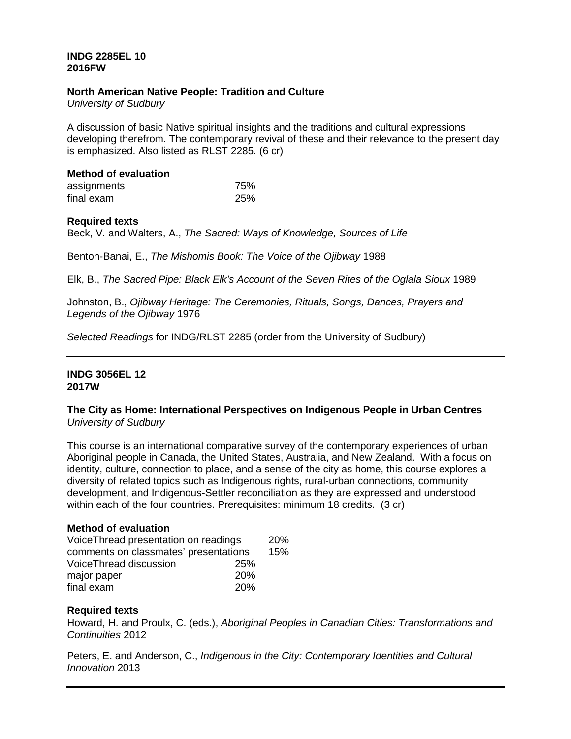**INDG 2285EL 10**
**2016FW**

**North American Native People: Tradition and Culture**
*University of Sudbury*

A discussion of basic Native spiritual insights and the traditions and cultural expressions developing therefrom. The contemporary revival of these and their relevance to the present day is emphasized. Also listed as RLST 2285. (6 cr)

**Method of evaluation**

| | |
|---|---|
| assignments | 75% |
| final exam | 25% |

**Required texts**

Beck, V. and Walters, A., *The Sacred: Ways of Knowledge, Sources of Life*

Benton-Banai, E., *The Mishomis Book: The Voice of the Ojibway* 1988

Elk, B., *The Sacred Pipe: Black Elk's Account of the Seven Rites of the Oglala Sioux* 1989

Johnston, B., *Ojibway Heritage: The Ceremonies, Rituals, Songs, Dances, Prayers and Legends of the Ojibway* 1976

*Selected Readings* for INDG/RLST 2285 (order from the University of Sudbury)

---

**INDG 3056EL 12**
**2017W**

**The City as Home: International Perspectives on Indigenous People in Urban Centres**
*University of Sudbury*

This course is an international comparative survey of the contemporary experiences of urban Aboriginal people in Canada, the United States, Australia, and New Zealand. With a focus on identity, culture, connection to place, and a sense of the city as home, this course explores a diversity of related topics such as Indigenous rights, rural-urban connections, community development, and Indigenous-Settler reconciliation as they are expressed and understood within each of the four countries. Prerequisites: minimum 18 credits. (3 cr)

**Method of evaluation**

| | |
|---|---|
| VoiceThread presentation on readings | 20% |
| comments on classmates' presentations | 15% |
| VoiceThread discussion | 25% |
| major paper | 20% |
| final exam | 20% |

**Required texts**

Howard, H. and Proulx, C. (eds.), *Aboriginal Peoples in Canadian Cities: Transformations and Continuities* 2012

Peters, E. and Anderson, C., *Indigenous in the City: Contemporary Identities and Cultural Innovation* 2013

---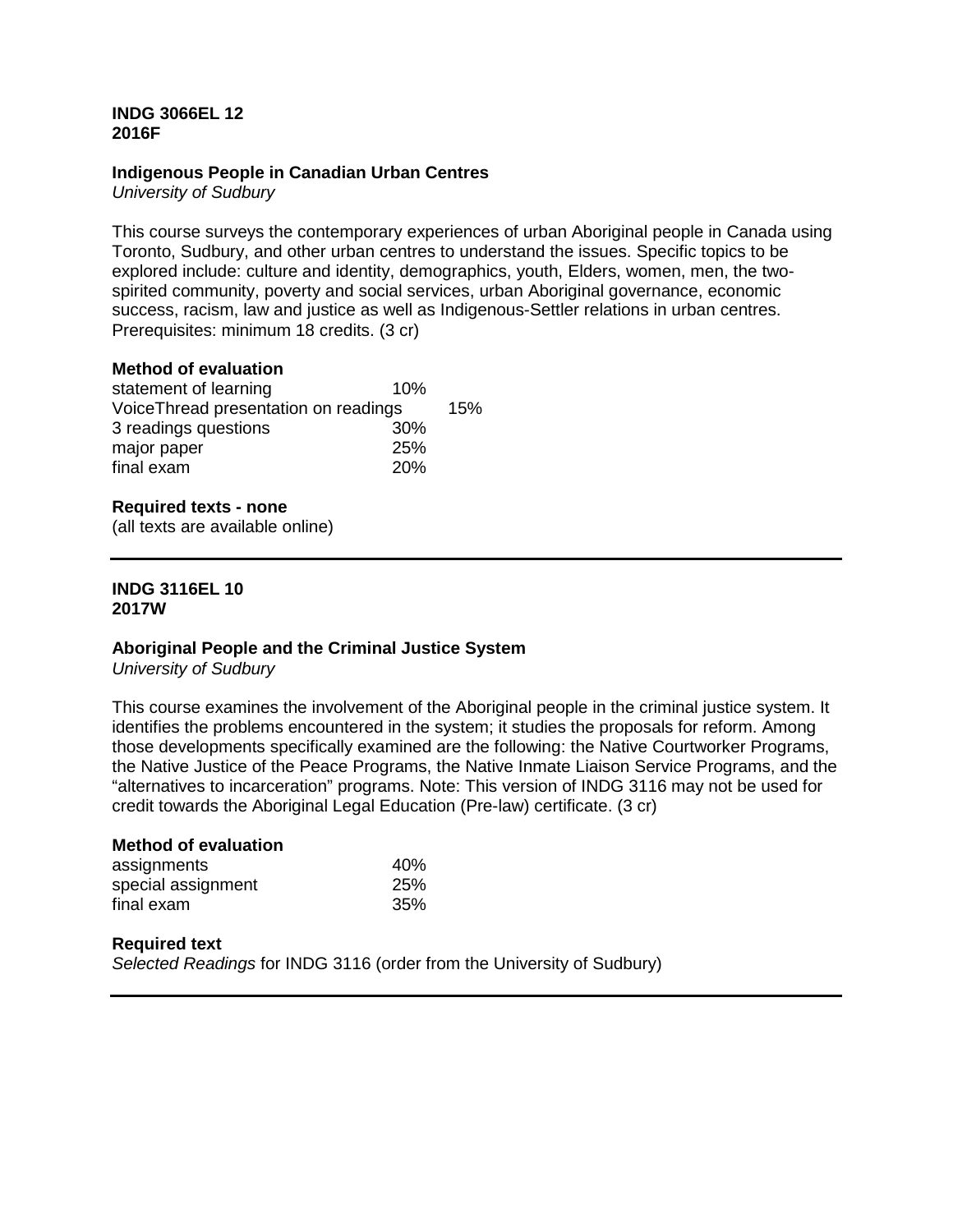**INDG 3066EL 12**
**2016F**

**Indigenous People in Canadian Urban Centres**
*University of Sudbury*

This course surveys the contemporary experiences of urban Aboriginal people in Canada using Toronto, Sudbury, and other urban centres to understand the issues. Specific topics to be explored include: culture and identity, demographics, youth, Elders, women, men, the two-spirited community, poverty and social services, urban Aboriginal governance, economic success, racism, law and justice as well as Indigenous-Settler relations in urban centres. Prerequisites: minimum 18 credits. (3 cr)

**Method of evaluation**

| | |
|---|---|
| statement of learning | 10% |
| VoiceThread presentation on readings | 15% |
| 3 readings questions | 30% |
| major paper | 25% |
| final exam | 20% |

**Required texts - none**
(all texts are available online)

---

**INDG 3116EL 10**
**2017W**

**Aboriginal People and the Criminal Justice System**
*University of Sudbury*

This course examines the involvement of the Aboriginal people in the criminal justice system. It identifies the problems encountered in the system; it studies the proposals for reform. Among those developments specifically examined are the following: the Native Courtworker Programs, the Native Justice of the Peace Programs, the Native Inmate Liaison Service Programs, and the "alternatives to incarceration" programs. Note: This version of INDG 3116 may not be used for credit towards the Aboriginal Legal Education (Pre-law) certificate. (3 cr)

**Method of evaluation**

| | |
|---|---|
| assignments | 40% |
| special assignment | 25% |
| final exam | 35% |

**Required text**
*Selected Readings* for INDG 3116 (order from the University of Sudbury)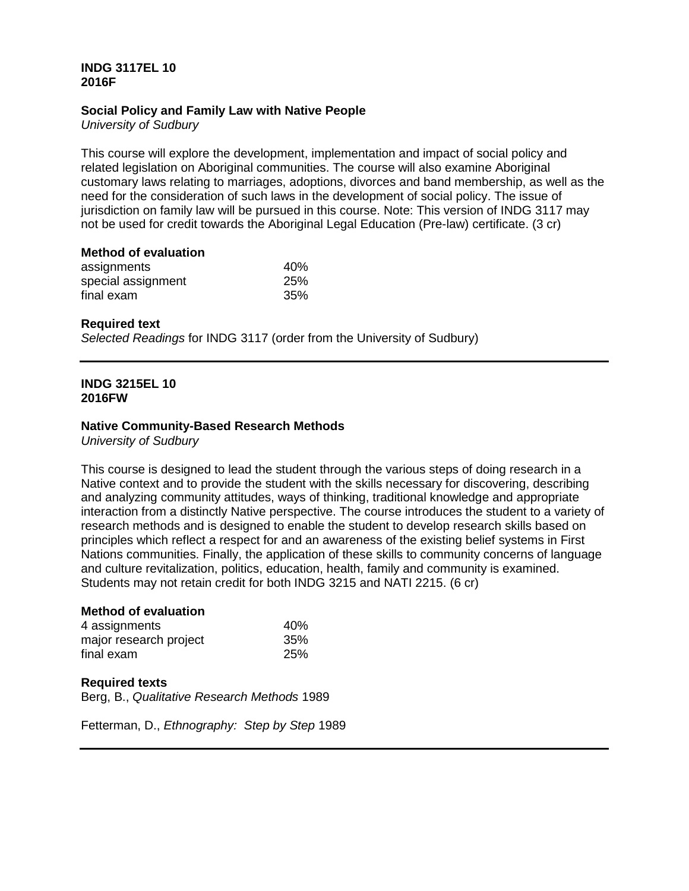**INDG 3117EL 10**
**2016F**

**Social Policy and Family Law with Native People**
*University of Sudbury*

This course will explore the development, implementation and impact of social policy and related legislation on Aboriginal communities. The course will also examine Aboriginal customary laws relating to marriages, adoptions, divorces and band membership, as well as the need for the consideration of such laws in the development of social policy. The issue of jurisdiction on family law will be pursued in this course. Note: This version of INDG 3117 may not be used for credit towards the Aboriginal Legal Education (Pre-law) certificate. (3 cr)

**Method of evaluation**

| | |
|---|---|
| assignments | 40% |
| special assignment | 25% |
| final exam | 35% |

**Required text**
*Selected Readings* for INDG 3117 (order from the University of Sudbury)

---

**INDG 3215EL 10**
**2016FW**

**Native Community-Based Research Methods**
*University of Sudbury*

This course is designed to lead the student through the various steps of doing research in a Native context and to provide the student with the skills necessary for discovering, describing and analyzing community attitudes, ways of thinking, traditional knowledge and appropriate interaction from a distinctly Native perspective. The course introduces the student to a variety of research methods and is designed to enable the student to develop research skills based on principles which reflect a respect for and an awareness of the existing belief systems in First Nations communities. Finally, the application of these skills to community concerns of language and culture revitalization, politics, education, health, family and community is examined. Students may not retain credit for both INDG 3215 and NATI 2215. (6 cr)

**Method of evaluation**

| | |
|---|---|
| 4 assignments | 40% |
| major research project | 35% |
| final exam | 25% |

**Required texts**
Berg, B., *Qualitative Research Methods* 1989

Fetterman, D., *Ethnography: Step by Step* 1989

---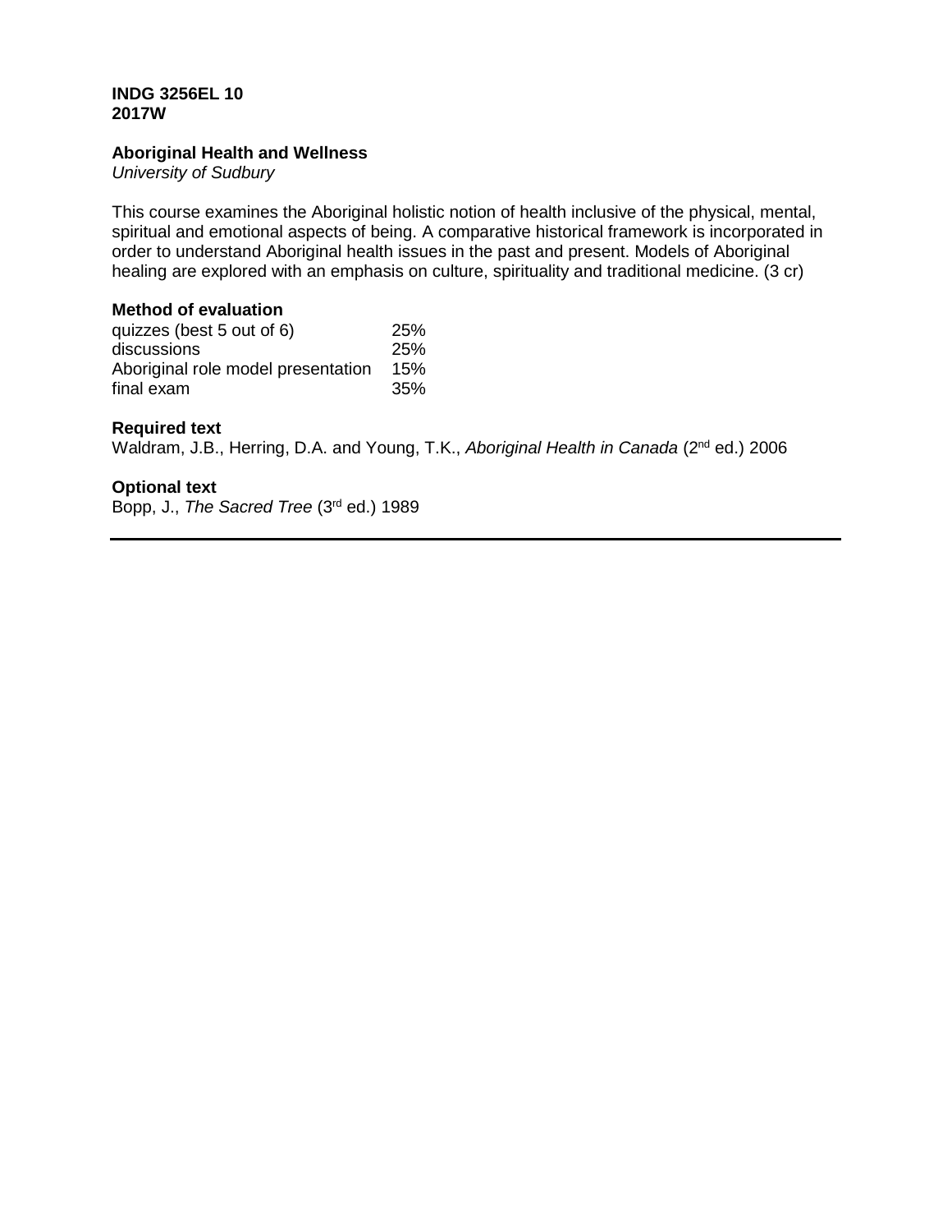**INDG 3256EL 10**
**2017W**

**Aboriginal Health and Wellness**
*University of Sudbury*

This course examines the Aboriginal holistic notion of health inclusive of the physical, mental, spiritual and emotional aspects of being. A comparative historical framework is incorporated in order to understand Aboriginal health issues in the past and present. Models of Aboriginal healing are explored with an emphasis on culture, spirituality and traditional medicine. (3 cr)

**Method of evaluation**

| | |
|---|---|
| quizzes (best 5 out of 6) | 25% |
| discussions | 25% |
| Aboriginal role model presentation | 15% |
| final exam | 35% |

**Required text**
Waldram, J.B., Herring, D.A. and Young, T.K., *Aboriginal Health in Canada* (2nd ed.) 2006

**Optional text**
Bopp, J., *The Sacred Tree* (3rd ed.) 1989

---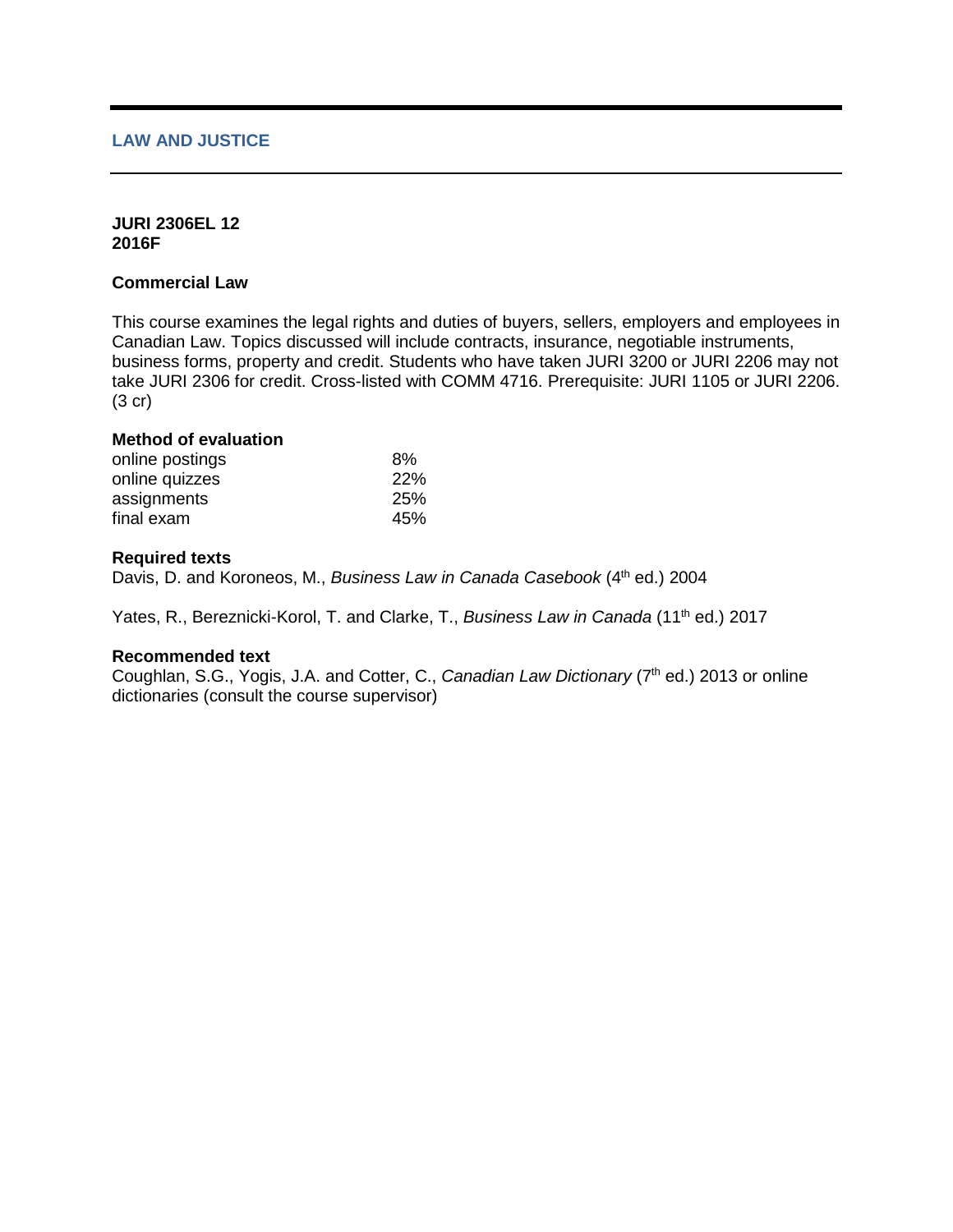## LAW AND JUSTICE

**JURI 2306EL 12**
**2016F**

### Commercial Law

This course examines the legal rights and duties of buyers, sellers, employers and employees in Canadian Law. Topics discussed will include contracts, insurance, negotiable instruments, business forms, property and credit. Students who have taken JURI 3200 or JURI 2206 may not take JURI 2306 for credit. Cross-listed with COMM 4716. Prerequisite: JURI 1105 or JURI 2206. (3 cr)

**Method of evaluation**

| | |
|---|---|
| online postings | 8% |
| online quizzes | 22% |
| assignments | 25% |
| final exam | 45% |

**Required texts**

Davis, D. and Koroneos, M., *Business Law in Canada Casebook* (4th ed.) 2004

Yates, R., Bereznicki-Korol, T. and Clarke, T., *Business Law in Canada* (11th ed.) 2017

**Recommended text**

Coughlan, S.G., Yogis, J.A. and Cotter, C., *Canadian Law Dictionary* (7th ed.) 2013 or online dictionaries (consult the course supervisor)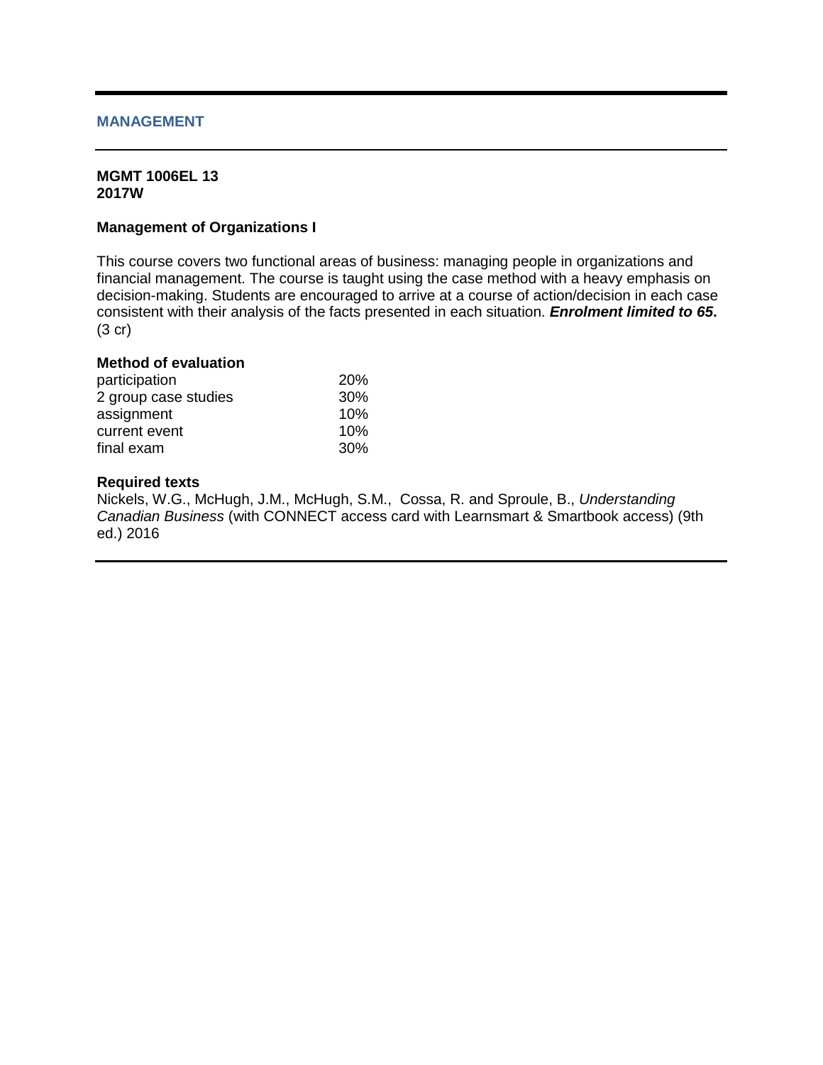## MANAGEMENT

**MGMT 1006EL 13**
**2017W**

### Management of Organizations I

This course covers two functional areas of business: managing people in organizations and financial management. The course is taught using the case method with a heavy emphasis on decision-making. Students are encouraged to arrive at a course of action/decision in each case consistent with their analysis of the facts presented in each situation. ***Enrolment limited to 65*****.** (3 cr)

**Method of evaluation**

| | |
|---|---|
| participation | 20% |
| 2 group case studies | 30% |
| assignment | 10% |
| current event | 10% |
| final exam | 30% |

**Required texts**

Nickels, W.G., McHugh, J.M., McHugh, S.M., Cossa, R. and Sproule, B., *Understanding Canadian Business* (with CONNECT access card with Learnsmart & Smartbook access) (9th ed.) 2016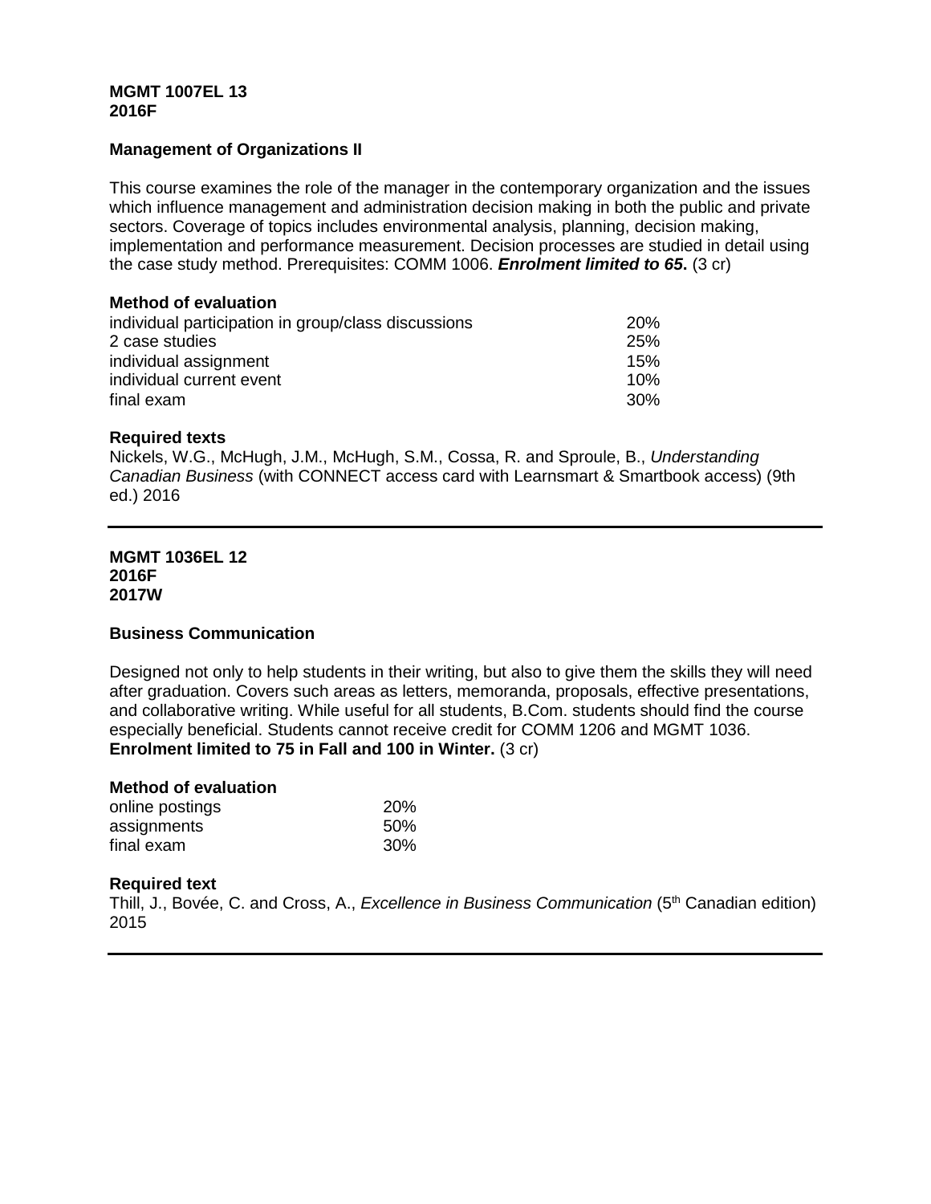**MGMT 1007EL 13**
**2016F**

**Management of Organizations II**

This course examines the role of the manager in the contemporary organization and the issues which influence management and administration decision making in both the public and private sectors. Coverage of topics includes environmental analysis, planning, decision making, implementation and performance measurement. Decision processes are studied in detail using the case study method. Prerequisites: COMM 1006. ***Enrolment limited to 65.*** (3 cr)

**Method of evaluation**

| | |
|---|---|
| individual participation in group/class discussions | 20% |
| 2 case studies | 25% |
| individual assignment | 15% |
| individual current event | 10% |
| final exam | 30% |

**Required texts**

Nickels, W.G., McHugh, J.M., McHugh, S.M., Cossa, R. and Sproule, B., *Understanding Canadian Business* (with CONNECT access card with Learnsmart & Smartbook access) (9th ed.) 2016

---

**MGMT 1036EL 12**
**2016F**
**2017W**

**Business Communication**

Designed not only to help students in their writing, but also to give them the skills they will need after graduation. Covers such areas as letters, memoranda, proposals, effective presentations, and collaborative writing. While useful for all students, B.Com. students should find the course especially beneficial. Students cannot receive credit for COMM 1206 and MGMT 1036. **Enrolment limited to 75 in Fall and 100 in Winter.** (3 cr)

**Method of evaluation**

| | |
|---|---|
| online postings | 20% |
| assignments | 50% |
| final exam | 30% |

**Required text**

Thill, J., Bovée, C. and Cross, A., *Excellence in Business Communication* (5th Canadian edition) 2015

---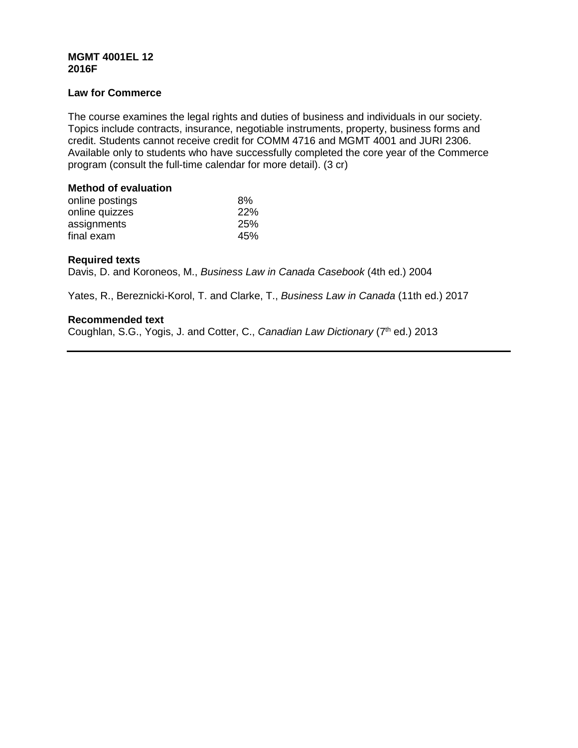**MGMT 4001EL 12**
**2016F**

**Law for Commerce**

The course examines the legal rights and duties of business and individuals in our society. Topics include contracts, insurance, negotiable instruments, property, business forms and credit. Students cannot receive credit for COMM 4716 and MGMT 4001 and JURI 2306. Available only to students who have successfully completed the core year of the Commerce program (consult the full-time calendar for more detail). (3 cr)

**Method of evaluation**

| | |
|---|---|
| online postings | 8% |
| online quizzes | 22% |
| assignments | 25% |
| final exam | 45% |

**Required texts**

Davis, D. and Koroneos, M., *Business Law in Canada Casebook* (4th ed.) 2004

Yates, R., Bereznicki-Korol, T. and Clarke, T., *Business Law in Canada* (11th ed.) 2017

**Recommended text**

Coughlan, S.G., Yogis, J. and Cotter, C., *Canadian Law Dictionary* (7th ed.) 2013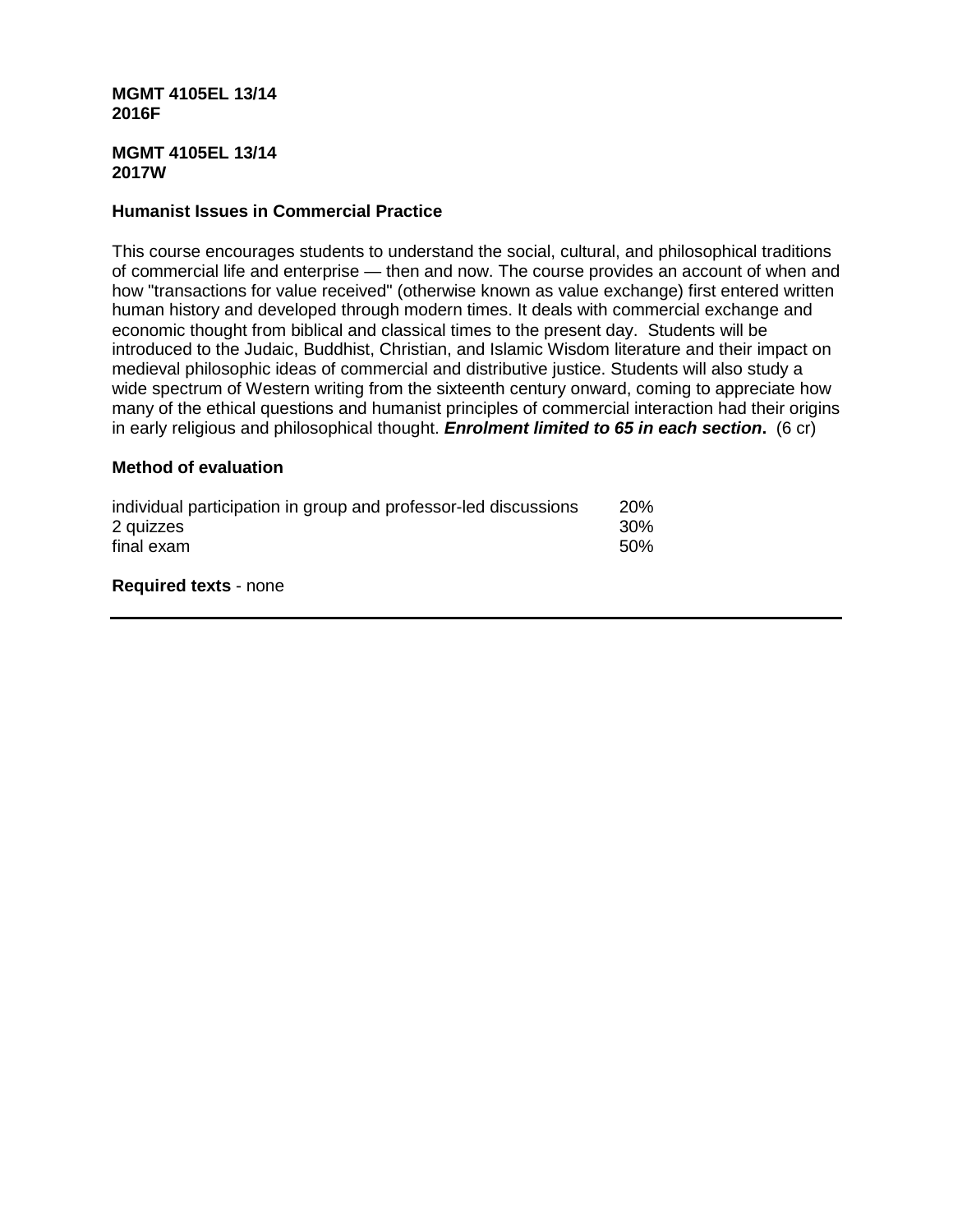**MGMT 4105EL 13/14**
**2016F**

**MGMT 4105EL 13/14**
**2017W**

### Humanist Issues in Commercial Practice

This course encourages students to understand the social, cultural, and philosophical traditions of commercial life and enterprise — then and now. The course provides an account of when and how "transactions for value received" (otherwise known as value exchange) first entered written human history and developed through modern times. It deals with commercial exchange and economic thought from biblical and classical times to the present day. Students will be introduced to the Judaic, Buddhist, Christian, and Islamic Wisdom literature and their impact on medieval philosophic ideas of commercial and distributive justice. Students will also study a wide spectrum of Western writing from the sixteenth century onward, coming to appreciate how many of the ethical questions and humanist principles of commercial interaction had their origins in early religious and philosophical thought. ***Enrolment limited to 65 in each section*.** (6 cr)

### Method of evaluation

| | |
|---|---|
| individual participation in group and professor-led discussions | 20% |
| 2 quizzes | 30% |
| final exam | 50% |

**Required texts** - none

---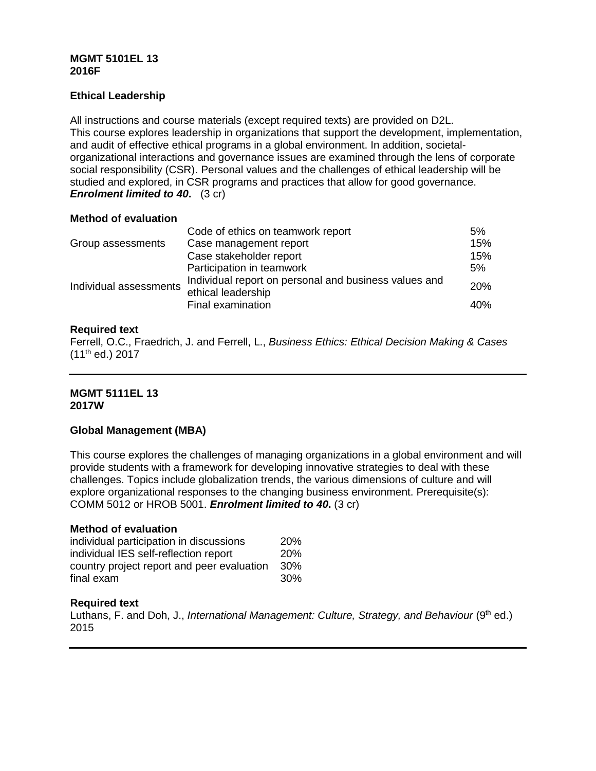**MGMT 5101EL 13**
**2016F**

**Ethical Leadership**

All instructions and course materials (except required texts) are provided on D2L.
This course explores leadership in organizations that support the development, implementation, and audit of effective ethical programs in a global environment. In addition, societal-organizational interactions and governance issues are examined through the lens of corporate social responsibility (CSR). Personal values and the challenges of ethical leadership will be studied and explored, in CSR programs and practices that allow for good governance.
***Enrolment limited to 40*.** (3 cr)

**Method of evaluation**

| | | |
|---|---|---|
| Group assessments | Code of ethics on teamwork report | 5% |
| | Case management report | 15% |
| | Case stakeholder report | 15% |
| Individual assessments | Participation in teamwork | 5% |
| | Individual report on personal and business values and ethical leadership | 20% |
| | Final examination | 40% |

**Required text**
Ferrell, O.C., Fraedrich, J. and Ferrell, L., *Business Ethics: Ethical Decision Making & Cases* (11th ed.) 2017

---

**MGMT 5111EL 13**
**2017W**

**Global Management (MBA)**

This course explores the challenges of managing organizations in a global environment and will provide students with a framework for developing innovative strategies to deal with these challenges. Topics include globalization trends, the various dimensions of culture and will explore organizational responses to the changing business environment. Prerequisite(s): COMM 5012 or HROB 5001. ***Enrolment limited to 40*.** (3 cr)

**Method of evaluation**

| | |
|---|---|
| individual participation in discussions | 20% |
| individual IES self-reflection report | 20% |
| country project report and peer evaluation | 30% |
| final exam | 30% |

**Required text**
Luthans, F. and Doh, J., *International Management: Culture, Strategy, and Behaviour* (9th ed.) 2015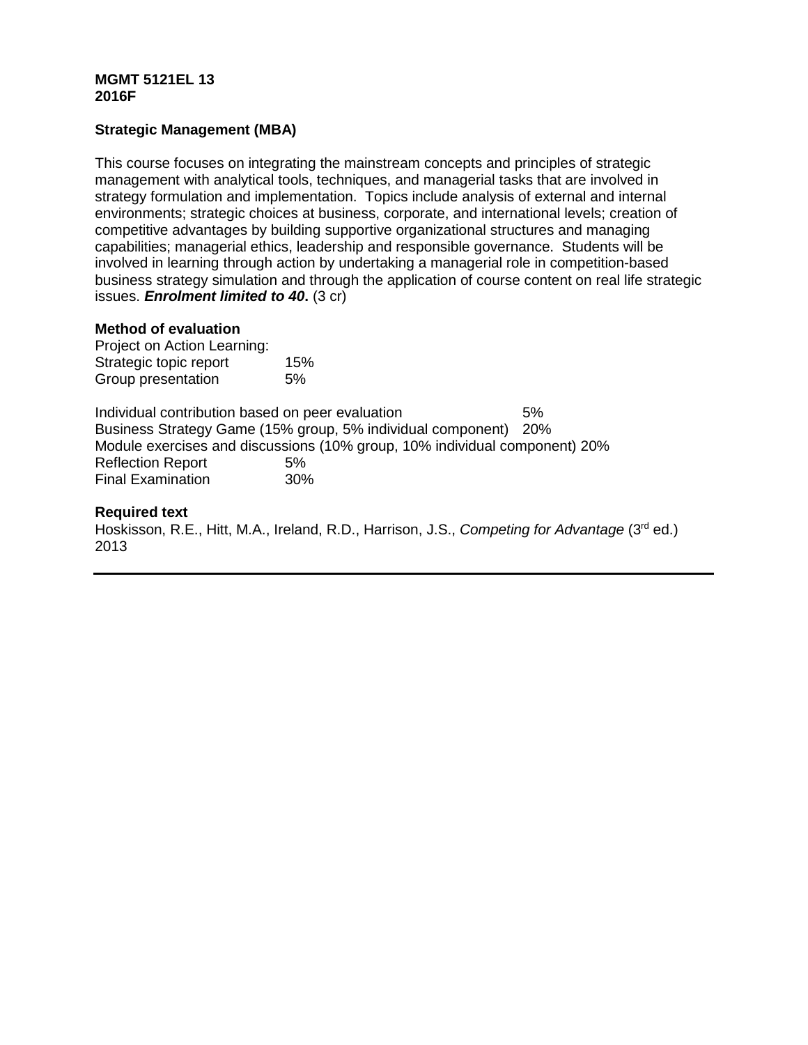**MGMT 5121EL 13**
**2016F**

**Strategic Management (MBA)**

This course focuses on integrating the mainstream concepts and principles of strategic management with analytical tools, techniques, and managerial tasks that are involved in strategy formulation and implementation. Topics include analysis of external and internal environments; strategic choices at business, corporate, and international levels; creation of competitive advantages by building supportive organizational structures and managing capabilities; managerial ethics, leadership and responsible governance. Students will be involved in learning through action by undertaking a managerial role in competition-based business strategy simulation and through the application of course content on real life strategic issues. ***Enrolment limited to 40*****.** (3 cr)

**Method of evaluation**

Project on Action Learning:
Strategic topic report 15%
Group presentation 5%

Individual contribution based on peer evaluation 5%
Business Strategy Game (15% group, 5% individual component) 20%
Module exercises and discussions (10% group, 10% individual component) 20%
Reflection Report 5%
Final Examination 30%

**Required text**

Hoskisson, R.E., Hitt, M.A., Ireland, R.D., Harrison, J.S., *Competing for Advantage* (3rd ed.) 2013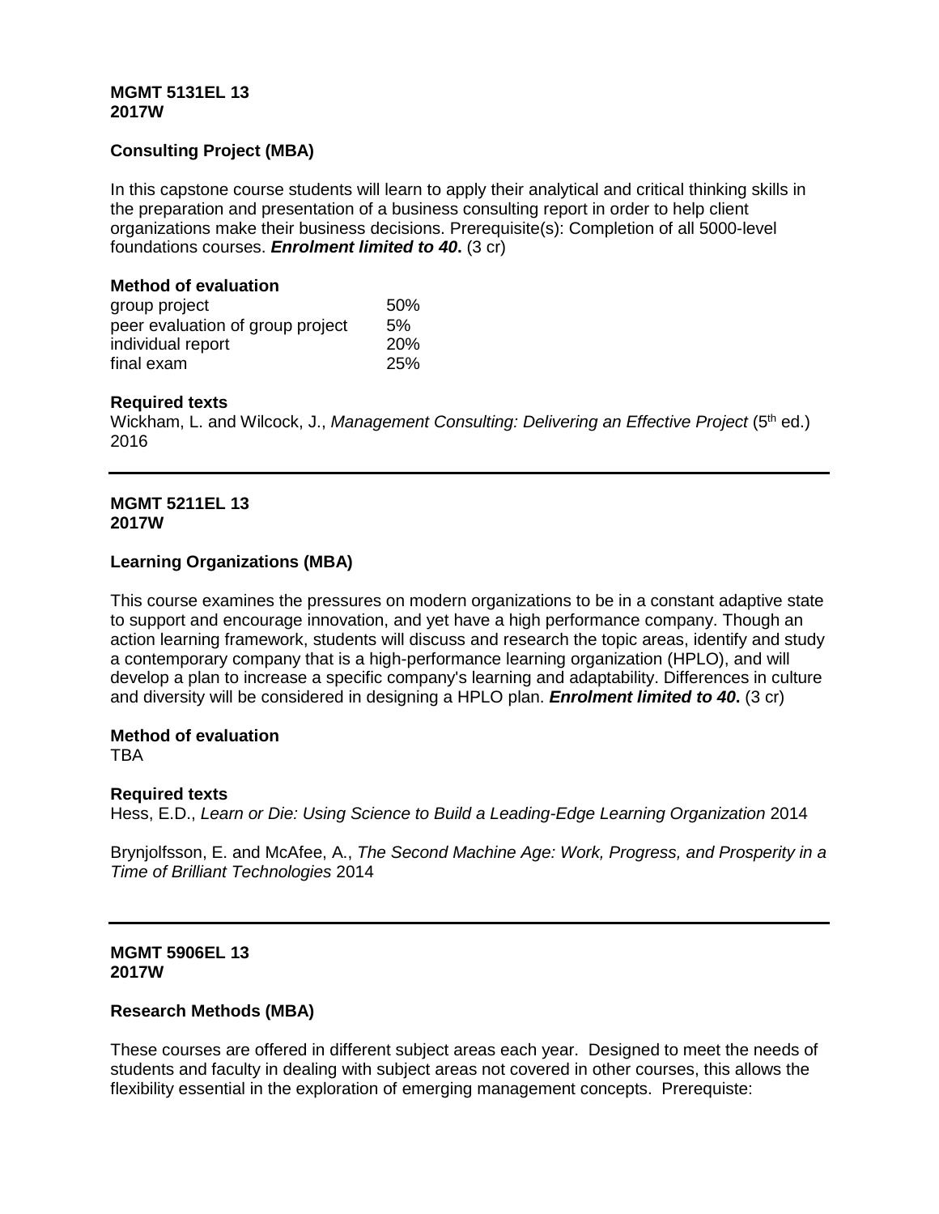**MGMT 5131EL 13**
**2017W**

### Consulting Project (MBA)

In this capstone course students will learn to apply their analytical and critical thinking skills in the preparation and presentation of a business consulting report in order to help client organizations make their business decisions. Prerequisite(s): Completion of all 5000-level foundations courses. ***Enrolment limited to 40*****.** (3 cr)

**Method of evaluation**

| | |
|---|---|
| group project | 50% |
| peer evaluation of group project | 5% |
| individual report | 20% |
| final exam | 25% |

**Required texts**

Wickham, L. and Wilcock, J., *Management Consulting: Delivering an Effective Project* (5th ed.) 2016

---

**MGMT 5211EL 13**
**2017W**

### Learning Organizations (MBA)

This course examines the pressures on modern organizations to be in a constant adaptive state to support and encourage innovation, and yet have a high performance company. Though an action learning framework, students will discuss and research the topic areas, identify and study a contemporary company that is a high-performance learning organization (HPLO), and will develop a plan to increase a specific company's learning and adaptability. Differences in culture and diversity will be considered in designing a HPLO plan. ***Enrolment limited to 40*****.** (3 cr)

**Method of evaluation**

TBA

**Required texts**

Hess, E.D., *Learn or Die: Using Science to Build a Leading-Edge Learning Organization* 2014

Brynjolfsson, E. and McAfee, A., *The Second Machine Age: Work, Progress, and Prosperity in a Time of Brilliant Technologies* 2014

---

**MGMT 5906EL 13**
**2017W**

### Research Methods (MBA)

These courses are offered in different subject areas each year. Designed to meet the needs of students and faculty in dealing with subject areas not covered in other courses, this allows the flexibility essential in the exploration of emerging management concepts. Prerequiste: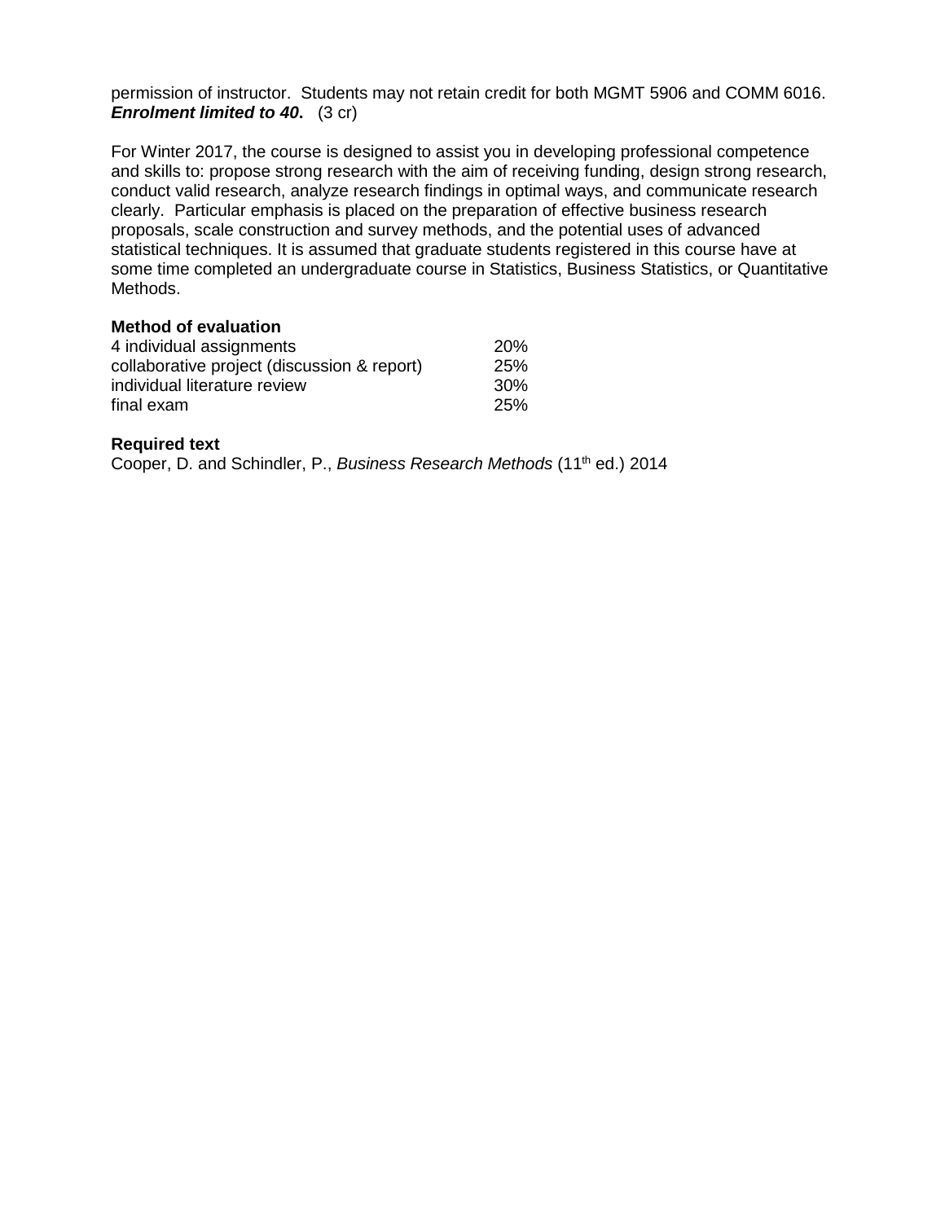permission of instructor. Students may not retain credit for both MGMT 5906 and COMM 6016. ***Enrolment limited to 40*.** (3 cr)

For Winter 2017, the course is designed to assist you in developing professional competence and skills to: propose strong research with the aim of receiving funding, design strong research, conduct valid research, analyze research findings in optimal ways, and communicate research clearly. Particular emphasis is placed on the preparation of effective business research proposals, scale construction and survey methods, and the potential uses of advanced statistical techniques. It is assumed that graduate students registered in this course have at some time completed an undergraduate course in Statistics, Business Statistics, or Quantitative Methods.

**Method of evaluation**

| | |
|---|---|
| 4 individual assignments | 20% |
| collaborative project (discussion & report) | 25% |
| individual literature review | 30% |
| final exam | 25% |

**Required text**

Cooper, D. and Schindler, P., *Business Research Methods* (11th ed.) 2014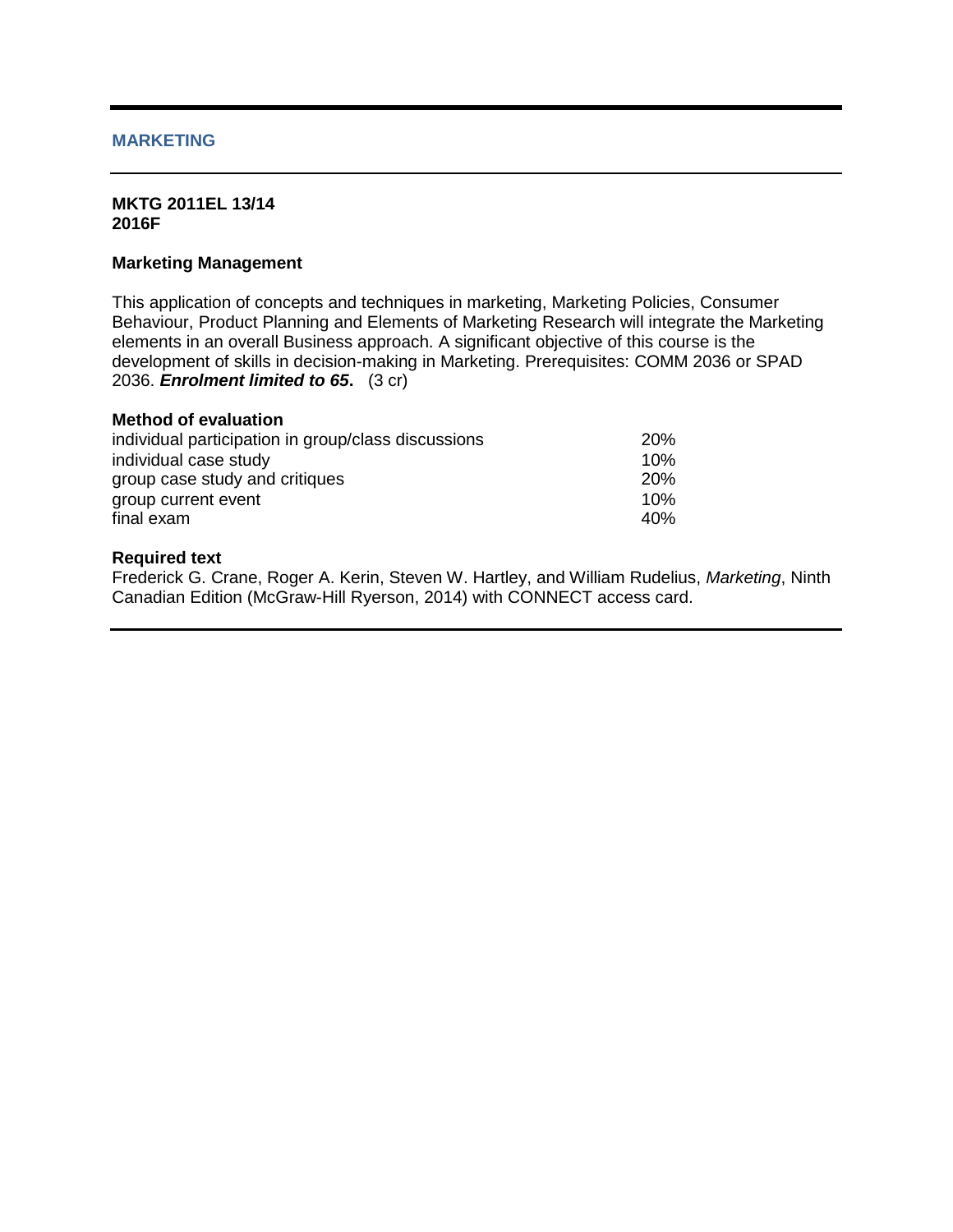## MARKETING

**MKTG 2011EL 13/14**
**2016F**

### Marketing Management

This application of concepts and techniques in marketing, Marketing Policies, Consumer Behaviour, Product Planning and Elements of Marketing Research will integrate the Marketing elements in an overall Business approach. A significant objective of this course is the development of skills in decision-making in Marketing. Prerequisites: COMM 2036 or SPAD 2036. ***Enrolment limited to 65*.** (3 cr)

**Method of evaluation**

| | |
|---|---|
| individual participation in group/class discussions | 20% |
| individual case study | 10% |
| group case study and critiques | 20% |
| group current event | 10% |
| final exam | 40% |

**Required text**

Frederick G. Crane, Roger A. Kerin, Steven W. Hartley, and William Rudelius, *Marketing*, Ninth Canadian Edition (McGraw-Hill Ryerson, 2014) with CONNECT access card.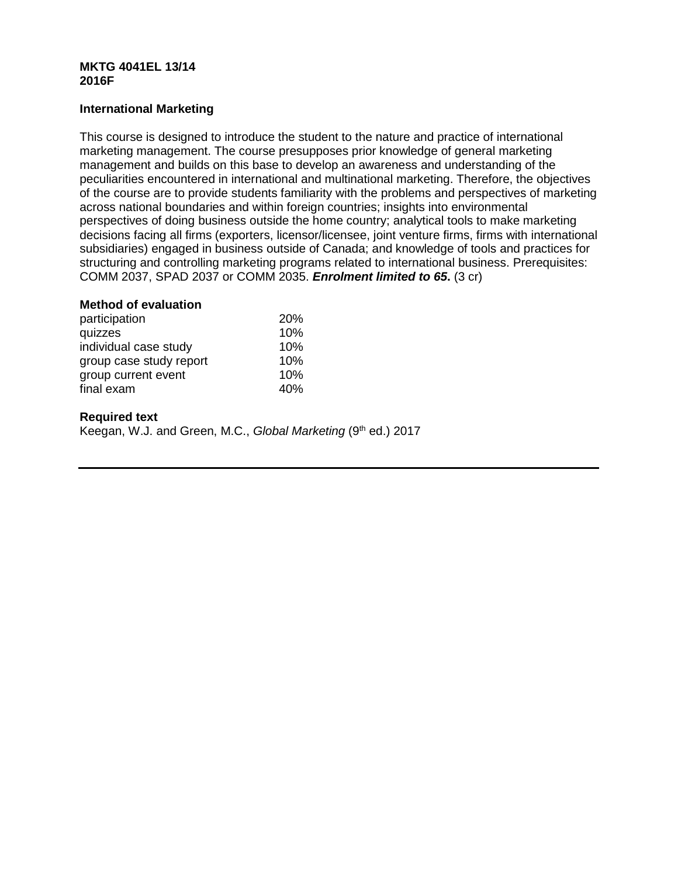**MKTG 4041EL 13/14**
**2016F**

**International Marketing**

This course is designed to introduce the student to the nature and practice of international marketing management. The course presupposes prior knowledge of general marketing management and builds on this base to develop an awareness and understanding of the peculiarities encountered in international and multinational marketing. Therefore, the objectives of the course are to provide students familiarity with the problems and perspectives of marketing across national boundaries and within foreign countries; insights into environmental perspectives of doing business outside the home country; analytical tools to make marketing decisions facing all firms (exporters, licensor/licensee, joint venture firms, firms with international subsidiaries) engaged in business outside of Canada; and knowledge of tools and practices for structuring and controlling marketing programs related to international business. Prerequisites: COMM 2037, SPAD 2037 or COMM 2035. ***Enrolment limited to 65*.** (3 cr)

**Method of evaluation**

| | |
|---|---|
| participation | 20% |
| quizzes | 10% |
| individual case study | 10% |
| group case study report | 10% |
| group current event | 10% |
| final exam | 40% |

**Required text**

Keegan, W.J. and Green, M.C., *Global Marketing* (9th ed.) 2017

---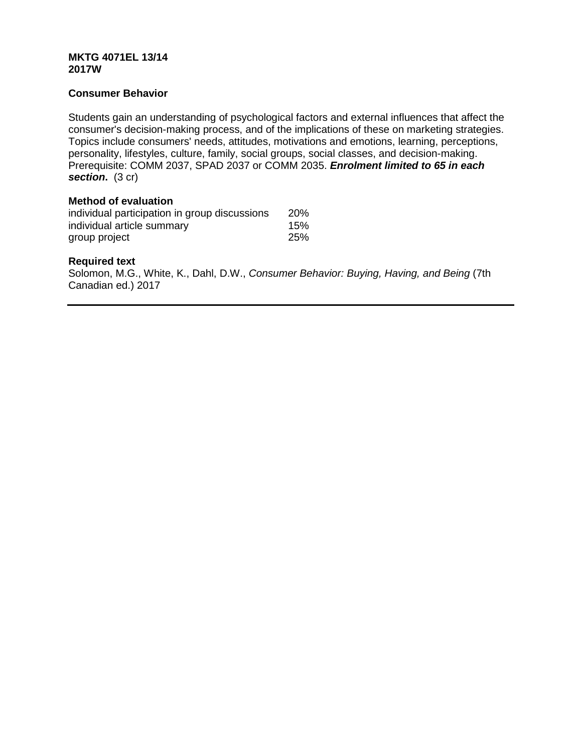**MKTG 4071EL 13/14**
**2017W**

**Consumer Behavior**

Students gain an understanding of psychological factors and external influences that affect the consumer's decision-making process, and of the implications of these on marketing strategies. Topics include consumers' needs, attitudes, motivations and emotions, learning, perceptions, personality, lifestyles, culture, family, social groups, social classes, and decision-making. Prerequisite: COMM 2037, SPAD 2037 or COMM 2035. ***Enrolment limited to 65 in each section*****.** (3 cr)

**Method of evaluation**

| | |
|---|---|
| individual participation in group discussions | 20% |
| individual article summary | 15% |
| group project | 25% |

**Required text**

Solomon, M.G., White, K., Dahl, D.W., *Consumer Behavior: Buying, Having, and Being* (7th Canadian ed.) 2017

---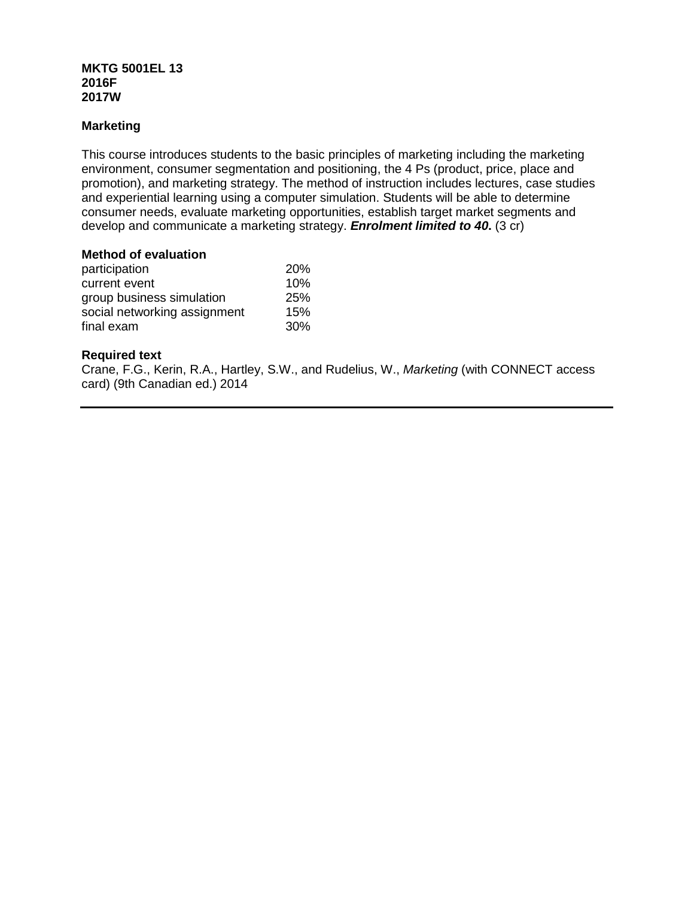**MKTG 5001EL 13**
**2016F**
**2017W**

**Marketing**

This course introduces students to the basic principles of marketing including the marketing environment, consumer segmentation and positioning, the 4 Ps (product, price, place and promotion), and marketing strategy. The method of instruction includes lectures, case studies and experiential learning using a computer simulation. Students will be able to determine consumer needs, evaluate marketing opportunities, establish target market segments and develop and communicate a marketing strategy. ***Enrolment limited to 40***. (3 cr)

**Method of evaluation**

| | |
|---|---|
| participation | 20% |
| current event | 10% |
| group business simulation | 25% |
| social networking assignment | 15% |
| final exam | 30% |

**Required text**

Crane, F.G., Kerin, R.A., Hartley, S.W., and Rudelius, W., *Marketing* (with CONNECT access card) (9th Canadian ed.) 2014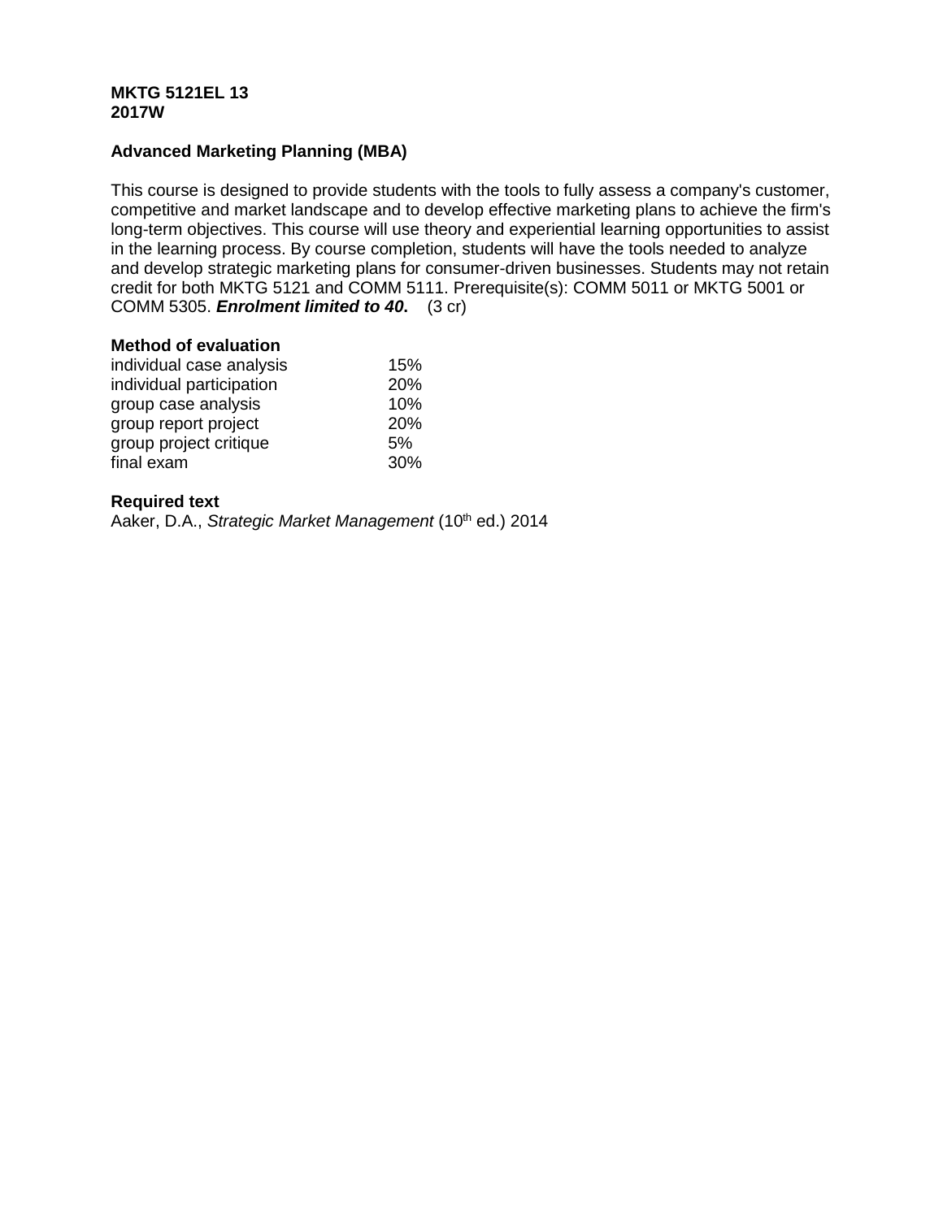**MKTG 5121EL 13**
**2017W**

**Advanced Marketing Planning (MBA)**

This course is designed to provide students with the tools to fully assess a company's customer, competitive and market landscape and to develop effective marketing plans to achieve the firm's long-term objectives. This course will use theory and experiential learning opportunities to assist in the learning process. By course completion, students will have the tools needed to analyze and develop strategic marketing plans for consumer-driven businesses. Students may not retain credit for both MKTG 5121 and COMM 5111. Prerequisite(s): COMM 5011 or MKTG 5001 or COMM 5305. ***Enrolment limited to 40***. (3 cr)

**Method of evaluation**

| | |
|---|---|
| individual case analysis | 15% |
| individual participation | 20% |
| group case analysis | 10% |
| group report project | 20% |
| group project critique | 5% |
| final exam | 30% |

**Required text**

Aaker, D.A., *Strategic Market Management* (10th ed.) 2014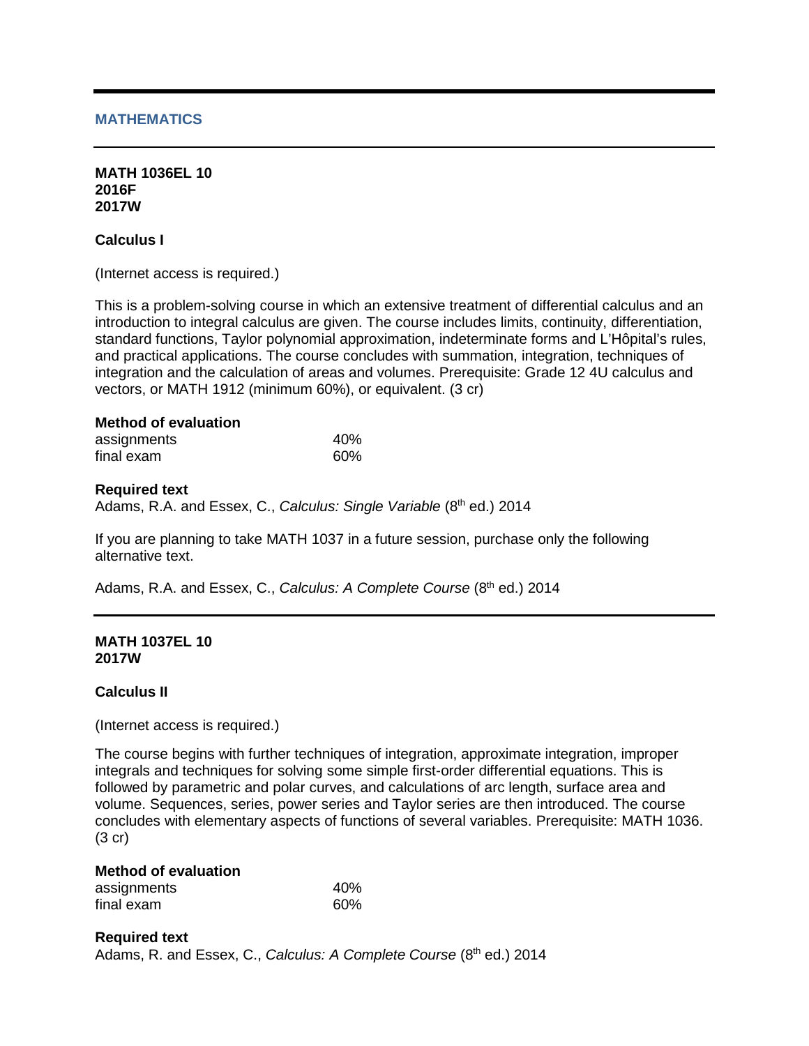## MATHEMATICS

**MATH 1036EL 10**
**2016F**
**2017W**

### Calculus I

(Internet access is required.)

This is a problem-solving course in which an extensive treatment of differential calculus and an introduction to integral calculus are given. The course includes limits, continuity, differentiation, standard functions, Taylor polynomial approximation, indeterminate forms and L'Hôpital's rules, and practical applications. The course concludes with summation, integration, techniques of integration and the calculation of areas and volumes. Prerequisite: Grade 12 4U calculus and vectors, or MATH 1912 (minimum 60%), or equivalent. (3 cr)

**Method of evaluation**

| | |
|---|---|
| assignments | 40% |
| final exam | 60% |

**Required text**
Adams, R.A. and Essex, C., *Calculus: Single Variable* (8th ed.) 2014

If you are planning to take MATH 1037 in a future session, purchase only the following alternative text.

Adams, R.A. and Essex, C., *Calculus: A Complete Course* (8th ed.) 2014

---

**MATH 1037EL 10**
**2017W**

### Calculus II

(Internet access is required.)

The course begins with further techniques of integration, approximate integration, improper integrals and techniques for solving some simple first-order differential equations. This is followed by parametric and polar curves, and calculations of arc length, surface area and volume. Sequences, series, power series and Taylor series are then introduced. The course concludes with elementary aspects of functions of several variables. Prerequisite: MATH 1036. (3 cr)

**Method of evaluation**

| | |
|---|---|
| assignments | 40% |
| final exam | 60% |

**Required text**
Adams, R. and Essex, C., *Calculus: A Complete Course* (8th ed.) 2014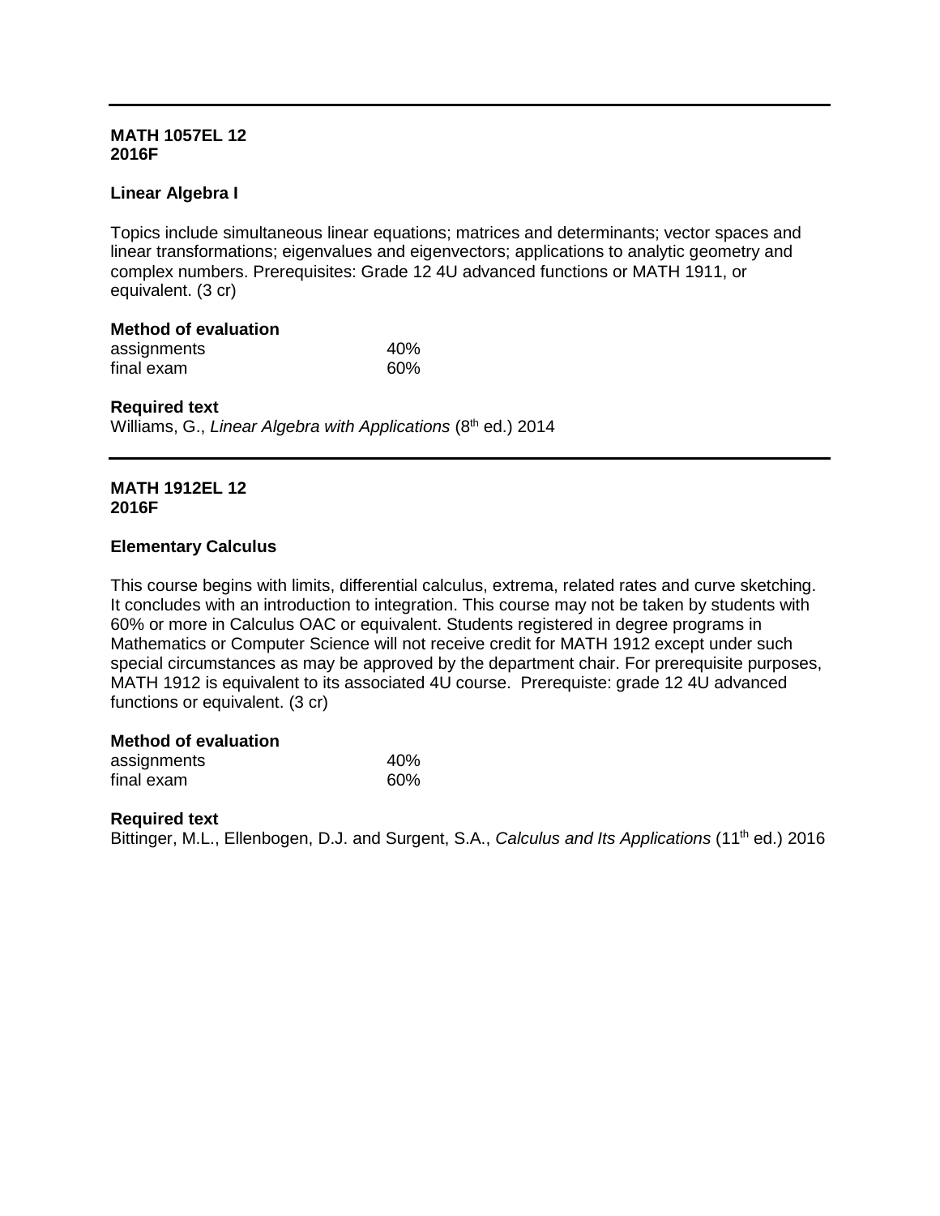---

**MATH 1057EL 12**
**2016F**

**Linear Algebra I**

Topics include simultaneous linear equations; matrices and determinants; vector spaces and linear transformations; eigenvalues and eigenvectors; applications to analytic geometry and complex numbers. Prerequisites: Grade 12 4U advanced functions or MATH 1911, or equivalent. (3 cr)

**Method of evaluation**

| | |
|---|---|
| assignments | 40% |
| final exam | 60% |

**Required text**
Williams, G., *Linear Algebra with Applications* (8th ed.) 2014

---

**MATH 1912EL 12**
**2016F**

**Elementary Calculus**

This course begins with limits, differential calculus, extrema, related rates and curve sketching. It concludes with an introduction to integration. This course may not be taken by students with 60% or more in Calculus OAC or equivalent. Students registered in degree programs in Mathematics or Computer Science will not receive credit for MATH 1912 except under such special circumstances as may be approved by the department chair. For prerequisite purposes, MATH 1912 is equivalent to its associated 4U course. Prerequiste: grade 12 4U advanced functions or equivalent. (3 cr)

**Method of evaluation**

| | |
|---|---|
| assignments | 40% |
| final exam | 60% |

**Required text**
Bittinger, M.L., Ellenbogen, D.J. and Surgent, S.A., *Calculus and Its Applications* (11th ed.) 2016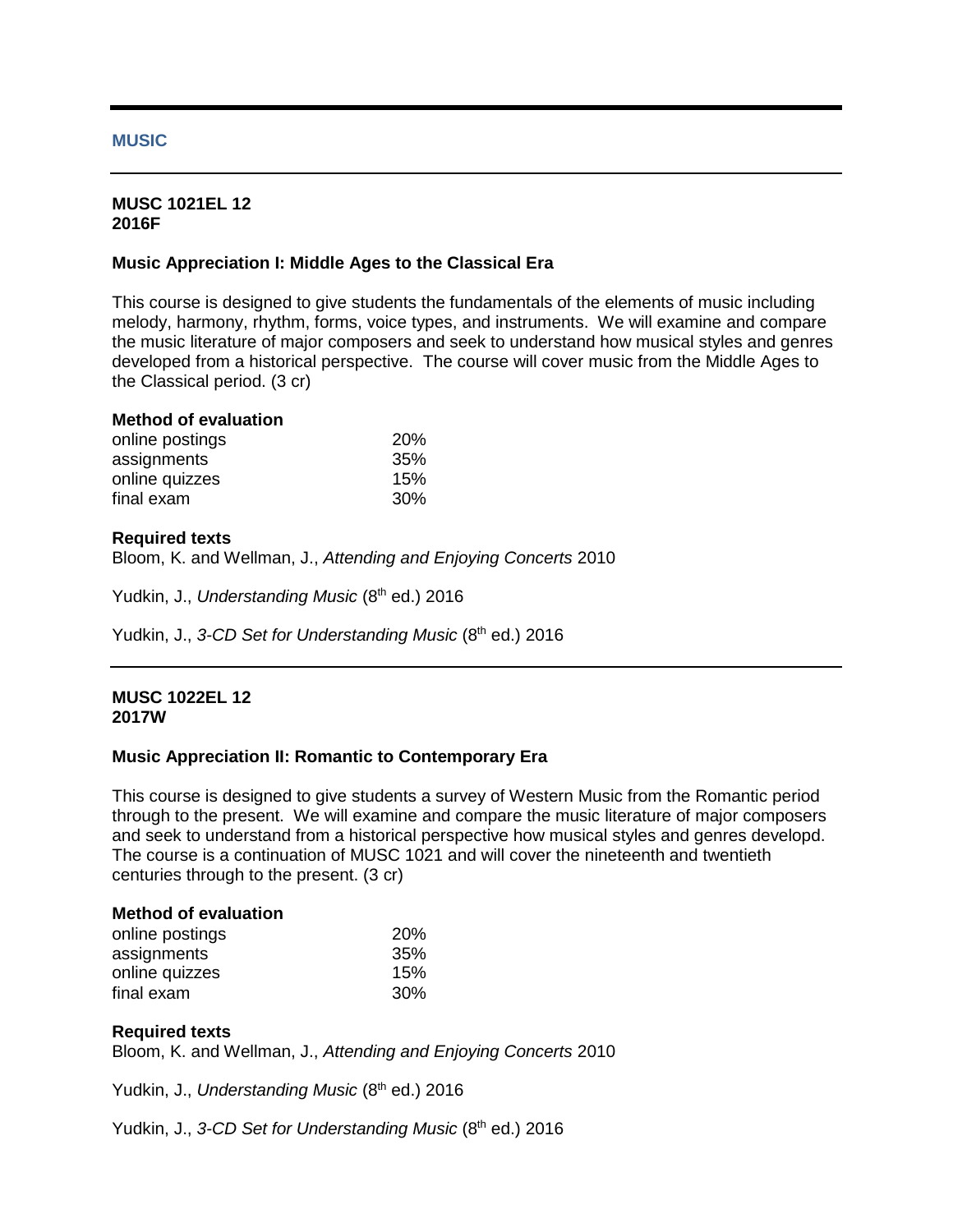## MUSIC

---

**MUSC 1021EL 12**
**2016F**

### Music Appreciation I: Middle Ages to the Classical Era

This course is designed to give students the fundamentals of the elements of music including melody, harmony, rhythm, forms, voice types, and instruments. We will examine and compare the music literature of major composers and seek to understand how musical styles and genres developed from a historical perspective. The course will cover music from the Middle Ages to the Classical period. (3 cr)

**Method of evaluation**

| | |
|---|---|
| online postings | 20% |
| assignments | 35% |
| online quizzes | 15% |
| final exam | 30% |

**Required texts**

Bloom, K. and Wellman, J., *Attending and Enjoying Concerts* 2010

Yudkin, J., *Understanding Music* (8th ed.) 2016

Yudkin, J., *3-CD Set for Understanding Music* (8th ed.) 2016

---

**MUSC 1022EL 12**
**2017W**

### Music Appreciation II: Romantic to Contemporary Era

This course is designed to give students a survey of Western Music from the Romantic period through to the present. We will examine and compare the music literature of major composers and seek to understand from a historical perspective how musical styles and genres developd. The course is a continuation of MUSC 1021 and will cover the nineteenth and twentieth centuries through to the present. (3 cr)

**Method of evaluation**

| | |
|---|---|
| online postings | 20% |
| assignments | 35% |
| online quizzes | 15% |
| final exam | 30% |

**Required texts**

Bloom, K. and Wellman, J., *Attending and Enjoying Concerts* 2010

Yudkin, J., *Understanding Music* (8th ed.) 2016

Yudkin, J., *3-CD Set for Understanding Music* (8th ed.) 2016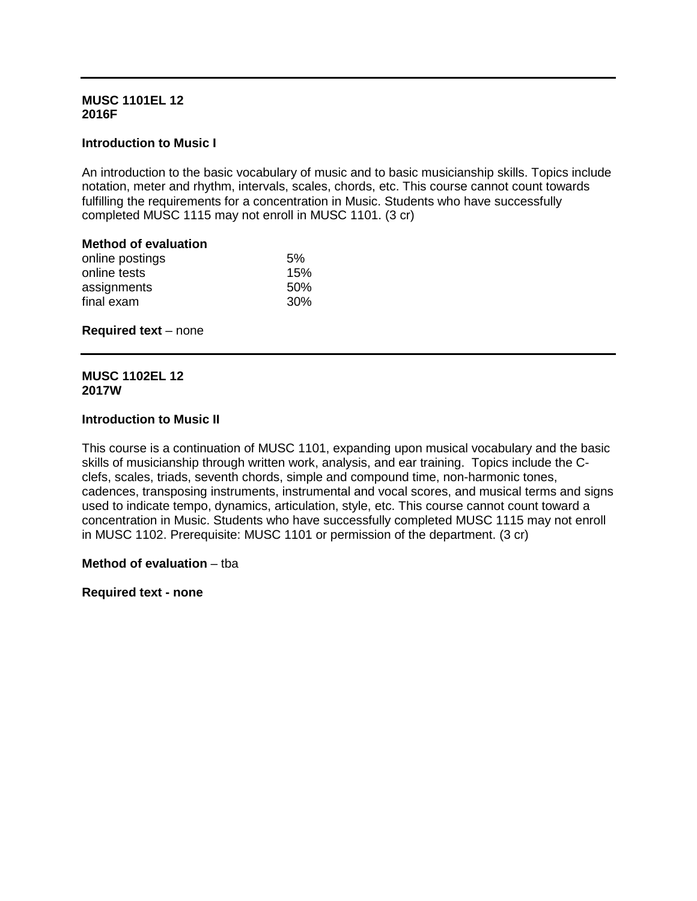---

**MUSC 1101EL 12**
**2016F**

**Introduction to Music I**

An introduction to the basic vocabulary of music and to basic musicianship skills. Topics include notation, meter and rhythm, intervals, scales, chords, etc. This course cannot count towards fulfilling the requirements for a concentration in Music. Students who have successfully completed MUSC 1115 may not enroll in MUSC 1101. (3 cr)

**Method of evaluation**

| | |
|---|---|
| online postings | 5% |
| online tests | 15% |
| assignments | 50% |
| final exam | 30% |

**Required text** – none

---

**MUSC 1102EL 12**
**2017W**

**Introduction to Music II**

This course is a continuation of MUSC 1101, expanding upon musical vocabulary and the basic skills of musicianship through written work, analysis, and ear training. Topics include the C-clefs, scales, triads, seventh chords, simple and compound time, non-harmonic tones, cadences, transposing instruments, instrumental and vocal scores, and musical terms and signs used to indicate tempo, dynamics, articulation, style, etc. This course cannot count toward a concentration in Music. Students who have successfully completed MUSC 1115 may not enroll in MUSC 1102. Prerequisite: MUSC 1101 or permission of the department. (3 cr)

**Method of evaluation** – tba

**Required text - none**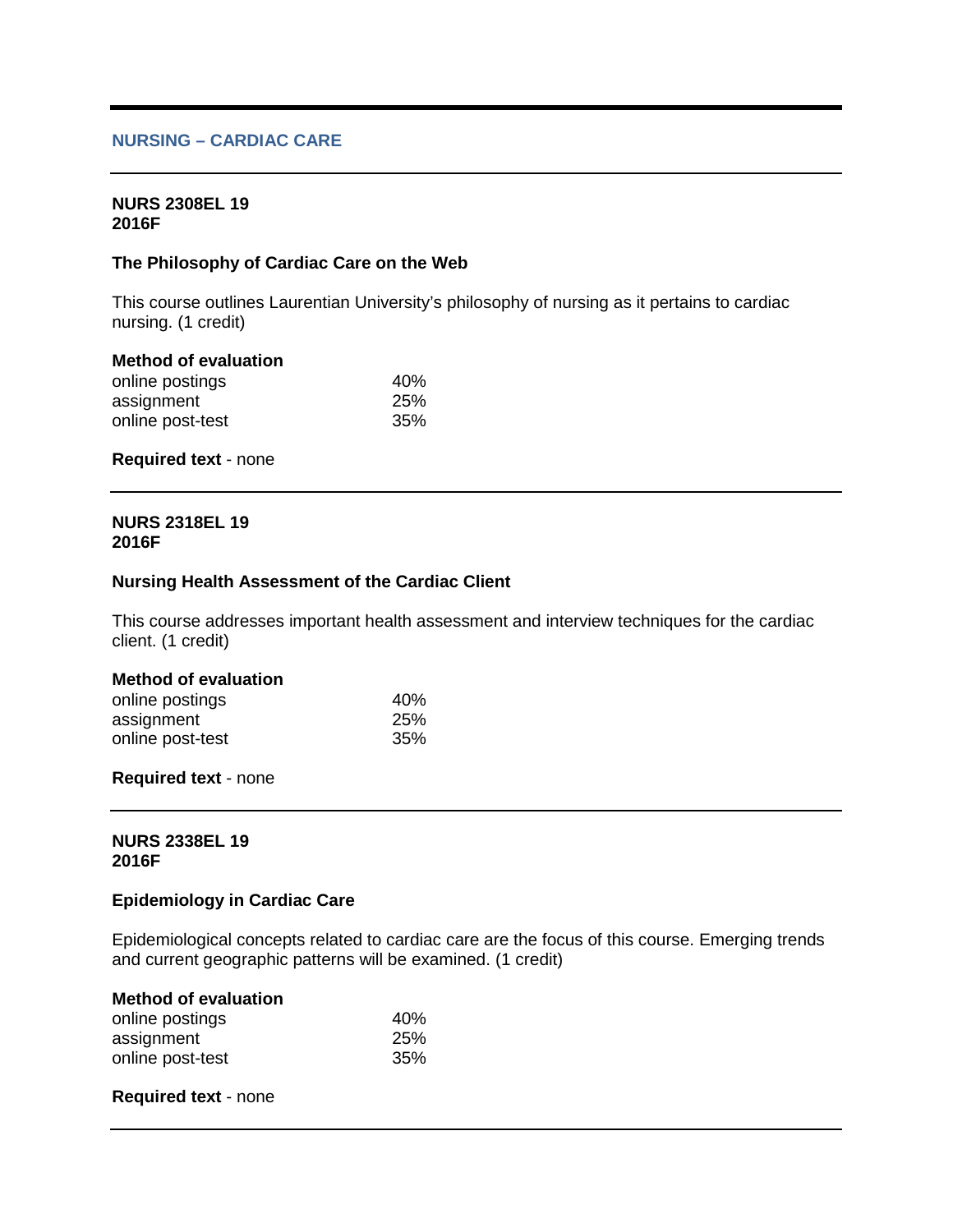## NURSING – CARDIAC CARE

---

**NURS 2308EL 19**
**2016F**

**The Philosophy of Cardiac Care on the Web**

This course outlines Laurentian University's philosophy of nursing as it pertains to cardiac nursing. (1 credit)

**Method of evaluation**

| | |
|---|---|
| online postings | 40% |
| assignment | 25% |
| online post-test | 35% |

**Required text** - none

---

**NURS 2318EL 19**
**2016F**

**Nursing Health Assessment of the Cardiac Client**

This course addresses important health assessment and interview techniques for the cardiac client. (1 credit)

**Method of evaluation**

| | |
|---|---|
| online postings | 40% |
| assignment | 25% |
| online post-test | 35% |

**Required text** - none

---

**NURS 2338EL 19**
**2016F**

**Epidemiology in Cardiac Care**

Epidemiological concepts related to cardiac care are the focus of this course. Emerging trends and current geographic patterns will be examined. (1 credit)

**Method of evaluation**

| | |
|---|---|
| online postings | 40% |
| assignment | 25% |
| online post-test | 35% |

**Required text** - none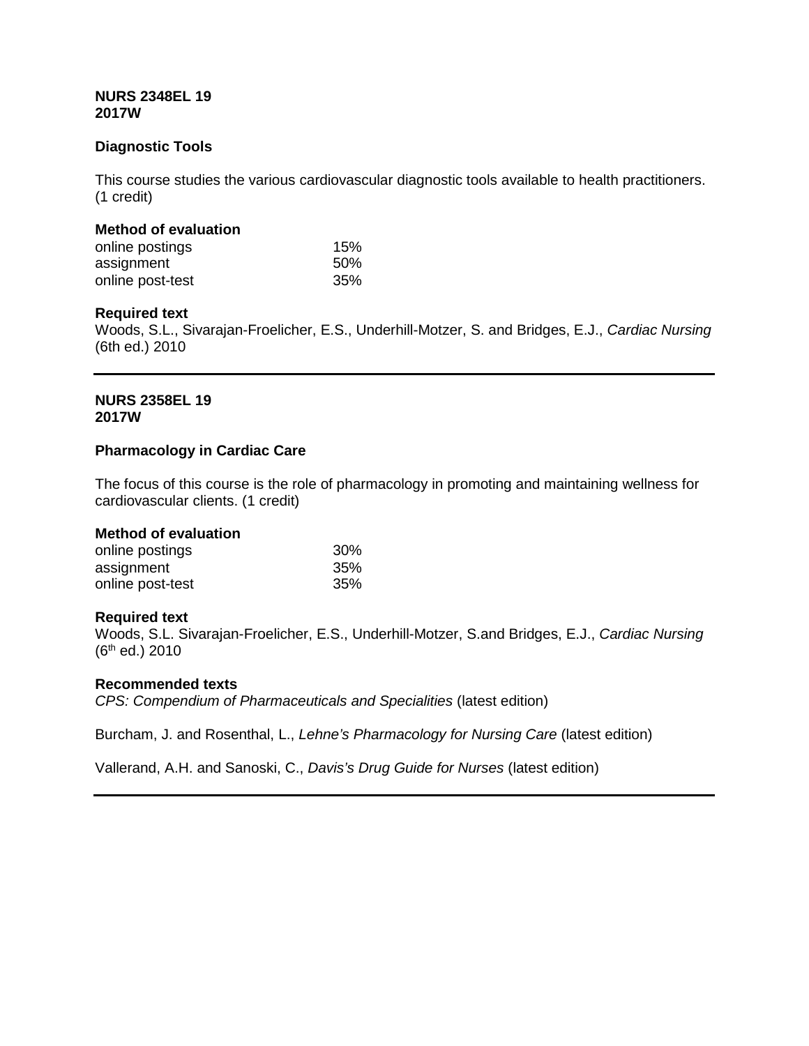**NURS 2348EL 19**
**2017W**

**Diagnostic Tools**

This course studies the various cardiovascular diagnostic tools available to health practitioners. (1 credit)

**Method of evaluation**

| | |
|---|---|
| online postings | 15% |
| assignment | 50% |
| online post-test | 35% |

**Required text**
Woods, S.L., Sivarajan-Froelicher, E.S., Underhill-Motzer, S. and Bridges, E.J., *Cardiac Nursing* (6th ed.) 2010

---

**NURS 2358EL 19**
**2017W**

**Pharmacology in Cardiac Care**

The focus of this course is the role of pharmacology in promoting and maintaining wellness for cardiovascular clients. (1 credit)

**Method of evaluation**

| | |
|---|---|
| online postings | 30% |
| assignment | 35% |
| online post-test | 35% |

**Required text**
Woods, S.L. Sivarajan-Froelicher, E.S., Underhill-Motzer, S.and Bridges, E.J., *Cardiac Nursing* (6th ed.) 2010

**Recommended texts**
*CPS: Compendium of Pharmaceuticals and Specialities* (latest edition)

Burcham, J. and Rosenthal, L., *Lehne's Pharmacology for Nursing Care* (latest edition)

Vallerand, A.H. and Sanoski, C., *Davis's Drug Guide for Nurses* (latest edition)

---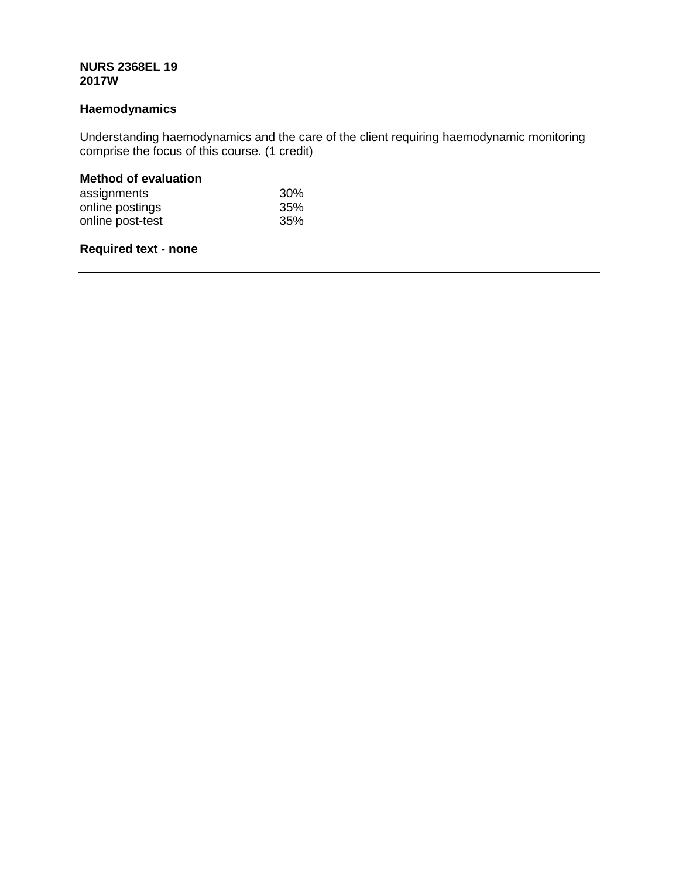**NURS 2368EL 19**
**2017W**

**Haemodynamics**

Understanding haemodynamics and the care of the client requiring haemodynamic monitoring comprise the focus of this course. (1 credit)

**Method of evaluation**

| | |
|---|---|
| assignments | 30% |
| online postings | 35% |
| online post-test | 35% |

**Required text** - **none**

---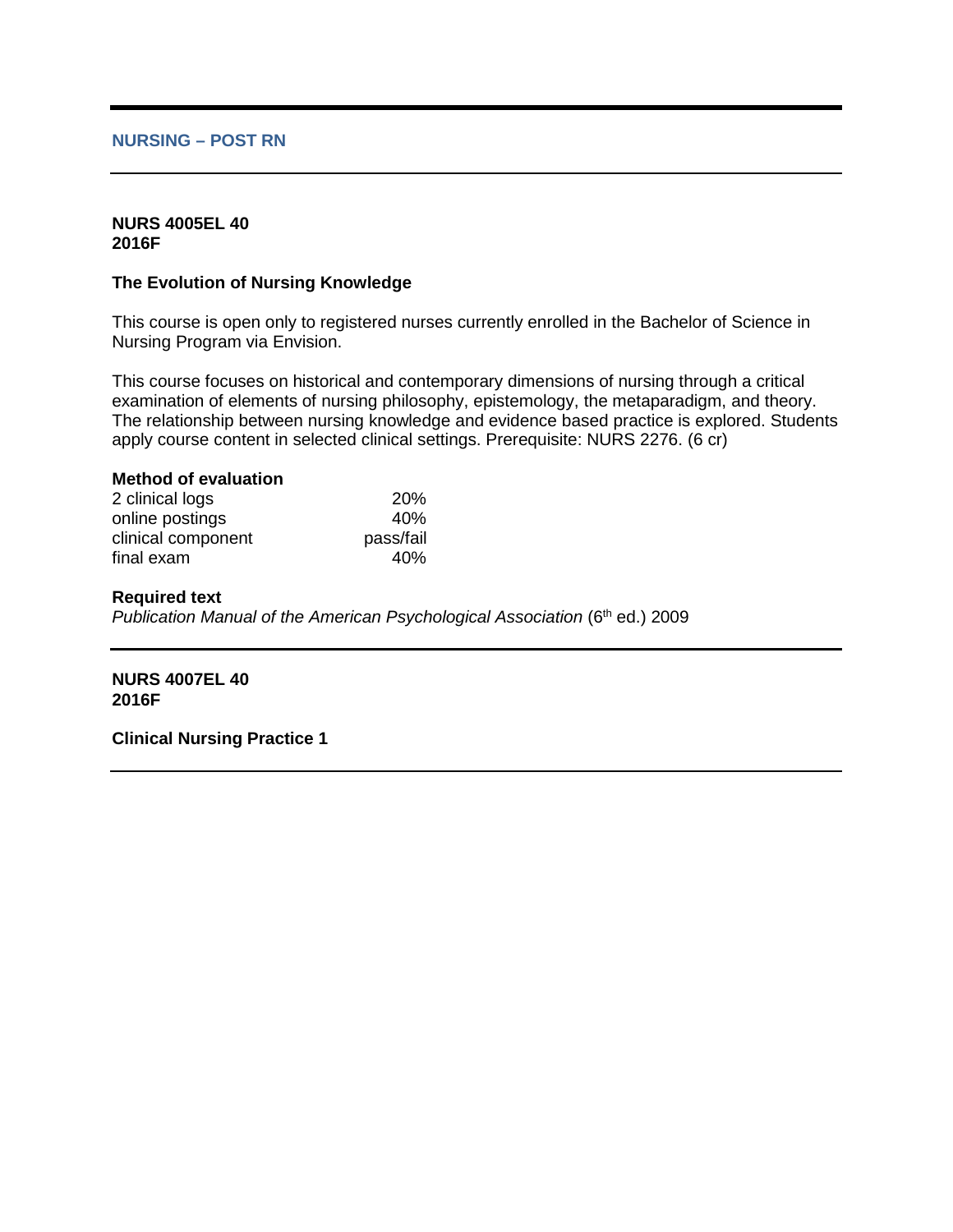## NURSING – POST RN

**NURS 4005EL 40**
**2016F**

### The Evolution of Nursing Knowledge

This course is open only to registered nurses currently enrolled in the Bachelor of Science in Nursing Program via Envision.

This course focuses on historical and contemporary dimensions of nursing through a critical examination of elements of nursing philosophy, epistemology, the metaparadigm, and theory. The relationship between nursing knowledge and evidence based practice is explored. Students apply course content in selected clinical settings. Prerequisite: NURS 2276. (6 cr)

**Method of evaluation**

| | |
|---|---|
| 2 clinical logs | 20% |
| online postings | 40% |
| clinical component | pass/fail |
| final exam | 40% |

**Required text**
*Publication Manual of the American Psychological Association* (6th ed.) 2009

---

**NURS 4007EL 40**
**2016F**

### Clinical Nursing Practice 1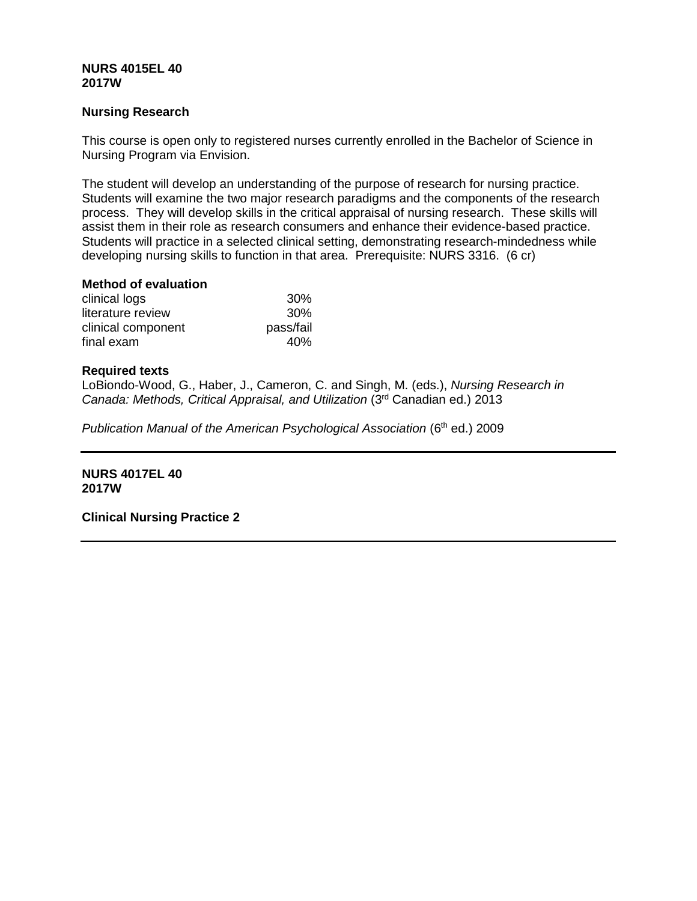**NURS 4015EL 40**
**2017W**

**Nursing Research**

This course is open only to registered nurses currently enrolled in the Bachelor of Science in Nursing Program via Envision.

The student will develop an understanding of the purpose of research for nursing practice. Students will examine the two major research paradigms and the components of the research process. They will develop skills in the critical appraisal of nursing research. These skills will assist them in their role as research consumers and enhance their evidence-based practice. Students will practice in a selected clinical setting, demonstrating research-mindedness while developing nursing skills to function in that area. Prerequisite: NURS 3316. (6 cr)

**Method of evaluation**

| | |
|---|---:|
| clinical logs | 30% |
| literature review | 30% |
| clinical component | pass/fail |
| final exam | 40% |

**Required texts**

LoBiondo-Wood, G., Haber, J., Cameron, C. and Singh, M. (eds.), *Nursing Research in Canada: Methods, Critical Appraisal, and Utilization* (3rd Canadian ed.) 2013

*Publication Manual of the American Psychological Association* (6th ed.) 2009

---

**NURS 4017EL 40**
**2017W**

**Clinical Nursing Practice 2**

---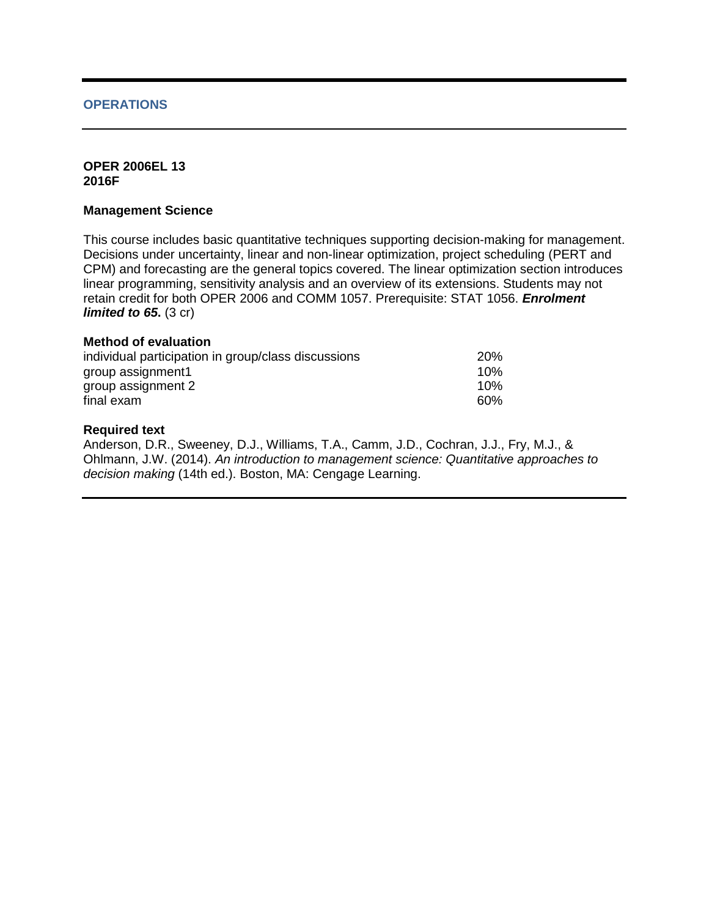## OPERATIONS

**OPER 2006EL 13**
**2016F**

**Management Science**

This course includes basic quantitative techniques supporting decision-making for management. Decisions under uncertainty, linear and non-linear optimization, project scheduling (PERT and CPM) and forecasting are the general topics covered. The linear optimization section introduces linear programming, sensitivity analysis and an overview of its extensions. Students may not retain credit for both OPER 2006 and COMM 1057. Prerequisite: STAT 1056. ***Enrolment limited to 65.*** (3 cr)

**Method of evaluation**

| | |
|---|---|
| individual participation in group/class discussions | 20% |
| group assignment1 | 10% |
| group assignment 2 | 10% |
| final exam | 60% |

**Required text**

Anderson, D.R., Sweeney, D.J., Williams, T.A., Camm, J.D., Cochran, J.J., Fry, M.J., & Ohlmann, J.W. (2014). *An introduction to management science: Quantitative approaches to decision making* (14th ed.). Boston, MA: Cengage Learning.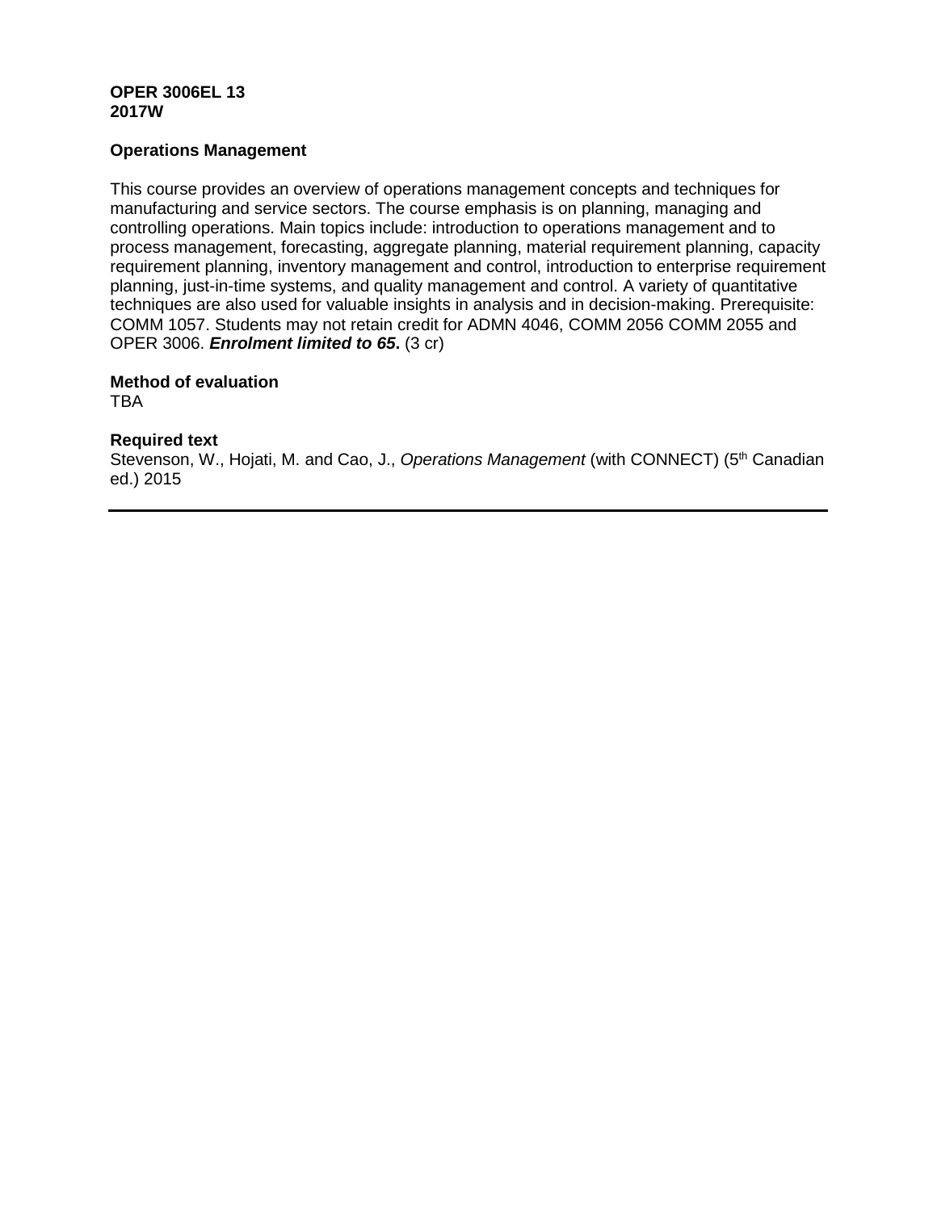**OPER 3006EL 13**
**2017W**

**Operations Management**

This course provides an overview of operations management concepts and techniques for manufacturing and service sectors. The course emphasis is on planning, managing and controlling operations. Main topics include: introduction to operations management and to process management, forecasting, aggregate planning, material requirement planning, capacity requirement planning, inventory management and control, introduction to enterprise requirement planning, just-in-time systems, and quality management and control. A variety of quantitative techniques are also used for valuable insights in analysis and in decision-making. Prerequisite: COMM 1057. Students may not retain credit for ADMN 4046, COMM 2056 COMM 2055 and OPER 3006. ***Enrolment limited to 65*.** (3 cr)

**Method of evaluation**
TBA

**Required text**
Stevenson, W., Hojati, M. and Cao, J., *Operations Management* (with CONNECT) (5th Canadian ed.) 2015

---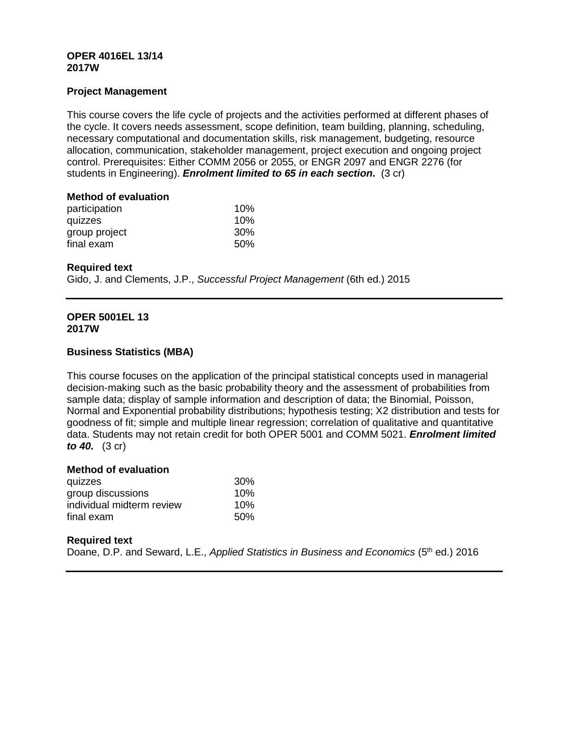**OPER 4016EL 13/14**
**2017W**

**Project Management**

This course covers the life cycle of projects and the activities performed at different phases of the cycle. It covers needs assessment, scope definition, team building, planning, scheduling, necessary computational and documentation skills, risk management, budgeting, resource allocation, communication, stakeholder management, project execution and ongoing project control. Prerequisites: Either COMM 2056 or 2055, or ENGR 2097 and ENGR 2276 (for students in Engineering). ***Enrolment limited to 65 in each section.*** (3 cr)

**Method of evaluation**

| | |
|---|---|
| participation | 10% |
| quizzes | 10% |
| group project | 30% |
| final exam | 50% |

**Required text**

Gido, J. and Clements, J.P., *Successful Project Management* (6th ed.) 2015

---

**OPER 5001EL 13**
**2017W**

**Business Statistics (MBA)**

This course focuses on the application of the principal statistical concepts used in managerial decision-making such as the basic probability theory and the assessment of probabilities from sample data; display of sample information and description of data; the Binomial, Poisson, Normal and Exponential probability distributions; hypothesis testing; X2 distribution and tests for goodness of fit; simple and multiple linear regression; correlation of qualitative and quantitative data. Students may not retain credit for both OPER 5001 and COMM 5021. ***Enrolment limited to 40.*** (3 cr)

**Method of evaluation**

| | |
|---|---|
| quizzes | 30% |
| group discussions | 10% |
| individual midterm review | 10% |
| final exam | 50% |

**Required text**

Doane, D.P. and Seward, L.E., *Applied Statistics in Business and Economics* (5th ed.) 2016

---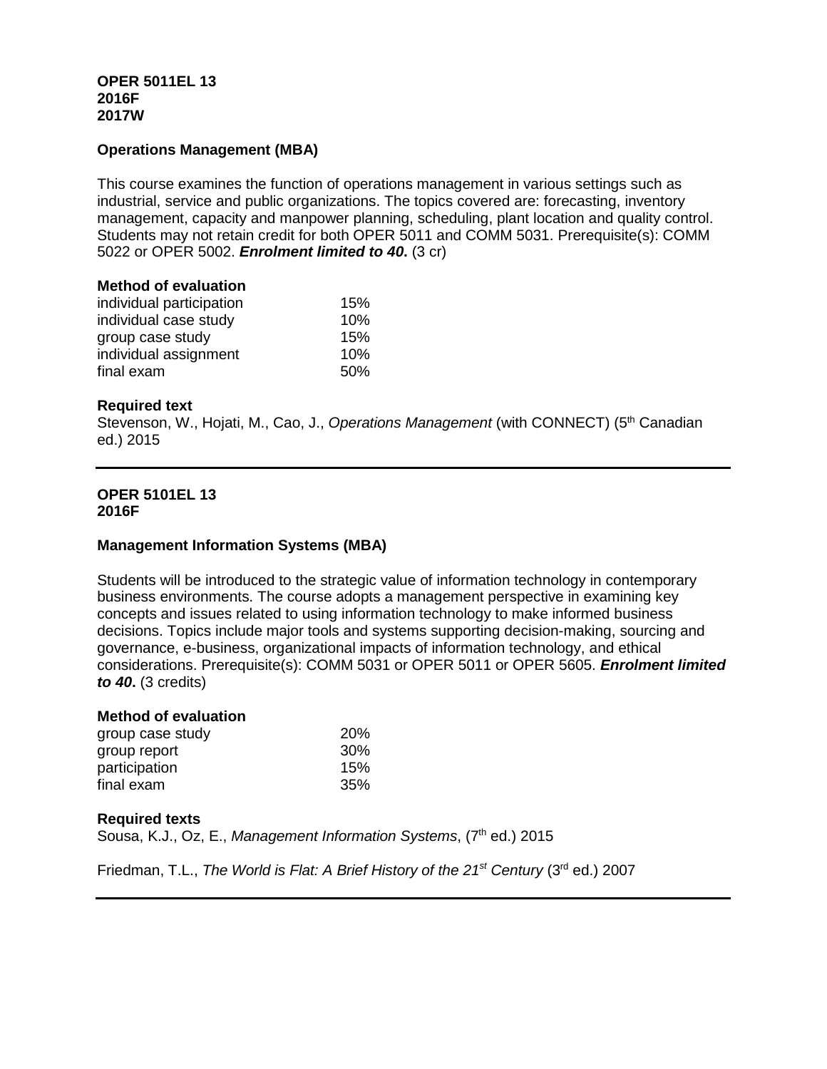**OPER 5011EL 13**
**2016F**
**2017W**

**Operations Management (MBA)**

This course examines the function of operations management in various settings such as industrial, service and public organizations. The topics covered are: forecasting, inventory management, capacity and manpower planning, scheduling, plant location and quality control. Students may not retain credit for both OPER 5011 and COMM 5031. Prerequisite(s): COMM 5022 or OPER 5002. ***Enrolment limited to 40*****.** (3 cr)

**Method of evaluation**

| | |
|---|---|
| individual participation | 15% |
| individual case study | 10% |
| group case study | 15% |
| individual assignment | 10% |
| final exam | 50% |

**Required text**

Stevenson, W., Hojati, M., Cao, J., *Operations Management* (with CONNECT) (5th Canadian ed.) 2015

---

**OPER 5101EL 13**
**2016F**

**Management Information Systems (MBA)**

Students will be introduced to the strategic value of information technology in contemporary business environments. The course adopts a management perspective in examining key concepts and issues related to using information technology to make informed business decisions. Topics include major tools and systems supporting decision-making, sourcing and governance, e-business, organizational impacts of information technology, and ethical considerations. Prerequisite(s): COMM 5031 or OPER 5011 or OPER 5605. ***Enrolment limited to 40*****.** (3 credits)

**Method of evaluation**

| | |
|---|---|
| group case study | 20% |
| group report | 30% |
| participation | 15% |
| final exam | 35% |

**Required texts**

Sousa, K.J., Oz, E., *Management Information Systems*, (7th ed.) 2015

Friedman, T.L., *The World is Flat: A Brief History of the 21st Century* (3rd ed.) 2007

---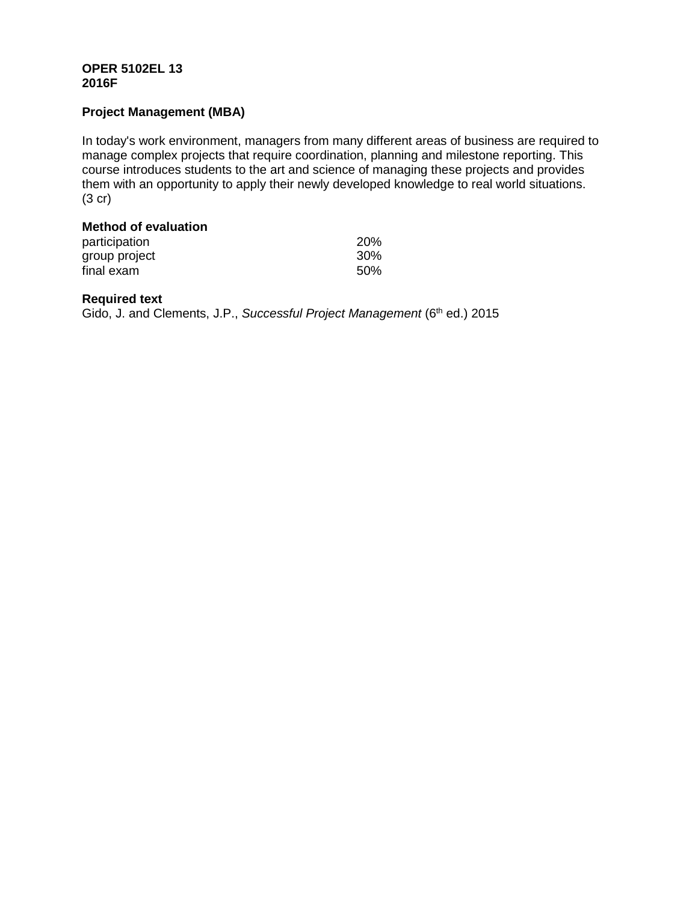**OPER 5102EL 13**
**2016F**

**Project Management (MBA)**

In today's work environment, managers from many different areas of business are required to manage complex projects that require coordination, planning and milestone reporting. This course introduces students to the art and science of managing these projects and provides them with an opportunity to apply their newly developed knowledge to real world situations.
(3 cr)

**Method of evaluation**

| | |
|---|---|
| participation | 20% |
| group project | 30% |
| final exam | 50% |

**Required text**
Gido, J. and Clements, J.P., *Successful Project Management* (6th ed.) 2015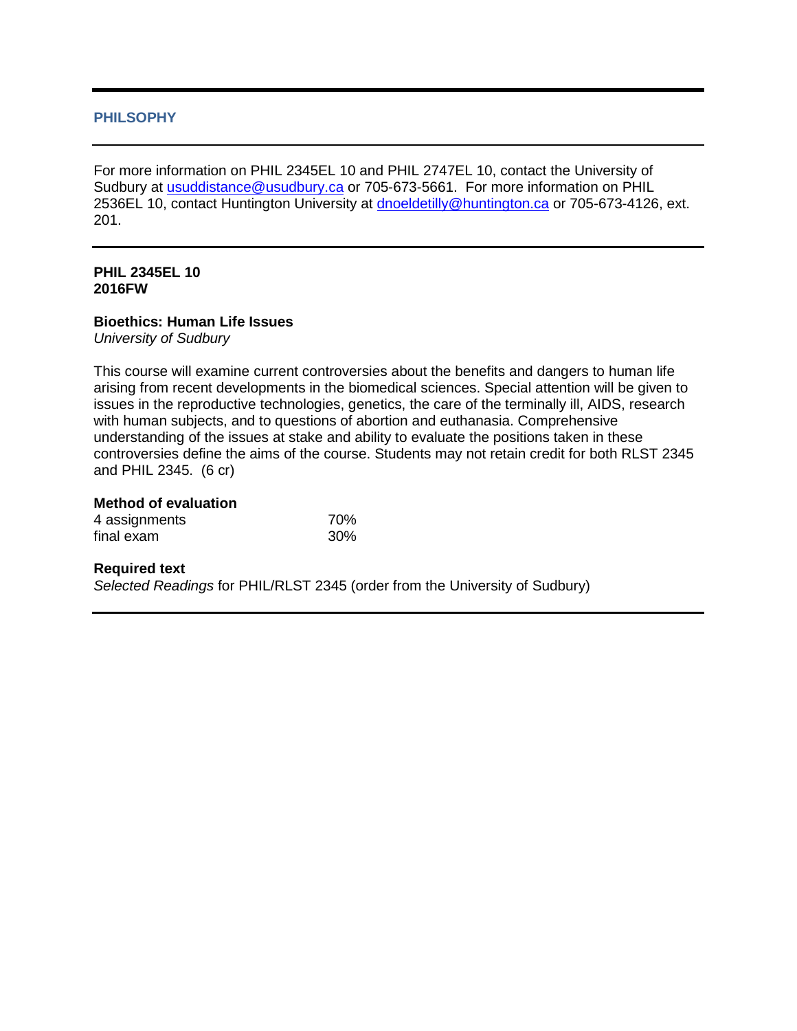## PHILSOPHY

For more information on PHIL 2345EL 10 and PHIL 2747EL 10, contact the University of Sudbury at usuddistance@usudbury.ca or 705-673-5661. For more information on PHIL 2536EL 10, contact Huntington University at dnoeldetilly@huntington.ca or 705-673-4126, ext. 201.

**PHIL 2345EL 10**
**2016FW**

**Bioethics: Human Life Issues**
*University of Sudbury*

This course will examine current controversies about the benefits and dangers to human life arising from recent developments in the biomedical sciences. Special attention will be given to issues in the reproductive technologies, genetics, the care of the terminally ill, AIDS, research with human subjects, and to questions of abortion and euthanasia. Comprehensive understanding of the issues at stake and ability to evaluate the positions taken in these controversies define the aims of the course. Students may not retain credit for both RLST 2345 and PHIL 2345. (6 cr)

**Method of evaluation**

| | |
|---|---|
| 4 assignments | 70% |
| final exam | 30% |

**Required text**
*Selected Readings* for PHIL/RLST 2345 (order from the University of Sudbury)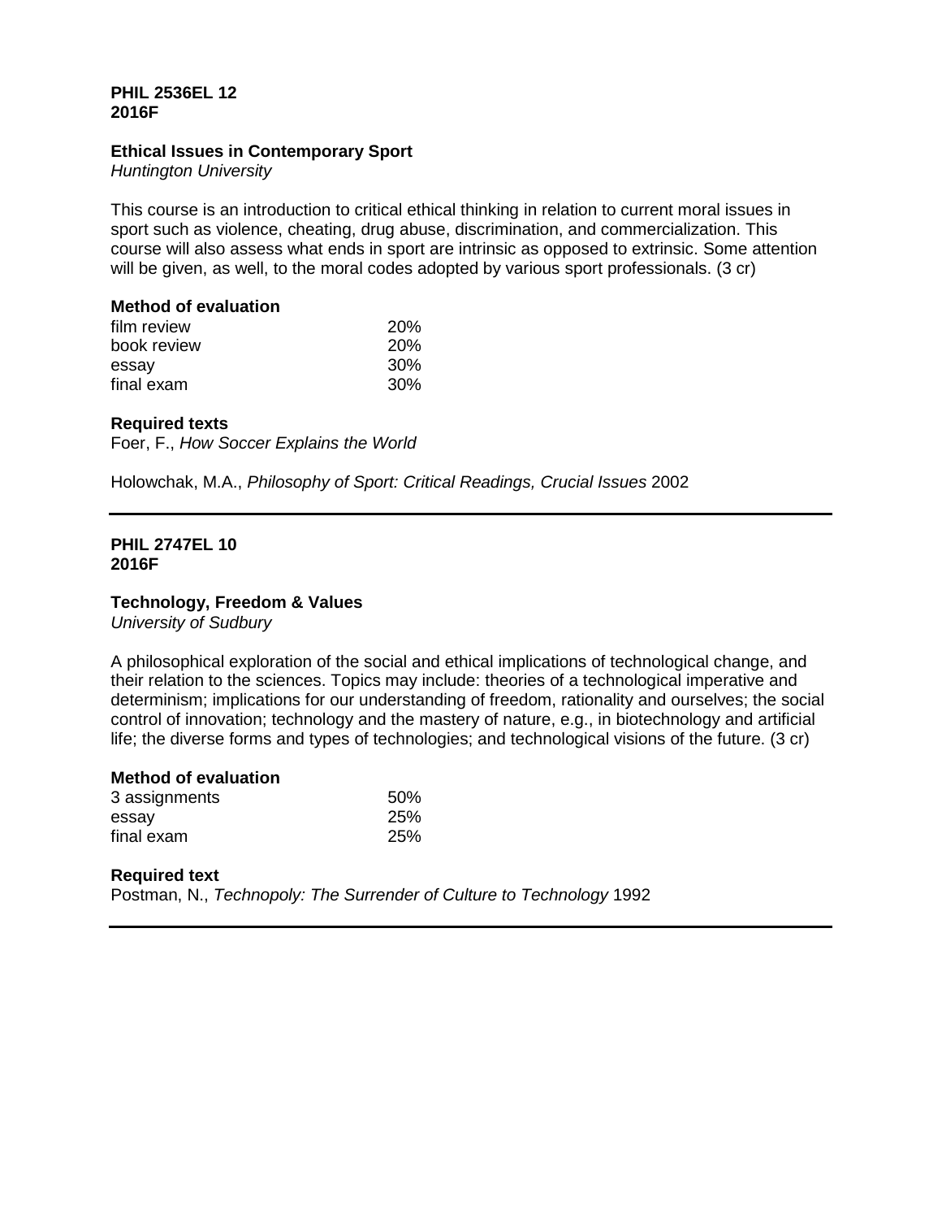**PHIL 2536EL 12**
**2016F**

**Ethical Issues in Contemporary Sport**
*Huntington University*

This course is an introduction to critical ethical thinking in relation to current moral issues in sport such as violence, cheating, drug abuse, discrimination, and commercialization. This course will also assess what ends in sport are intrinsic as opposed to extrinsic. Some attention will be given, as well, to the moral codes adopted by various sport professionals. (3 cr)

**Method of evaluation**

| | |
|---|---|
| film review | 20% |
| book review | 20% |
| essay | 30% |
| final exam | 30% |

**Required texts**

Foer, F., *How Soccer Explains the World*

Holowchak, M.A., *Philosophy of Sport: Critical Readings, Crucial Issues* 2002

---

**PHIL 2747EL 10**
**2016F**

**Technology, Freedom & Values**
*University of Sudbury*

A philosophical exploration of the social and ethical implications of technological change, and their relation to the sciences. Topics may include: theories of a technological imperative and determinism; implications for our understanding of freedom, rationality and ourselves; the social control of innovation; technology and the mastery of nature, e.g., in biotechnology and artificial life; the diverse forms and types of technologies; and technological visions of the future. (3 cr)

**Method of evaluation**

| | |
|---|---|
| 3 assignments | 50% |
| essay | 25% |
| final exam | 25% |

**Required text**

Postman, N., *Technopoly: The Surrender of Culture to Technology* 1992

---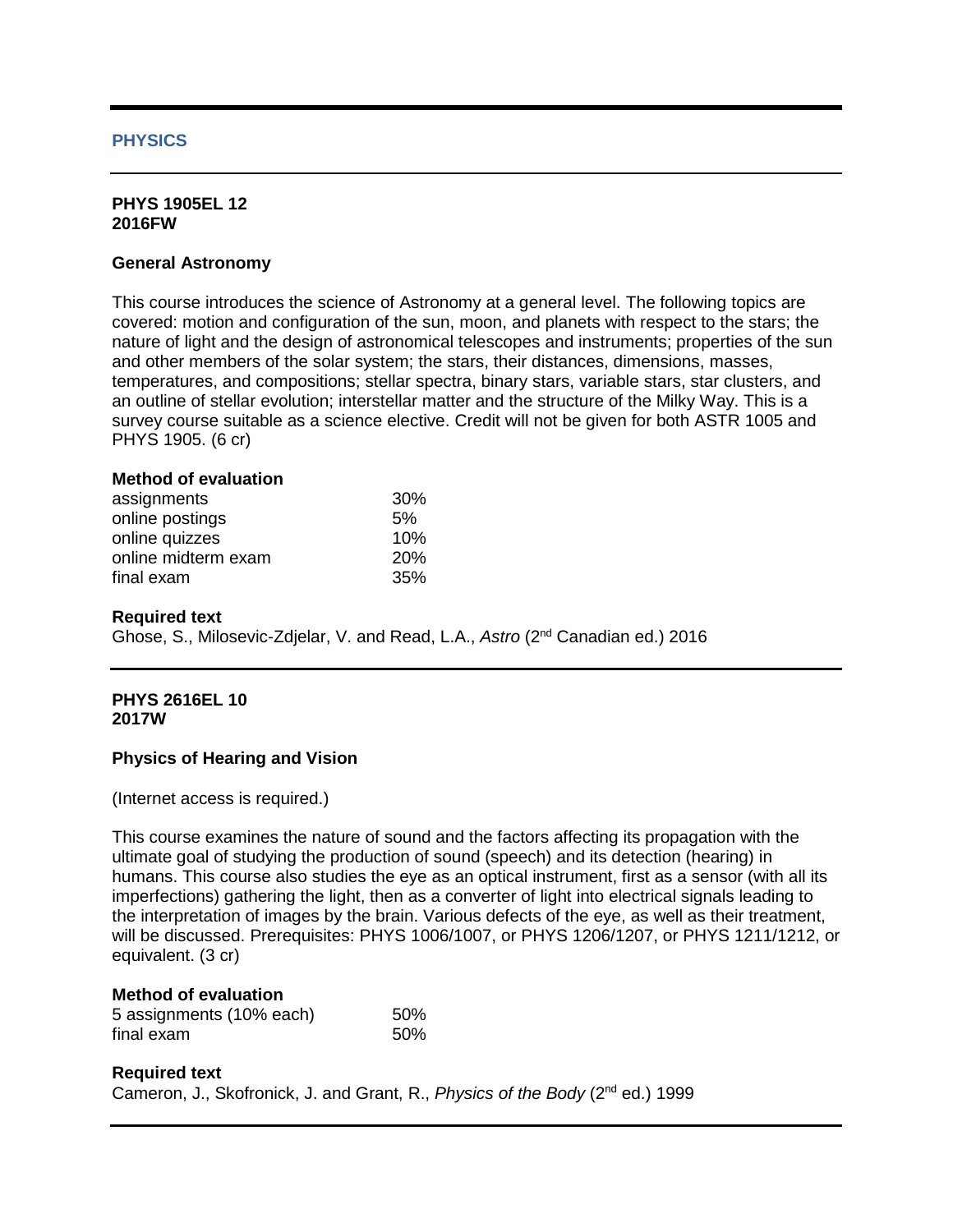## PHYSICS

**PHYS 1905EL 12**
**2016FW**

### General Astronomy

This course introduces the science of Astronomy at a general level. The following topics are covered: motion and configuration of the sun, moon, and planets with respect to the stars; the nature of light and the design of astronomical telescopes and instruments; properties of the sun and other members of the solar system; the stars, their distances, dimensions, masses, temperatures, and compositions; stellar spectra, binary stars, variable stars, star clusters, and an outline of stellar evolution; interstellar matter and the structure of the Milky Way. This is a survey course suitable as a science elective. Credit will not be given for both ASTR 1005 and PHYS 1905. (6 cr)

**Method of evaluation**

| | |
|---|---|
| assignments | 30% |
| online postings | 5% |
| online quizzes | 10% |
| online midterm exam | 20% |
| final exam | 35% |

**Required text**

Ghose, S., Milosevic-Zdjelar, V. and Read, L.A., *Astro* (2nd Canadian ed.) 2016

---

**PHYS 2616EL 10**
**2017W**

### Physics of Hearing and Vision

(Internet access is required.)

This course examines the nature of sound and the factors affecting its propagation with the ultimate goal of studying the production of sound (speech) and its detection (hearing) in humans. This course also studies the eye as an optical instrument, first as a sensor (with all its imperfections) gathering the light, then as a converter of light into electrical signals leading to the interpretation of images by the brain. Various defects of the eye, as well as their treatment, will be discussed. Prerequisites: PHYS 1006/1007, or PHYS 1206/1207, or PHYS 1211/1212, or equivalent. (3 cr)

**Method of evaluation**

| | |
|---|---|
| 5 assignments (10% each) | 50% |
| final exam | 50% |

**Required text**

Cameron, J., Skofronick, J. and Grant, R., *Physics of the Body* (2nd ed.) 1999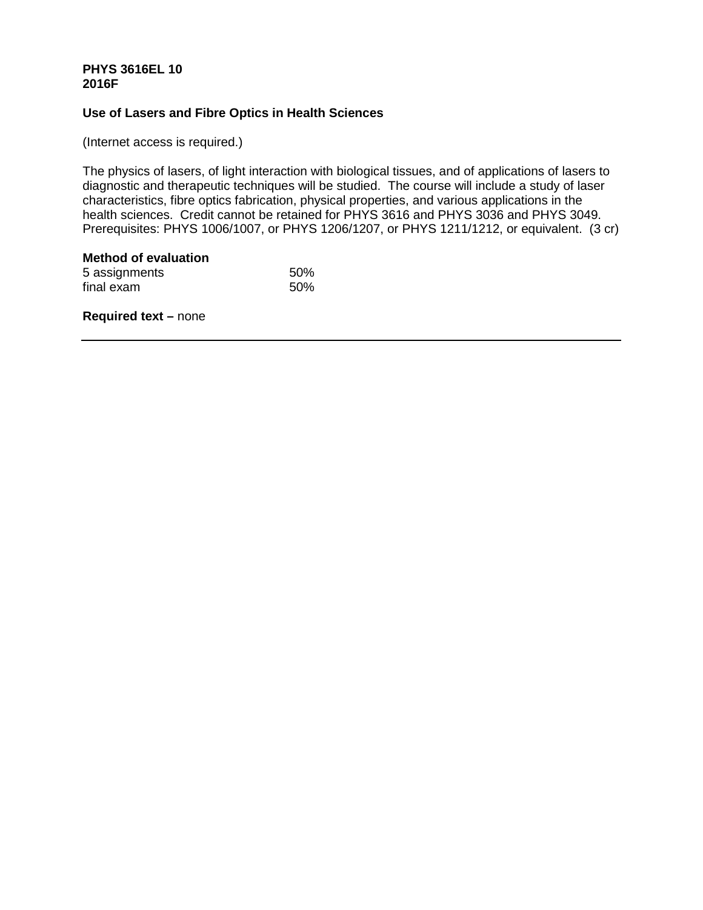**PHYS 3616EL 10**
**2016F**

**Use of Lasers and Fibre Optics in Health Sciences**

(Internet access is required.)

The physics of lasers, of light interaction with biological tissues, and of applications of lasers to diagnostic and therapeutic techniques will be studied. The course will include a study of laser characteristics, fibre optics fabrication, physical properties, and various applications in the health sciences. Credit cannot be retained for PHYS 3616 and PHYS 3036 and PHYS 3049. Prerequisites: PHYS 1006/1007, or PHYS 1206/1207, or PHYS 1211/1212, or equivalent. (3 cr)

**Method of evaluation**

| | |
|---|---|
| 5 assignments | 50% |
| final exam | 50% |

**Required text –** none

---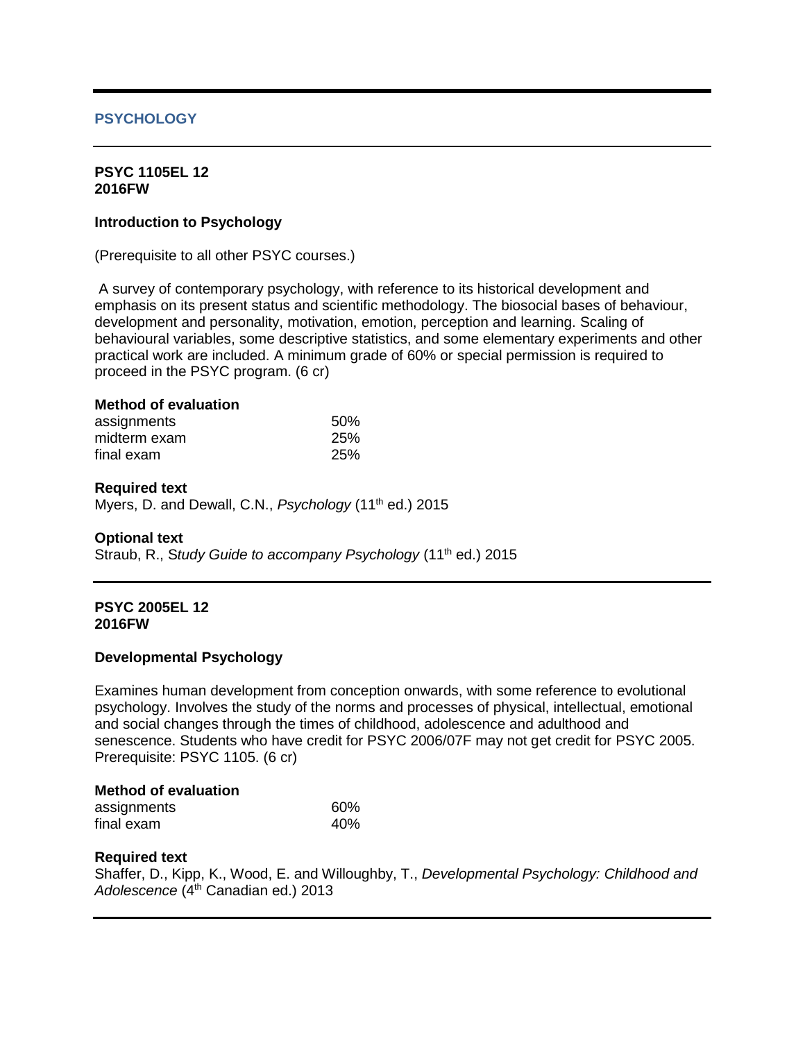## PSYCHOLOGY

---

**PSYC 1105EL 12**
**2016FW**

### Introduction to Psychology

(Prerequisite to all other PSYC courses.)

A survey of contemporary psychology, with reference to its historical development and emphasis on its present status and scientific methodology. The biosocial bases of behaviour, development and personality, motivation, emotion, perception and learning. Scaling of behavioural variables, some descriptive statistics, and some elementary experiments and other practical work are included. A minimum grade of 60% or special permission is required to proceed in the PSYC program. (6 cr)

**Method of evaluation**

| | |
|---|---|
| assignments | 50% |
| midterm exam | 25% |
| final exam | 25% |

**Required text**
Myers, D. and Dewall, C.N., *Psychology* (11th ed.) 2015

**Optional text**
Straub, R., S*tudy Guide to accompany Psychology* (11th ed.) 2015

---

**PSYC 2005EL 12**
**2016FW**

### Developmental Psychology

Examines human development from conception onwards, with some reference to evolutional psychology. Involves the study of the norms and processes of physical, intellectual, emotional and social changes through the times of childhood, adolescence and adulthood and senescence. Students who have credit for PSYC 2006/07F may not get credit for PSYC 2005. Prerequisite: PSYC 1105. (6 cr)

**Method of evaluation**

| | |
|---|---|
| assignments | 60% |
| final exam | 40% |

**Required text**
Shaffer, D., Kipp, K., Wood, E. and Willoughby, T., *Developmental Psychology: Childhood and Adolescence* (4th Canadian ed.) 2013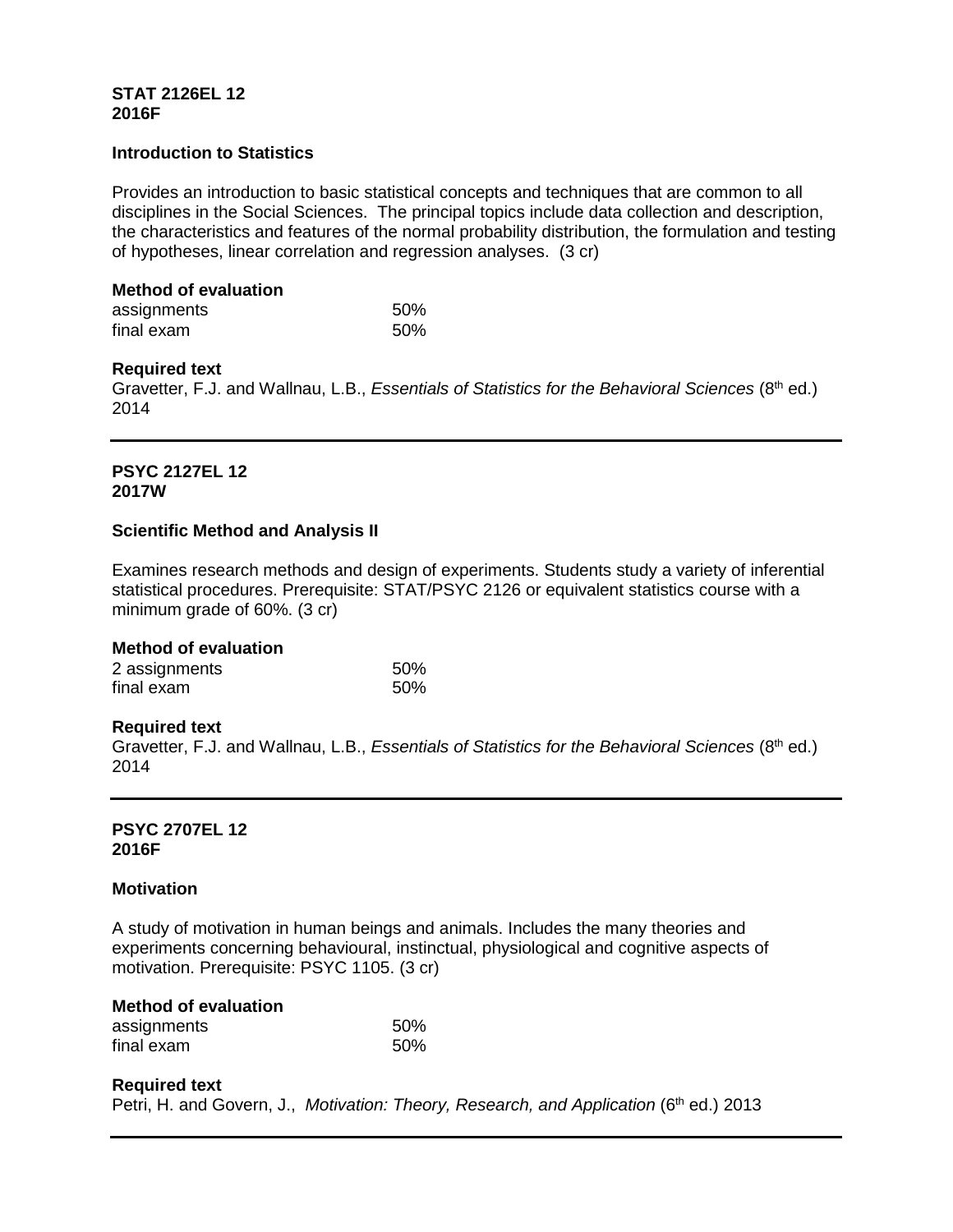**STAT 2126EL 12**
**2016F**

**Introduction to Statistics**

Provides an introduction to basic statistical concepts and techniques that are common to all disciplines in the Social Sciences. The principal topics include data collection and description, the characteristics and features of the normal probability distribution, the formulation and testing of hypotheses, linear correlation and regression analyses. (3 cr)

**Method of evaluation**

| | |
|---|---|
| assignments | 50% |
| final exam | 50% |

**Required text**
Gravetter, F.J. and Wallnau, L.B., *Essentials of Statistics for the Behavioral Sciences* (8th ed.) 2014

---

**PSYC 2127EL 12**
**2017W**

**Scientific Method and Analysis II**

Examines research methods and design of experiments. Students study a variety of inferential statistical procedures. Prerequisite: STAT/PSYC 2126 or equivalent statistics course with a minimum grade of 60%. (3 cr)

**Method of evaluation**

| | |
|---|---|
| 2 assignments | 50% |
| final exam | 50% |

**Required text**
Gravetter, F.J. and Wallnau, L.B., *Essentials of Statistics for the Behavioral Sciences* (8th ed.) 2014

---

**PSYC 2707EL 12**
**2016F**

**Motivation**

A study of motivation in human beings and animals. Includes the many theories and experiments concerning behavioural, instinctual, physiological and cognitive aspects of motivation. Prerequisite: PSYC 1105. (3 cr)

**Method of evaluation**

| | |
|---|---|
| assignments | 50% |
| final exam | 50% |

**Required text**
Petri, H. and Govern, J., *Motivation: Theory, Research, and Application* (6th ed.) 2013

---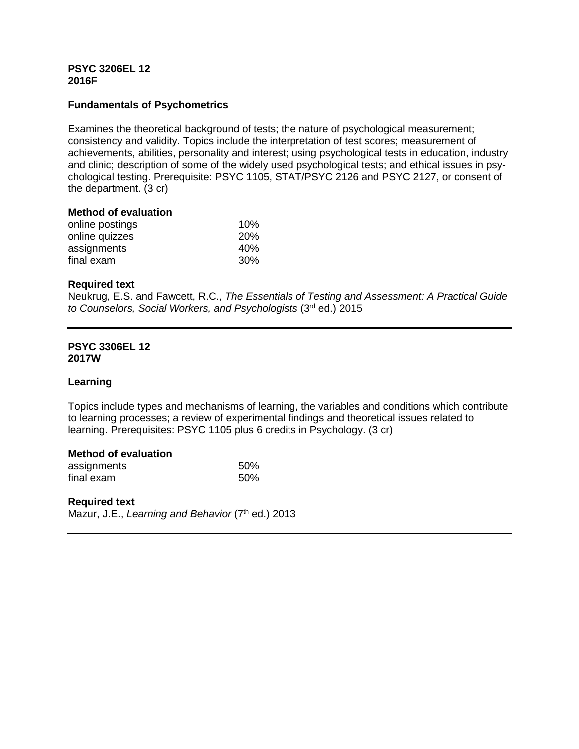**PSYC 3206EL 12**
**2016F**

### Fundamentals of Psychometrics

Examines the theoretical background of tests; the nature of psychological measurement; consistency and validity. Topics include the interpretation of test scores; measurement of achievements, abilities, personality and interest; using psychological tests in education, industry and clinic; description of some of the widely used psychological tests; and ethical issues in psychological testing. Prerequisite: PSYC 1105, STAT/PSYC 2126 and PSYC 2127, or consent of the department. (3 cr)

**Method of evaluation**

| | |
|---|---|
| online postings | 10% |
| online quizzes | 20% |
| assignments | 40% |
| final exam | 30% |

**Required text**

Neukrug, E.S. and Fawcett, R.C., *The Essentials of Testing and Assessment: A Practical Guide to Counselors, Social Workers, and Psychologists* (3rd ed.) 2015

---

**PSYC 3306EL 12**
**2017W**

### Learning

Topics include types and mechanisms of learning, the variables and conditions which contribute to learning processes; a review of experimental findings and theoretical issues related to learning. Prerequisites: PSYC 1105 plus 6 credits in Psychology. (3 cr)

**Method of evaluation**

| | |
|---|---|
| assignments | 50% |
| final exam | 50% |

**Required text**

Mazur, J.E., *Learning and Behavior* (7th ed.) 2013

---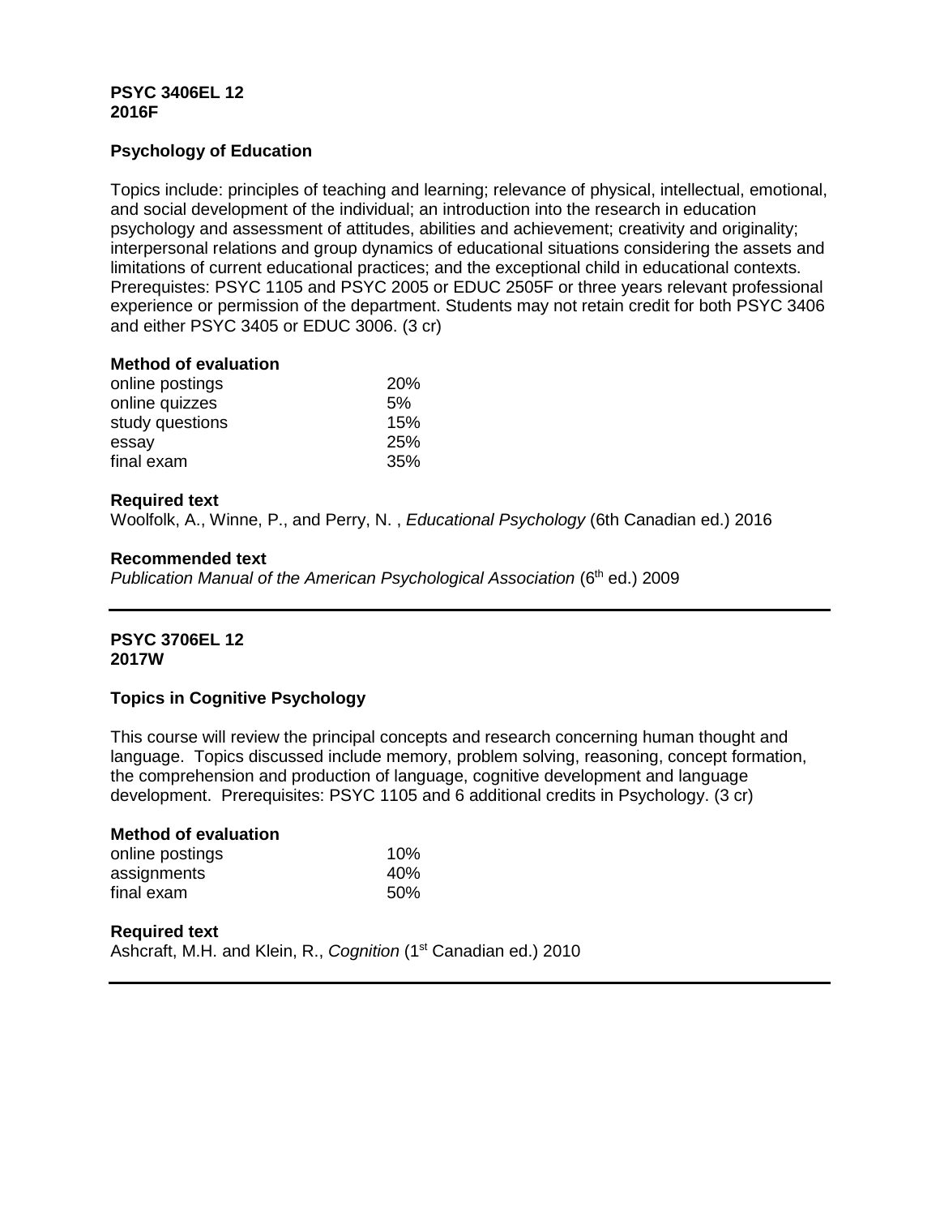**PSYC 3406EL 12**
**2016F**

**Psychology of Education**

Topics include: principles of teaching and learning; relevance of physical, intellectual, emotional, and social development of the individual; an introduction into the research in education psychology and assessment of attitudes, abilities and achievement; creativity and originality; interpersonal relations and group dynamics of educational situations considering the assets and limitations of current educational practices; and the exceptional child in educational contexts. Prerequistes: PSYC 1105 and PSYC 2005 or EDUC 2505F or three years relevant professional experience or permission of the department. Students may not retain credit for both PSYC 3406 and either PSYC 3405 or EDUC 3006. (3 cr)

**Method of evaluation**

| | |
|---|---|
| online postings | 20% |
| online quizzes | 5% |
| study questions | 15% |
| essay | 25% |
| final exam | 35% |

**Required text**
Woolfolk, A., Winne, P., and Perry, N. , *Educational Psychology* (6th Canadian ed.) 2016

**Recommended text**
*Publication Manual of the American Psychological Association* (6th ed.) 2009

---

**PSYC 3706EL 12**
**2017W**

**Topics in Cognitive Psychology**

This course will review the principal concepts and research concerning human thought and language. Topics discussed include memory, problem solving, reasoning, concept formation, the comprehension and production of language, cognitive development and language development. Prerequisites: PSYC 1105 and 6 additional credits in Psychology. (3 cr)

**Method of evaluation**

| | |
|---|---|
| online postings | 10% |
| assignments | 40% |
| final exam | 50% |

**Required text**
Ashcraft, M.H. and Klein, R., *Cognition* (1st Canadian ed.) 2010

---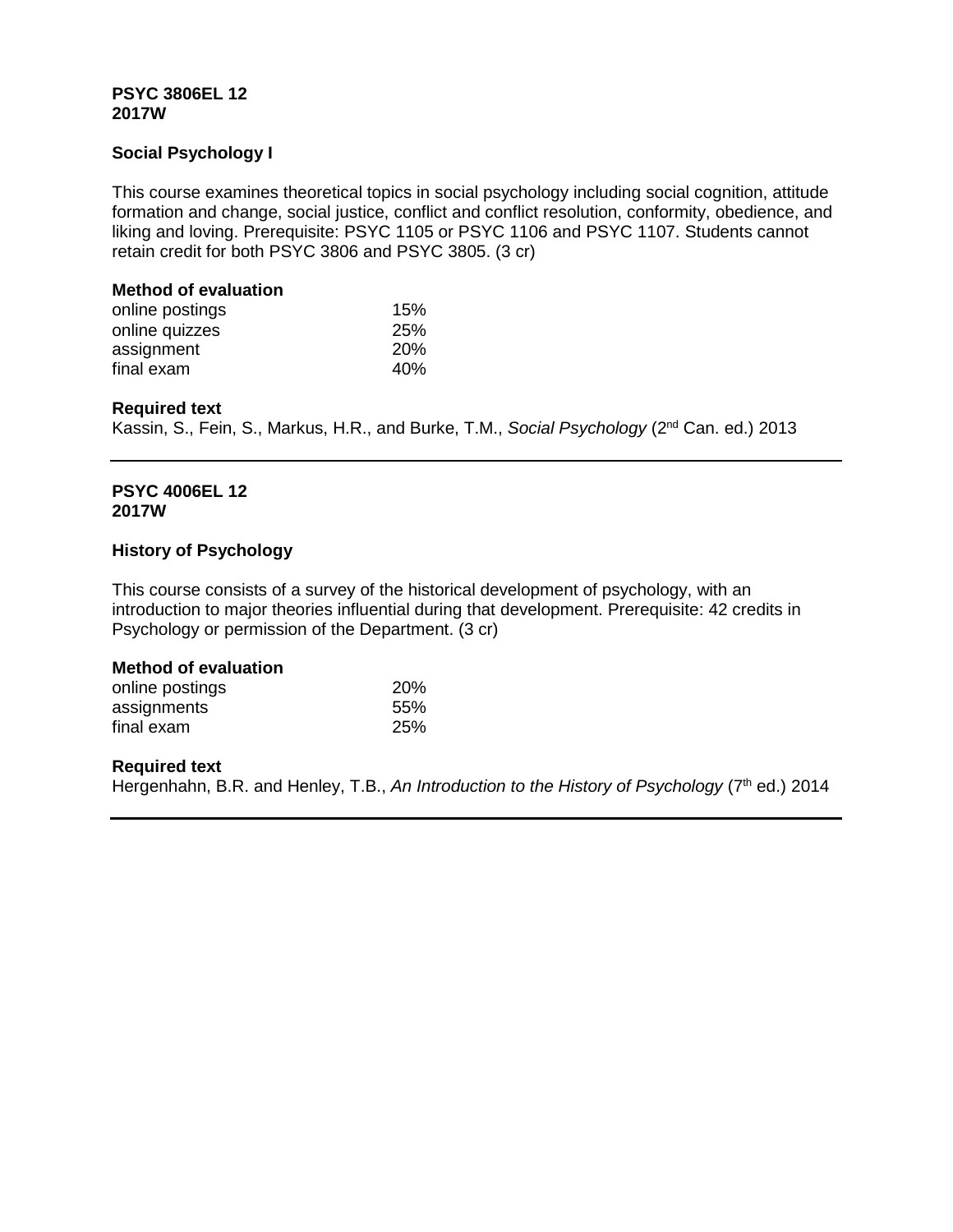**PSYC 3806EL 12**
**2017W**

**Social Psychology I**

This course examines theoretical topics in social psychology including social cognition, attitude formation and change, social justice, conflict and conflict resolution, conformity, obedience, and liking and loving. Prerequisite: PSYC 1105 or PSYC 1106 and PSYC 1107. Students cannot retain credit for both PSYC 3806 and PSYC 3805. (3 cr)

**Method of evaluation**

| | |
|---|---|
| online postings | 15% |
| online quizzes | 25% |
| assignment | 20% |
| final exam | 40% |

**Required text**
Kassin, S., Fein, S., Markus, H.R., and Burke, T.M., *Social Psychology* (2nd Can. ed.) 2013

---

**PSYC 4006EL 12**
**2017W**

**History of Psychology**

This course consists of a survey of the historical development of psychology, with an introduction to major theories influential during that development. Prerequisite: 42 credits in Psychology or permission of the Department. (3 cr)

**Method of evaluation**

| | |
|---|---|
| online postings | 20% |
| assignments | 55% |
| final exam | 25% |

**Required text**
Hergenhahn, B.R. and Henley, T.B., *An Introduction to the History of Psychology* (7th ed.) 2014

---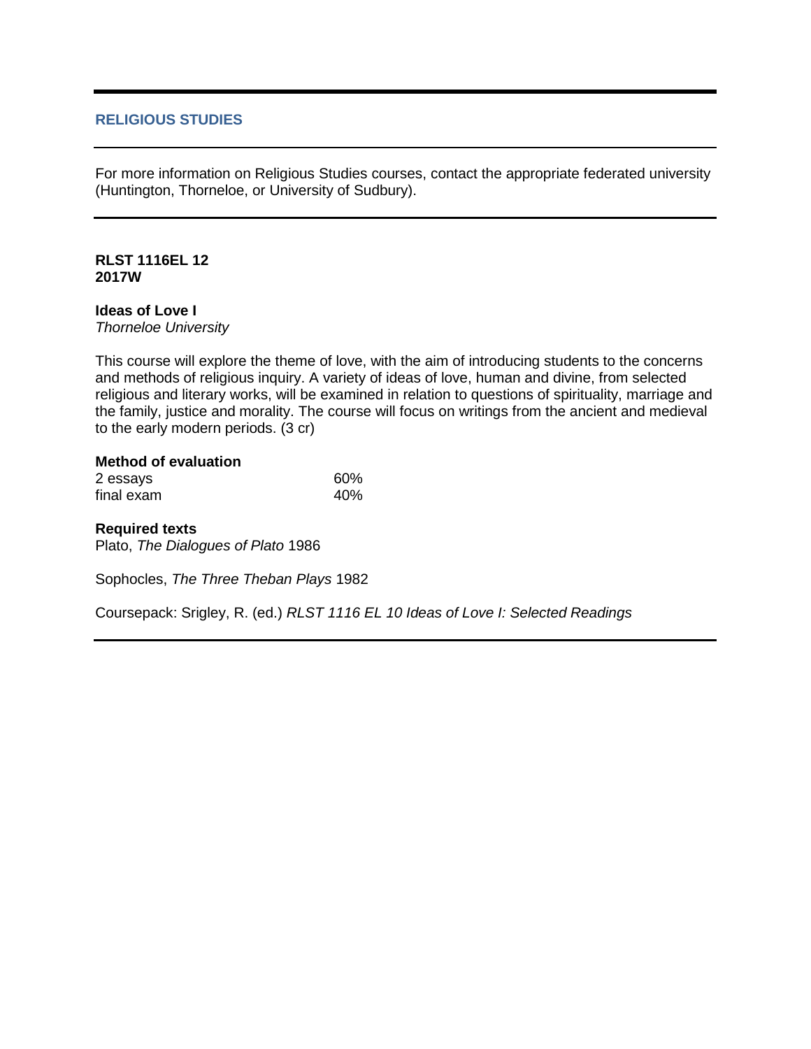## RELIGIOUS STUDIES

For more information on Religious Studies courses, contact the appropriate federated university (Huntington, Thorneloe, or University of Sudbury).

**RLST 1116EL 12**
**2017W**

**Ideas of Love I**
*Thorneloe University*

This course will explore the theme of love, with the aim of introducing students to the concerns and methods of religious inquiry. A variety of ideas of love, human and divine, from selected religious and literary works, will be examined in relation to questions of spirituality, marriage and the family, justice and morality. The course will focus on writings from the ancient and medieval to the early modern periods. (3 cr)

**Method of evaluation**

| | |
|---|---|
| 2 essays | 60% |
| final exam | 40% |

**Required texts**

Plato, *The Dialogues of Plato* 1986

Sophocles, *The Three Theban Plays* 1982

Coursepack: Srigley, R. (ed.) *RLST 1116 EL 10 Ideas of Love I: Selected Readings*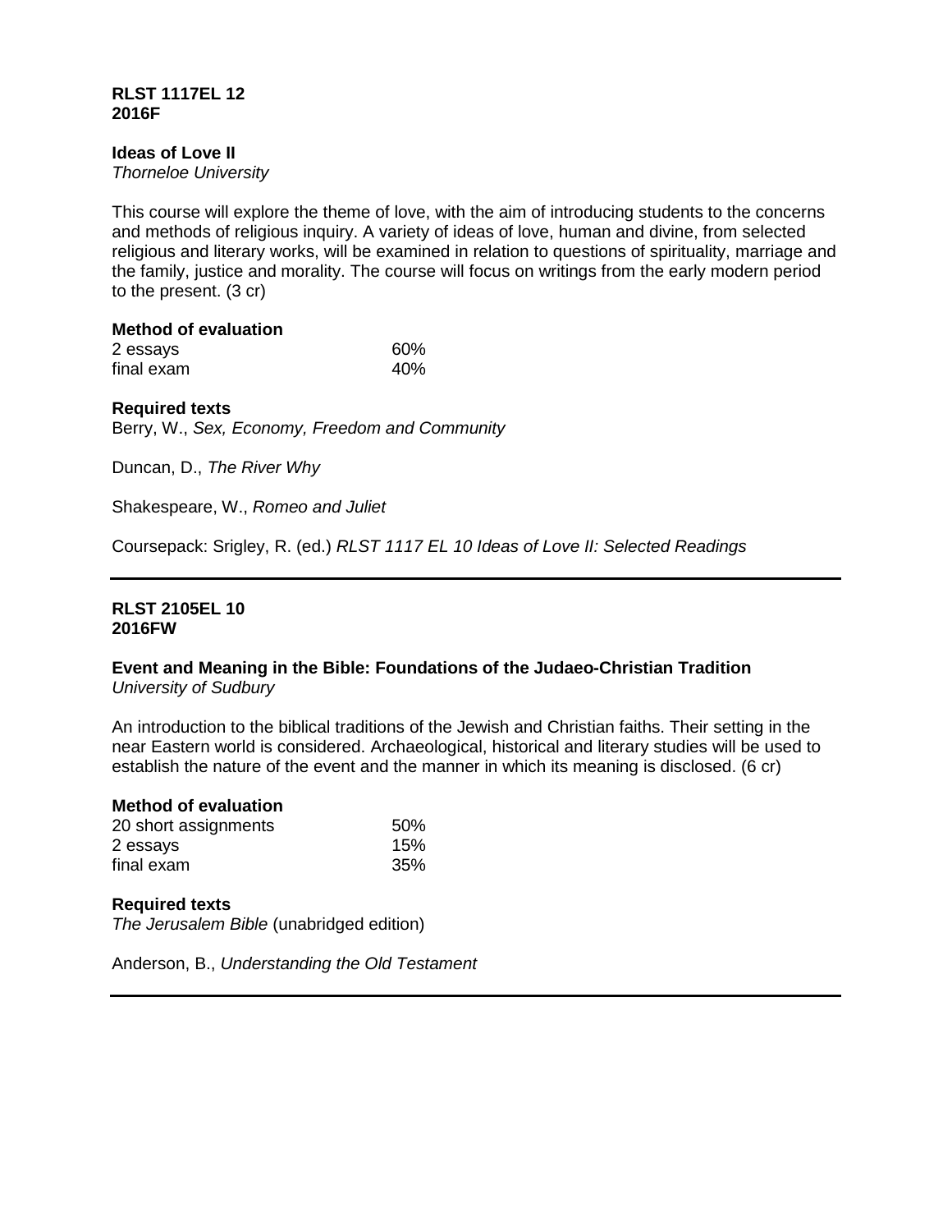**RLST 1117EL 12**
**2016F**

**Ideas of Love II**
*Thorneloe University*

This course will explore the theme of love, with the aim of introducing students to the concerns and methods of religious inquiry. A variety of ideas of love, human and divine, from selected religious and literary works, will be examined in relation to questions of spirituality, marriage and the family, justice and morality. The course will focus on writings from the early modern period to the present. (3 cr)

**Method of evaluation**

| | |
|---|---|
| 2 essays | 60% |
| final exam | 40% |

**Required texts**

Berry, W., *Sex, Economy, Freedom and Community*

Duncan, D., *The River Why*

Shakespeare, W., *Romeo and Juliet*

Coursepack: Srigley, R. (ed.) *RLST 1117 EL 10 Ideas of Love II: Selected Readings*

---

**RLST 2105EL 10**
**2016FW**

**Event and Meaning in the Bible: Foundations of the Judaeo-Christian Tradition**
*University of Sudbury*

An introduction to the biblical traditions of the Jewish and Christian faiths. Their setting in the near Eastern world is considered. Archaeological, historical and literary studies will be used to establish the nature of the event and the manner in which its meaning is disclosed. (6 cr)

**Method of evaluation**

| | |
|---|---|
| 20 short assignments | 50% |
| 2 essays | 15% |
| final exam | 35% |

**Required texts**

*The Jerusalem Bible* (unabridged edition)

Anderson, B., *Understanding the Old Testament*

---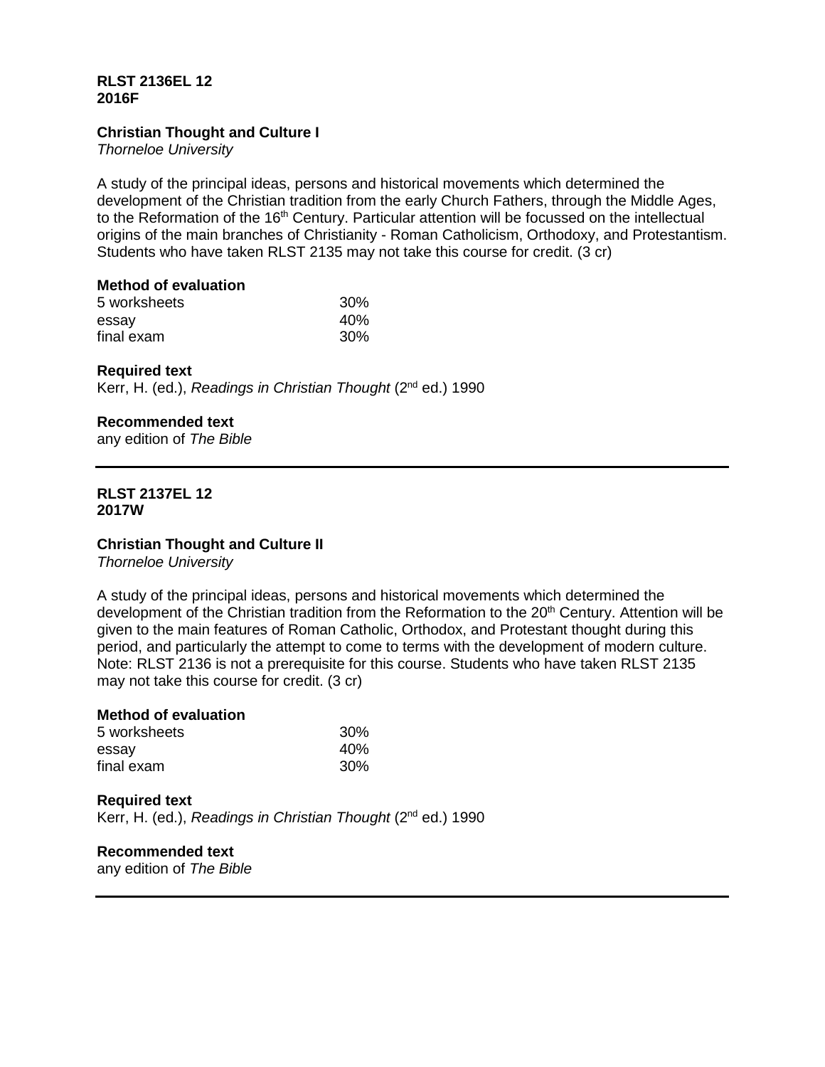**RLST 2136EL 12**
**2016F**

**Christian Thought and Culture I**
*Thorneloe University*

A study of the principal ideas, persons and historical movements which determined the development of the Christian tradition from the early Church Fathers, through the Middle Ages, to the Reformation of the 16th Century. Particular attention will be focussed on the intellectual origins of the main branches of Christianity - Roman Catholicism, Orthodoxy, and Protestantism. Students who have taken RLST 2135 may not take this course for credit. (3 cr)

**Method of evaluation**

| | |
|---|---|
| 5 worksheets | 30% |
| essay | 40% |
| final exam | 30% |

**Required text**
Kerr, H. (ed.), *Readings in Christian Thought* (2nd ed.) 1990

**Recommended text**
any edition of *The Bible*

---

**RLST 2137EL 12**
**2017W**

**Christian Thought and Culture II**
*Thorneloe University*

A study of the principal ideas, persons and historical movements which determined the development of the Christian tradition from the Reformation to the 20th Century. Attention will be given to the main features of Roman Catholic, Orthodox, and Protestant thought during this period, and particularly the attempt to come to terms with the development of modern culture. Note: RLST 2136 is not a prerequisite for this course. Students who have taken RLST 2135 may not take this course for credit. (3 cr)

**Method of evaluation**

| | |
|---|---|
| 5 worksheets | 30% |
| essay | 40% |
| final exam | 30% |

**Required text**
Kerr, H. (ed.), *Readings in Christian Thought* (2nd ed.) 1990

**Recommended text**
any edition of *The Bible*

---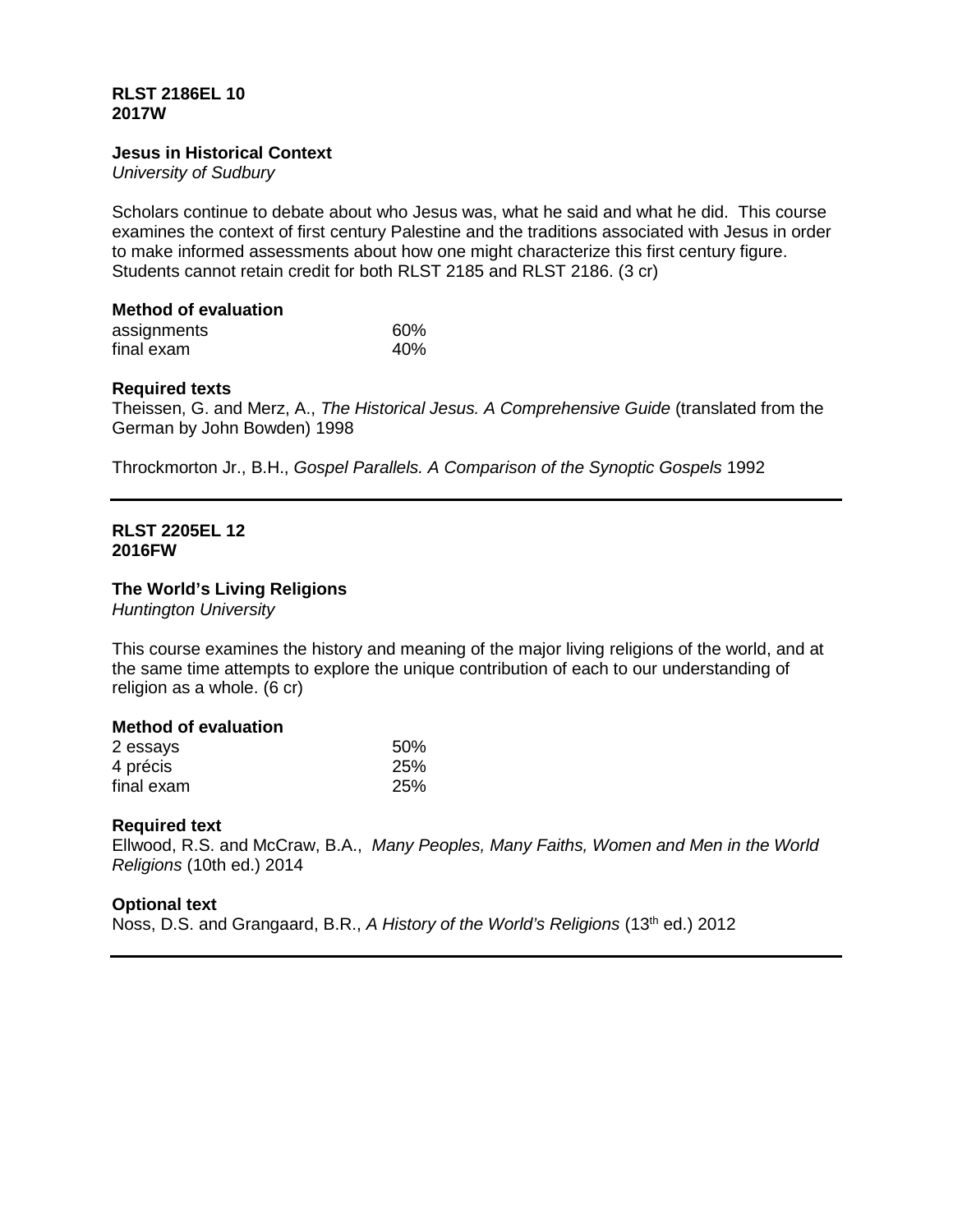**RLST 2186EL 10**
**2017W**

**Jesus in Historical Context**
*University of Sudbury*

Scholars continue to debate about who Jesus was, what he said and what he did. This course examines the context of first century Palestine and the traditions associated with Jesus in order to make informed assessments about how one might characterize this first century figure. Students cannot retain credit for both RLST 2185 and RLST 2186. (3 cr)

**Method of evaluation**

| | |
|---|---|
| assignments | 60% |
| final exam | 40% |

**Required texts**

Theissen, G. and Merz, A., *The Historical Jesus. A Comprehensive Guide* (translated from the German by John Bowden) 1998

Throckmorton Jr., B.H., *Gospel Parallels. A Comparison of the Synoptic Gospels* 1992

---

**RLST 2205EL 12**
**2016FW**

**The World's Living Religions**
*Huntington University*

This course examines the history and meaning of the major living religions of the world, and at the same time attempts to explore the unique contribution of each to our understanding of religion as a whole. (6 cr)

**Method of evaluation**

| | |
|---|---|
| 2 essays | 50% |
| 4 précis | 25% |
| final exam | 25% |

**Required text**

Ellwood, R.S. and McCraw, B.A., *Many Peoples, Many Faiths, Women and Men in the World Religions* (10th ed.) 2014

**Optional text**

Noss, D.S. and Grangaard, B.R., *A History of the World's Religions* (13th ed.) 2012

---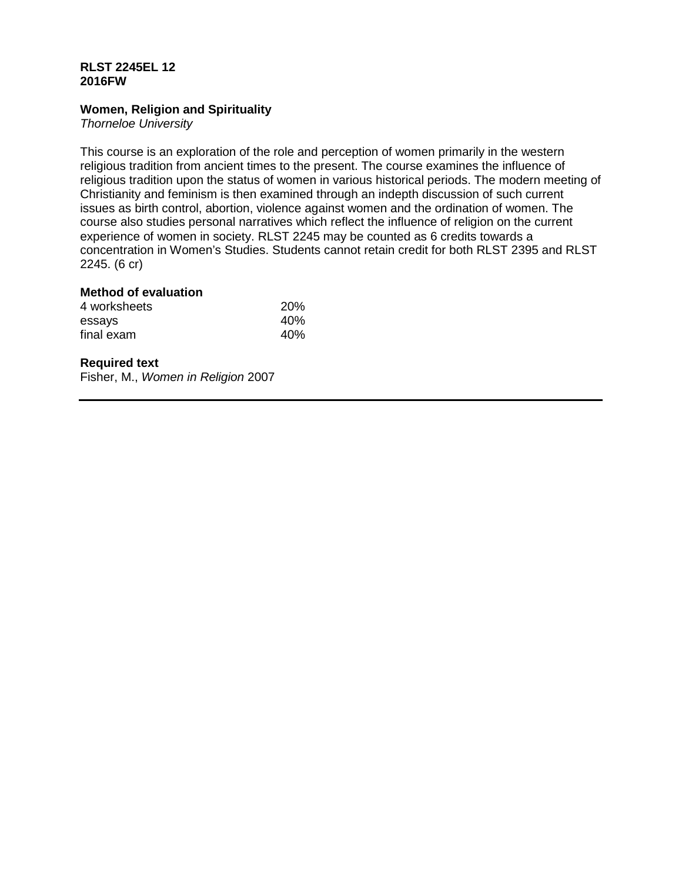**RLST 2245EL 12**
**2016FW**

**Women, Religion and Spirituality**
*Thorneloe University*

This course is an exploration of the role and perception of women primarily in the western religious tradition from ancient times to the present. The course examines the influence of religious tradition upon the status of women in various historical periods. The modern meeting of Christianity and feminism is then examined through an indepth discussion of such current issues as birth control, abortion, violence against women and the ordination of women. The course also studies personal narratives which reflect the influence of religion on the current experience of women in society. RLST 2245 may be counted as 6 credits towards a concentration in Women's Studies. Students cannot retain credit for both RLST 2395 and RLST 2245. (6 cr)

**Method of evaluation**

| | |
|---|---|
| 4 worksheets | 20% |
| essays | 40% |
| final exam | 40% |

**Required text**
Fisher, M., *Women in Religion* 2007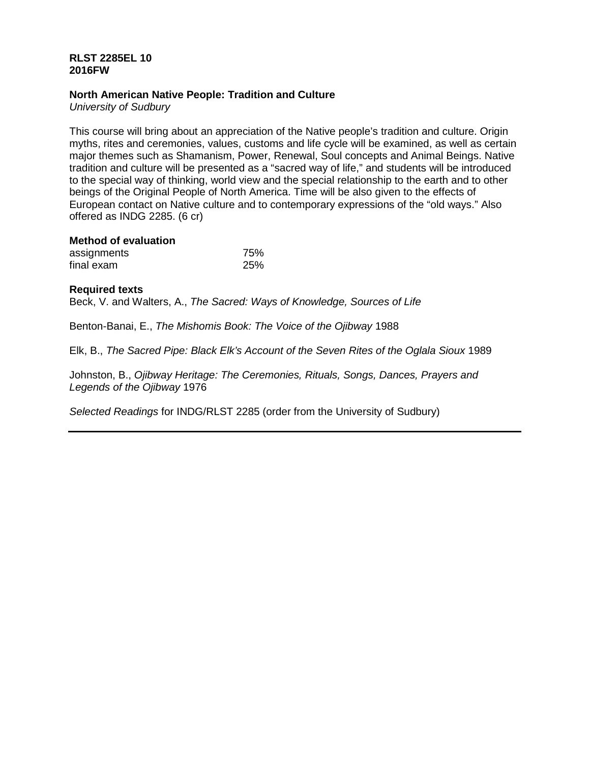**RLST 2285EL 10**
**2016FW**

**North American Native People: Tradition and Culture**
*University of Sudbury*

This course will bring about an appreciation of the Native people's tradition and culture. Origin myths, rites and ceremonies, values, customs and life cycle will be examined, as well as certain major themes such as Shamanism, Power, Renewal, Soul concepts and Animal Beings. Native tradition and culture will be presented as a "sacred way of life," and students will be introduced to the special way of thinking, world view and the special relationship to the earth and to other beings of the Original People of North America. Time will be also given to the effects of European contact on Native culture and to contemporary expressions of the "old ways." Also offered as INDG 2285. (6 cr)

**Method of evaluation**

| | |
|---|---|
| assignments | 75% |
| final exam | 25% |

**Required texts**

Beck, V. and Walters, A., *The Sacred: Ways of Knowledge, Sources of Life*

Benton-Banai, E., *The Mishomis Book: The Voice of the Ojibway* 1988

Elk, B., *The Sacred Pipe: Black Elk's Account of the Seven Rites of the Oglala Sioux* 1989

Johnston, B., *Ojibway Heritage: The Ceremonies, Rituals, Songs, Dances, Prayers and Legends of the Ojibway* 1976

*Selected Readings* for INDG/RLST 2285 (order from the University of Sudbury)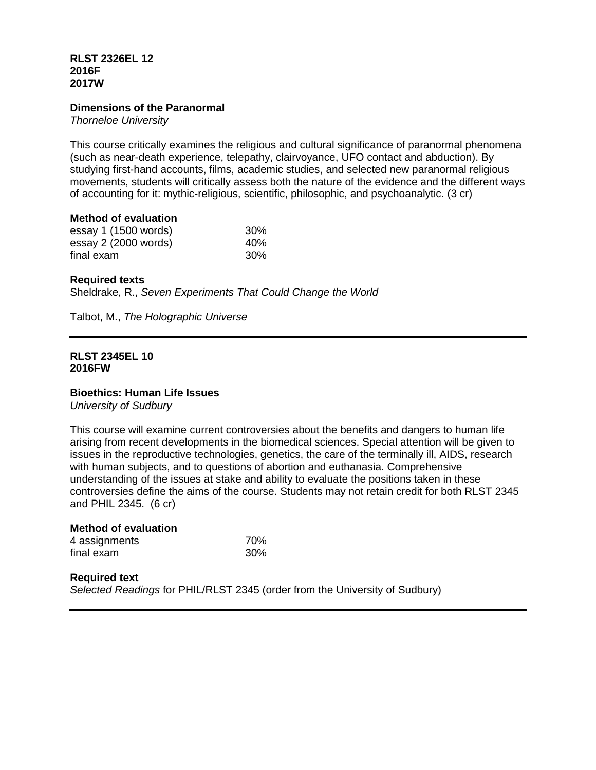**RLST 2326EL 12**
**2016F**
**2017W**

**Dimensions of the Paranormal**
*Thorneloe University*

This course critically examines the religious and cultural significance of paranormal phenomena (such as near-death experience, telepathy, clairvoyance, UFO contact and abduction). By studying first-hand accounts, films, academic studies, and selected new paranormal religious movements, students will critically assess both the nature of the evidence and the different ways of accounting for it: mythic-religious, scientific, philosophic, and psychoanalytic. (3 cr)

**Method of evaluation**

| | |
|---|---|
| essay 1 (1500 words) | 30% |
| essay 2 (2000 words) | 40% |
| final exam | 30% |

**Required texts**
Sheldrake, R., *Seven Experiments That Could Change the World*

Talbot, M., *The Holographic Universe*

---

**RLST 2345EL 10**
**2016FW**

**Bioethics: Human Life Issues**
*University of Sudbury*

This course will examine current controversies about the benefits and dangers to human life arising from recent developments in the biomedical sciences. Special attention will be given to issues in the reproductive technologies, genetics, the care of the terminally ill, AIDS, research with human subjects, and to questions of abortion and euthanasia. Comprehensive understanding of the issues at stake and ability to evaluate the positions taken in these controversies define the aims of the course. Students may not retain credit for both RLST 2345 and PHIL 2345. (6 cr)

**Method of evaluation**

| | |
|---|---|
| 4 assignments | 70% |
| final exam | 30% |

**Required text**
*Selected Readings* for PHIL/RLST 2345 (order from the University of Sudbury)

---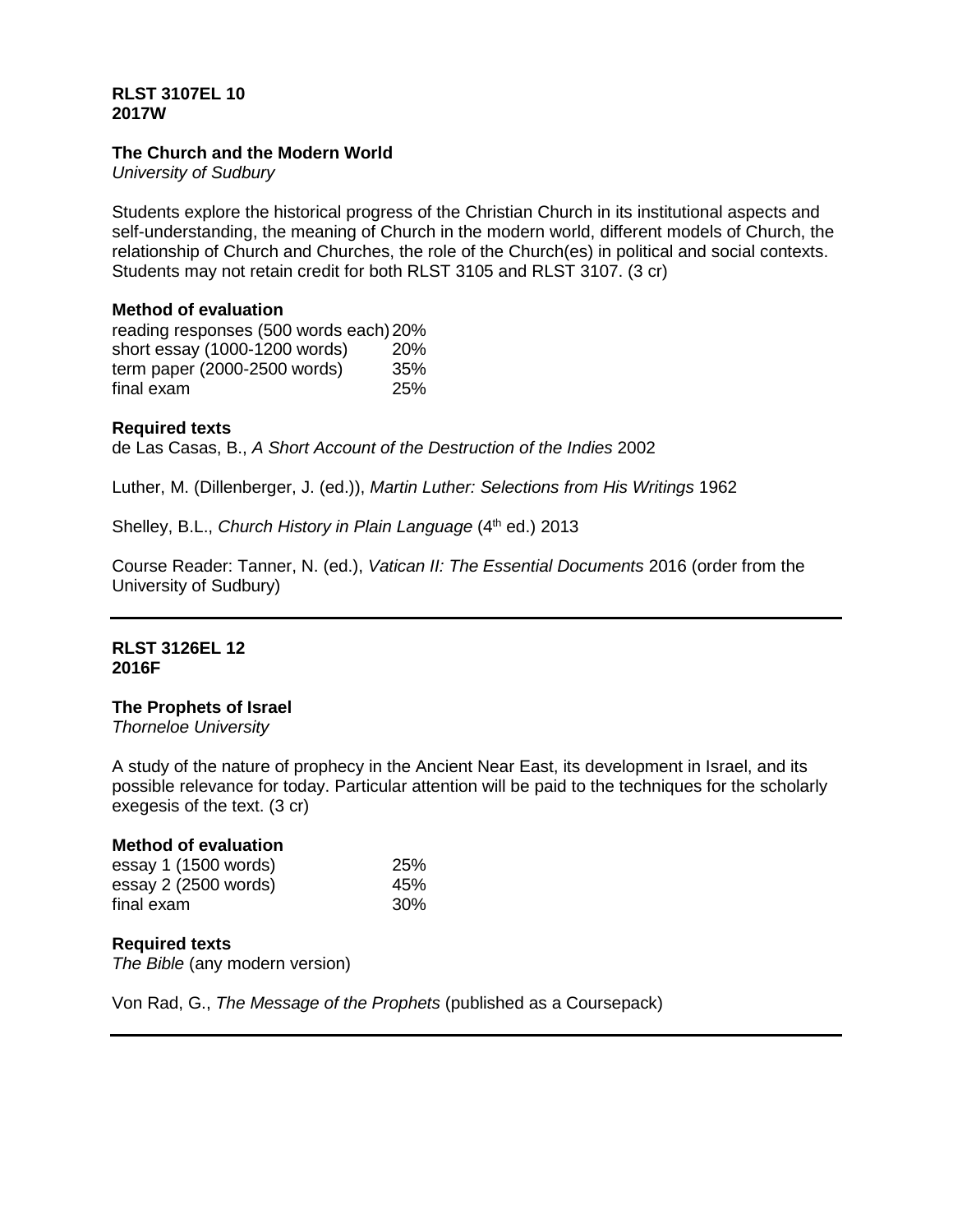**RLST 3107EL 10**
**2017W**

**The Church and the Modern World**
*University of Sudbury*

Students explore the historical progress of the Christian Church in its institutional aspects and self-understanding, the meaning of Church in the modern world, different models of Church, the relationship of Church and Churches, the role of the Church(es) in political and social contexts. Students may not retain credit for both RLST 3105 and RLST 3107. (3 cr)

**Method of evaluation**

| | |
|---|---|
| reading responses (500 words each) | 20% |
| short essay (1000-1200 words) | 20% |
| term paper (2000-2500 words) | 35% |
| final exam | 25% |

**Required texts**

de Las Casas, B., *A Short Account of the Destruction of the Indies* 2002

Luther, M. (Dillenberger, J. (ed.)), *Martin Luther: Selections from His Writings* 1962

Shelley, B.L., *Church History in Plain Language* (4th ed.) 2013

Course Reader: Tanner, N. (ed.), *Vatican II: The Essential Documents* 2016 (order from the University of Sudbury)

---

**RLST 3126EL 12**
**2016F**

**The Prophets of Israel**
*Thorneloe University*

A study of the nature of prophecy in the Ancient Near East, its development in Israel, and its possible relevance for today. Particular attention will be paid to the techniques for the scholarly exegesis of the text. (3 cr)

**Method of evaluation**

| | |
|---|---|
| essay 1 (1500 words) | 25% |
| essay 2 (2500 words) | 45% |
| final exam | 30% |

**Required texts**

*The Bible* (any modern version)

Von Rad, G., *The Message of the Prophets* (published as a Coursepack)

---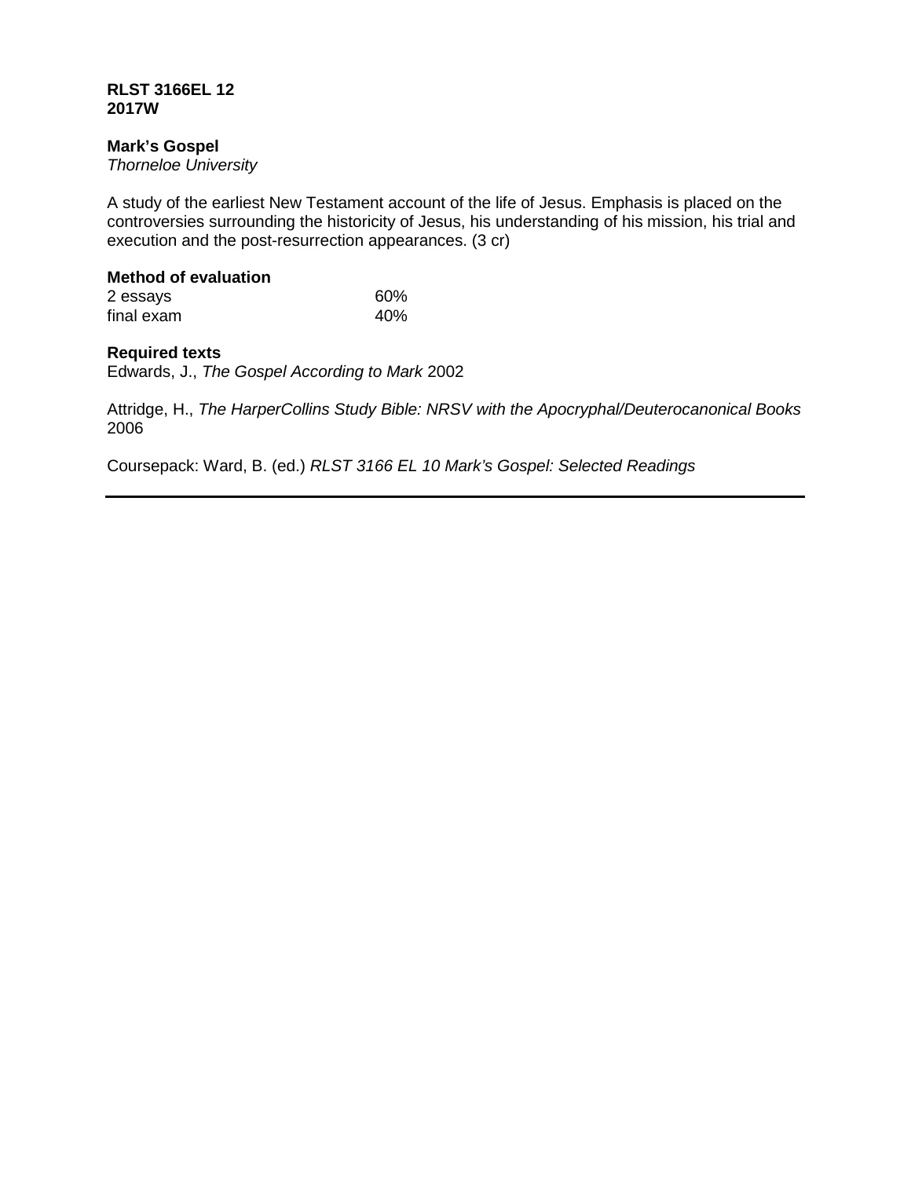**RLST 3166EL 12**
**2017W**

**Mark's Gospel**
*Thorneloe University*

A study of the earliest New Testament account of the life of Jesus. Emphasis is placed on the controversies surrounding the historicity of Jesus, his understanding of his mission, his trial and execution and the post-resurrection appearances. (3 cr)

**Method of evaluation**

| | |
|---|---|
| 2 essays | 60% |
| final exam | 40% |

**Required texts**

Edwards, J., *The Gospel According to Mark* 2002

Attridge, H., *The HarperCollins Study Bible: NRSV with the Apocryphal/Deuterocanonical Books* 2006

Coursepack: Ward, B. (ed.) *RLST 3166 EL 10 Mark's Gospel: Selected Readings*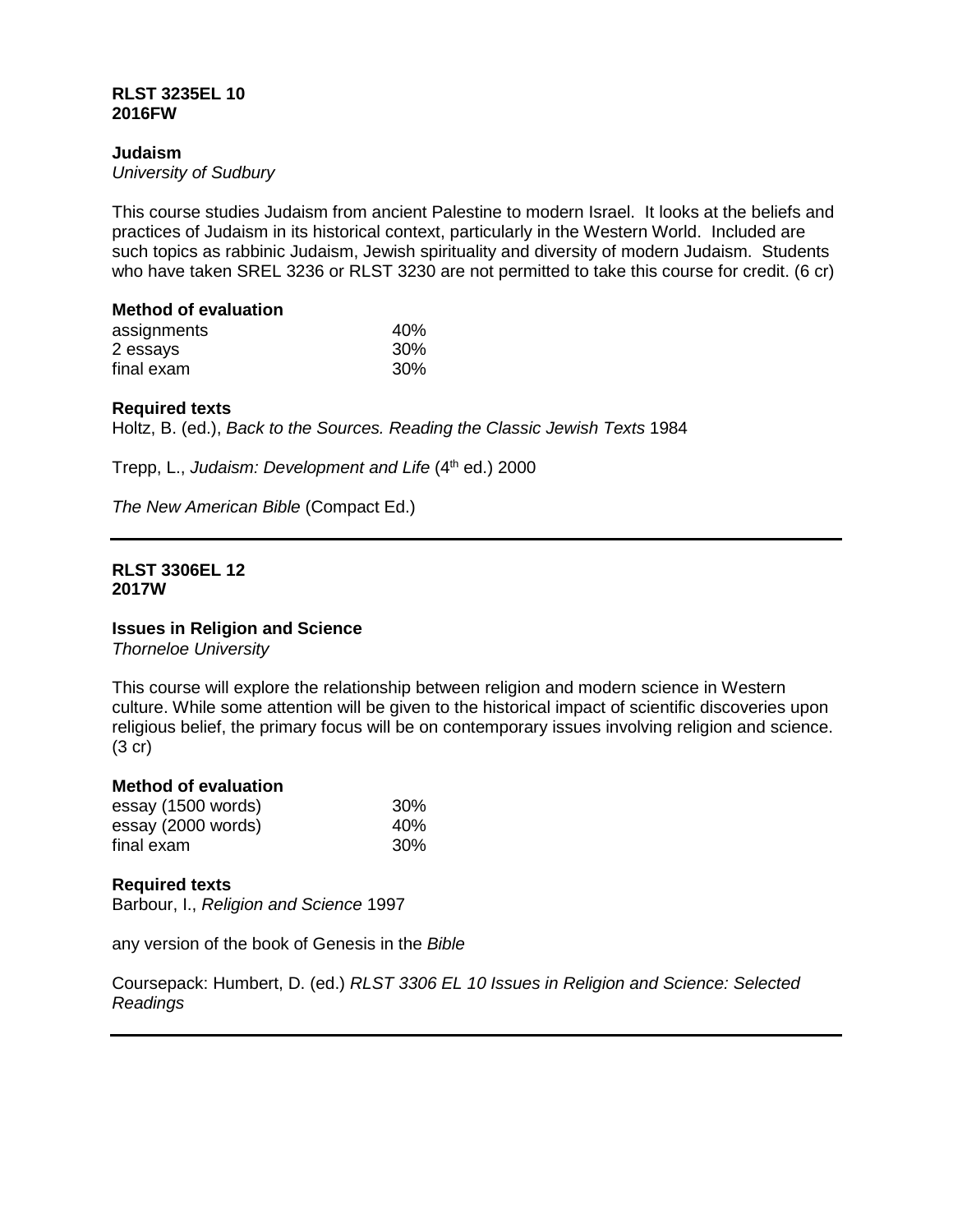**RLST 3235EL 10**
**2016FW**

**Judaism**
*University of Sudbury*

This course studies Judaism from ancient Palestine to modern Israel. It looks at the beliefs and practices of Judaism in its historical context, particularly in the Western World. Included are such topics as rabbinic Judaism, Jewish spirituality and diversity of modern Judaism. Students who have taken SREL 3236 or RLST 3230 are not permitted to take this course for credit. (6 cr)

**Method of evaluation**

| | |
|---|---|
| assignments | 40% |
| 2 essays | 30% |
| final exam | 30% |

**Required texts**

Holtz, B. (ed.), *Back to the Sources. Reading the Classic Jewish Texts* 1984

Trepp, L., *Judaism: Development and Life* (4th ed.) 2000

*The New American Bible* (Compact Ed.)

---

**RLST 3306EL 12**
**2017W**

**Issues in Religion and Science**
*Thorneloe University*

This course will explore the relationship between religion and modern science in Western culture. While some attention will be given to the historical impact of scientific discoveries upon religious belief, the primary focus will be on contemporary issues involving religion and science. (3 cr)

**Method of evaluation**

| | |
|---|---|
| essay (1500 words) | 30% |
| essay (2000 words) | 40% |
| final exam | 30% |

**Required texts**

Barbour, I., *Religion and Science* 1997

any version of the book of Genesis in the *Bible*

Coursepack: Humbert, D. (ed.) *RLST 3306 EL 10 Issues in Religion and Science: Selected Readings*

---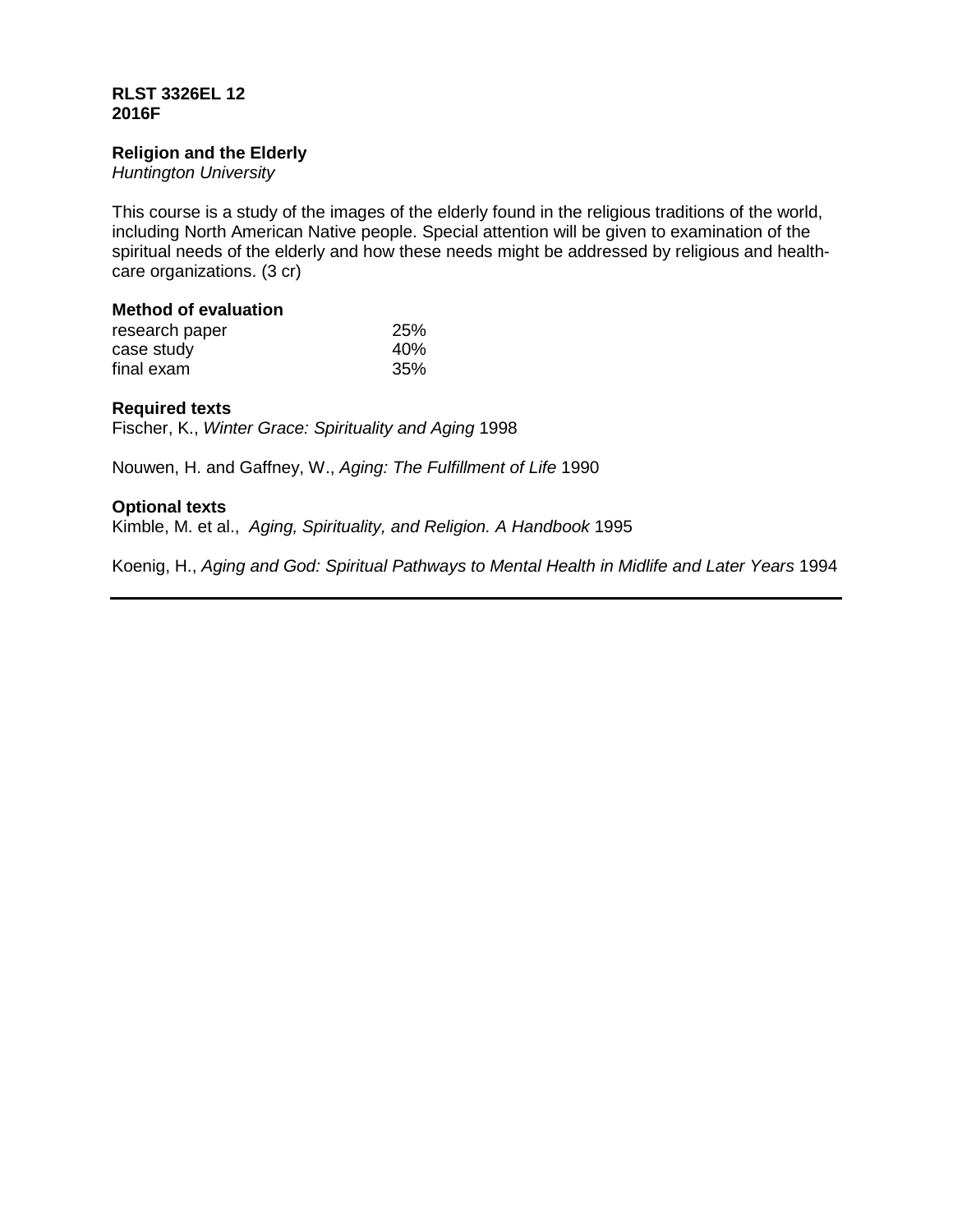**RLST 3326EL 12**
**2016F**

**Religion and the Elderly**
*Huntington University*

This course is a study of the images of the elderly found in the religious traditions of the world, including North American Native people. Special attention will be given to examination of the spiritual needs of the elderly and how these needs might be addressed by religious and health-care organizations. (3 cr)

**Method of evaluation**

| | |
|---|---|
| research paper | 25% |
| case study | 40% |
| final exam | 35% |

**Required texts**

Fischer, K., *Winter Grace: Spirituality and Aging* 1998

Nouwen, H. and Gaffney, W., *Aging: The Fulfillment of Life* 1990

**Optional texts**

Kimble, M. et al., *Aging, Spirituality, and Religion. A Handbook* 1995

Koenig, H., *Aging and God: Spiritual Pathways to Mental Health in Midlife and Later Years* 1994

---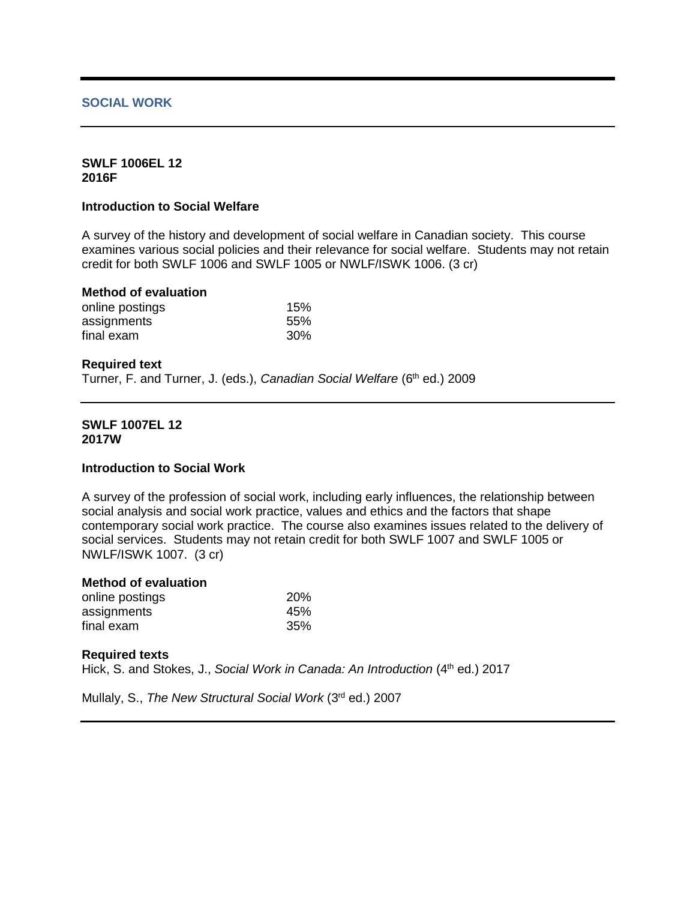## SOCIAL WORK

---

**SWLF 1006EL 12**
**2016F**

### Introduction to Social Welfare

A survey of the history and development of social welfare in Canadian society. This course examines various social policies and their relevance for social welfare. Students may not retain credit for both SWLF 1006 and SWLF 1005 or NWLF/ISWK 1006. (3 cr)

**Method of evaluation**

| | |
|---|---|
| online postings | 15% |
| assignments | 55% |
| final exam | 30% |

**Required text**

Turner, F. and Turner, J. (eds.), *Canadian Social Welfare* (6th ed.) 2009

---

**SWLF 1007EL 12**
**2017W**

### Introduction to Social Work

A survey of the profession of social work, including early influences, the relationship between social analysis and social work practice, values and ethics and the factors that shape contemporary social work practice. The course also examines issues related to the delivery of social services. Students may not retain credit for both SWLF 1007 and SWLF 1005 or NWLF/ISWK 1007. (3 cr)

**Method of evaluation**

| | |
|---|---|
| online postings | 20% |
| assignments | 45% |
| final exam | 35% |

**Required texts**

Hick, S. and Stokes, J., *Social Work in Canada: An Introduction* (4th ed.) 2017

Mullaly, S., *The New Structural Social Work* (3rd ed.) 2007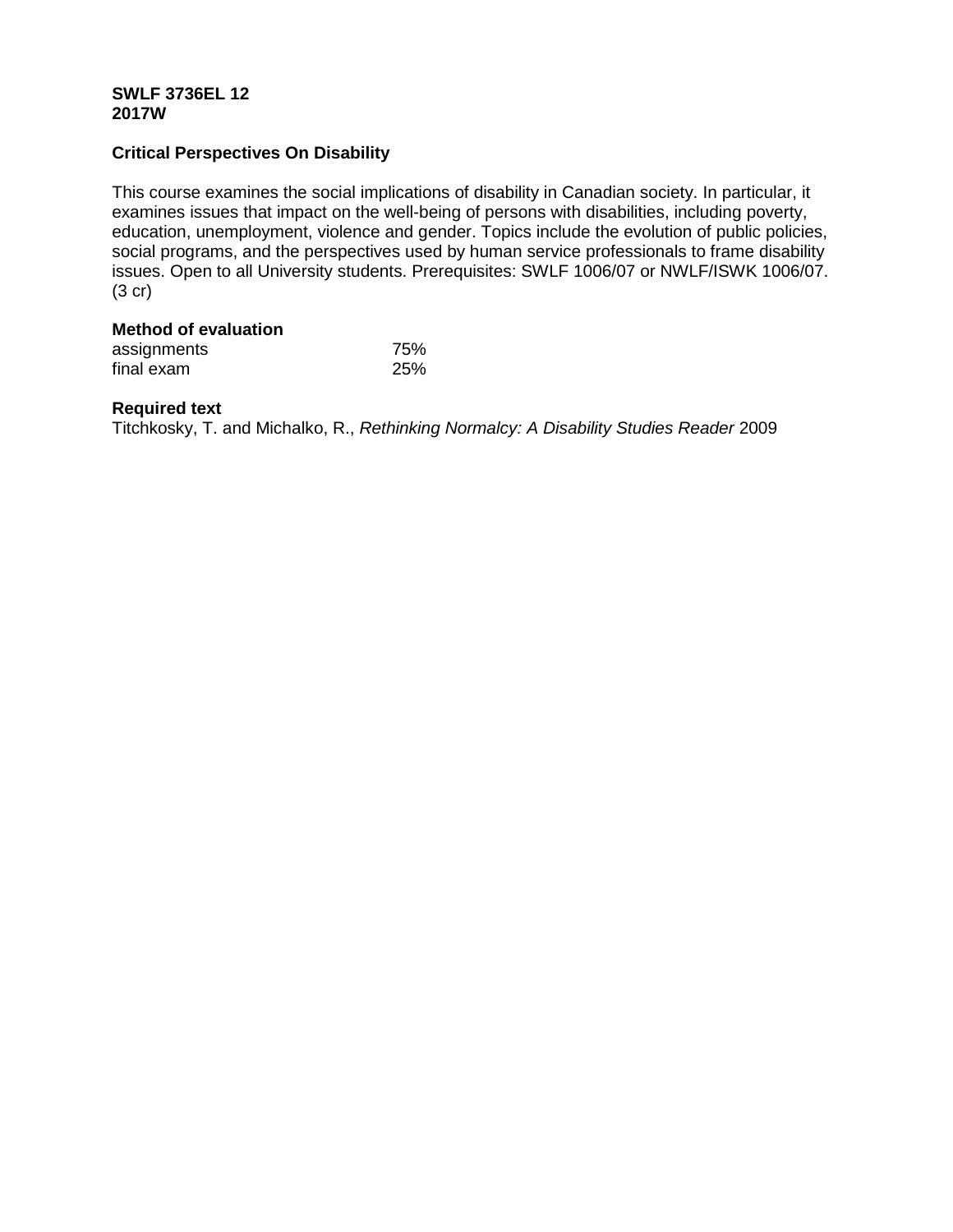**SWLF 3736EL 12**
**2017W**

**Critical Perspectives On Disability**

This course examines the social implications of disability in Canadian society. In particular, it examines issues that impact on the well-being of persons with disabilities, including poverty, education, unemployment, violence and gender. Topics include the evolution of public policies, social programs, and the perspectives used by human service professionals to frame disability issues. Open to all University students. Prerequisites: SWLF 1006/07 or NWLF/ISWK 1006/07. (3 cr)

**Method of evaluation**

| | |
|---|---|
| assignments | 75% |
| final exam | 25% |

**Required text**

Titchkosky, T. and Michalko, R., *Rethinking Normalcy: A Disability Studies Reader* 2009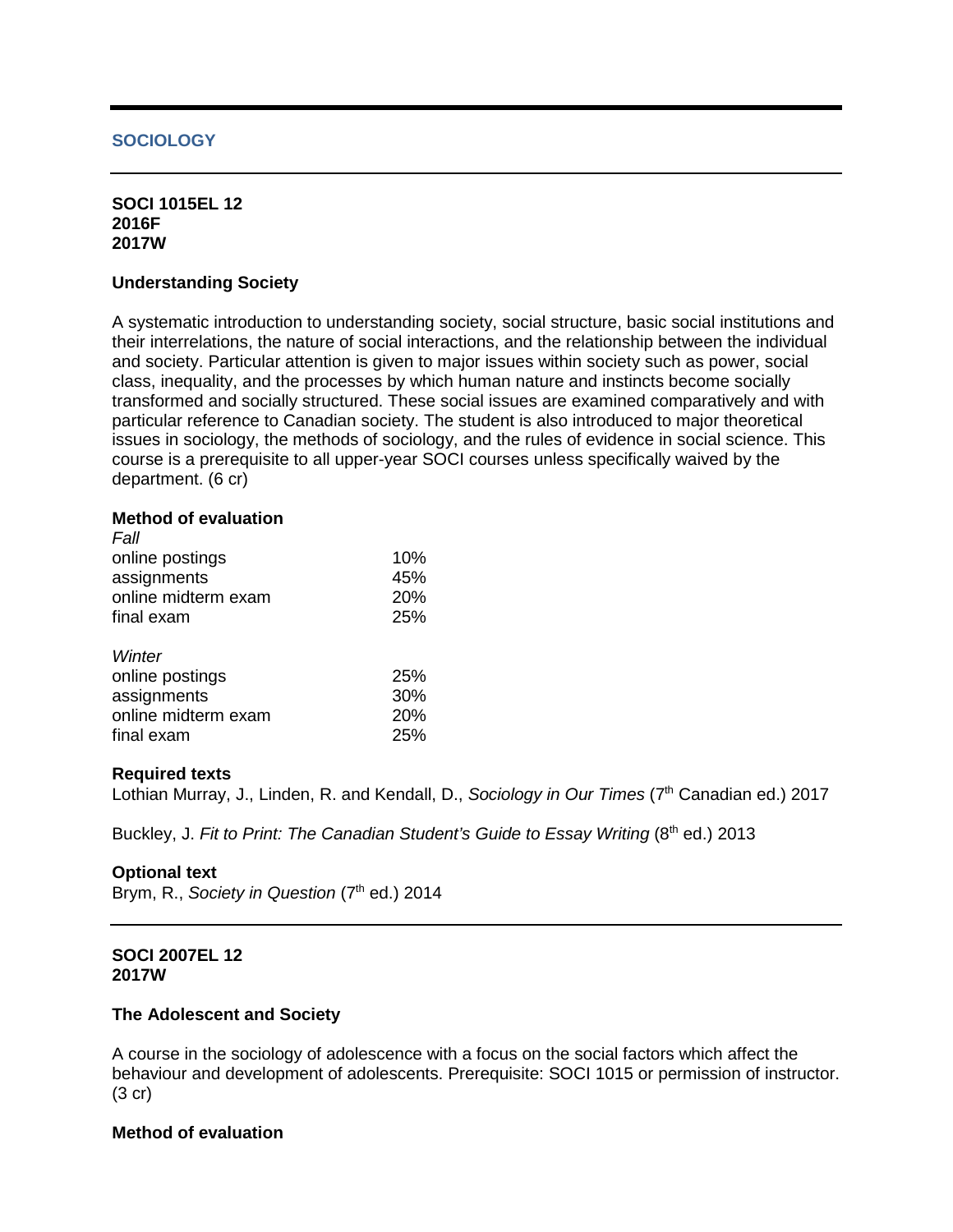## SOCIOLOGY

---

**SOCI 1015EL 12**
**2016F**
**2017W**

**Understanding Society**

A systematic introduction to understanding society, social structure, basic social institutions and their interrelations, the nature of social interactions, and the relationship between the individual and society. Particular attention is given to major issues within society such as power, social class, inequality, and the processes by which human nature and instincts become socially transformed and socially structured. These social issues are examined comparatively and with particular reference to Canadian society. The student is also introduced to major theoretical issues in sociology, the methods of sociology, and the rules of evidence in social science. This course is a prerequisite to all upper-year SOCI courses unless specifically waived by the department. (6 cr)

**Method of evaluation**

*Fall*

| | |
|---|---|
| online postings | 10% |
| assignments | 45% |
| online midterm exam | 20% |
| final exam | 25% |

*Winter*

| | |
|---|---|
| online postings | 25% |
| assignments | 30% |
| online midterm exam | 20% |
| final exam | 25% |

**Required texts**

Lothian Murray, J., Linden, R. and Kendall, D., *Sociology in Our Times* (7th Canadian ed.) 2017

Buckley, J. *Fit to Print: The Canadian Student's Guide to Essay Writing* (8th ed.) 2013

**Optional text**

Brym, R., *Society in Question* (7th ed.) 2014

---

**SOCI 2007EL 12**
**2017W**

**The Adolescent and Society**

A course in the sociology of adolescence with a focus on the social factors which affect the behaviour and development of adolescents. Prerequisite: SOCI 1015 or permission of instructor. (3 cr)

**Method of evaluation**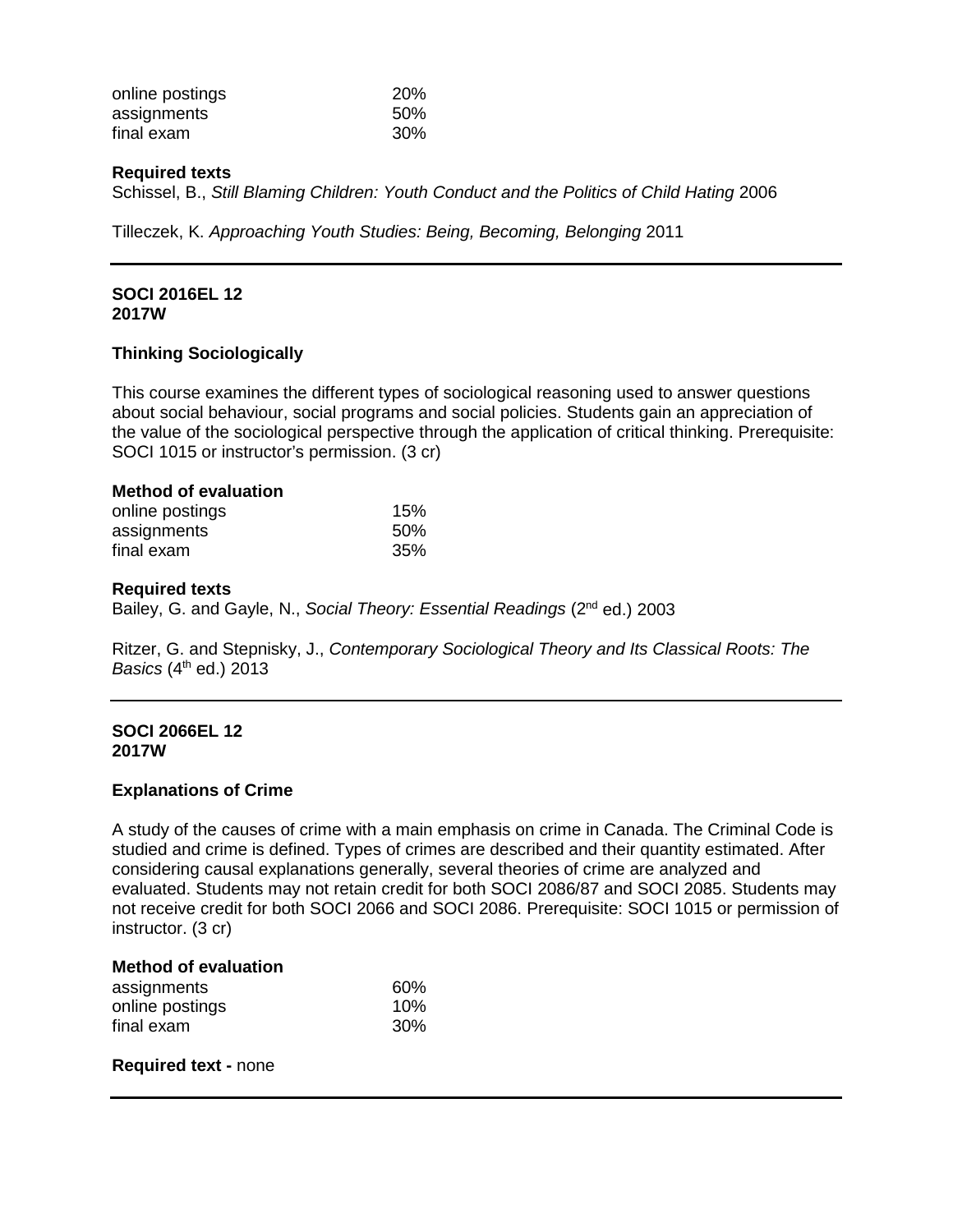| | |
|---|---|
| online postings | 20% |
| assignments | 50% |
| final exam | 30% |

**Required texts**

Schissel, B., *Still Blaming Children: Youth Conduct and the Politics of Child Hating* 2006

Tilleczek, K. *Approaching Youth Studies: Being, Becoming, Belonging* 2011

---

**SOCI 2016EL 12**
**2017W**

### Thinking Sociologically

This course examines the different types of sociological reasoning used to answer questions about social behaviour, social programs and social policies. Students gain an appreciation of the value of the sociological perspective through the application of critical thinking. Prerequisite: SOCI 1015 or instructor's permission. (3 cr)

**Method of evaluation**

| | |
|---|---|
| online postings | 15% |
| assignments | 50% |
| final exam | 35% |

**Required texts**

Bailey, G. and Gayle, N., *Social Theory: Essential Readings* (2nd ed.) 2003

Ritzer, G. and Stepnisky, J., *Contemporary Sociological Theory and Its Classical Roots: The Basics* (4th ed.) 2013

---

**SOCI 2066EL 12**
**2017W**

### Explanations of Crime

A study of the causes of crime with a main emphasis on crime in Canada. The Criminal Code is studied and crime is defined. Types of crimes are described and their quantity estimated. After considering causal explanations generally, several theories of crime are analyzed and evaluated. Students may not retain credit for both SOCI 2086/87 and SOCI 2085. Students may not receive credit for both SOCI 2066 and SOCI 2086. Prerequisite: SOCI 1015 or permission of instructor. (3 cr)

**Method of evaluation**

| | |
|---|---|
| assignments | 60% |
| online postings | 10% |
| final exam | 30% |

**Required text -** none

---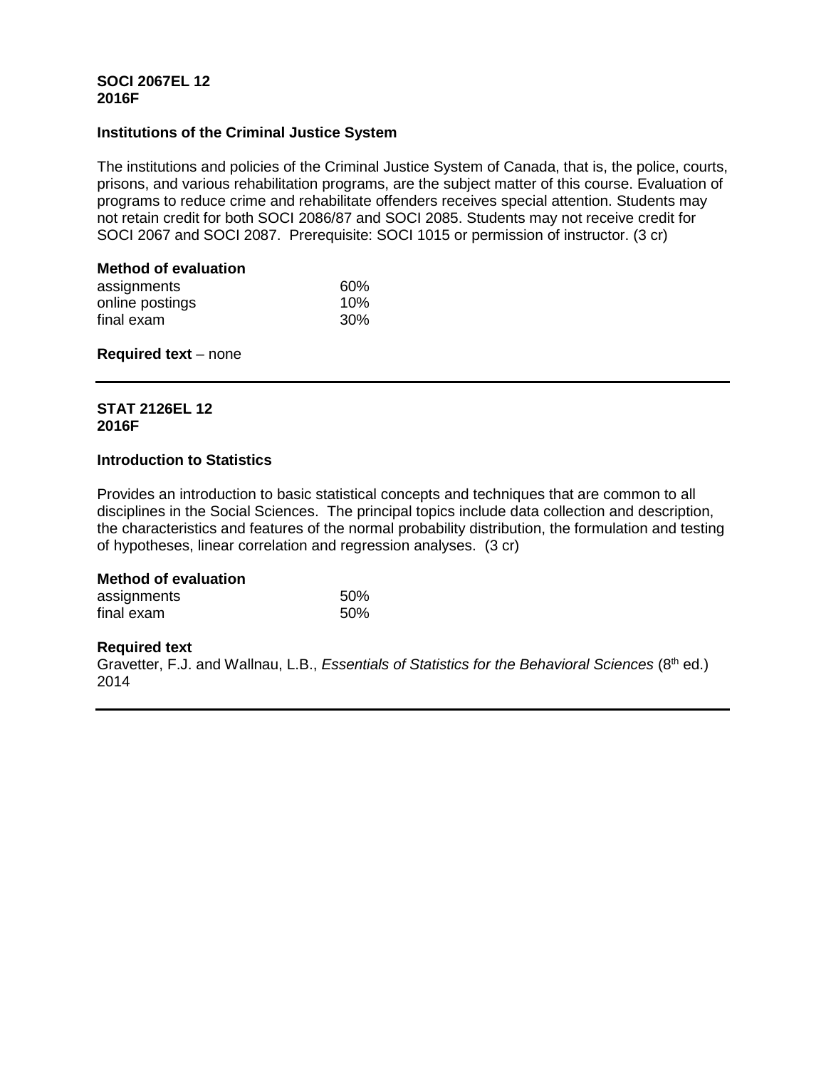**SOCI 2067EL 12**
**2016F**

**Institutions of the Criminal Justice System**

The institutions and policies of the Criminal Justice System of Canada, that is, the police, courts, prisons, and various rehabilitation programs, are the subject matter of this course. Evaluation of programs to reduce crime and rehabilitate offenders receives special attention. Students may not retain credit for both SOCI 2086/87 and SOCI 2085. Students may not receive credit for SOCI 2067 and SOCI 2087. Prerequisite: SOCI 1015 or permission of instructor. (3 cr)

**Method of evaluation**

| | |
|---|---|
| assignments | 60% |
| online postings | 10% |
| final exam | 30% |

**Required text** – none

---

**STAT 2126EL 12**
**2016F**

**Introduction to Statistics**

Provides an introduction to basic statistical concepts and techniques that are common to all disciplines in the Social Sciences. The principal topics include data collection and description, the characteristics and features of the normal probability distribution, the formulation and testing of hypotheses, linear correlation and regression analyses. (3 cr)

**Method of evaluation**

| | |
|---|---|
| assignments | 50% |
| final exam | 50% |

**Required text**
Gravetter, F.J. and Wallnau, L.B., *Essentials of Statistics for the Behavioral Sciences* (8th ed.) 2014

---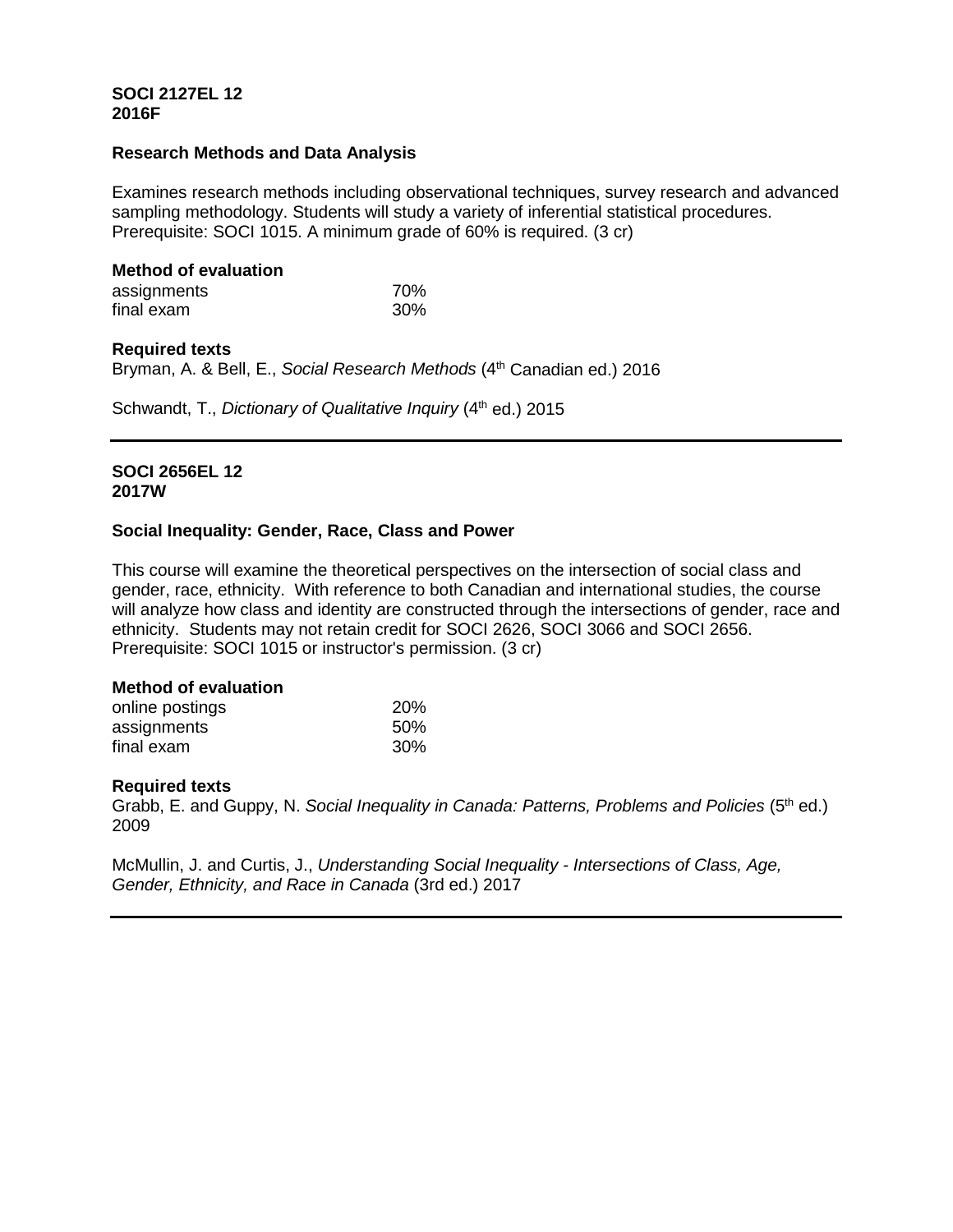**SOCI 2127EL 12**
**2016F**

**Research Methods and Data Analysis**

Examines research methods including observational techniques, survey research and advanced sampling methodology. Students will study a variety of inferential statistical procedures. Prerequisite: SOCI 1015. A minimum grade of 60% is required. (3 cr)

**Method of evaluation**

| | |
|---|---|
| assignments | 70% |
| final exam | 30% |

**Required texts**

Bryman, A. & Bell, E., *Social Research Methods* (4th Canadian ed.) 2016

Schwandt, T., *Dictionary of Qualitative Inquiry* (4th ed.) 2015

---

**SOCI 2656EL 12**
**2017W**

**Social Inequality: Gender, Race, Class and Power**

This course will examine the theoretical perspectives on the intersection of social class and gender, race, ethnicity. With reference to both Canadian and international studies, the course will analyze how class and identity are constructed through the intersections of gender, race and ethnicity. Students may not retain credit for SOCI 2626, SOCI 3066 and SOCI 2656. Prerequisite: SOCI 1015 or instructor's permission. (3 cr)

**Method of evaluation**

| | |
|---|---|
| online postings | 20% |
| assignments | 50% |
| final exam | 30% |

**Required texts**

Grabb, E. and Guppy, N. *Social Inequality in Canada: Patterns, Problems and Policies* (5th ed.) 2009

McMullin, J. and Curtis, J., *Understanding Social Inequality - Intersections of Class, Age, Gender, Ethnicity, and Race in Canada* (3rd ed.) 2017

---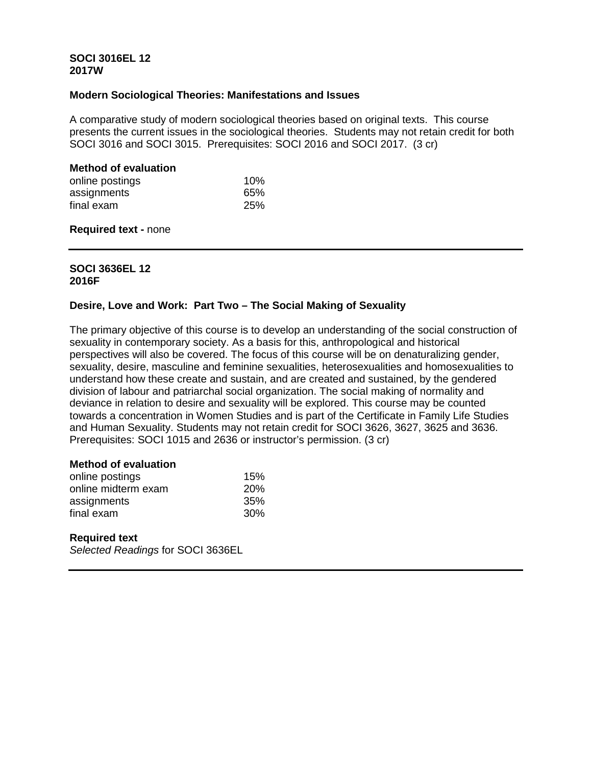**SOCI 3016EL 12**
**2017W**

**Modern Sociological Theories: Manifestations and Issues**

A comparative study of modern sociological theories based on original texts. This course presents the current issues in the sociological theories. Students may not retain credit for both SOCI 3016 and SOCI 3015. Prerequisites: SOCI 2016 and SOCI 2017. (3 cr)

**Method of evaluation**

| | |
|---|---|
| online postings | 10% |
| assignments | 65% |
| final exam | 25% |

**Required text -** none

---

**SOCI 3636EL 12**
**2016F**

**Desire, Love and Work: Part Two – The Social Making of Sexuality**

The primary objective of this course is to develop an understanding of the social construction of sexuality in contemporary society. As a basis for this, anthropological and historical perspectives will also be covered. The focus of this course will be on denaturalizing gender, sexuality, desire, masculine and feminine sexualities, heterosexualities and homosexualities to understand how these create and sustain, and are created and sustained, by the gendered division of labour and patriarchal social organization. The social making of normality and deviance in relation to desire and sexuality will be explored. This course may be counted towards a concentration in Women Studies and is part of the Certificate in Family Life Studies and Human Sexuality. Students may not retain credit for SOCI 3626, 3627, 3625 and 3636. Prerequisites: SOCI 1015 and 2636 or instructor's permission. (3 cr)

**Method of evaluation**

| | |
|---|---|
| online postings | 15% |
| online midterm exam | 20% |
| assignments | 35% |
| final exam | 30% |

**Required text**

*Selected Readings* for SOCI 3636EL

---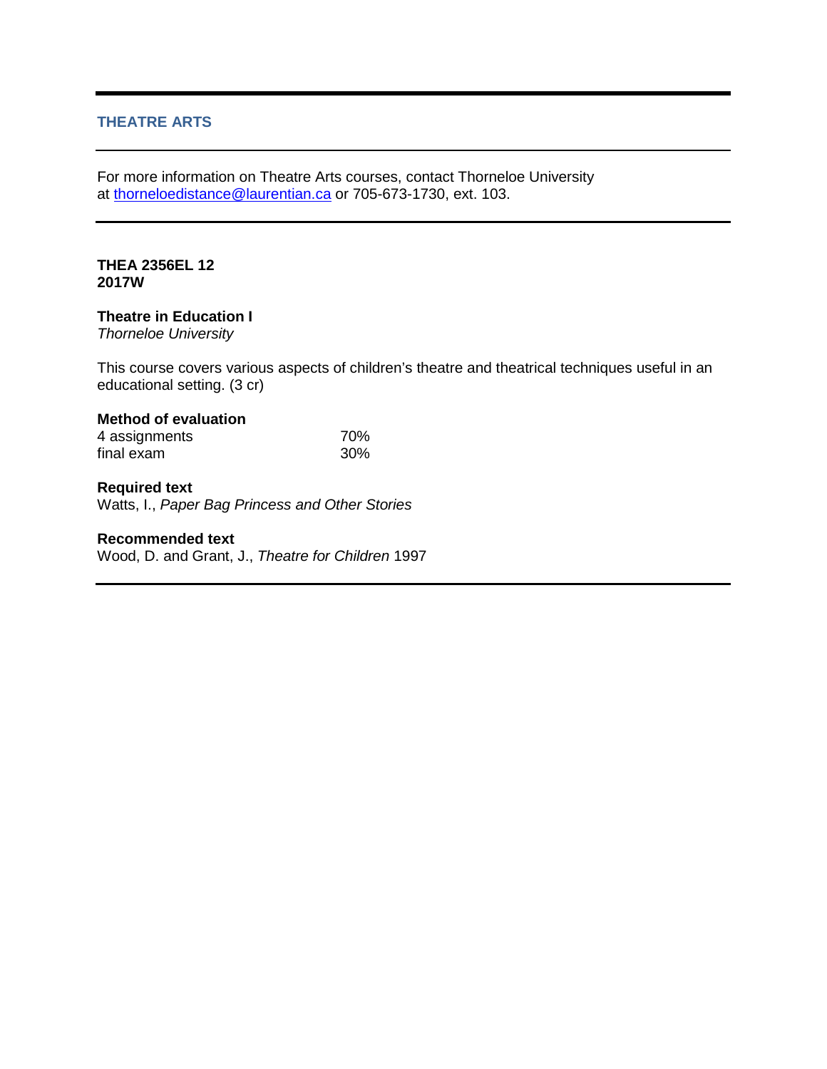## THEATRE ARTS

For more information on Theatre Arts courses, contact Thorneloe University at thorneloedistance@laurentian.ca or 705-673-1730, ext. 103.

**THEA 2356EL 12**
**2017W**

**Theatre in Education I**
*Thorneloe University*

This course covers various aspects of children's theatre and theatrical techniques useful in an educational setting. (3 cr)

**Method of evaluation**

| | |
|---|---|
| 4 assignments | 70% |
| final exam | 30% |

**Required text**
Watts, I., *Paper Bag Princess and Other Stories*

**Recommended text**
Wood, D. and Grant, J., *Theatre for Children* 1997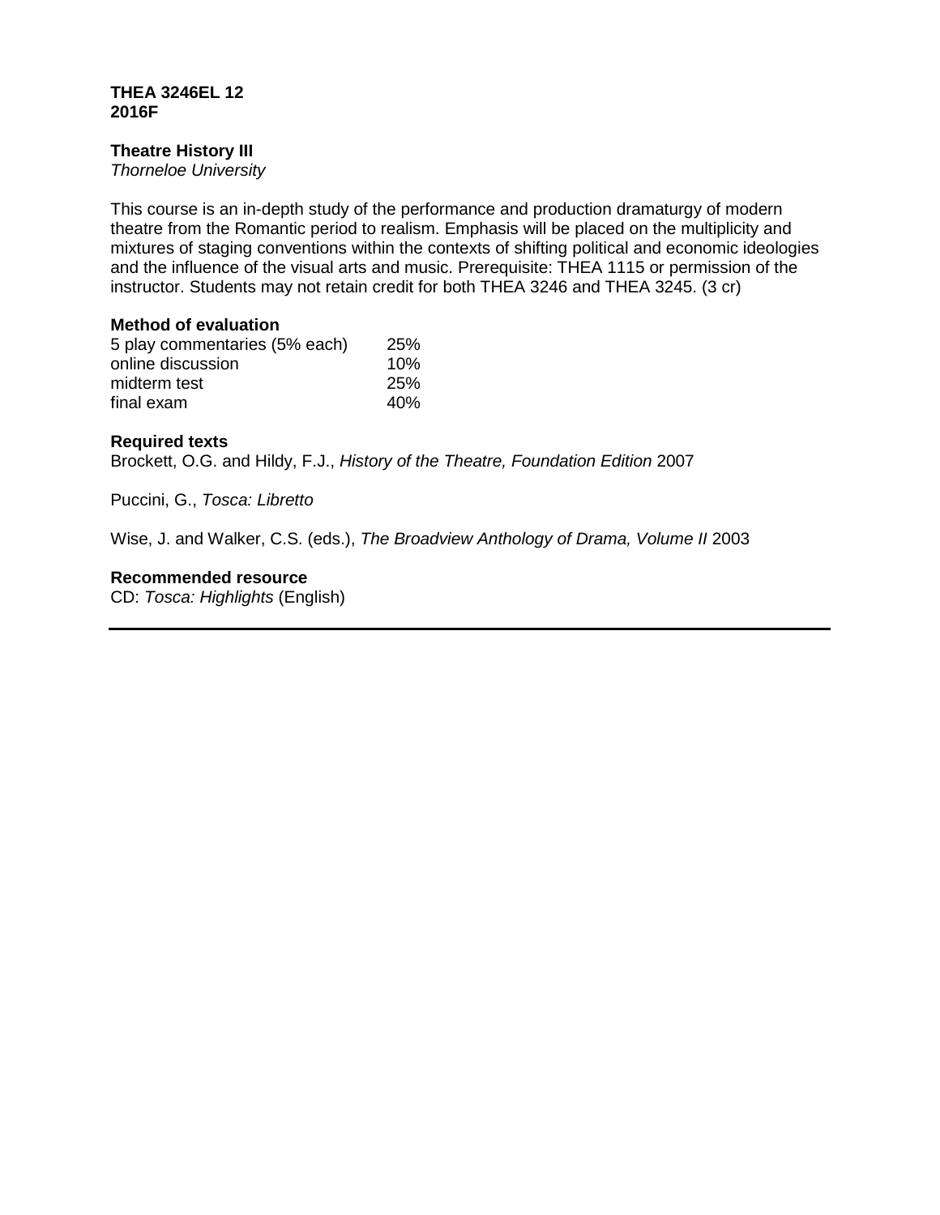**THEA 3246EL 12**
**2016F**

**Theatre History III**
*Thorneloe University*

This course is an in-depth study of the performance and production dramaturgy of modern theatre from the Romantic period to realism. Emphasis will be placed on the multiplicity and mixtures of staging conventions within the contexts of shifting political and economic ideologies and the influence of the visual arts and music. Prerequisite: THEA 1115 or permission of the instructor. Students may not retain credit for both THEA 3246 and THEA 3245. (3 cr)

**Method of evaluation**

| | |
|---|---|
| 5 play commentaries (5% each) | 25% |
| online discussion | 10% |
| midterm test | 25% |
| final exam | 40% |

**Required texts**

Brockett, O.G. and Hildy, F.J., *History of the Theatre, Foundation Edition* 2007

Puccini, G., *Tosca: Libretto*

Wise, J. and Walker, C.S. (eds.), *The Broadview Anthology of Drama, Volume II* 2003

**Recommended resource**

CD: *Tosca: Highlights* (English)

---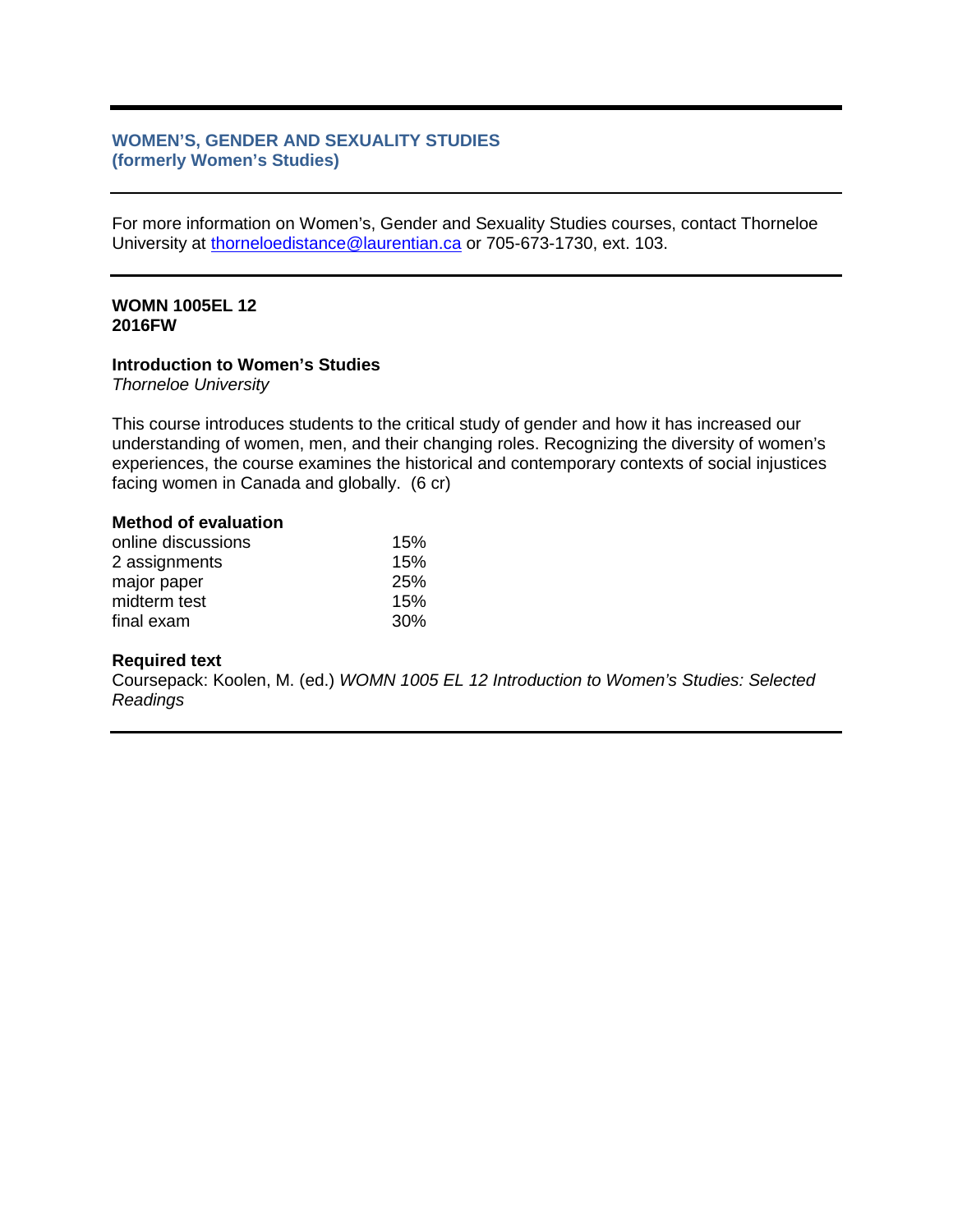## WOMEN'S, GENDER AND SEXUALITY STUDIES
## (formerly Women's Studies)

---

For more information on Women's, Gender and Sexuality Studies courses, contact Thorneloe University at thorneloedistance@laurentian.ca or 705-673-1730, ext. 103.

---

**WOMN 1005EL 12**
**2016FW**

**Introduction to Women's Studies**
*Thorneloe University*

This course introduces students to the critical study of gender and how it has increased our understanding of women, men, and their changing roles. Recognizing the diversity of women's experiences, the course examines the historical and contemporary contexts of social injustices facing women in Canada and globally. (6 cr)

**Method of evaluation**

| | |
|---|---|
| online discussions | 15% |
| 2 assignments | 15% |
| major paper | 25% |
| midterm test | 15% |
| final exam | 30% |

**Required text**
Coursepack: Koolen, M. (ed.) *WOMN 1005 EL 12 Introduction to Women's Studies: Selected Readings*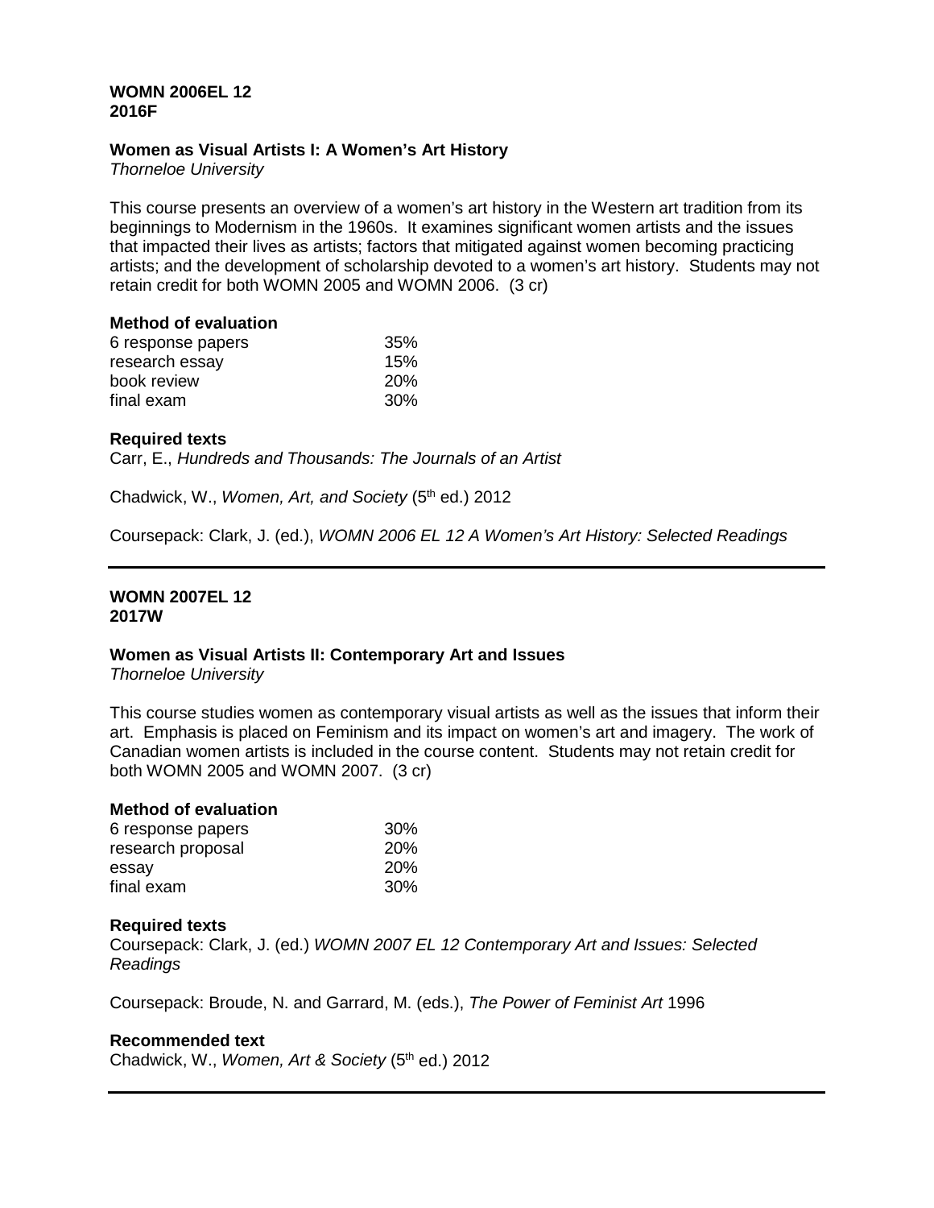**WOMN 2006EL 12**
**2016F**

### Women as Visual Artists I: A Women's Art History

*Thorneloe University*

This course presents an overview of a women's art history in the Western art tradition from its beginnings to Modernism in the 1960s. It examines significant women artists and the issues that impacted their lives as artists; factors that mitigated against women becoming practicing artists; and the development of scholarship devoted to a women's art history. Students may not retain credit for both WOMN 2005 and WOMN 2006. (3 cr)

#### Method of evaluation

| | |
|---|---|
| 6 response papers | 35% |
| research essay | 15% |
| book review | 20% |
| final exam | 30% |

#### Required texts

Carr, E., *Hundreds and Thousands: The Journals of an Artist*

Chadwick, W., *Women, Art, and Society* (5th ed.) 2012

Coursepack: Clark, J. (ed.), *WOMN 2006 EL 12 A Women's Art History: Selected Readings*

---

**WOMN 2007EL 12**
**2017W**

### Women as Visual Artists II: Contemporary Art and Issues

*Thorneloe University*

This course studies women as contemporary visual artists as well as the issues that inform their art. Emphasis is placed on Feminism and its impact on women's art and imagery. The work of Canadian women artists is included in the course content. Students may not retain credit for both WOMN 2005 and WOMN 2007. (3 cr)

#### Method of evaluation

| | |
|---|---|
| 6 response papers | 30% |
| research proposal | 20% |
| essay | 20% |
| final exam | 30% |

#### Required texts

Coursepack: Clark, J. (ed.) *WOMN 2007 EL 12 Contemporary Art and Issues: Selected Readings*

Coursepack: Broude, N. and Garrard, M. (eds.), *The Power of Feminist Art* 1996

#### Recommended text

Chadwick, W., *Women, Art & Society* (5th ed.) 2012

---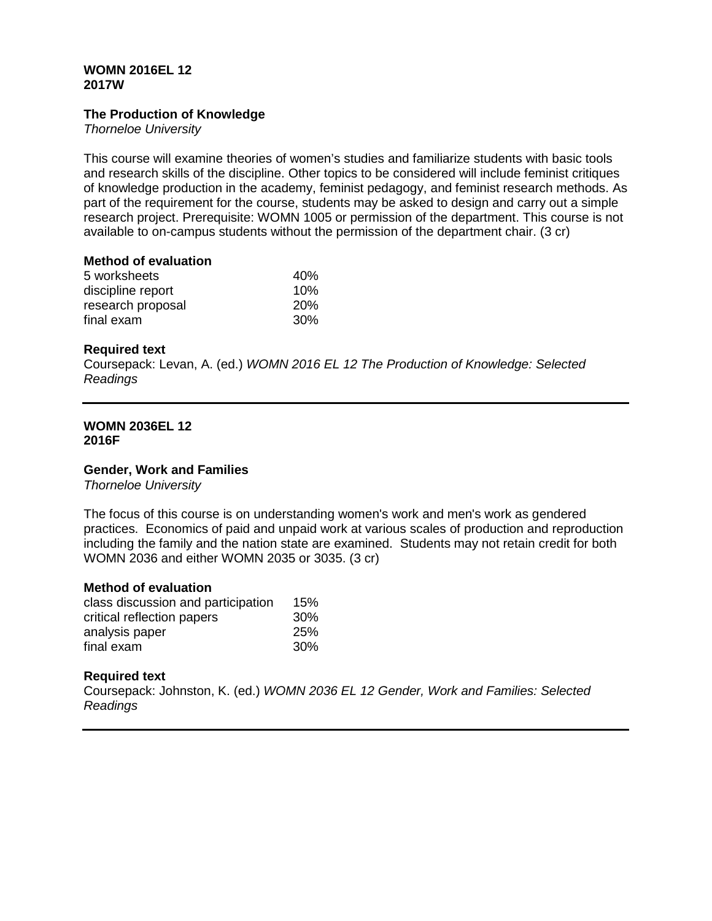**WOMN 2016EL 12**
**2017W**

**The Production of Knowledge**
*Thorneloe University*

This course will examine theories of women's studies and familiarize students with basic tools and research skills of the discipline. Other topics to be considered will include feminist critiques of knowledge production in the academy, feminist pedagogy, and feminist research methods. As part of the requirement for the course, students may be asked to design and carry out a simple research project. Prerequisite: WOMN 1005 or permission of the department. This course is not available to on-campus students without the permission of the department chair. (3 cr)

**Method of evaluation**

| | |
|---|---|
| 5 worksheets | 40% |
| discipline report | 10% |
| research proposal | 20% |
| final exam | 30% |

**Required text**
Coursepack: Levan, A. (ed.) *WOMN 2016 EL 12 The Production of Knowledge: Selected Readings*

---

**WOMN 2036EL 12**
**2016F**

**Gender, Work and Families**
*Thorneloe University*

The focus of this course is on understanding women's work and men's work as gendered practices. Economics of paid and unpaid work at various scales of production and reproduction including the family and the nation state are examined. Students may not retain credit for both WOMN 2036 and either WOMN 2035 or 3035. (3 cr)

**Method of evaluation**

| | |
|---|---|
| class discussion and participation | 15% |
| critical reflection papers | 30% |
| analysis paper | 25% |
| final exam | 30% |

**Required text**
Coursepack: Johnston, K. (ed.) *WOMN 2036 EL 12 Gender, Work and Families: Selected Readings*

---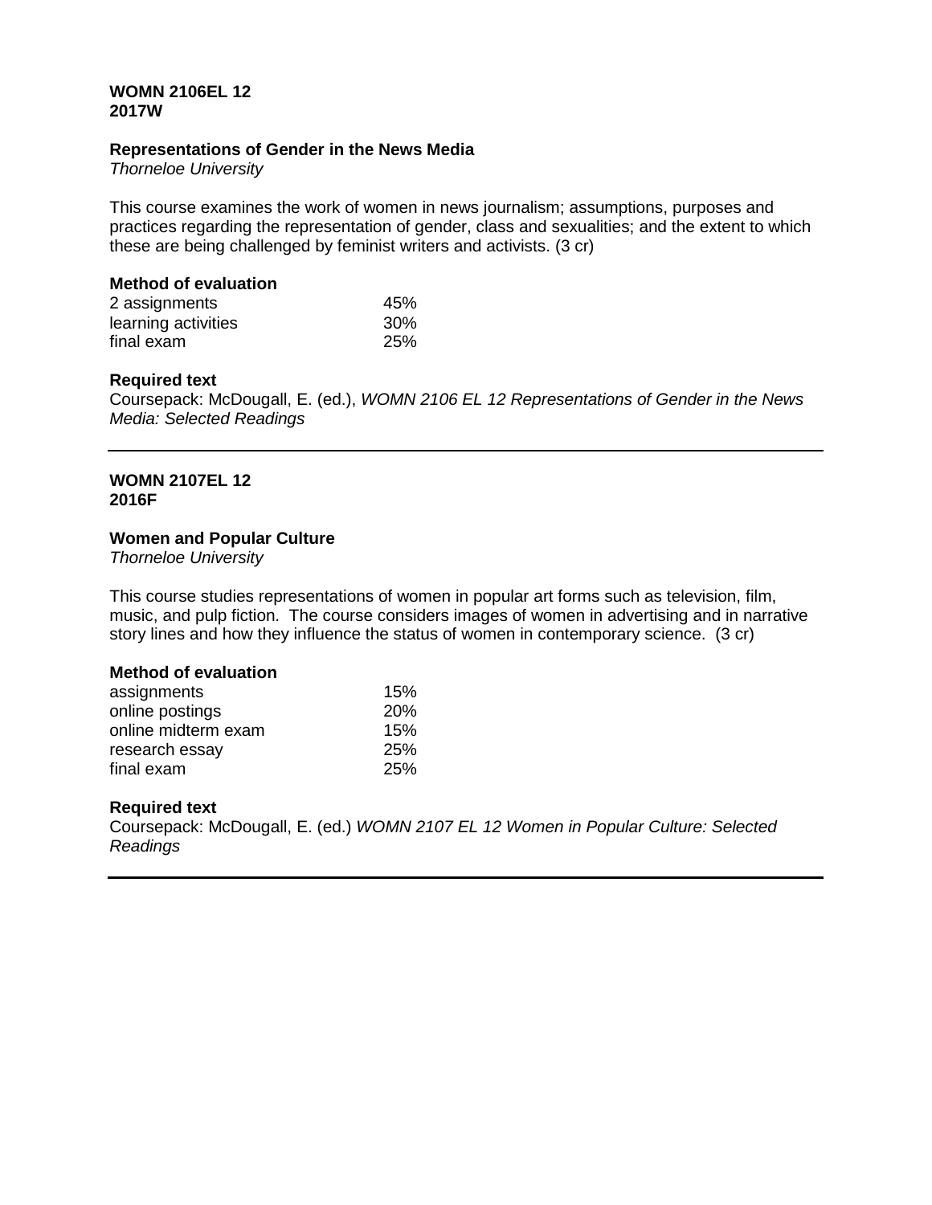**WOMN 2106EL 12**
**2017W**

**Representations of Gender in the News Media**
*Thorneloe University*

This course examines the work of women in news journalism; assumptions, purposes and practices regarding the representation of gender, class and sexualities; and the extent to which these are being challenged by feminist writers and activists. (3 cr)

**Method of evaluation**

| | |
|---|---|
| 2 assignments | 45% |
| learning activities | 30% |
| final exam | 25% |

**Required text**
Coursepack: McDougall, E. (ed.), *WOMN 2106 EL 12 Representations of Gender in the News Media: Selected Readings*

---

**WOMN 2107EL 12**
**2016F**

**Women and Popular Culture**
*Thorneloe University*

This course studies representations of women in popular art forms such as television, film, music, and pulp fiction. The course considers images of women in advertising and in narrative story lines and how they influence the status of women in contemporary science. (3 cr)

**Method of evaluation**

| | |
|---|---|
| assignments | 15% |
| online postings | 20% |
| online midterm exam | 15% |
| research essay | 25% |
| final exam | 25% |

**Required text**
Coursepack: McDougall, E. (ed.) *WOMN 2107 EL 12 Women in Popular Culture: Selected Readings*

---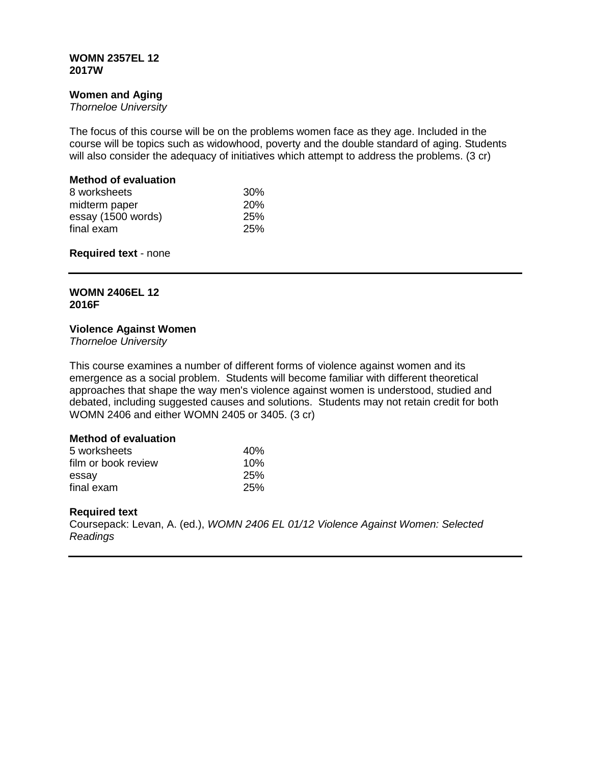**WOMN 2357EL 12**
**2017W**

**Women and Aging**
*Thorneloe University*

The focus of this course will be on the problems women face as they age. Included in the course will be topics such as widowhood, poverty and the double standard of aging. Students will also consider the adequacy of initiatives which attempt to address the problems. (3 cr)

**Method of evaluation**

| | |
|---|---|
| 8 worksheets | 30% |
| midterm paper | 20% |
| essay (1500 words) | 25% |
| final exam | 25% |

**Required text** - none

---

**WOMN 2406EL 12**
**2016F**

**Violence Against Women**
*Thorneloe University*

This course examines a number of different forms of violence against women and its emergence as a social problem. Students will become familiar with different theoretical approaches that shape the way men's violence against women is understood, studied and debated, including suggested causes and solutions. Students may not retain credit for both WOMN 2406 and either WOMN 2405 or 3405. (3 cr)

**Method of evaluation**

| | |
|---|---|
| 5 worksheets | 40% |
| film or book review | 10% |
| essay | 25% |
| final exam | 25% |

**Required text**
Coursepack: Levan, A. (ed.), *WOMN 2406 EL 01/12 Violence Against Women: Selected Readings*

---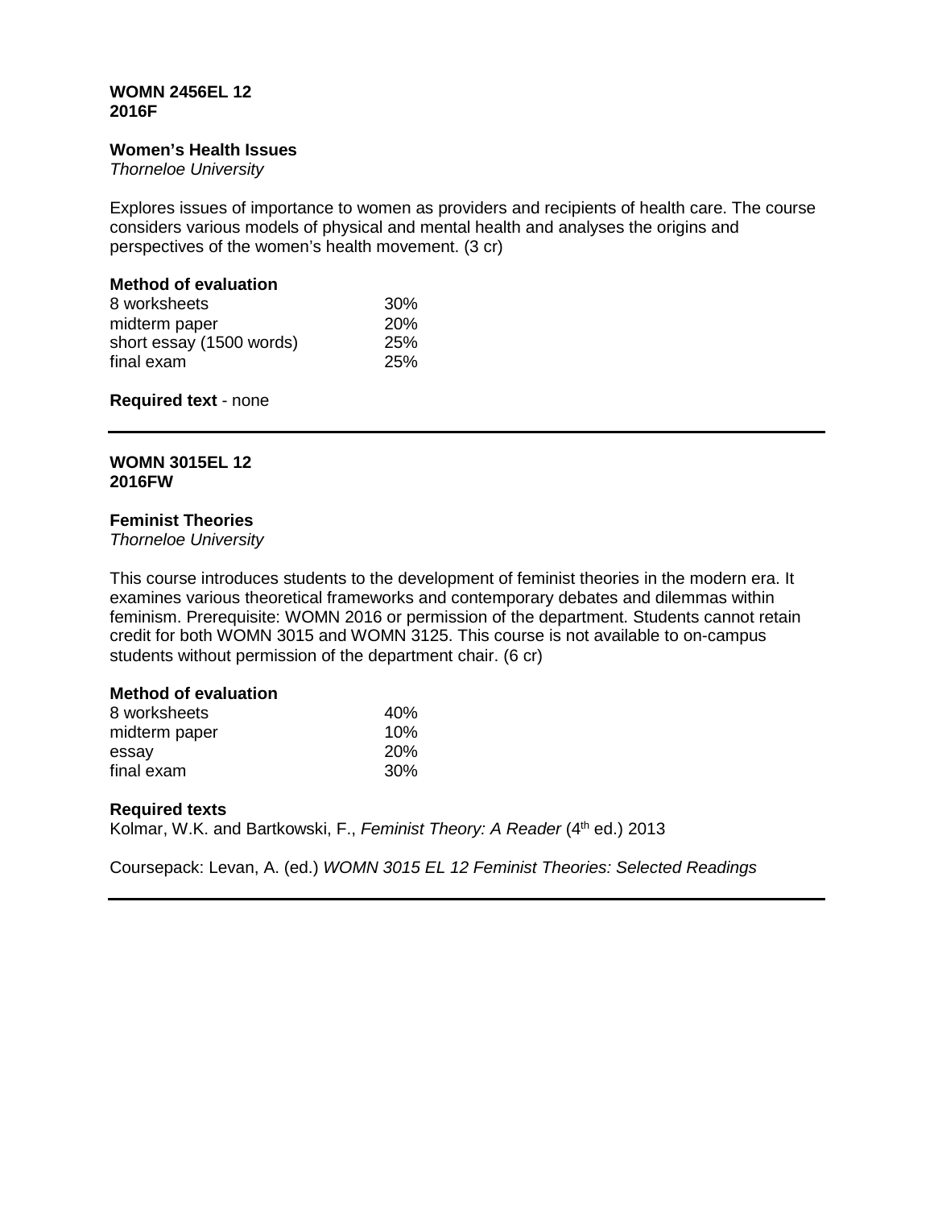**WOMN 2456EL 12**
**2016F**

**Women's Health Issues**
*Thorneloe University*

Explores issues of importance to women as providers and recipients of health care. The course considers various models of physical and mental health and analyses the origins and perspectives of the women's health movement. (3 cr)

**Method of evaluation**

| | |
|---|---|
| 8 worksheets | 30% |
| midterm paper | 20% |
| short essay (1500 words) | 25% |
| final exam | 25% |

**Required text** - none

---

**WOMN 3015EL 12**
**2016FW**

**Feminist Theories**
*Thorneloe University*

This course introduces students to the development of feminist theories in the modern era. It examines various theoretical frameworks and contemporary debates and dilemmas within feminism. Prerequisite: WOMN 2016 or permission of the department. Students cannot retain credit for both WOMN 3015 and WOMN 3125. This course is not available to on-campus students without permission of the department chair. (6 cr)

**Method of evaluation**

| | |
|---|---|
| 8 worksheets | 40% |
| midterm paper | 10% |
| essay | 20% |
| final exam | 30% |

**Required texts**

Kolmar, W.K. and Bartkowski, F., *Feminist Theory: A Reader* (4th ed.) 2013

Coursepack: Levan, A. (ed.) *WOMN 3015 EL 12 Feminist Theories: Selected Readings*

---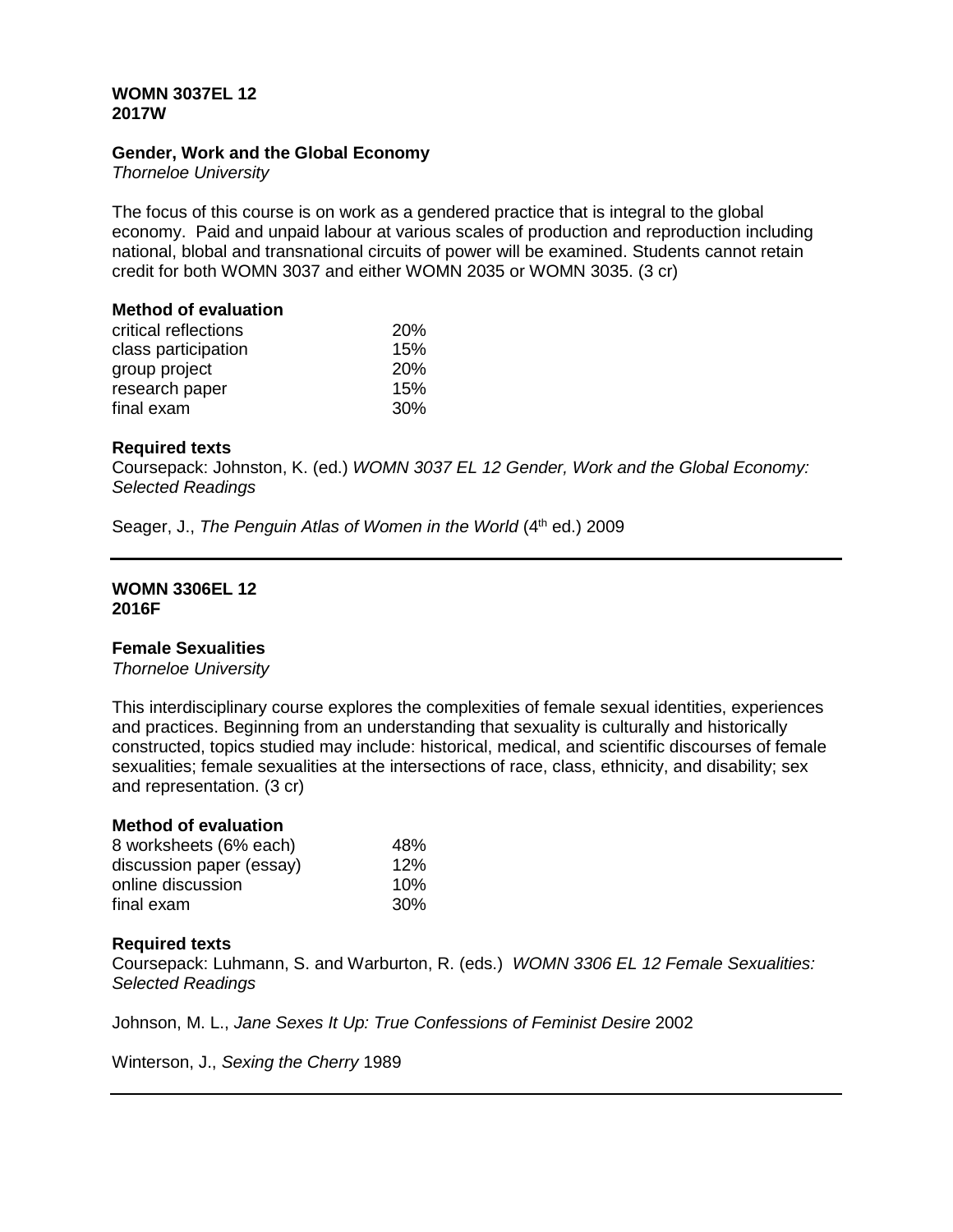**WOMN 3037EL 12**
**2017W**

**Gender, Work and the Global Economy**
*Thorneloe University*

The focus of this course is on work as a gendered practice that is integral to the global economy. Paid and unpaid labour at various scales of production and reproduction including national, blobal and transnational circuits of power will be examined. Students cannot retain credit for both WOMN 3037 and either WOMN 2035 or WOMN 3035. (3 cr)

**Method of evaluation**

| | |
|---|---|
| critical reflections | 20% |
| class participation | 15% |
| group project | 20% |
| research paper | 15% |
| final exam | 30% |

**Required texts**
Coursepack: Johnston, K. (ed.) *WOMN 3037 EL 12 Gender, Work and the Global Economy: Selected Readings*

Seager, J., *The Penguin Atlas of Women in the World* (4th ed.) 2009

---

**WOMN 3306EL 12**
**2016F**

**Female Sexualities**
*Thorneloe University*

This interdisciplinary course explores the complexities of female sexual identities, experiences and practices. Beginning from an understanding that sexuality is culturally and historically constructed, topics studied may include: historical, medical, and scientific discourses of female sexualities; female sexualities at the intersections of race, class, ethnicity, and disability; sex and representation. (3 cr)

**Method of evaluation**

| | |
|---|---|
| 8 worksheets (6% each) | 48% |
| discussion paper (essay) | 12% |
| online discussion | 10% |
| final exam | 30% |

**Required texts**
Coursepack: Luhmann, S. and Warburton, R. (eds.) *WOMN 3306 EL 12 Female Sexualities: Selected Readings*

Johnson, M. L., *Jane Sexes It Up: True Confessions of Feminist Desire* 2002

Winterson, J., *Sexing the Cherry* 1989

---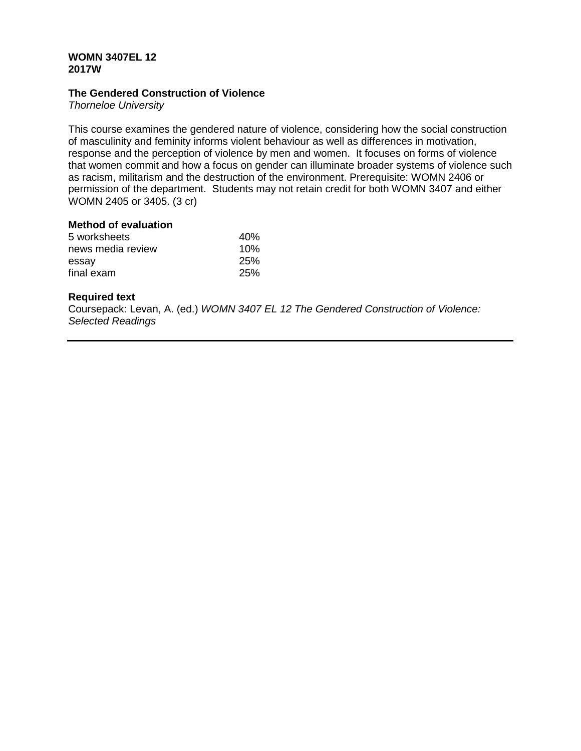**WOMN 3407EL 12**
**2017W**

**The Gendered Construction of Violence**
*Thorneloe University*

This course examines the gendered nature of violence, considering how the social construction of masculinity and feminity informs violent behaviour as well as differences in motivation, response and the perception of violence by men and women. It focuses on forms of violence that women commit and how a focus on gender can illuminate broader systems of violence such as racism, militarism and the destruction of the environment. Prerequisite: WOMN 2406 or permission of the department. Students may not retain credit for both WOMN 3407 and either WOMN 2405 or 3405. (3 cr)

**Method of evaluation**

| | |
|---|---|
| 5 worksheets | 40% |
| news media review | 10% |
| essay | 25% |
| final exam | 25% |

**Required text**

Coursepack: Levan, A. (ed.) *WOMN 3407 EL 12 The Gendered Construction of Violence: Selected Readings*